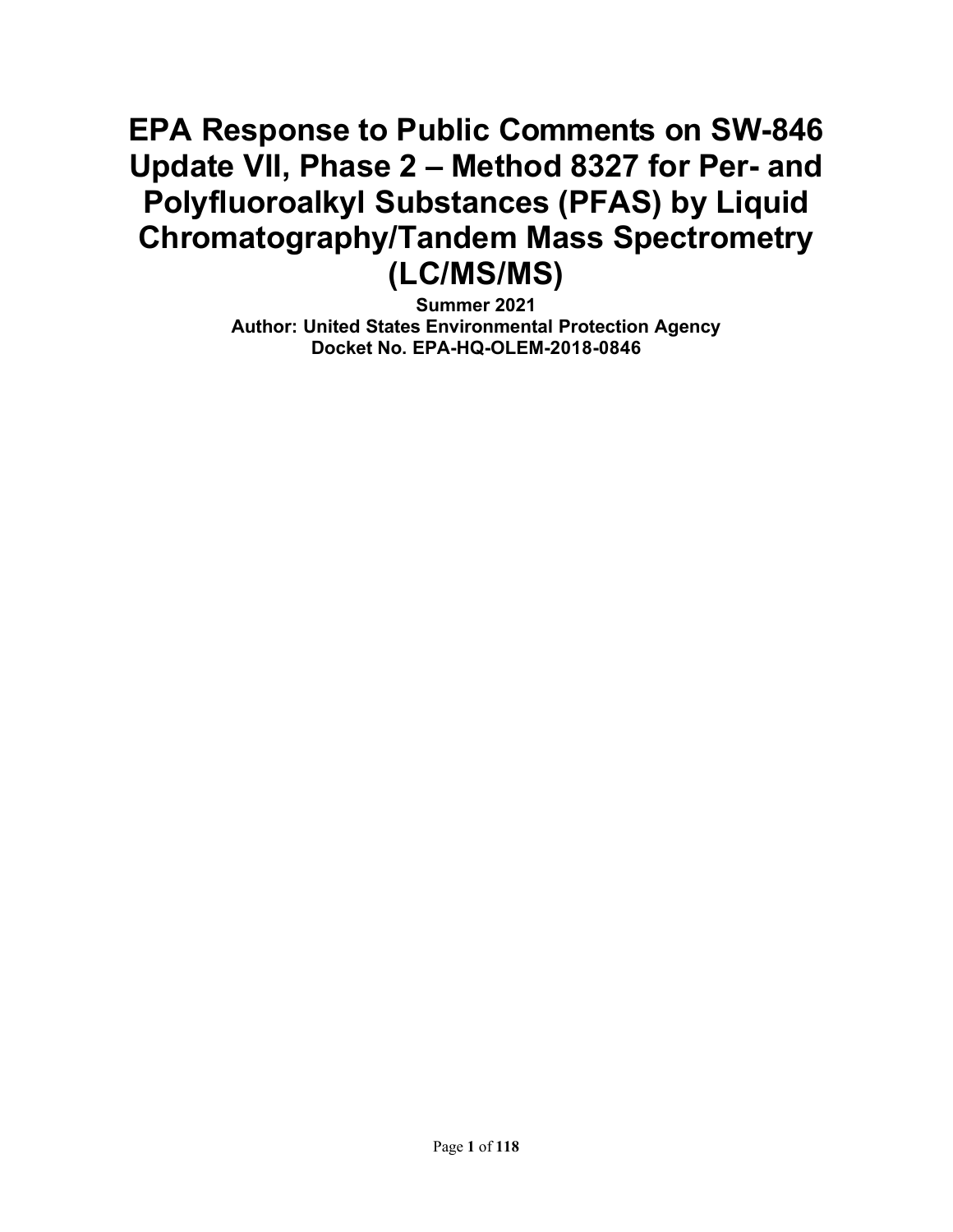# EPA Response to Public Comments on SW-846 Update VII, Phase 2 – Method 8327 for Per- and Polyfluoroalkyl Substances (PFAS) by Liquid Chromatography/Tandem Mass Spectrometry (LC/MS/MS)

**Summer 2021**

**Author: United States Environmental Protection Agency**

**Docket No. EPA-HQ-OLEM-2018-0846**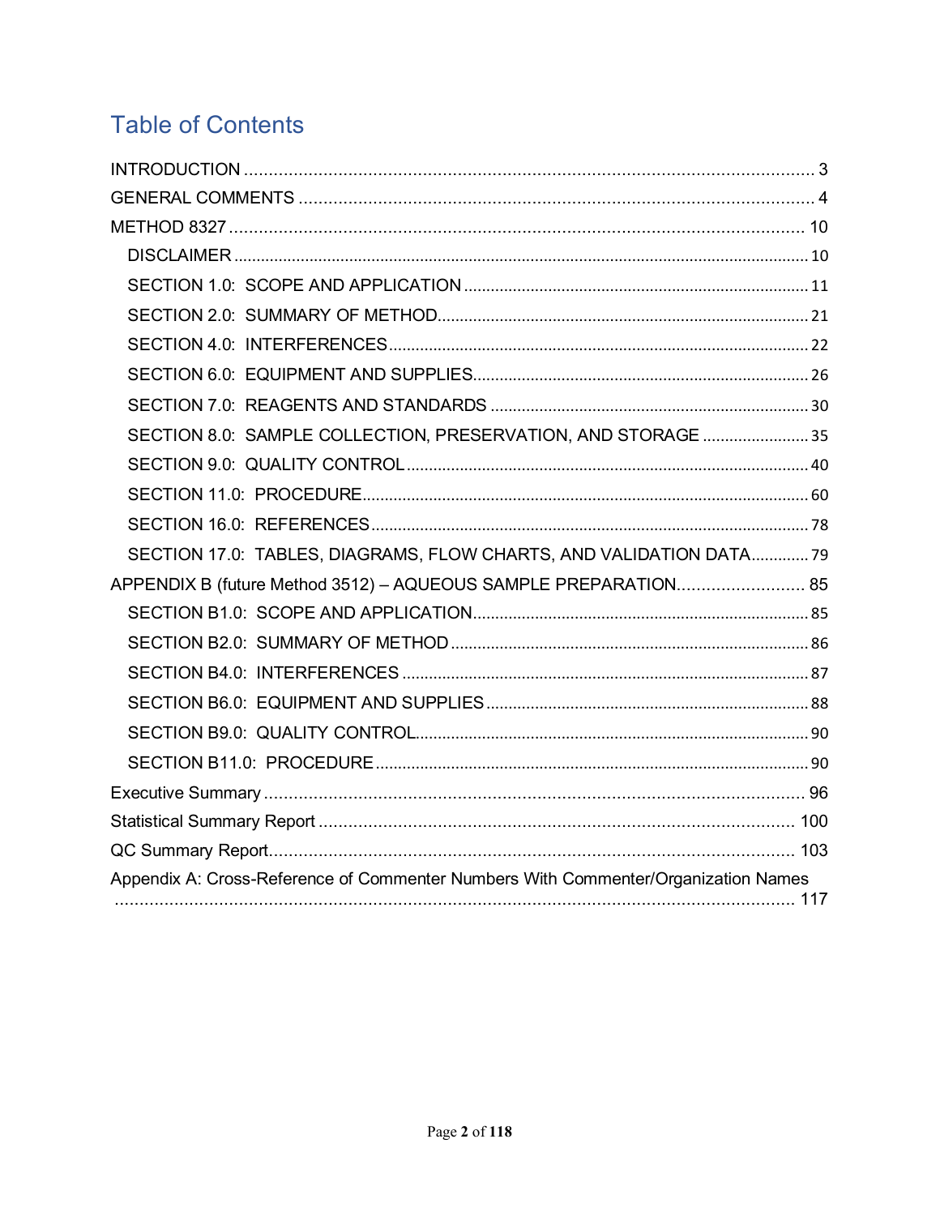# Table of Contents

INTRODUCTION ........................................................................................................ 3

GENERAL COMMENTS ............................................................................................ 4

METHOD 8327 ....................................................................................................... 10

- DISCLAIMER ..................................................................................................... 10
- SECTION 1.0: SCOPE AND APPLICATION ........................................................ 11
- SECTION 2.0: SUMMARY OF METHOD ............................................................. 21
- SECTION 4.0: INTERFERENCES ........................................................................ 22
- SECTION 6.0: EQUIPMENT AND SUPPLIES ....................................................... 26
- SECTION 7.0: REAGENTS AND STANDARDS ..................................................... 30
- SECTION 8.0: SAMPLE COLLECTION, PRESERVATION, AND STORAGE ............. 35
- SECTION 9.0: QUALITY CONTROL ..................................................................... 40
- SECTION 11.0: PROCEDURE .............................................................................. 60
- SECTION 16.0: REFERENCES ............................................................................. 78
- SECTION 17.0: TABLES, DIAGRAMS, FLOW CHARTS, AND VALIDATION DATA ............. 79

APPENDIX B (future Method 3512) – AQUEOUS SAMPLE PREPARATION .......................... 85

- SECTION B1.0: SCOPE AND APPLICATION ......................................................... 85
- SECTION B2.0: SUMMARY OF METHOD .............................................................. 86
- SECTION B4.0: INTERFERENCES ......................................................................... 87
- SECTION B6.0: EQUIPMENT AND SUPPLIES ........................................................ 88
- SECTION B9.0: QUALITY CONTROL ...................................................................... 90
- SECTION B11.0: PROCEDURE ............................................................................. 90

Executive Summary ................................................................................................. 96

Statistical Summary Report .................................................................................... 100

QC Summary Report ............................................................................................... 103

Appendix A: Cross-Reference of Commenter Numbers With Commenter/Organization Names ........................................................................................................................ 117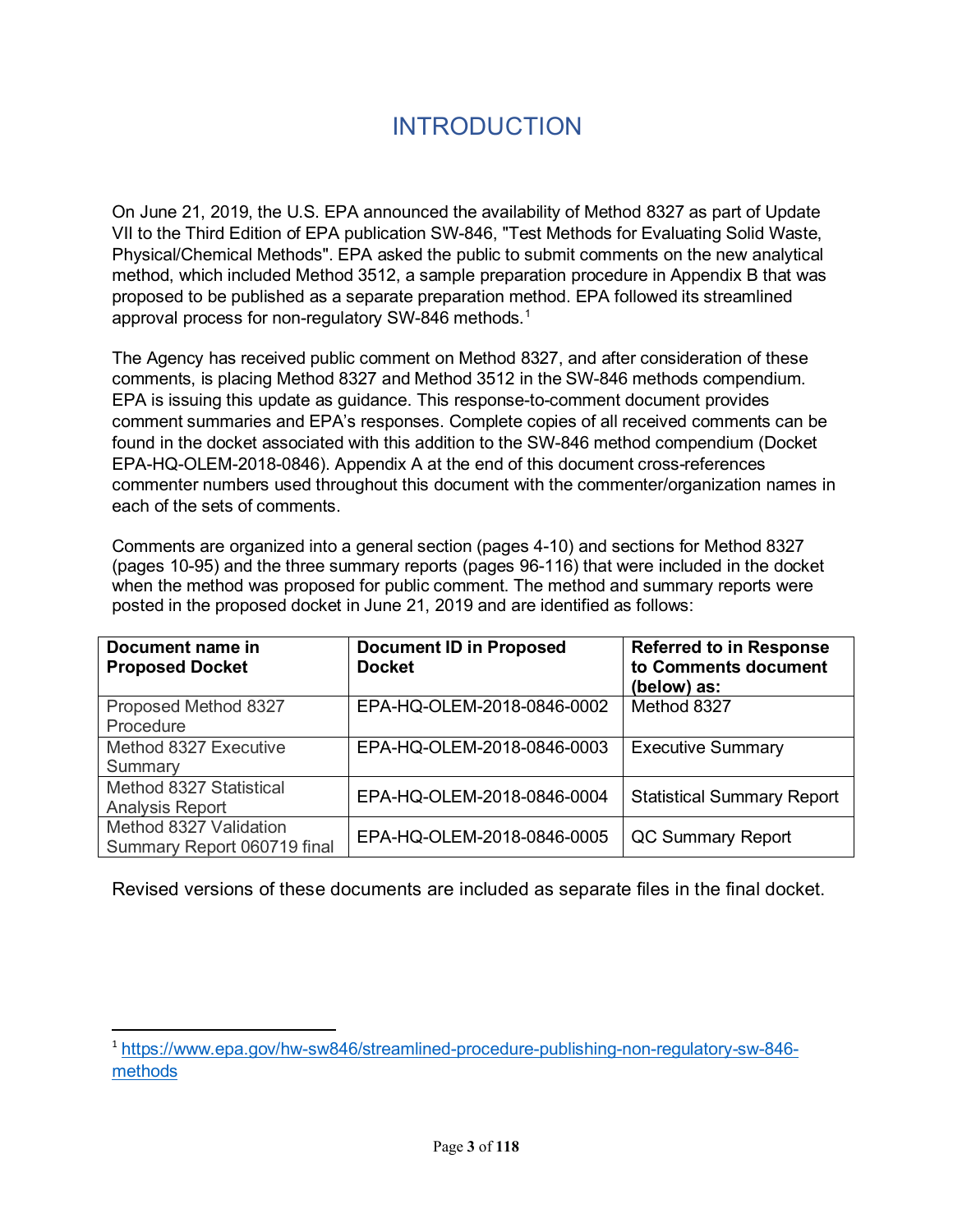# INTRODUCTION

On June 21, 2019, the U.S. EPA announced the availability of Method 8327 as part of Update VII to the Third Edition of EPA publication SW-846, "Test Methods for Evaluating Solid Waste, Physical/Chemical Methods". EPA asked the public to submit comments on the new analytical method, which included Method 3512, a sample preparation procedure in Appendix B that was proposed to be published as a separate preparation method. EPA followed its streamlined approval process for non-regulatory SW-846 methods.[1]

The Agency has received public comment on Method 8327, and after consideration of these comments, is placing Method 8327 and Method 3512 in the SW-846 methods compendium. EPA is issuing this update as guidance. This response-to-comment document provides comment summaries and EPA's responses. Complete copies of all received comments can be found in the docket associated with this addition to the SW-846 method compendium (Docket EPA-HQ-OLEM-2018-0846). Appendix A at the end of this document cross-references commenter numbers used throughout this document with the commenter/organization names in each of the sets of comments.

Comments are organized into a general section (pages 4-10) and sections for Method 8327 (pages 10-95) and the three summary reports (pages 96-116) that were included in the docket when the method was proposed for public comment. The method and summary reports were posted in the proposed docket in June 21, 2019 and are identified as follows:

| Document name in Proposed Docket | Document ID in Proposed Docket | Referred to in Response to Comments document (below) as: |
| --- | --- | --- |
| Proposed Method 8327 Procedure | EPA-HQ-OLEM-2018-0846-0002 | Method 8327 |
| Method 8327 Executive Summary | EPA-HQ-OLEM-2018-0846-0003 | Executive Summary |
| Method 8327 Statistical Analysis Report | EPA-HQ-OLEM-2018-0846-0004 | Statistical Summary Report |
| Method 8327 Validation Summary Report 060719 final | EPA-HQ-OLEM-2018-0846-0005 | QC Summary Report |

Revised versions of these documents are included as separate files in the final docket.

[1] https://www.epa.gov/hw-sw846/streamlined-procedure-publishing-non-regulatory-sw-846-methods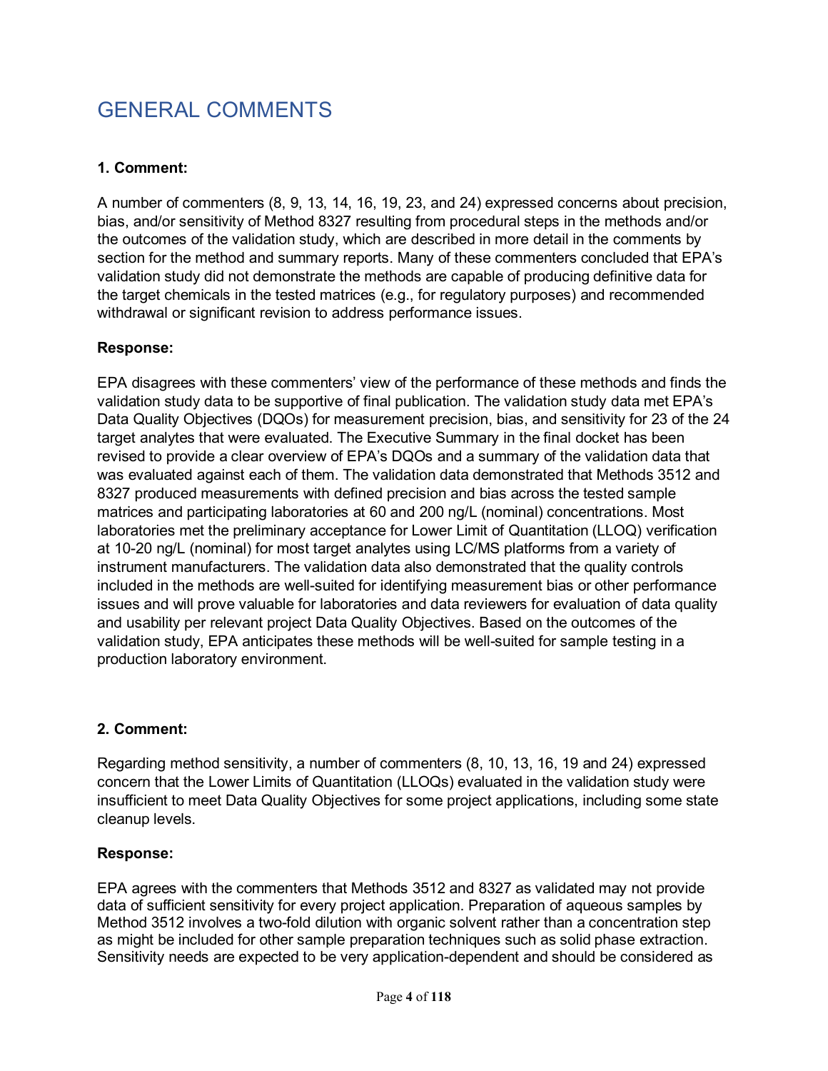# GENERAL COMMENTS

**1. Comment:**

A number of commenters (8, 9, 13, 14, 16, 19, 23, and 24) expressed concerns about precision, bias, and/or sensitivity of Method 8327 resulting from procedural steps in the methods and/or the outcomes of the validation study, which are described in more detail in the comments by section for the method and summary reports. Many of these commenters concluded that EPA's validation study did not demonstrate the methods are capable of producing definitive data for the target chemicals in the tested matrices (e.g., for regulatory purposes) and recommended withdrawal or significant revision to address performance issues.

**Response:**

EPA disagrees with these commenters' view of the performance of these methods and finds the validation study data to be supportive of final publication. The validation study data met EPA's Data Quality Objectives (DQOs) for measurement precision, bias, and sensitivity for 23 of the 24 target analytes that were evaluated. The Executive Summary in the final docket has been revised to provide a clear overview of EPA's DQOs and a summary of the validation data that was evaluated against each of them. The validation data demonstrated that Methods 3512 and 8327 produced measurements with defined precision and bias across the tested sample matrices and participating laboratories at 60 and 200 ng/L (nominal) concentrations. Most laboratories met the preliminary acceptance for Lower Limit of Quantitation (LLOQ) verification at 10-20 ng/L (nominal) for most target analytes using LC/MS platforms from a variety of instrument manufacturers. The validation data also demonstrated that the quality controls included in the methods are well-suited for identifying measurement bias or other performance issues and will prove valuable for laboratories and data reviewers for evaluation of data quality and usability per relevant project Data Quality Objectives. Based on the outcomes of the validation study, EPA anticipates these methods will be well-suited for sample testing in a production laboratory environment.

**2. Comment:**

Regarding method sensitivity, a number of commenters (8, 10, 13, 16, 19 and 24) expressed concern that the Lower Limits of Quantitation (LLOQs) evaluated in the validation study were insufficient to meet Data Quality Objectives for some project applications, including some state cleanup levels.

**Response:**

EPA agrees with the commenters that Methods 3512 and 8327 as validated may not provide data of sufficient sensitivity for every project application. Preparation of aqueous samples by Method 3512 involves a two-fold dilution with organic solvent rather than a concentration step as might be included for other sample preparation techniques such as solid phase extraction. Sensitivity needs are expected to be very application-dependent and should be considered as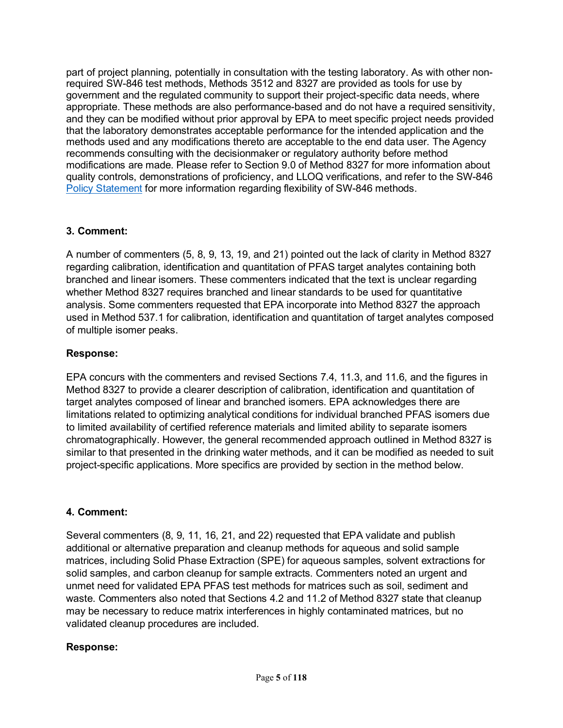part of project planning, potentially in consultation with the testing laboratory. As with other non-required SW-846 test methods, Methods 3512 and 8327 are provided as tools for use by government and the regulated community to support their project-specific data needs, where appropriate. These methods are also performance-based and do not have a required sensitivity, and they can be modified without prior approval by EPA to meet specific project needs provided that the laboratory demonstrates acceptable performance for the intended application and the methods used and any modifications thereto are acceptable to the end data user. The Agency recommends consulting with the decisionmaker or regulatory authority before method modifications are made. Please refer to Section 9.0 of Method 8327 for more information about quality controls, demonstrations of proficiency, and LLOQ verifications, and refer to the SW-846 Policy Statement for more information regarding flexibility of SW-846 methods.

**3. Comment:**

A number of commenters (5, 8, 9, 13, 19, and 21) pointed out the lack of clarity in Method 8327 regarding calibration, identification and quantitation of PFAS target analytes containing both branched and linear isomers. These commenters indicated that the text is unclear regarding whether Method 8327 requires branched and linear standards to be used for quantitative analysis. Some commenters requested that EPA incorporate into Method 8327 the approach used in Method 537.1 for calibration, identification and quantitation of target analytes composed of multiple isomer peaks.

**Response:**

EPA concurs with the commenters and revised Sections 7.4, 11.3, and 11.6, and the figures in Method 8327 to provide a clearer description of calibration, identification and quantitation of target analytes composed of linear and branched isomers. EPA acknowledges there are limitations related to optimizing analytical conditions for individual branched PFAS isomers due to limited availability of certified reference materials and limited ability to separate isomers chromatographically. However, the general recommended approach outlined in Method 8327 is similar to that presented in the drinking water methods, and it can be modified as needed to suit project-specific applications. More specifics are provided by section in the method below.

**4. Comment:**

Several commenters (8, 9, 11, 16, 21, and 22) requested that EPA validate and publish additional or alternative preparation and cleanup methods for aqueous and solid sample matrices, including Solid Phase Extraction (SPE) for aqueous samples, solvent extractions for solid samples, and carbon cleanup for sample extracts. Commenters noted an urgent and unmet need for validated EPA PFAS test methods for matrices such as soil, sediment and waste. Commenters also noted that Sections 4.2 and 11.2 of Method 8327 state that cleanup may be necessary to reduce matrix interferences in highly contaminated matrices, but no validated cleanup procedures are included.

**Response:**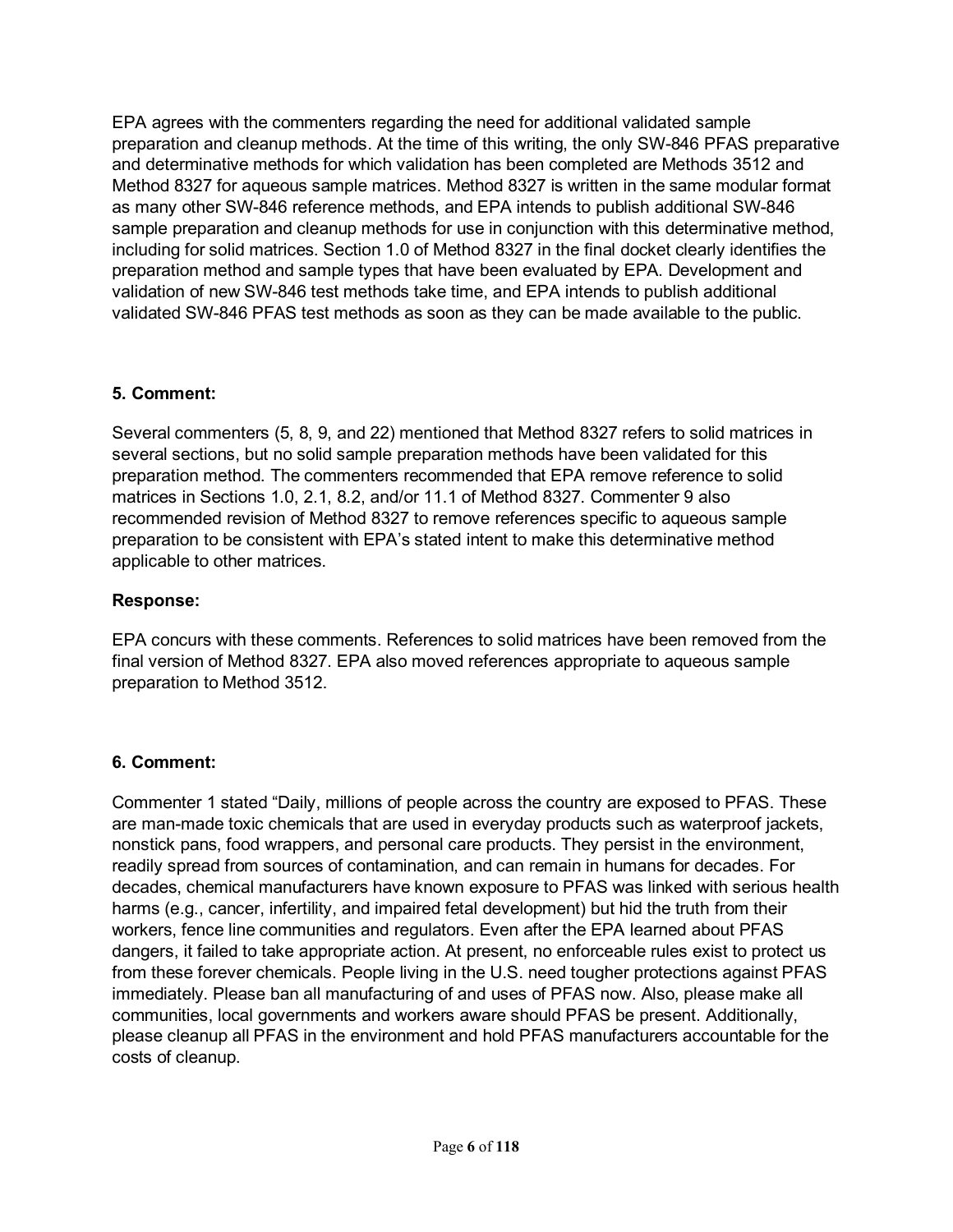EPA agrees with the commenters regarding the need for additional validated sample preparation and cleanup methods. At the time of this writing, the only SW-846 PFAS preparative and determinative methods for which validation has been completed are Methods 3512 and Method 8327 for aqueous sample matrices. Method 8327 is written in the same modular format as many other SW-846 reference methods, and EPA intends to publish additional SW-846 sample preparation and cleanup methods for use in conjunction with this determinative method, including for solid matrices. Section 1.0 of Method 8327 in the final docket clearly identifies the preparation method and sample types that have been evaluated by EPA. Development and validation of new SW-846 test methods take time, and EPA intends to publish additional validated SW-846 PFAS test methods as soon as they can be made available to the public.

**5. Comment:**

Several commenters (5, 8, 9, and 22) mentioned that Method 8327 refers to solid matrices in several sections, but no solid sample preparation methods have been validated for this preparation method. The commenters recommended that EPA remove reference to solid matrices in Sections 1.0, 2.1, 8.2, and/or 11.1 of Method 8327. Commenter 9 also recommended revision of Method 8327 to remove references specific to aqueous sample preparation to be consistent with EPA's stated intent to make this determinative method applicable to other matrices.

**Response:**

EPA concurs with these comments. References to solid matrices have been removed from the final version of Method 8327. EPA also moved references appropriate to aqueous sample preparation to Method 3512.

**6. Comment:**

Commenter 1 stated "Daily, millions of people across the country are exposed to PFAS. These are man-made toxic chemicals that are used in everyday products such as waterproof jackets, nonstick pans, food wrappers, and personal care products. They persist in the environment, readily spread from sources of contamination, and can remain in humans for decades. For decades, chemical manufacturers have known exposure to PFAS was linked with serious health harms (e.g., cancer, infertility, and impaired fetal development) but hid the truth from their workers, fence line communities and regulators. Even after the EPA learned about PFAS dangers, it failed to take appropriate action. At present, no enforceable rules exist to protect us from these forever chemicals. People living in the U.S. need tougher protections against PFAS immediately. Please ban all manufacturing of and uses of PFAS now. Also, please make all communities, local governments and workers aware should PFAS be present. Additionally, please cleanup all PFAS in the environment and hold PFAS manufacturers accountable for the costs of cleanup.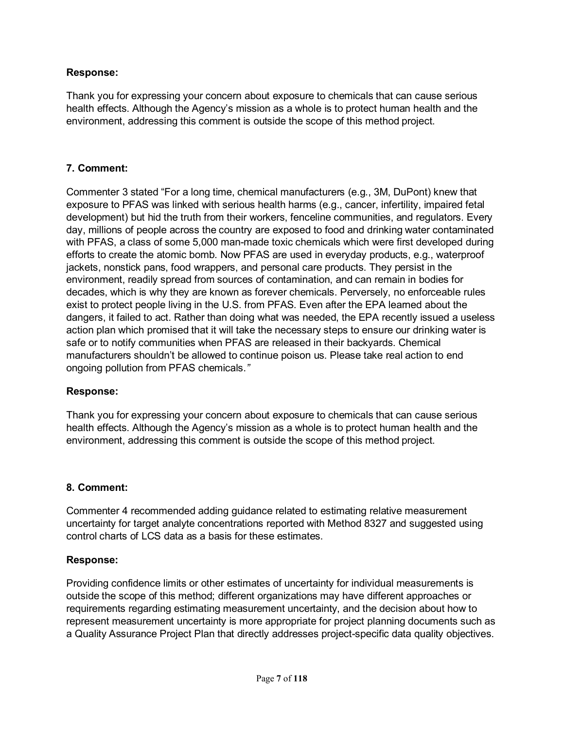**Response:**

Thank you for expressing your concern about exposure to chemicals that can cause serious health effects. Although the Agency's mission as a whole is to protect human health and the environment, addressing this comment is outside the scope of this method project.

**7. Comment:**

Commenter 3 stated "For a long time, chemical manufacturers (e.g., 3M, DuPont) knew that exposure to PFAS was linked with serious health harms (e.g., cancer, infertility, impaired fetal development) but hid the truth from their workers, fenceline communities, and regulators. Every day, millions of people across the country are exposed to food and drinking water contaminated with PFAS, a class of some 5,000 man-made toxic chemicals which were first developed during efforts to create the atomic bomb. Now PFAS are used in everyday products, e.g., waterproof jackets, nonstick pans, food wrappers, and personal care products. They persist in the environment, readily spread from sources of contamination, and can remain in bodies for decades, which is why they are known as forever chemicals. Perversely, no enforceable rules exist to protect people living in the U.S. from PFAS. Even after the EPA learned about the dangers, it failed to act. Rather than doing what was needed, the EPA recently issued a useless action plan which promised that it will take the necessary steps to ensure our drinking water is safe or to notify communities when PFAS are released in their backyards. Chemical manufacturers shouldn't be allowed to continue poison us. Please take real action to end ongoing pollution from PFAS chemicals."

**Response:**

Thank you for expressing your concern about exposure to chemicals that can cause serious health effects. Although the Agency's mission as a whole is to protect human health and the environment, addressing this comment is outside the scope of this method project.

**8. Comment:**

Commenter 4 recommended adding guidance related to estimating relative measurement uncertainty for target analyte concentrations reported with Method 8327 and suggested using control charts of LCS data as a basis for these estimates.

**Response:**

Providing confidence limits or other estimates of uncertainty for individual measurements is outside the scope of this method; different organizations may have different approaches or requirements regarding estimating measurement uncertainty, and the decision about how to represent measurement uncertainty is more appropriate for project planning documents such as a Quality Assurance Project Plan that directly addresses project-specific data quality objectives.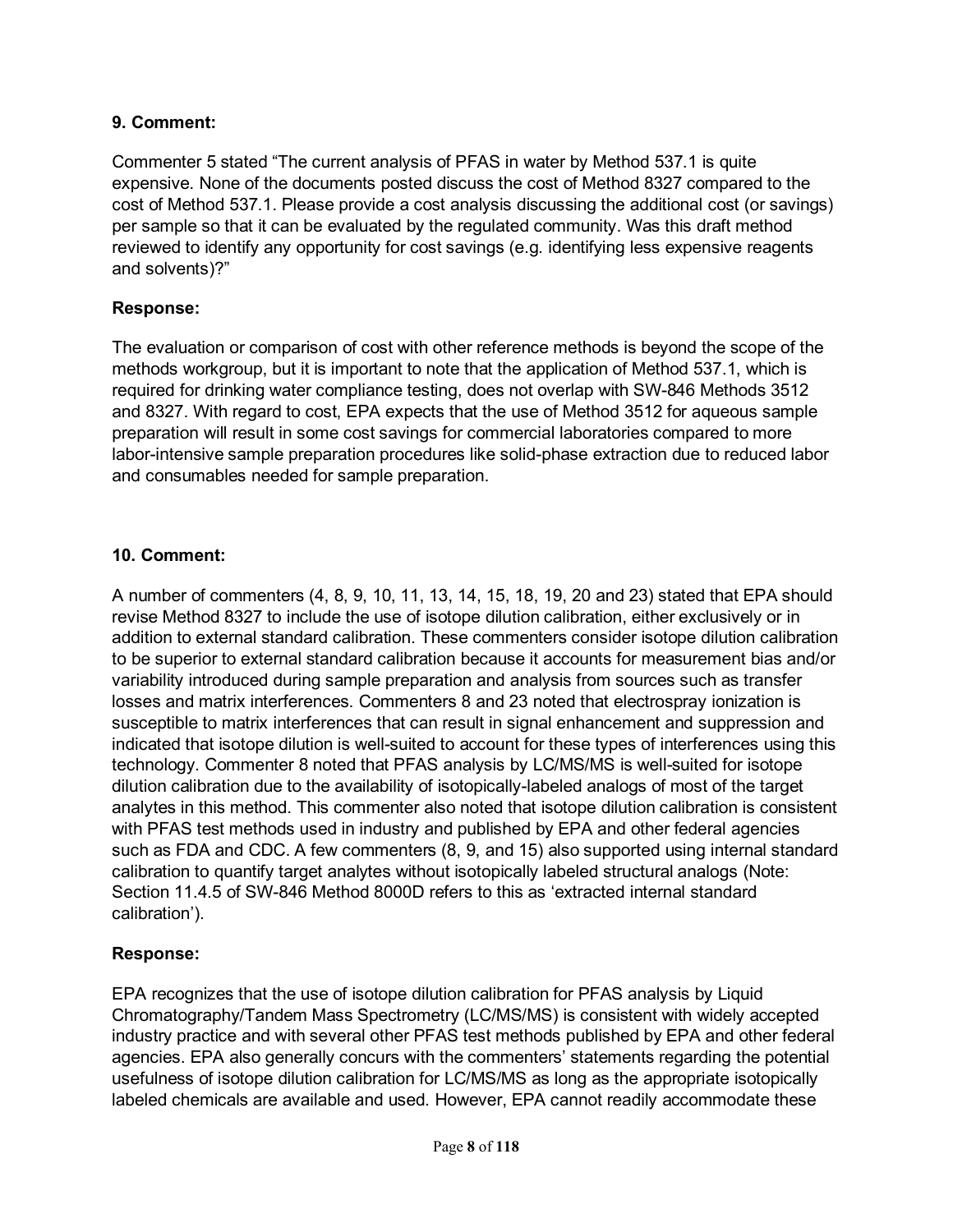**9. Comment:**

Commenter 5 stated "The current analysis of PFAS in water by Method 537.1 is quite expensive. None of the documents posted discuss the cost of Method 8327 compared to the cost of Method 537.1. Please provide a cost analysis discussing the additional cost (or savings) per sample so that it can be evaluated by the regulated community. Was this draft method reviewed to identify any opportunity for cost savings (e.g. identifying less expensive reagents and solvents)?"

**Response:**

The evaluation or comparison of cost with other reference methods is beyond the scope of the methods workgroup, but it is important to note that the application of Method 537.1, which is required for drinking water compliance testing, does not overlap with SW-846 Methods 3512 and 8327. With regard to cost, EPA expects that the use of Method 3512 for aqueous sample preparation will result in some cost savings for commercial laboratories compared to more labor-intensive sample preparation procedures like solid-phase extraction due to reduced labor and consumables needed for sample preparation.

**10. Comment:**

A number of commenters (4, 8, 9, 10, 11, 13, 14, 15, 18, 19, 20 and 23) stated that EPA should revise Method 8327 to include the use of isotope dilution calibration, either exclusively or in addition to external standard calibration. These commenters consider isotope dilution calibration to be superior to external standard calibration because it accounts for measurement bias and/or variability introduced during sample preparation and analysis from sources such as transfer losses and matrix interferences. Commenters 8 and 23 noted that electrospray ionization is susceptible to matrix interferences that can result in signal enhancement and suppression and indicated that isotope dilution is well-suited to account for these types of interferences using this technology. Commenter 8 noted that PFAS analysis by LC/MS/MS is well-suited for isotope dilution calibration due to the availability of isotopically-labeled analogs of most of the target analytes in this method. This commenter also noted that isotope dilution calibration is consistent with PFAS test methods used in industry and published by EPA and other federal agencies such as FDA and CDC. A few commenters (8, 9, and 15) also supported using internal standard calibration to quantify target analytes without isotopically labeled structural analogs (Note: Section 11.4.5 of SW-846 Method 8000D refers to this as 'extracted internal standard calibration').

**Response:**

EPA recognizes that the use of isotope dilution calibration for PFAS analysis by Liquid Chromatography/Tandem Mass Spectrometry (LC/MS/MS) is consistent with widely accepted industry practice and with several other PFAS test methods published by EPA and other federal agencies. EPA also generally concurs with the commenters' statements regarding the potential usefulness of isotope dilution calibration for LC/MS/MS as long as the appropriate isotopically labeled chemicals are available and used. However, EPA cannot readily accommodate these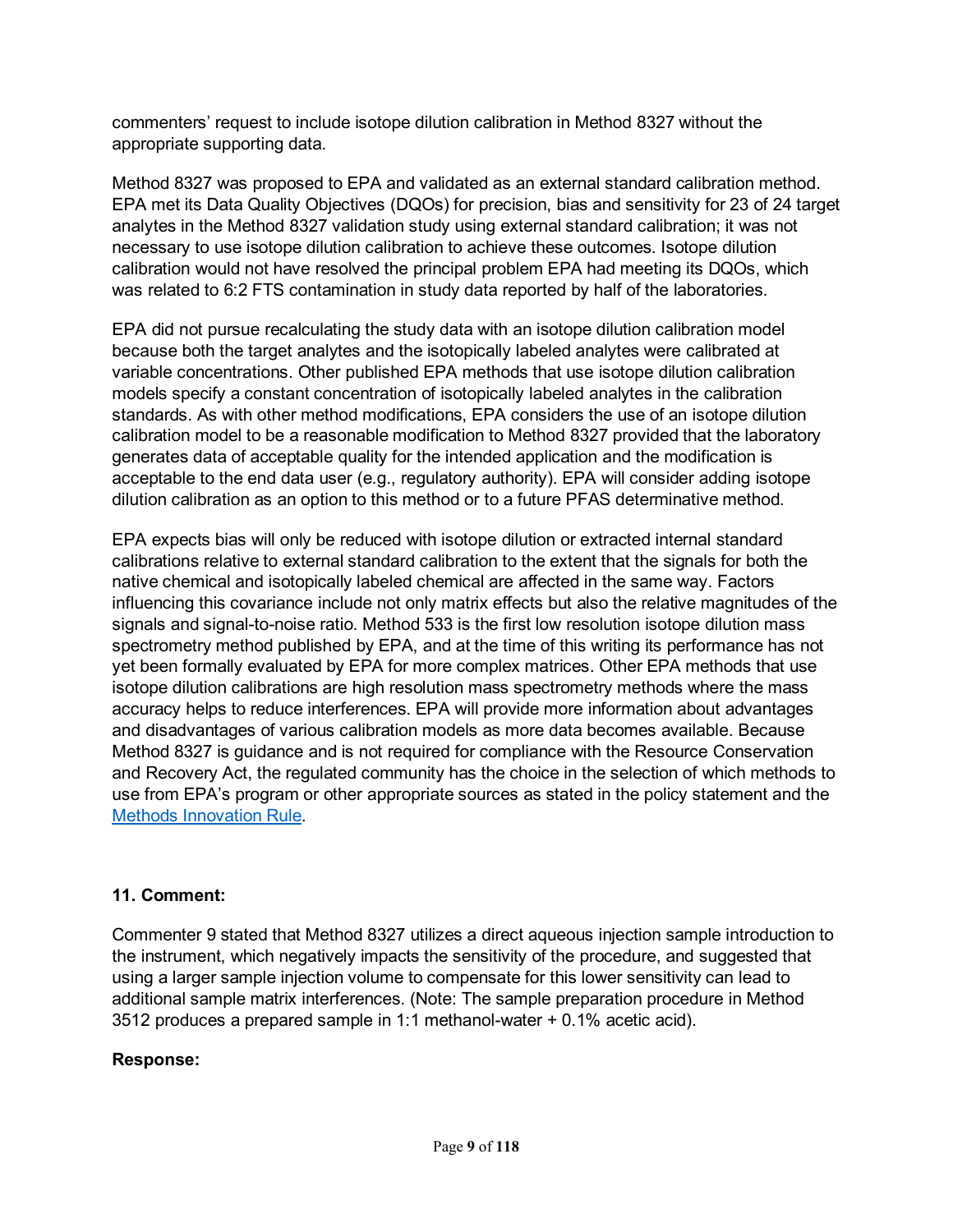commenters' request to include isotope dilution calibration in Method 8327 without the appropriate supporting data.

Method 8327 was proposed to EPA and validated as an external standard calibration method. EPA met its Data Quality Objectives (DQOs) for precision, bias and sensitivity for 23 of 24 target analytes in the Method 8327 validation study using external standard calibration; it was not necessary to use isotope dilution calibration to achieve these outcomes. Isotope dilution calibration would not have resolved the principal problem EPA had meeting its DQOs, which was related to 6:2 FTS contamination in study data reported by half of the laboratories.

EPA did not pursue recalculating the study data with an isotope dilution calibration model because both the target analytes and the isotopically labeled analytes were calibrated at variable concentrations. Other published EPA methods that use isotope dilution calibration models specify a constant concentration of isotopically labeled analytes in the calibration standards. As with other method modifications, EPA considers the use of an isotope dilution calibration model to be a reasonable modification to Method 8327 provided that the laboratory generates data of acceptable quality for the intended application and the modification is acceptable to the end data user (e.g., regulatory authority). EPA will consider adding isotope dilution calibration as an option to this method or to a future PFAS determinative method.

EPA expects bias will only be reduced with isotope dilution or extracted internal standard calibrations relative to external standard calibration to the extent that the signals for both the native chemical and isotopically labeled chemical are affected in the same way. Factors influencing this covariance include not only matrix effects but also the relative magnitudes of the signals and signal-to-noise ratio. Method 533 is the first low resolution isotope dilution mass spectrometry method published by EPA, and at the time of this writing its performance has not yet been formally evaluated by EPA for more complex matrices. Other EPA methods that use isotope dilution calibrations are high resolution mass spectrometry methods where the mass accuracy helps to reduce interferences. EPA will provide more information about advantages and disadvantages of various calibration models as more data becomes available. Because Method 8327 is guidance and is not required for compliance with the Resource Conservation and Recovery Act, the regulated community has the choice in the selection of which methods to use from EPA's program or other appropriate sources as stated in the policy statement and the Methods Innovation Rule.

**11. Comment:**

Commenter 9 stated that Method 8327 utilizes a direct aqueous injection sample introduction to the instrument, which negatively impacts the sensitivity of the procedure, and suggested that using a larger sample injection volume to compensate for this lower sensitivity can lead to additional sample matrix interferences. (Note: The sample preparation procedure in Method 3512 produces a prepared sample in 1:1 methanol-water + 0.1% acetic acid).

**Response:**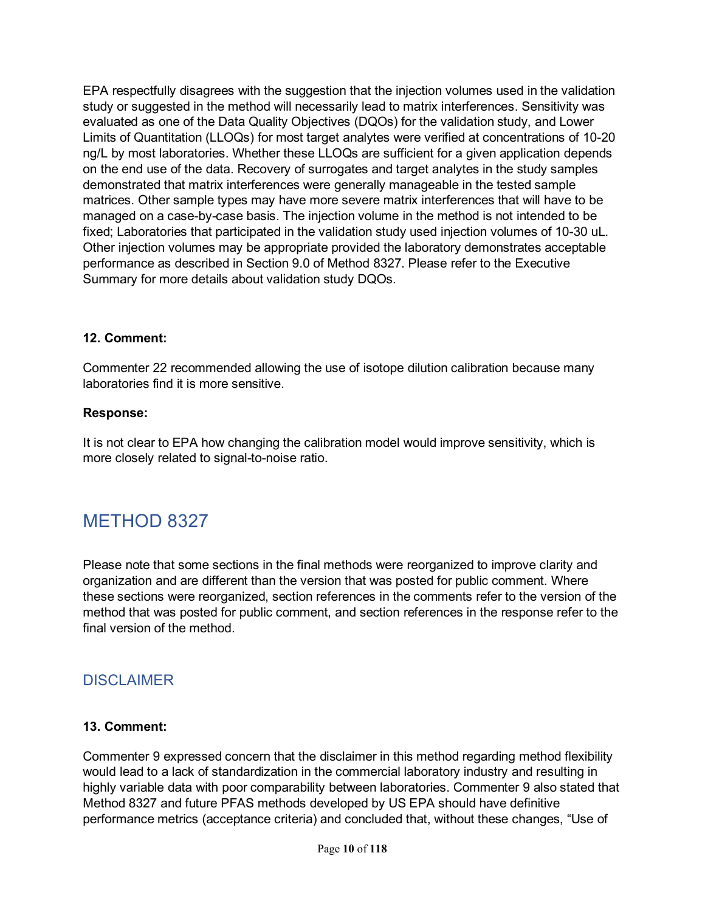EPA respectfully disagrees with the suggestion that the injection volumes used in the validation study or suggested in the method will necessarily lead to matrix interferences. Sensitivity was evaluated as one of the Data Quality Objectives (DQOs) for the validation study, and Lower Limits of Quantitation (LLOQs) for most target analytes were verified at concentrations of 10-20 ng/L by most laboratories. Whether these LLOQs are sufficient for a given application depends on the end use of the data. Recovery of surrogates and target analytes in the study samples demonstrated that matrix interferences were generally manageable in the tested sample matrices. Other sample types may have more severe matrix interferences that will have to be managed on a case-by-case basis. The injection volume in the method is not intended to be fixed; Laboratories that participated in the validation study used injection volumes of 10-30 uL. Other injection volumes may be appropriate provided the laboratory demonstrates acceptable performance as described in Section 9.0 of Method 8327. Please refer to the Executive Summary for more details about validation study DQOs.

**12. Comment:**

Commenter 22 recommended allowing the use of isotope dilution calibration because many laboratories find it is more sensitive.

**Response:**

It is not clear to EPA how changing the calibration model would improve sensitivity, which is more closely related to signal-to-noise ratio.

# METHOD 8327

Please note that some sections in the final methods were reorganized to improve clarity and organization and are different than the version that was posted for public comment. Where these sections were reorganized, section references in the comments refer to the version of the method that was posted for public comment, and section references in the response refer to the final version of the method.

## DISCLAIMER

**13. Comment:**

Commenter 9 expressed concern that the disclaimer in this method regarding method flexibility would lead to a lack of standardization in the commercial laboratory industry and resulting in highly variable data with poor comparability between laboratories. Commenter 9 also stated that Method 8327 and future PFAS methods developed by US EPA should have definitive performance metrics (acceptance criteria) and concluded that, without these changes, “Use of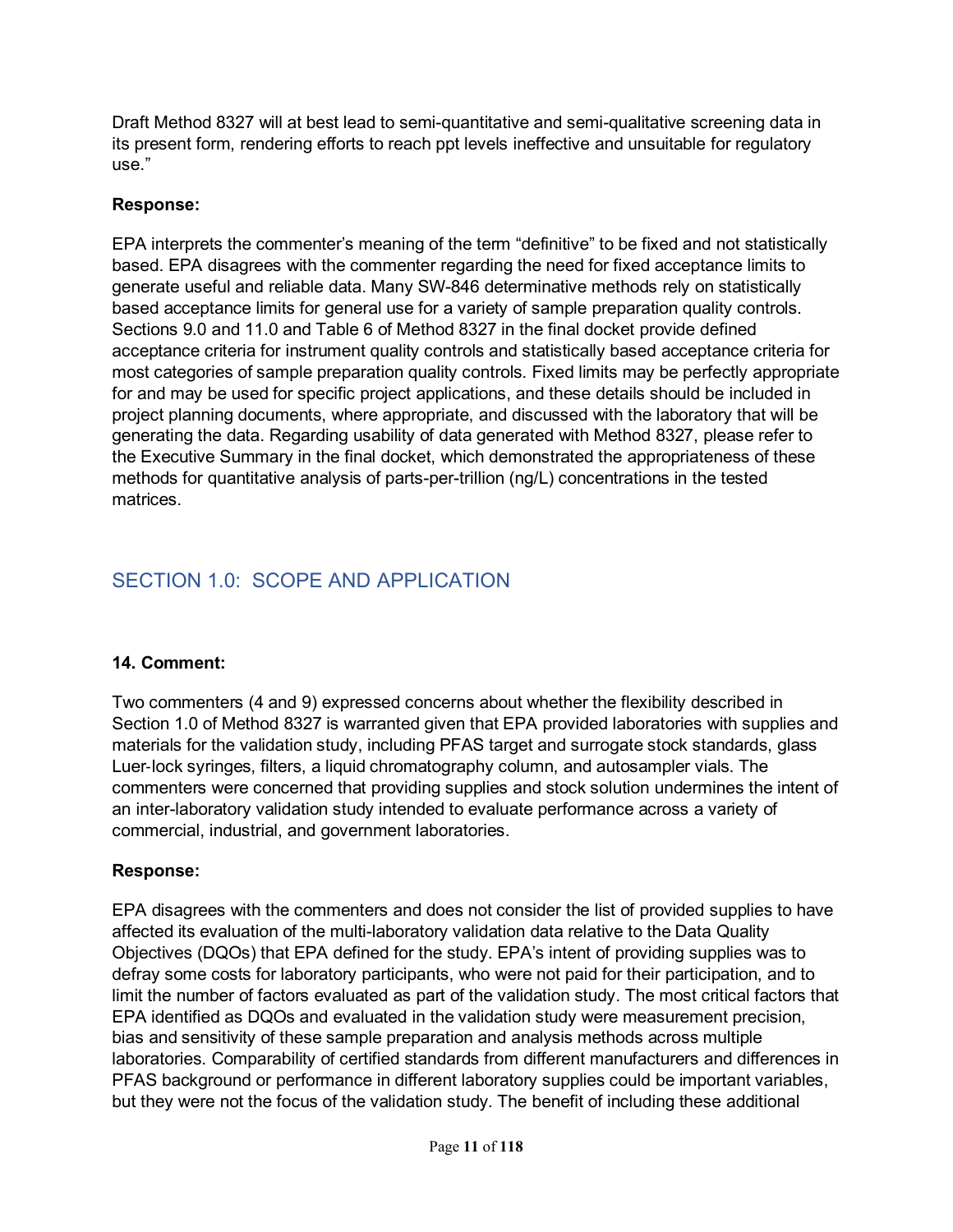Draft Method 8327 will at best lead to semi-quantitative and semi-qualitative screening data in its present form, rendering efforts to reach ppt levels ineffective and unsuitable for regulatory use."

**Response:**

EPA interprets the commenter's meaning of the term "definitive" to be fixed and not statistically based. EPA disagrees with the commenter regarding the need for fixed acceptance limits to generate useful and reliable data. Many SW-846 determinative methods rely on statistically based acceptance limits for general use for a variety of sample preparation quality controls. Sections 9.0 and 11.0 and Table 6 of Method 8327 in the final docket provide defined acceptance criteria for instrument quality controls and statistically based acceptance criteria for most categories of sample preparation quality controls. Fixed limits may be perfectly appropriate for and may be used for specific project applications, and these details should be included in project planning documents, where appropriate, and discussed with the laboratory that will be generating the data. Regarding usability of data generated with Method 8327, please refer to the Executive Summary in the final docket, which demonstrated the appropriateness of these methods for quantitative analysis of parts-per-trillion (ng/L) concentrations in the tested matrices.

## SECTION 1.0: SCOPE AND APPLICATION

**14. Comment:**

Two commenters (4 and 9) expressed concerns about whether the flexibility described in Section 1.0 of Method 8327 is warranted given that EPA provided laboratories with supplies and materials for the validation study, including PFAS target and surrogate stock standards, glass Luer-lock syringes, filters, a liquid chromatography column, and autosampler vials. The commenters were concerned that providing supplies and stock solution undermines the intent of an inter-laboratory validation study intended to evaluate performance across a variety of commercial, industrial, and government laboratories.

**Response:**

EPA disagrees with the commenters and does not consider the list of provided supplies to have affected its evaluation of the multi-laboratory validation data relative to the Data Quality Objectives (DQOs) that EPA defined for the study. EPA's intent of providing supplies was to defray some costs for laboratory participants, who were not paid for their participation, and to limit the number of factors evaluated as part of the validation study. The most critical factors that EPA identified as DQOs and evaluated in the validation study were measurement precision, bias and sensitivity of these sample preparation and analysis methods across multiple laboratories. Comparability of certified standards from different manufacturers and differences in PFAS background or performance in different laboratory supplies could be important variables, but they were not the focus of the validation study. The benefit of including these additional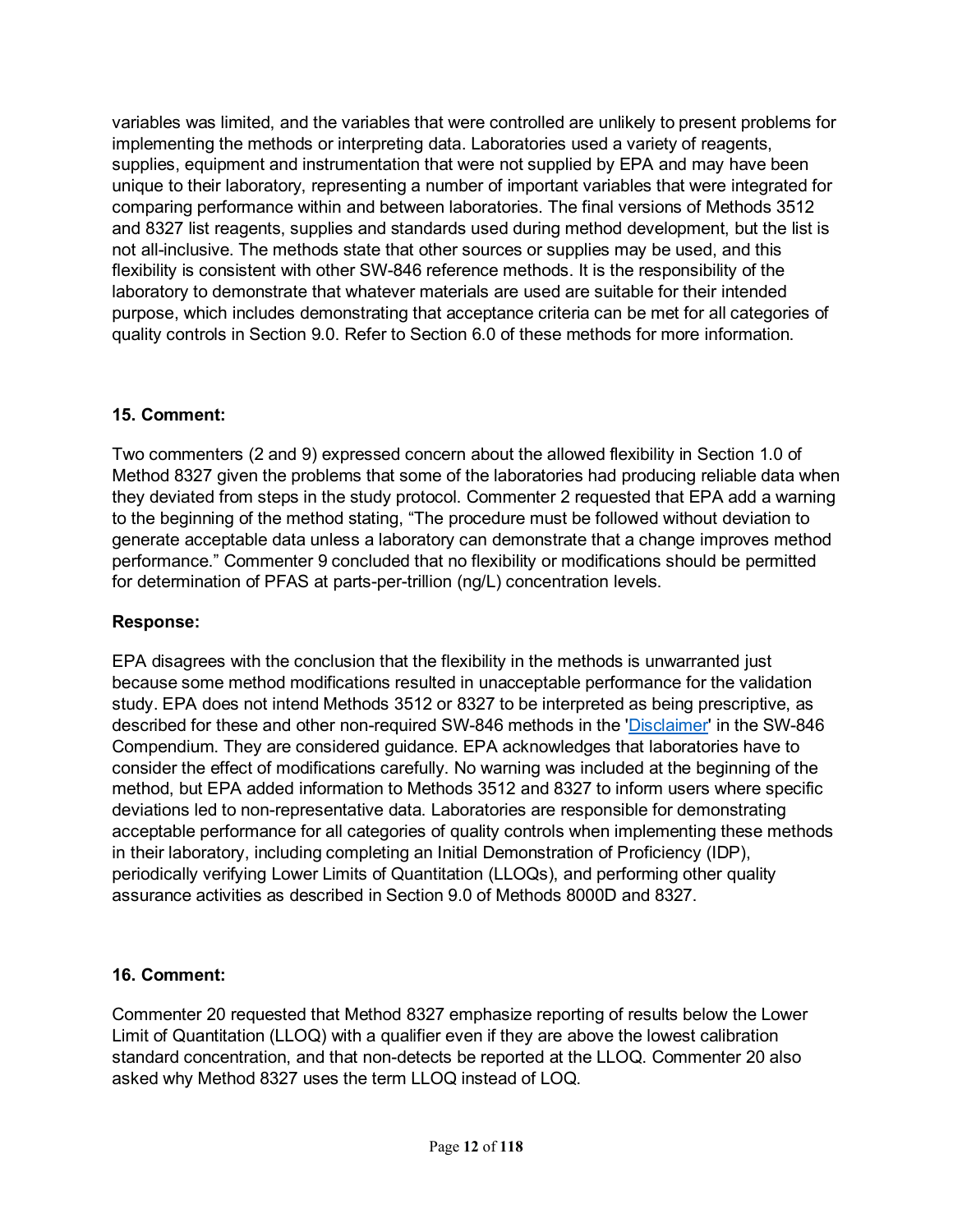variables was limited, and the variables that were controlled are unlikely to present problems for implementing the methods or interpreting data. Laboratories used a variety of reagents, supplies, equipment and instrumentation that were not supplied by EPA and may have been unique to their laboratory, representing a number of important variables that were integrated for comparing performance within and between laboratories. The final versions of Methods 3512 and 8327 list reagents, supplies and standards used during method development, but the list is not all-inclusive. The methods state that other sources or supplies may be used, and this flexibility is consistent with other SW-846 reference methods. It is the responsibility of the laboratory to demonstrate that whatever materials are used are suitable for their intended purpose, which includes demonstrating that acceptance criteria can be met for all categories of quality controls in Section 9.0. Refer to Section 6.0 of these methods for more information.

**15. Comment:**

Two commenters (2 and 9) expressed concern about the allowed flexibility in Section 1.0 of Method 8327 given the problems that some of the laboratories had producing reliable data when they deviated from steps in the study protocol. Commenter 2 requested that EPA add a warning to the beginning of the method stating, "The procedure must be followed without deviation to generate acceptable data unless a laboratory can demonstrate that a change improves method performance." Commenter 9 concluded that no flexibility or modifications should be permitted for determination of PFAS at parts-per-trillion (ng/L) concentration levels.

**Response:**

EPA disagrees with the conclusion that the flexibility in the methods is unwarranted just because some method modifications resulted in unacceptable performance for the validation study. EPA does not intend Methods 3512 or 8327 to be interpreted as being prescriptive, as described for these and other non-required SW-846 methods in the 'Disclaimer' in the SW-846 Compendium. They are considered guidance. EPA acknowledges that laboratories have to consider the effect of modifications carefully. No warning was included at the beginning of the method, but EPA added information to Methods 3512 and 8327 to inform users where specific deviations led to non-representative data. Laboratories are responsible for demonstrating acceptable performance for all categories of quality controls when implementing these methods in their laboratory, including completing an Initial Demonstration of Proficiency (IDP), periodically verifying Lower Limits of Quantitation (LLOQs), and performing other quality assurance activities as described in Section 9.0 of Methods 8000D and 8327.

**16. Comment:**

Commenter 20 requested that Method 8327 emphasize reporting of results below the Lower Limit of Quantitation (LLOQ) with a qualifier even if they are above the lowest calibration standard concentration, and that non-detects be reported at the LLOQ. Commenter 20 also asked why Method 8327 uses the term LLOQ instead of LOQ.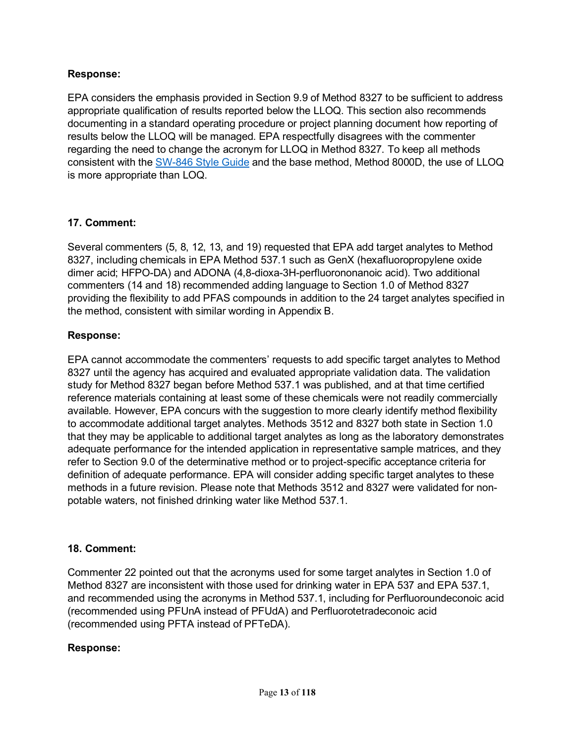**Response:**

EPA considers the emphasis provided in Section 9.9 of Method 8327 to be sufficient to address appropriate qualification of results reported below the LLOQ. This section also recommends documenting in a standard operating procedure or project planning document how reporting of results below the LLOQ will be managed. EPA respectfully disagrees with the commenter regarding the need to change the acronym for LLOQ in Method 8327. To keep all methods consistent with the SW-846 Style Guide and the base method, Method 8000D, the use of LLOQ is more appropriate than LOQ.

**17. Comment:**

Several commenters (5, 8, 12, 13, and 19) requested that EPA add target analytes to Method 8327, including chemicals in EPA Method 537.1 such as GenX (hexafluoropropylene oxide dimer acid; HFPO-DA) and ADONA (4,8-dioxa-3H-perfluorononanoic acid). Two additional commenters (14 and 18) recommended adding language to Section 1.0 of Method 8327 providing the flexibility to add PFAS compounds in addition to the 24 target analytes specified in the method, consistent with similar wording in Appendix B.

**Response:**

EPA cannot accommodate the commenters' requests to add specific target analytes to Method 8327 until the agency has acquired and evaluated appropriate validation data. The validation study for Method 8327 began before Method 537.1 was published, and at that time certified reference materials containing at least some of these chemicals were not readily commercially available. However, EPA concurs with the suggestion to more clearly identify method flexibility to accommodate additional target analytes. Methods 3512 and 8327 both state in Section 1.0 that they may be applicable to additional target analytes as long as the laboratory demonstrates adequate performance for the intended application in representative sample matrices, and they refer to Section 9.0 of the determinative method or to project-specific acceptance criteria for definition of adequate performance. EPA will consider adding specific target analytes to these methods in a future revision. Please note that Methods 3512 and 8327 were validated for non-potable waters, not finished drinking water like Method 537.1.

**18. Comment:**

Commenter 22 pointed out that the acronyms used for some target analytes in Section 1.0 of Method 8327 are inconsistent with those used for drinking water in EPA 537 and EPA 537.1, and recommended using the acronyms in Method 537.1, including for Perfluoroundeconoic acid (recommended using PFUnA instead of PFUdA) and Perfluorotetradeconoic acid (recommended using PFTA instead of PFTeDA).

**Response:**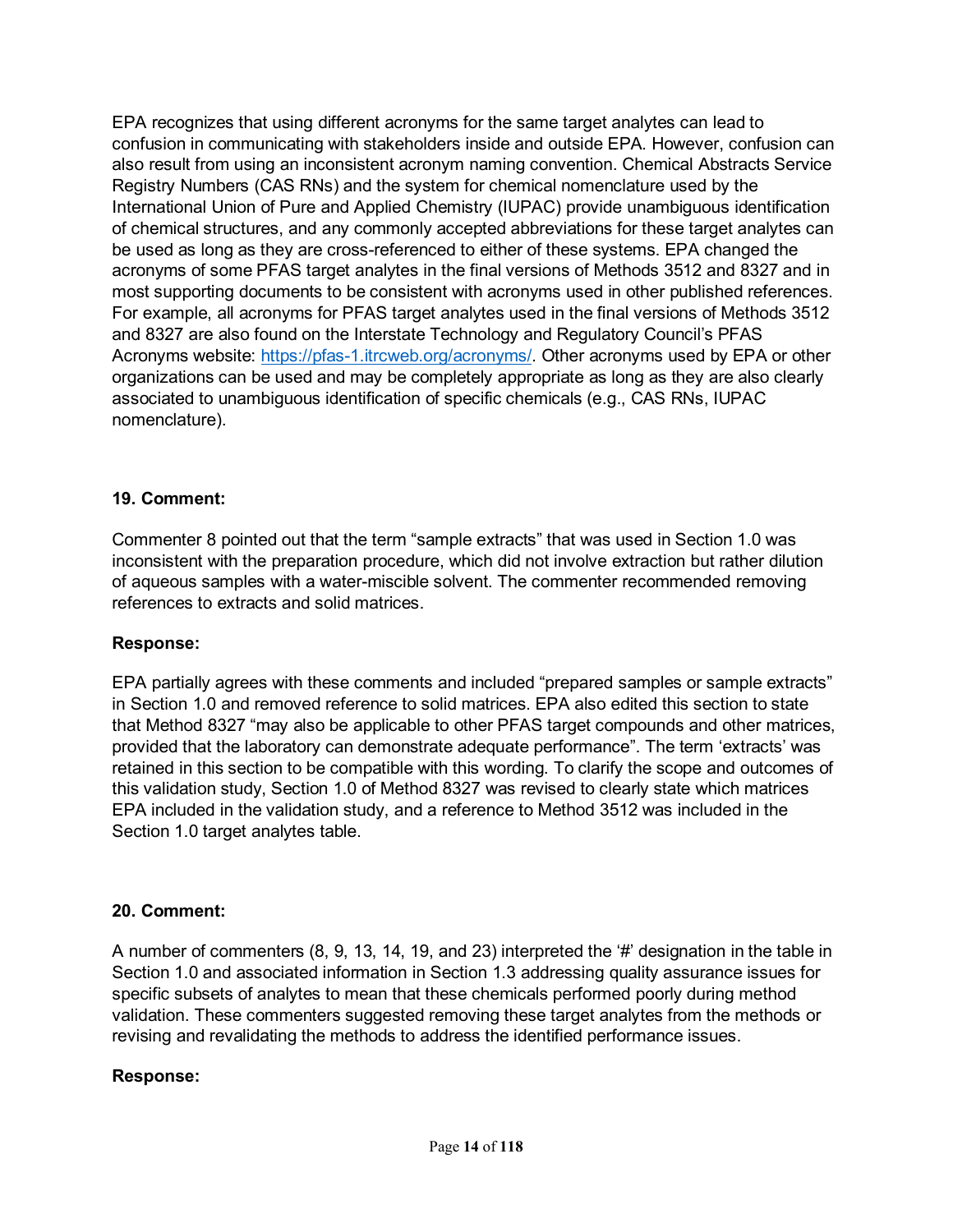EPA recognizes that using different acronyms for the same target analytes can lead to confusion in communicating with stakeholders inside and outside EPA. However, confusion can also result from using an inconsistent acronym naming convention. Chemical Abstracts Service Registry Numbers (CAS RNs) and the system for chemical nomenclature used by the International Union of Pure and Applied Chemistry (IUPAC) provide unambiguous identification of chemical structures, and any commonly accepted abbreviations for these target analytes can be used as long as they are cross-referenced to either of these systems. EPA changed the acronyms of some PFAS target analytes in the final versions of Methods 3512 and 8327 and in most supporting documents to be consistent with acronyms used in other published references. For example, all acronyms for PFAS target analytes used in the final versions of Methods 3512 and 8327 are also found on the Interstate Technology and Regulatory Council's PFAS Acronyms website: https://pfas-1.itrcweb.org/acronyms/. Other acronyms used by EPA or other organizations can be used and may be completely appropriate as long as they are also clearly associated to unambiguous identification of specific chemicals (e.g., CAS RNs, IUPAC nomenclature).

**19. Comment:**

Commenter 8 pointed out that the term "sample extracts" that was used in Section 1.0 was inconsistent with the preparation procedure, which did not involve extraction but rather dilution of aqueous samples with a water-miscible solvent. The commenter recommended removing references to extracts and solid matrices.

**Response:**

EPA partially agrees with these comments and included "prepared samples or sample extracts" in Section 1.0 and removed reference to solid matrices. EPA also edited this section to state that Method 8327 "may also be applicable to other PFAS target compounds and other matrices, provided that the laboratory can demonstrate adequate performance". The term 'extracts' was retained in this section to be compatible with this wording. To clarify the scope and outcomes of this validation study, Section 1.0 of Method 8327 was revised to clearly state which matrices EPA included in the validation study, and a reference to Method 3512 was included in the Section 1.0 target analytes table.

**20. Comment:**

A number of commenters (8, 9, 13, 14, 19, and 23) interpreted the '#' designation in the table in Section 1.0 and associated information in Section 1.3 addressing quality assurance issues for specific subsets of analytes to mean that these chemicals performed poorly during method validation. These commenters suggested removing these target analytes from the methods or revising and revalidating the methods to address the identified performance issues.

**Response:**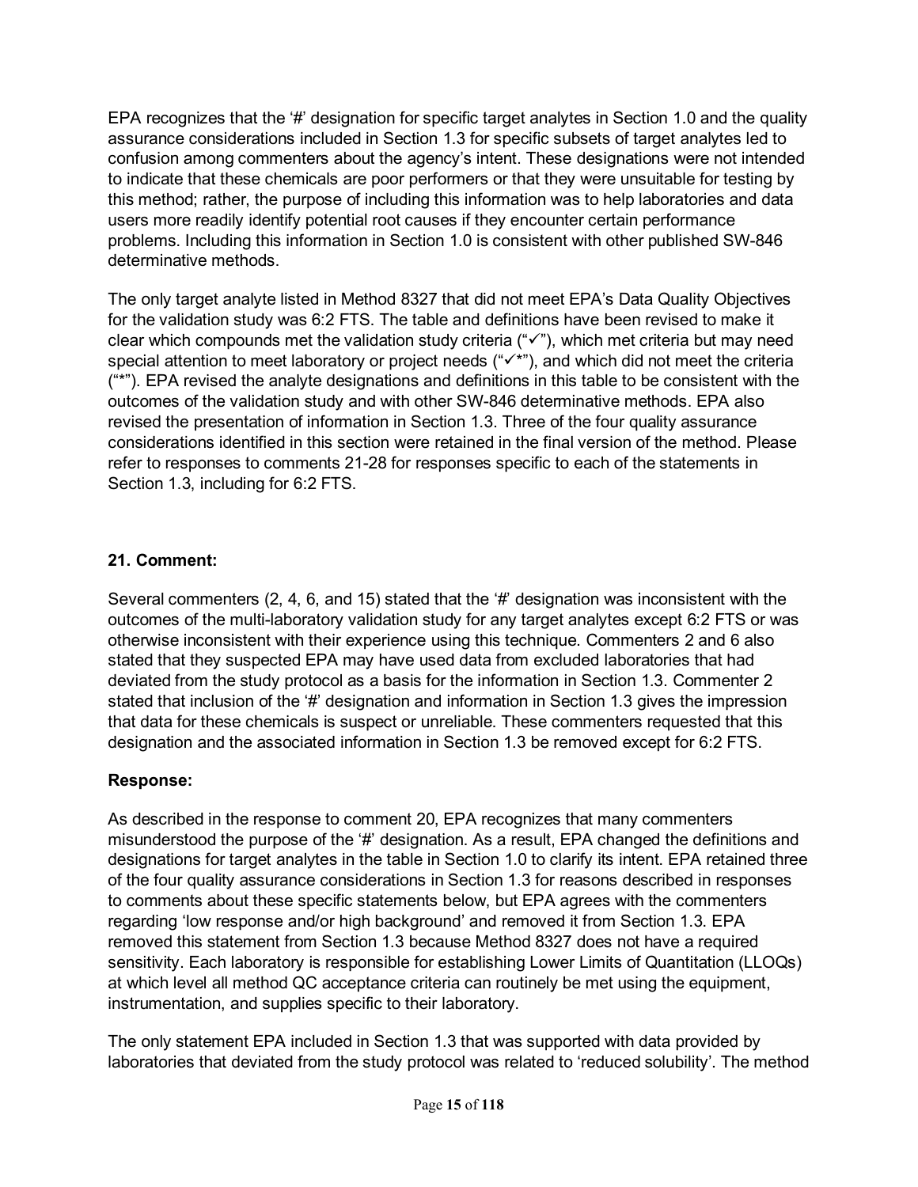EPA recognizes that the '#' designation for specific target analytes in Section 1.0 and the quality assurance considerations included in Section 1.3 for specific subsets of target analytes led to confusion among commenters about the agency's intent. These designations were not intended to indicate that these chemicals are poor performers or that they were unsuitable for testing by this method; rather, the purpose of including this information was to help laboratories and data users more readily identify potential root causes if they encounter certain performance problems. Including this information in Section 1.0 is consistent with other published SW-846 determinative methods.

The only target analyte listed in Method 8327 that did not meet EPA's Data Quality Objectives for the validation study was 6:2 FTS. The table and definitions have been revised to make it clear which compounds met the validation study criteria ("✓"), which met criteria but may need special attention to meet laboratory or project needs ("✓*"), and which did not meet the criteria ("*"). EPA revised the analyte designations and definitions in this table to be consistent with the outcomes of the validation study and with other SW-846 determinative methods. EPA also revised the presentation of information in Section 1.3. Three of the four quality assurance considerations identified in this section were retained in the final version of the method. Please refer to responses to comments 21-28 for responses specific to each of the statements in Section 1.3, including for 6:2 FTS.

**21. Comment:**

Several commenters (2, 4, 6, and 15) stated that the '#' designation was inconsistent with the outcomes of the multi-laboratory validation study for any target analytes except 6:2 FTS or was otherwise inconsistent with their experience using this technique. Commenters 2 and 6 also stated that they suspected EPA may have used data from excluded laboratories that had deviated from the study protocol as a basis for the information in Section 1.3. Commenter 2 stated that inclusion of the '#' designation and information in Section 1.3 gives the impression that data for these chemicals is suspect or unreliable. These commenters requested that this designation and the associated information in Section 1.3 be removed except for 6:2 FTS.

**Response:**

As described in the response to comment 20, EPA recognizes that many commenters misunderstood the purpose of the '#' designation. As a result, EPA changed the definitions and designations for target analytes in the table in Section 1.0 to clarify its intent. EPA retained three of the four quality assurance considerations in Section 1.3 for reasons described in responses to comments about these specific statements below, but EPA agrees with the commenters regarding 'low response and/or high background' and removed it from Section 1.3. EPA removed this statement from Section 1.3 because Method 8327 does not have a required sensitivity. Each laboratory is responsible for establishing Lower Limits of Quantitation (LLOQs) at which level all method QC acceptance criteria can routinely be met using the equipment, instrumentation, and supplies specific to their laboratory.

The only statement EPA included in Section 1.3 that was supported with data provided by laboratories that deviated from the study protocol was related to 'reduced solubility'. The method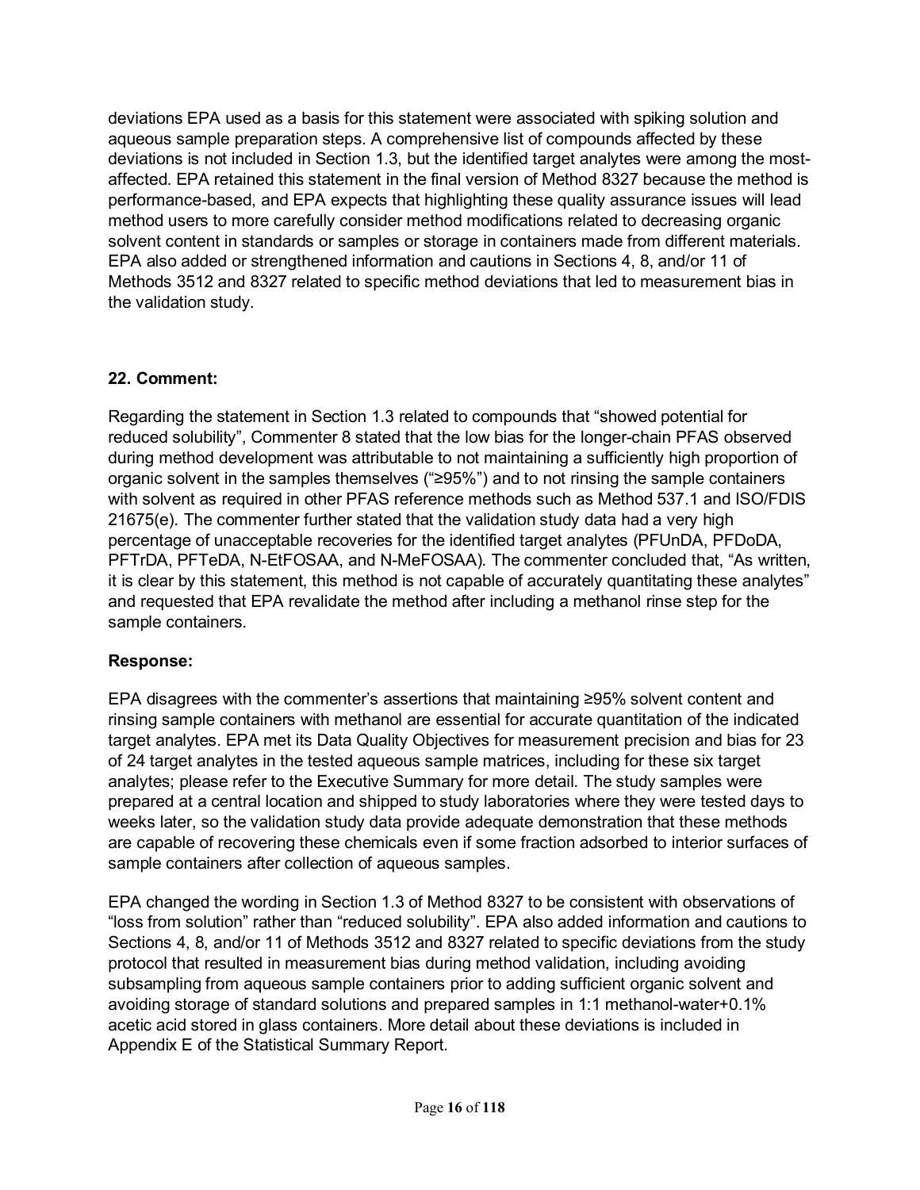deviations EPA used as a basis for this statement were associated with spiking solution and aqueous sample preparation steps. A comprehensive list of compounds affected by these deviations is not included in Section 1.3, but the identified target analytes were among the most-affected. EPA retained this statement in the final version of Method 8327 because the method is performance-based, and EPA expects that highlighting these quality assurance issues will lead method users to more carefully consider method modifications related to decreasing organic solvent content in standards or samples or storage in containers made from different materials. EPA also added or strengthened information and cautions in Sections 4, 8, and/or 11 of Methods 3512 and 8327 related to specific method deviations that led to measurement bias in the validation study.

**22. Comment:**

Regarding the statement in Section 1.3 related to compounds that "showed potential for reduced solubility", Commenter 8 stated that the low bias for the longer-chain PFAS observed during method development was attributable to not maintaining a sufficiently high proportion of organic solvent in the samples themselves ("≥95%") and to not rinsing the sample containers with solvent as required in other PFAS reference methods such as Method 537.1 and ISO/FDIS 21675(e). The commenter further stated that the validation study data had a very high percentage of unacceptable recoveries for the identified target analytes (PFUnDA, PFDoDA, PFTrDA, PFTeDA, N-EtFOSAA, and N-MeFOSAA). The commenter concluded that, "As written, it is clear by this statement, this method is not capable of accurately quantitating these analytes" and requested that EPA revalidate the method after including a methanol rinse step for the sample containers.

**Response:**

EPA disagrees with the commenter's assertions that maintaining ≥95% solvent content and rinsing sample containers with methanol are essential for accurate quantitation of the indicated target analytes. EPA met its Data Quality Objectives for measurement precision and bias for 23 of 24 target analytes in the tested aqueous sample matrices, including for these six target analytes; please refer to the Executive Summary for more detail. The study samples were prepared at a central location and shipped to study laboratories where they were tested days to weeks later, so the validation study data provide adequate demonstration that these methods are capable of recovering these chemicals even if some fraction adsorbed to interior surfaces of sample containers after collection of aqueous samples.

EPA changed the wording in Section 1.3 of Method 8327 to be consistent with observations of "loss from solution" rather than "reduced solubility". EPA also added information and cautions to Sections 4, 8, and/or 11 of Methods 3512 and 8327 related to specific deviations from the study protocol that resulted in measurement bias during method validation, including avoiding subsampling from aqueous sample containers prior to adding sufficient organic solvent and avoiding storage of standard solutions and prepared samples in 1:1 methanol-water+0.1% acetic acid stored in glass containers. More detail about these deviations is included in Appendix E of the Statistical Summary Report.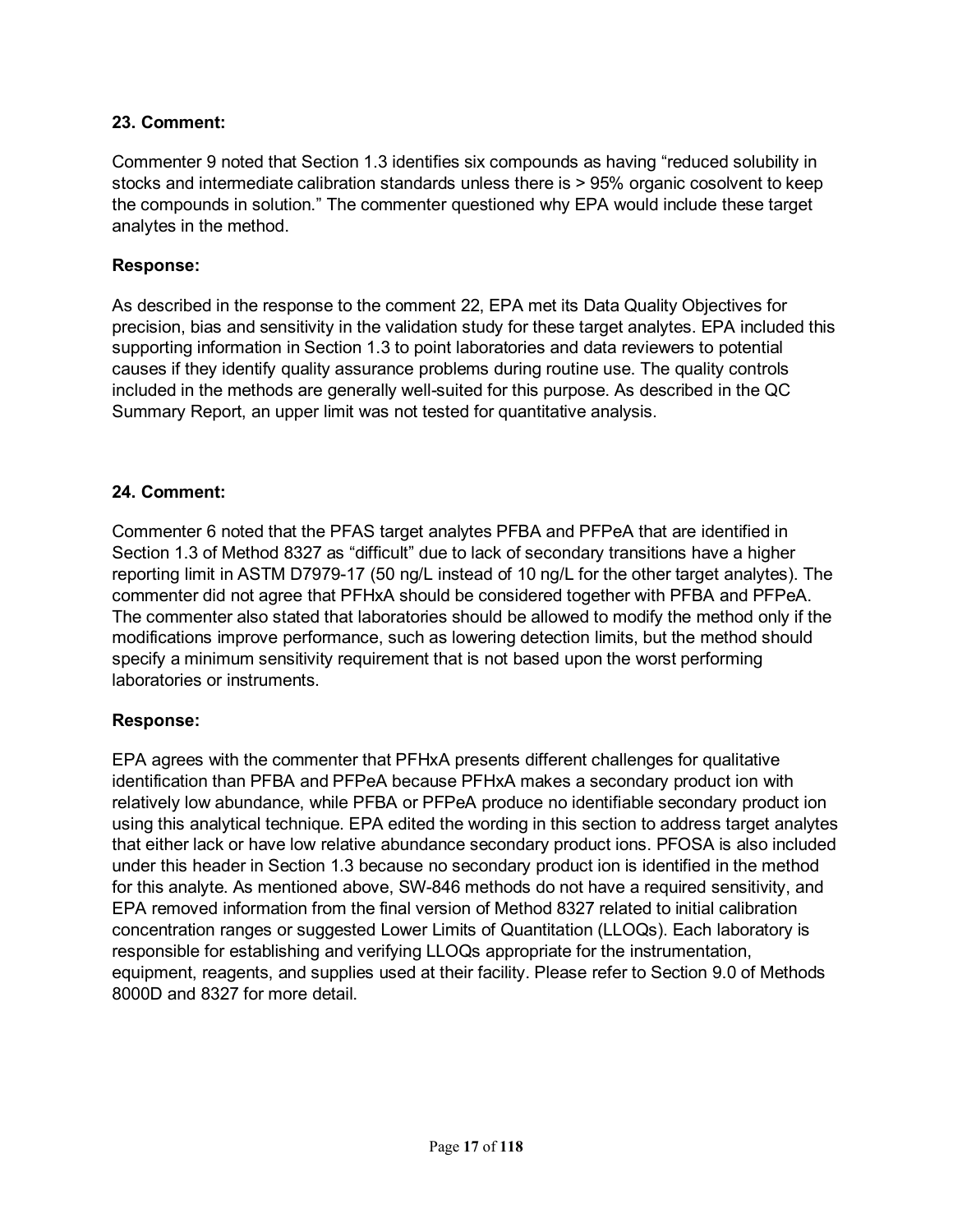**23. Comment:**

Commenter 9 noted that Section 1.3 identifies six compounds as having "reduced solubility in stocks and intermediate calibration standards unless there is > 95% organic cosolvent to keep the compounds in solution." The commenter questioned why EPA would include these target analytes in the method.

**Response:**

As described in the response to the comment 22, EPA met its Data Quality Objectives for precision, bias and sensitivity in the validation study for these target analytes. EPA included this supporting information in Section 1.3 to point laboratories and data reviewers to potential causes if they identify quality assurance problems during routine use. The quality controls included in the methods are generally well-suited for this purpose. As described in the QC Summary Report, an upper limit was not tested for quantitative analysis.

**24. Comment:**

Commenter 6 noted that the PFAS target analytes PFBA and PFPeA that are identified in Section 1.3 of Method 8327 as "difficult" due to lack of secondary transitions have a higher reporting limit in ASTM D7979-17 (50 ng/L instead of 10 ng/L for the other target analytes). The commenter did not agree that PFHxA should be considered together with PFBA and PFPeA. The commenter also stated that laboratories should be allowed to modify the method only if the modifications improve performance, such as lowering detection limits, but the method should specify a minimum sensitivity requirement that is not based upon the worst performing laboratories or instruments.

**Response:**

EPA agrees with the commenter that PFHxA presents different challenges for qualitative identification than PFBA and PFPeA because PFHxA makes a secondary product ion with relatively low abundance, while PFBA or PFPeA produce no identifiable secondary product ion using this analytical technique. EPA edited the wording in this section to address target analytes that either lack or have low relative abundance secondary product ions. PFOSA is also included under this header in Section 1.3 because no secondary product ion is identified in the method for this analyte. As mentioned above, SW-846 methods do not have a required sensitivity, and EPA removed information from the final version of Method 8327 related to initial calibration concentration ranges or suggested Lower Limits of Quantitation (LLOQs). Each laboratory is responsible for establishing and verifying LLOQs appropriate for the instrumentation, equipment, reagents, and supplies used at their facility. Please refer to Section 9.0 of Methods 8000D and 8327 for more detail.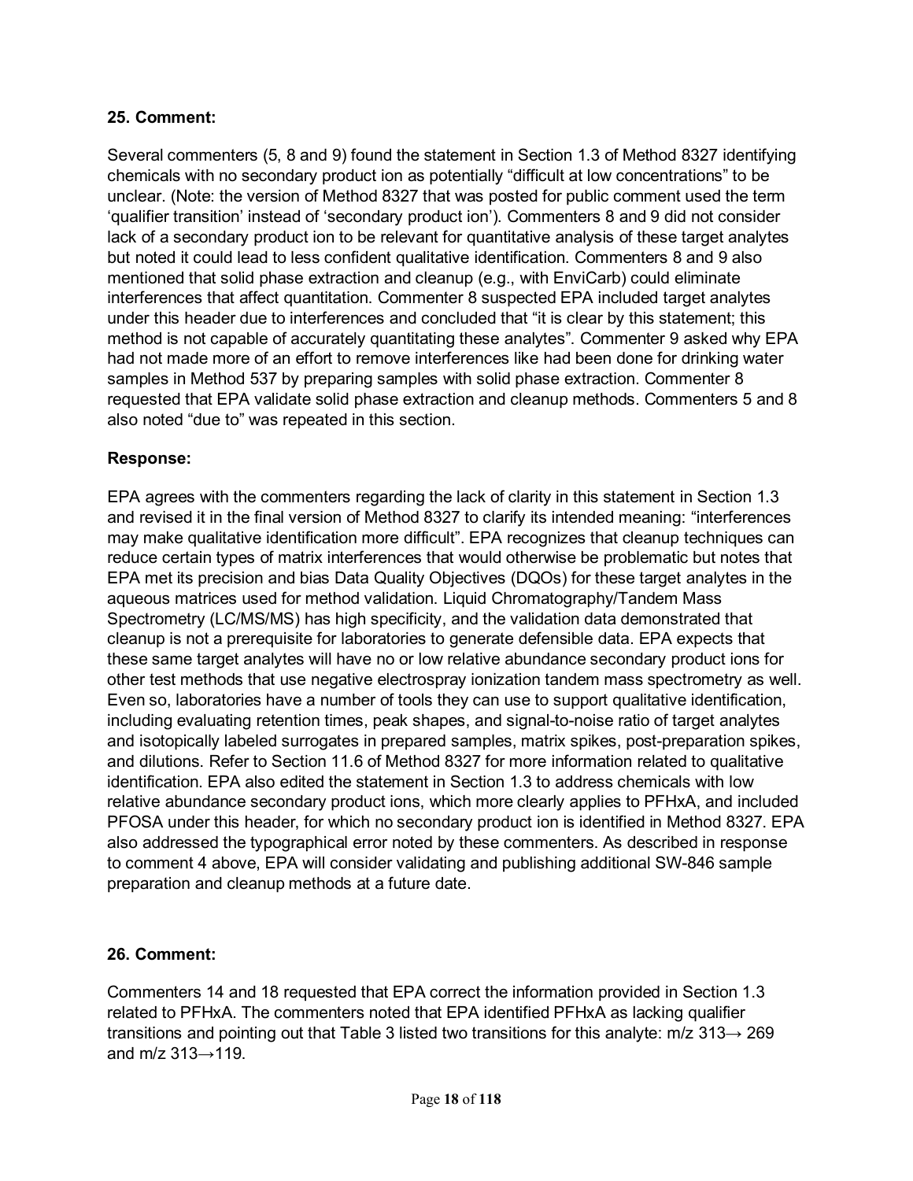**25. Comment:**

Several commenters (5, 8 and 9) found the statement in Section 1.3 of Method 8327 identifying chemicals with no secondary product ion as potentially “difficult at low concentrations” to be unclear. (Note: the version of Method 8327 that was posted for public comment used the term ‘qualifier transition’ instead of ‘secondary product ion’). Commenters 8 and 9 did not consider lack of a secondary product ion to be relevant for quantitative analysis of these target analytes but noted it could lead to less confident qualitative identification. Commenters 8 and 9 also mentioned that solid phase extraction and cleanup (e.g., with EnviCarb) could eliminate interferences that affect quantitation. Commenter 8 suspected EPA included target analytes under this header due to interferences and concluded that “it is clear by this statement; this method is not capable of accurately quantitating these analytes”. Commenter 9 asked why EPA had not made more of an effort to remove interferences like had been done for drinking water samples in Method 537 by preparing samples with solid phase extraction. Commenter 8 requested that EPA validate solid phase extraction and cleanup methods. Commenters 5 and 8 also noted “due to” was repeated in this section.

**Response:**

EPA agrees with the commenters regarding the lack of clarity in this statement in Section 1.3 and revised it in the final version of Method 8327 to clarify its intended meaning: “interferences may make qualitative identification more difficult”. EPA recognizes that cleanup techniques can reduce certain types of matrix interferences that would otherwise be problematic but notes that EPA met its precision and bias Data Quality Objectives (DQOs) for these target analytes in the aqueous matrices used for method validation. Liquid Chromatography/Tandem Mass Spectrometry (LC/MS/MS) has high specificity, and the validation data demonstrated that cleanup is not a prerequisite for laboratories to generate defensible data. EPA expects that these same target analytes will have no or low relative abundance secondary product ions for other test methods that use negative electrospray ionization tandem mass spectrometry as well. Even so, laboratories have a number of tools they can use to support qualitative identification, including evaluating retention times, peak shapes, and signal-to-noise ratio of target analytes and isotopically labeled surrogates in prepared samples, matrix spikes, post-preparation spikes, and dilutions. Refer to Section 11.6 of Method 8327 for more information related to qualitative identification. EPA also edited the statement in Section 1.3 to address chemicals with low relative abundance secondary product ions, which more clearly applies to PFHxA, and included PFOSA under this header, for which no secondary product ion is identified in Method 8327. EPA also addressed the typographical error noted by these commenters. As described in response to comment 4 above, EPA will consider validating and publishing additional SW-846 sample preparation and cleanup methods at a future date.

**26. Comment:**

Commenters 14 and 18 requested that EPA correct the information provided in Section 1.3 related to PFHxA. The commenters noted that EPA identified PFHxA as lacking qualifier transitions and pointing out that Table 3 listed two transitions for this analyte: m/z 313→ 269 and m/z 313→119.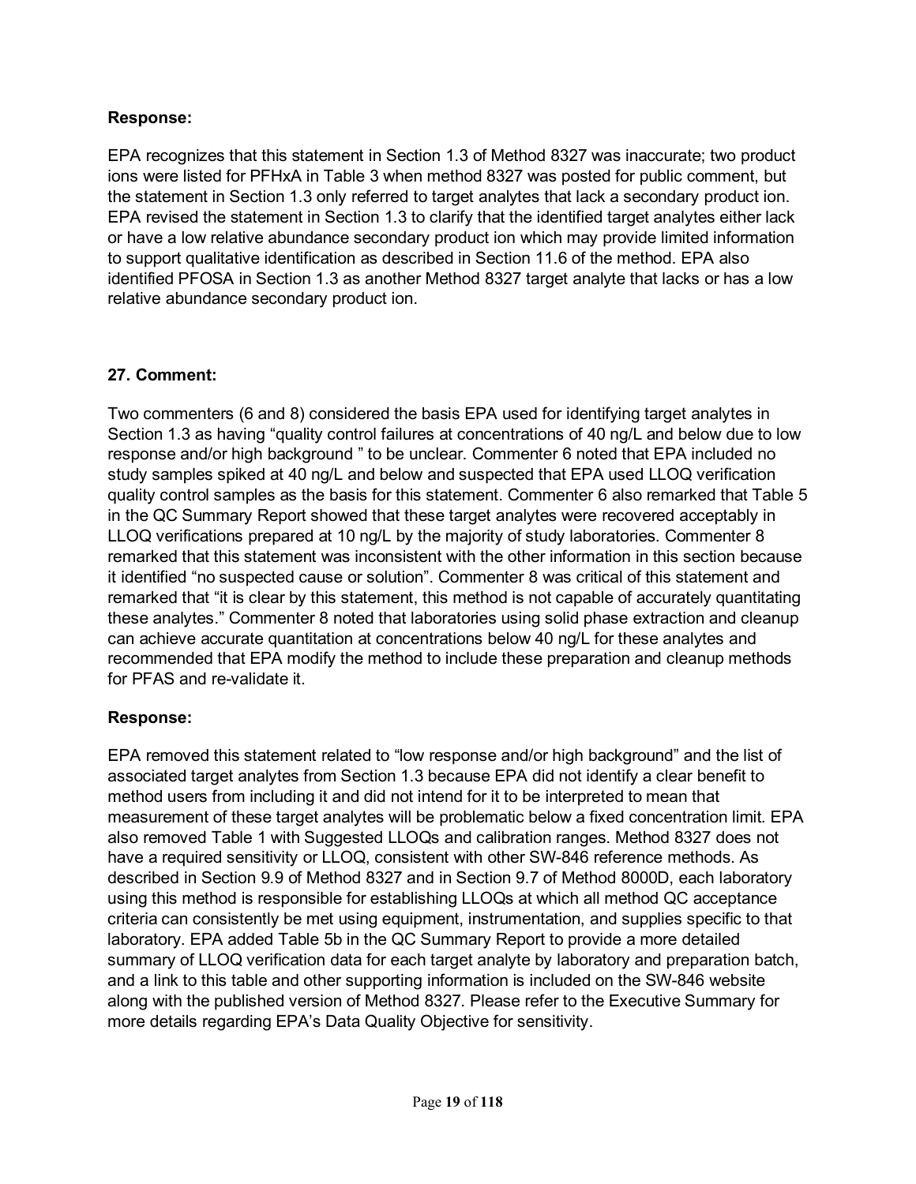**Response:**

EPA recognizes that this statement in Section 1.3 of Method 8327 was inaccurate; two product ions were listed for PFHxA in Table 3 when method 8327 was posted for public comment, but the statement in Section 1.3 only referred to target analytes that lack a secondary product ion. EPA revised the statement in Section 1.3 to clarify that the identified target analytes either lack or have a low relative abundance secondary product ion which may provide limited information to support qualitative identification as described in Section 11.6 of the method. EPA also identified PFOSA in Section 1.3 as another Method 8327 target analyte that lacks or has a low relative abundance secondary product ion.

**27. Comment:**

Two commenters (6 and 8) considered the basis EPA used for identifying target analytes in Section 1.3 as having "quality control failures at concentrations of 40 ng/L and below due to low response and/or high background " to be unclear. Commenter 6 noted that EPA included no study samples spiked at 40 ng/L and below and suspected that EPA used LLOQ verification quality control samples as the basis for this statement. Commenter 6 also remarked that Table 5 in the QC Summary Report showed that these target analytes were recovered acceptably in LLOQ verifications prepared at 10 ng/L by the majority of study laboratories. Commenter 8 remarked that this statement was inconsistent with the other information in this section because it identified "no suspected cause or solution". Commenter 8 was critical of this statement and remarked that "it is clear by this statement, this method is not capable of accurately quantitating these analytes." Commenter 8 noted that laboratories using solid phase extraction and cleanup can achieve accurate quantitation at concentrations below 40 ng/L for these analytes and recommended that EPA modify the method to include these preparation and cleanup methods for PFAS and re-validate it.

**Response:**

EPA removed this statement related to "low response and/or high background" and the list of associated target analytes from Section 1.3 because EPA did not identify a clear benefit to method users from including it and did not intend for it to be interpreted to mean that measurement of these target analytes will be problematic below a fixed concentration limit. EPA also removed Table 1 with Suggested LLOQs and calibration ranges. Method 8327 does not have a required sensitivity or LLOQ, consistent with other SW-846 reference methods. As described in Section 9.9 of Method 8327 and in Section 9.7 of Method 8000D, each laboratory using this method is responsible for establishing LLOQs at which all method QC acceptance criteria can consistently be met using equipment, instrumentation, and supplies specific to that laboratory. EPA added Table 5b in the QC Summary Report to provide a more detailed summary of LLOQ verification data for each target analyte by laboratory and preparation batch, and a link to this table and other supporting information is included on the SW-846 website along with the published version of Method 8327. Please refer to the Executive Summary for more details regarding EPA's Data Quality Objective for sensitivity.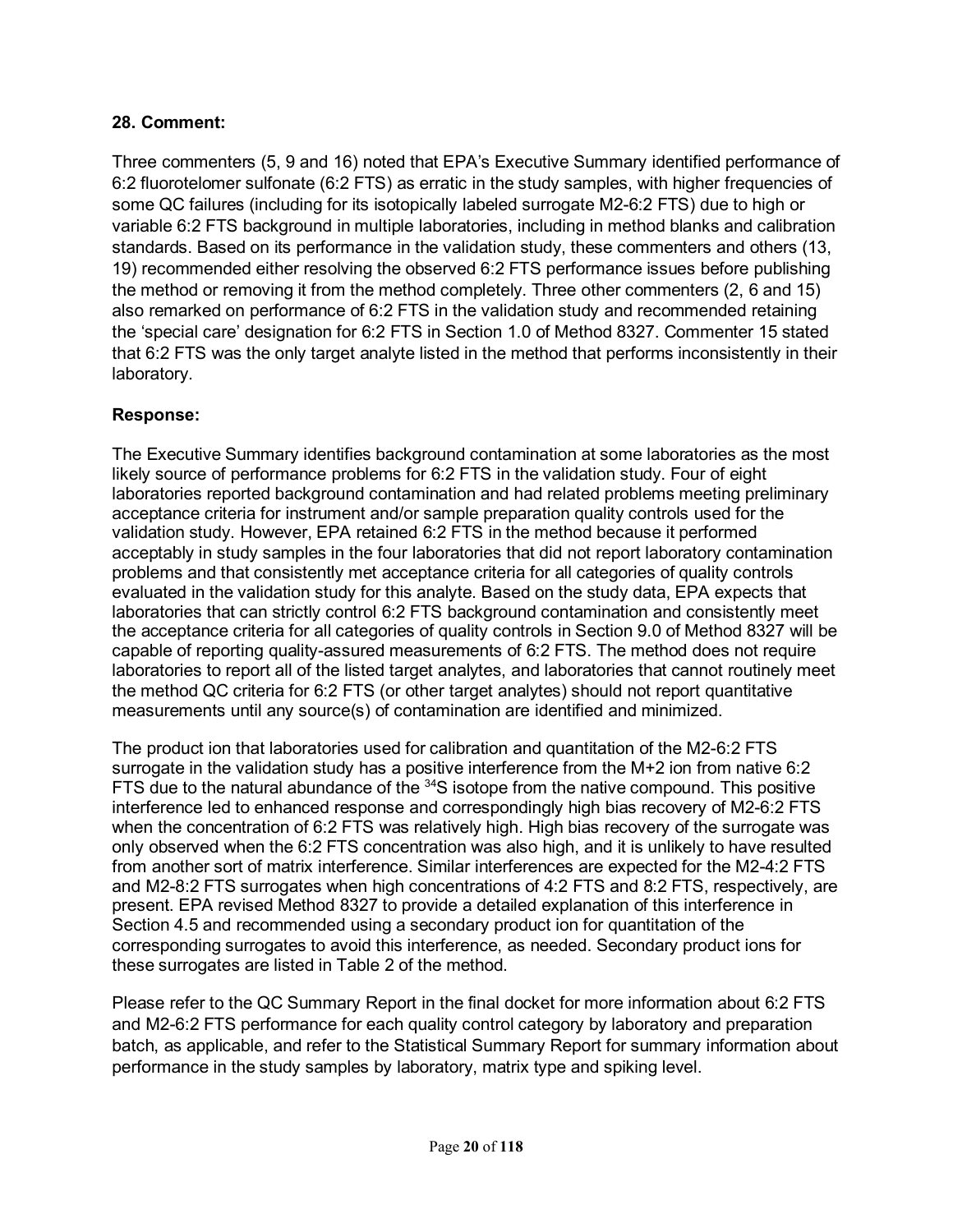**28. Comment:**

Three commenters (5, 9 and 16) noted that EPA's Executive Summary identified performance of 6:2 fluorotelomer sulfonate (6:2 FTS) as erratic in the study samples, with higher frequencies of some QC failures (including for its isotopically labeled surrogate M2-6:2 FTS) due to high or variable 6:2 FTS background in multiple laboratories, including in method blanks and calibration standards. Based on its performance in the validation study, these commenters and others (13, 19) recommended either resolving the observed 6:2 FTS performance issues before publishing the method or removing it from the method completely. Three other commenters (2, 6 and 15) also remarked on performance of 6:2 FTS in the validation study and recommended retaining the 'special care' designation for 6:2 FTS in Section 1.0 of Method 8327. Commenter 15 stated that 6:2 FTS was the only target analyte listed in the method that performs inconsistently in their laboratory.

**Response:**

The Executive Summary identifies background contamination at some laboratories as the most likely source of performance problems for 6:2 FTS in the validation study. Four of eight laboratories reported background contamination and had related problems meeting preliminary acceptance criteria for instrument and/or sample preparation quality controls used for the validation study. However, EPA retained 6:2 FTS in the method because it performed acceptably in study samples in the four laboratories that did not report laboratory contamination problems and that consistently met acceptance criteria for all categories of quality controls evaluated in the validation study for this analyte. Based on the study data, EPA expects that laboratories that can strictly control 6:2 FTS background contamination and consistently meet the acceptance criteria for all categories of quality controls in Section 9.0 of Method 8327 will be capable of reporting quality-assured measurements of 6:2 FTS. The method does not require laboratories to report all of the listed target analytes, and laboratories that cannot routinely meet the method QC criteria for 6:2 FTS (or other target analytes) should not report quantitative measurements until any source(s) of contamination are identified and minimized.

The product ion that laboratories used for calibration and quantitation of the M2-6:2 FTS surrogate in the validation study has a positive interference from the M+2 ion from native 6:2 FTS due to the natural abundance of the $^{34}S$ isotope from the native compound. This positive interference led to enhanced response and correspondingly high bias recovery of M2-6:2 FTS when the concentration of 6:2 FTS was relatively high. High bias recovery of the surrogate was only observed when the 6:2 FTS concentration was also high, and it is unlikely to have resulted from another sort of matrix interference. Similar interferences are expected for the M2-4:2 FTS and M2-8:2 FTS surrogates when high concentrations of 4:2 FTS and 8:2 FTS, respectively, are present. EPA revised Method 8327 to provide a detailed explanation of this interference in Section 4.5 and recommended using a secondary product ion for quantitation of the corresponding surrogates to avoid this interference, as needed. Secondary product ions for these surrogates are listed in Table 2 of the method.

Please refer to the QC Summary Report in the final docket for more information about 6:2 FTS and M2-6:2 FTS performance for each quality control category by laboratory and preparation batch, as applicable, and refer to the Statistical Summary Report for summary information about performance in the study samples by laboratory, matrix type and spiking level.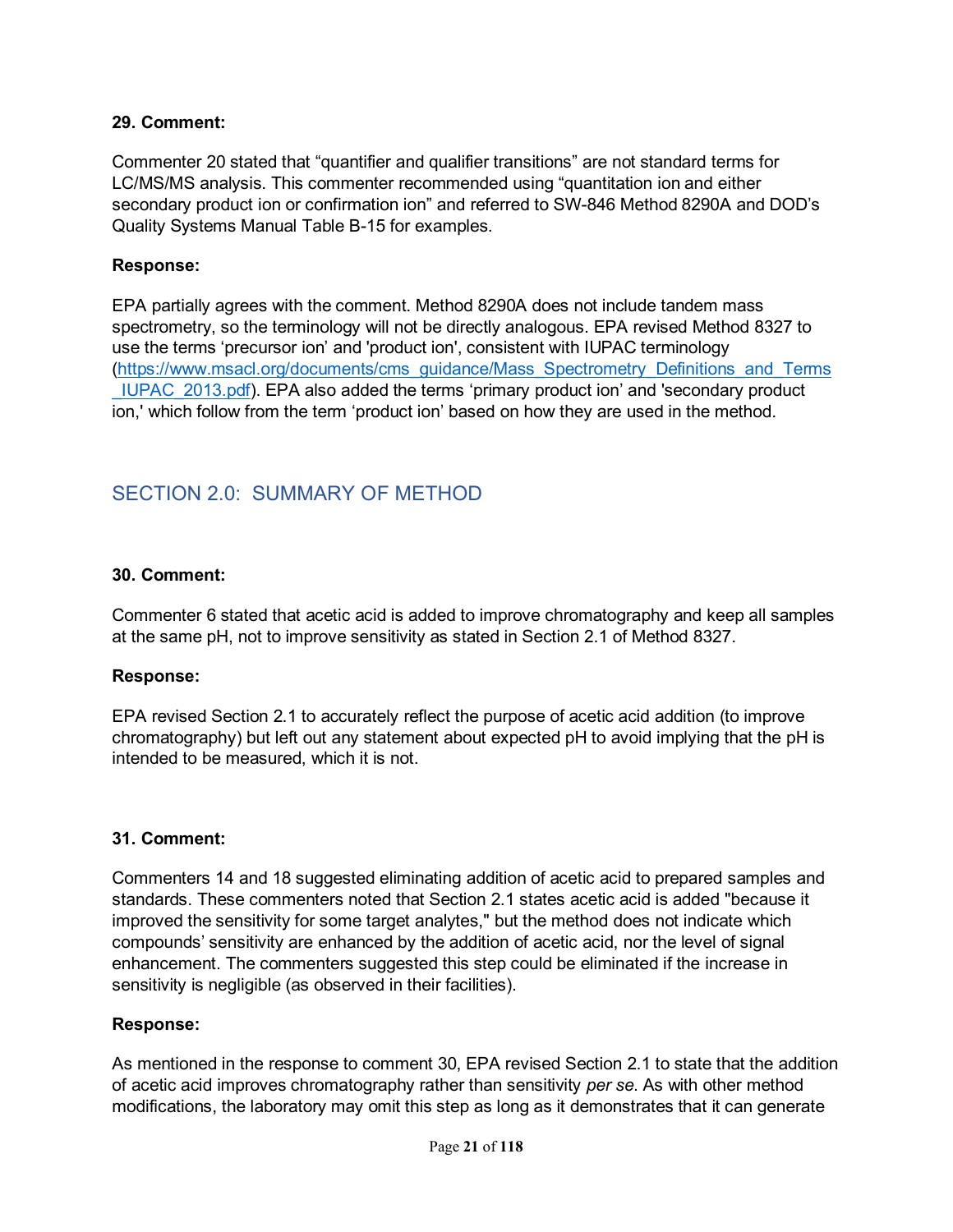**29. Comment:**

Commenter 20 stated that “quantifier and qualifier transitions” are not standard terms for LC/MS/MS analysis. This commenter recommended using “quantitation ion and either secondary product ion or confirmation ion” and referred to SW-846 Method 8290A and DOD’s Quality Systems Manual Table B-15 for examples.

**Response:**

EPA partially agrees with the comment. Method 8290A does not include tandem mass spectrometry, so the terminology will not be directly analogous. EPA revised Method 8327 to use the terms ‘precursor ion’ and 'product ion', consistent with IUPAC terminology (https://www.msacl.org/documents/cms_guidance/Mass_Spectrometry_Definitions_and_Terms_IUPAC_2013.pdf). EPA also added the terms ‘primary product ion’ and 'secondary product ion,' which follow from the term ‘product ion’ based on how they are used in the method.

## SECTION 2.0: SUMMARY OF METHOD

**30. Comment:**

Commenter 6 stated that acetic acid is added to improve chromatography and keep all samples at the same pH, not to improve sensitivity as stated in Section 2.1 of Method 8327.

**Response:**

EPA revised Section 2.1 to accurately reflect the purpose of acetic acid addition (to improve chromatography) but left out any statement about expected pH to avoid implying that the pH is intended to be measured, which it is not.

**31. Comment:**

Commenters 14 and 18 suggested eliminating addition of acetic acid to prepared samples and standards. These commenters noted that Section 2.1 states acetic acid is added "because it improved the sensitivity for some target analytes," but the method does not indicate which compounds’ sensitivity are enhanced by the addition of acetic acid, nor the level of signal enhancement. The commenters suggested this step could be eliminated if the increase in sensitivity is negligible (as observed in their facilities).

**Response:**

As mentioned in the response to comment 30, EPA revised Section 2.1 to state that the addition of acetic acid improves chromatography rather than sensitivity *per se*. As with other method modifications, the laboratory may omit this step as long as it demonstrates that it can generate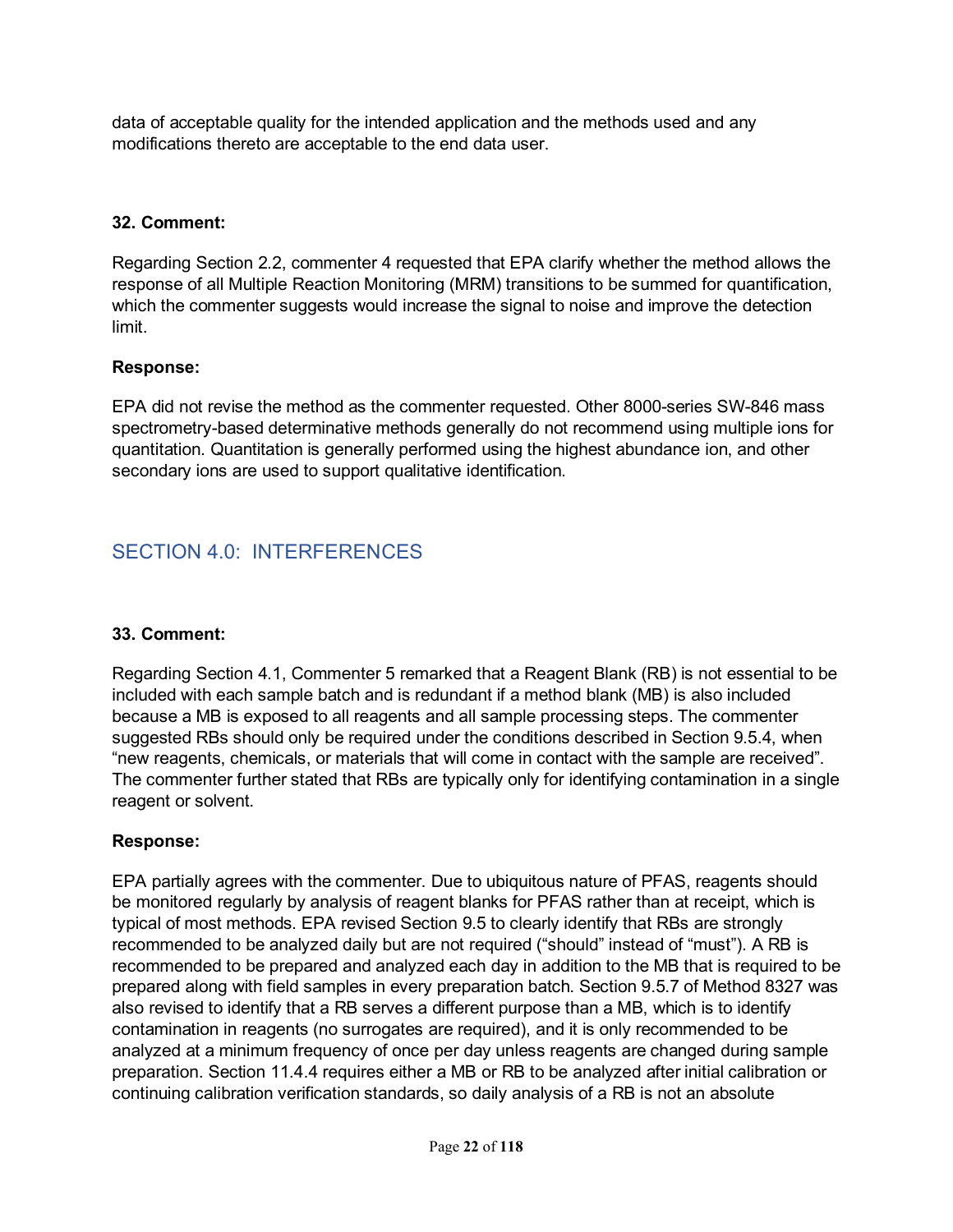data of acceptable quality for the intended application and the methods used and any modifications thereto are acceptable to the end data user.

**32. Comment:**

Regarding Section 2.2, commenter 4 requested that EPA clarify whether the method allows the response of all Multiple Reaction Monitoring (MRM) transitions to be summed for quantification, which the commenter suggests would increase the signal to noise and improve the detection limit.

**Response:**

EPA did not revise the method as the commenter requested. Other 8000-series SW-846 mass spectrometry-based determinative methods generally do not recommend using multiple ions for quantitation. Quantitation is generally performed using the highest abundance ion, and other secondary ions are used to support qualitative identification.

## SECTION 4.0: INTERFERENCES

**33. Comment:**

Regarding Section 4.1, Commenter 5 remarked that a Reagent Blank (RB) is not essential to be included with each sample batch and is redundant if a method blank (MB) is also included because a MB is exposed to all reagents and all sample processing steps. The commenter suggested RBs should only be required under the conditions described in Section 9.5.4, when “new reagents, chemicals, or materials that will come in contact with the sample are received”. The commenter further stated that RBs are typically only for identifying contamination in a single reagent or solvent.

**Response:**

EPA partially agrees with the commenter. Due to ubiquitous nature of PFAS, reagents should be monitored regularly by analysis of reagent blanks for PFAS rather than at receipt, which is typical of most methods. EPA revised Section 9.5 to clearly identify that RBs are strongly recommended to be analyzed daily but are not required (“should” instead of “must”). A RB is recommended to be prepared and analyzed each day in addition to the MB that is required to be prepared along with field samples in every preparation batch. Section 9.5.7 of Method 8327 was also revised to identify that a RB serves a different purpose than a MB, which is to identify contamination in reagents (no surrogates are required), and it is only recommended to be analyzed at a minimum frequency of once per day unless reagents are changed during sample preparation. Section 11.4.4 requires either a MB or RB to be analyzed after initial calibration or continuing calibration verification standards, so daily analysis of a RB is not an absolute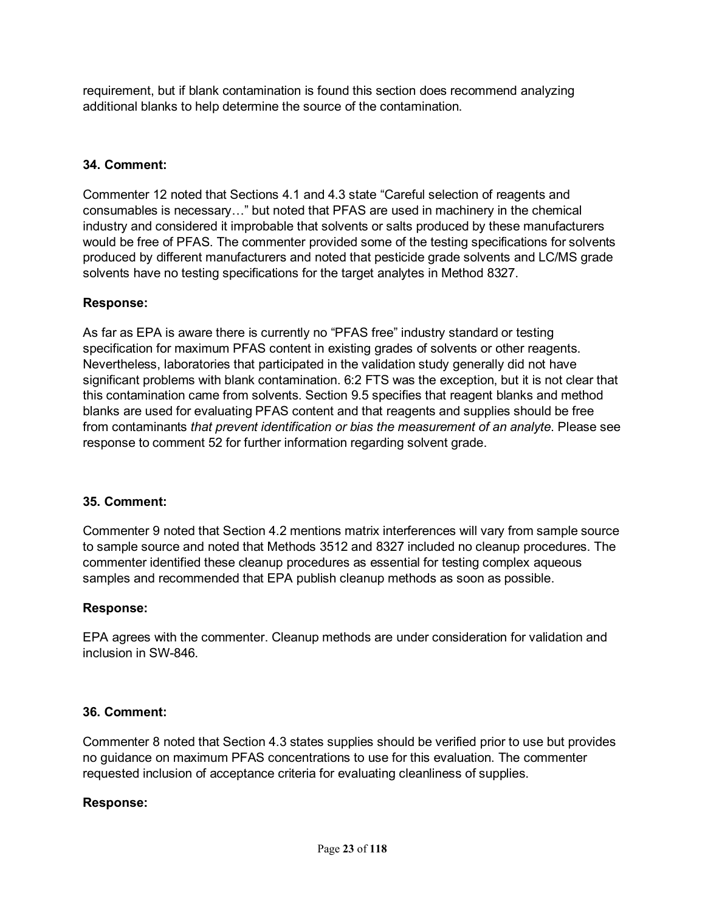requirement, but if blank contamination is found this section does recommend analyzing additional blanks to help determine the source of the contamination.

**34. Comment:**

Commenter 12 noted that Sections 4.1 and 4.3 state "Careful selection of reagents and consumables is necessary…" but noted that PFAS are used in machinery in the chemical industry and considered it improbable that solvents or salts produced by these manufacturers would be free of PFAS. The commenter provided some of the testing specifications for solvents produced by different manufacturers and noted that pesticide grade solvents and LC/MS grade solvents have no testing specifications for the target analytes in Method 8327.

**Response:**

As far as EPA is aware there is currently no "PFAS free" industry standard or testing specification for maximum PFAS content in existing grades of solvents or other reagents. Nevertheless, laboratories that participated in the validation study generally did not have significant problems with blank contamination. 6:2 FTS was the exception, but it is not clear that this contamination came from solvents. Section 9.5 specifies that reagent blanks and method blanks are used for evaluating PFAS content and that reagents and supplies should be free from contaminants *that prevent identification or bias the measurement of an analyte.* Please see response to comment 52 for further information regarding solvent grade.

**35. Comment:**

Commenter 9 noted that Section 4.2 mentions matrix interferences will vary from sample source to sample source and noted that Methods 3512 and 8327 included no cleanup procedures. The commenter identified these cleanup procedures as essential for testing complex aqueous samples and recommended that EPA publish cleanup methods as soon as possible.

**Response:**

EPA agrees with the commenter. Cleanup methods are under consideration for validation and inclusion in SW-846.

**36. Comment:**

Commenter 8 noted that Section 4.3 states supplies should be verified prior to use but provides no guidance on maximum PFAS concentrations to use for this evaluation. The commenter requested inclusion of acceptance criteria for evaluating cleanliness of supplies.

**Response:**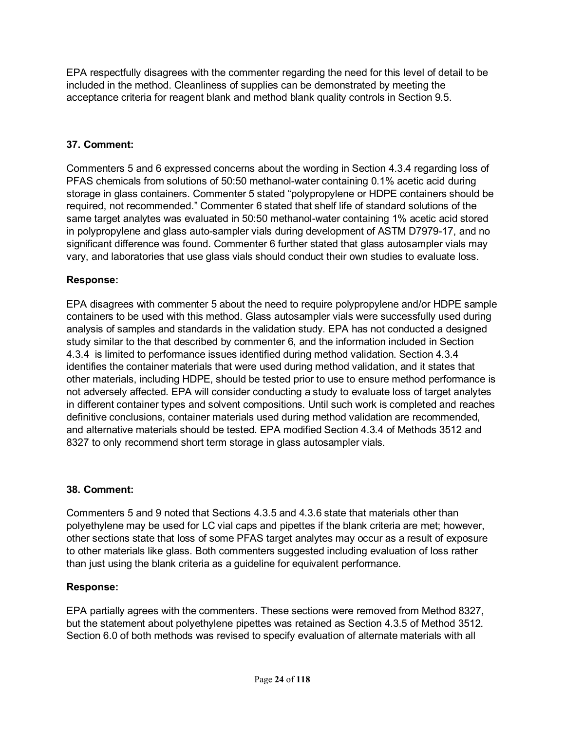EPA respectfully disagrees with the commenter regarding the need for this level of detail to be included in the method. Cleanliness of supplies can be demonstrated by meeting the acceptance criteria for reagent blank and method blank quality controls in Section 9.5.

**37. Comment:**

Commenters 5 and 6 expressed concerns about the wording in Section 4.3.4 regarding loss of PFAS chemicals from solutions of 50:50 methanol-water containing 0.1% acetic acid during storage in glass containers. Commenter 5 stated "polypropylene or HDPE containers should be required, not recommended." Commenter 6 stated that shelf life of standard solutions of the same target analytes was evaluated in 50:50 methanol-water containing 1% acetic acid stored in polypropylene and glass auto-sampler vials during development of ASTM D7979-17, and no significant difference was found. Commenter 6 further stated that glass autosampler vials may vary, and laboratories that use glass vials should conduct their own studies to evaluate loss.

**Response:**

EPA disagrees with commenter 5 about the need to require polypropylene and/or HDPE sample containers to be used with this method. Glass autosampler vials were successfully used during analysis of samples and standards in the validation study. EPA has not conducted a designed study similar to the that described by commenter 6, and the information included in Section 4.3.4 is limited to performance issues identified during method validation. Section 4.3.4 identifies the container materials that were used during method validation, and it states that other materials, including HDPE, should be tested prior to use to ensure method performance is not adversely affected. EPA will consider conducting a study to evaluate loss of target analytes in different container types and solvent compositions. Until such work is completed and reaches definitive conclusions, container materials used during method validation are recommended, and alternative materials should be tested. EPA modified Section 4.3.4 of Methods 3512 and 8327 to only recommend short term storage in glass autosampler vials.

**38. Comment:**

Commenters 5 and 9 noted that Sections 4.3.5 and 4.3.6 state that materials other than polyethylene may be used for LC vial caps and pipettes if the blank criteria are met; however, other sections state that loss of some PFAS target analytes may occur as a result of exposure to other materials like glass. Both commenters suggested including evaluation of loss rather than just using the blank criteria as a guideline for equivalent performance.

**Response:**

EPA partially agrees with the commenters. These sections were removed from Method 8327, but the statement about polyethylene pipettes was retained as Section 4.3.5 of Method 3512. Section 6.0 of both methods was revised to specify evaluation of alternate materials with all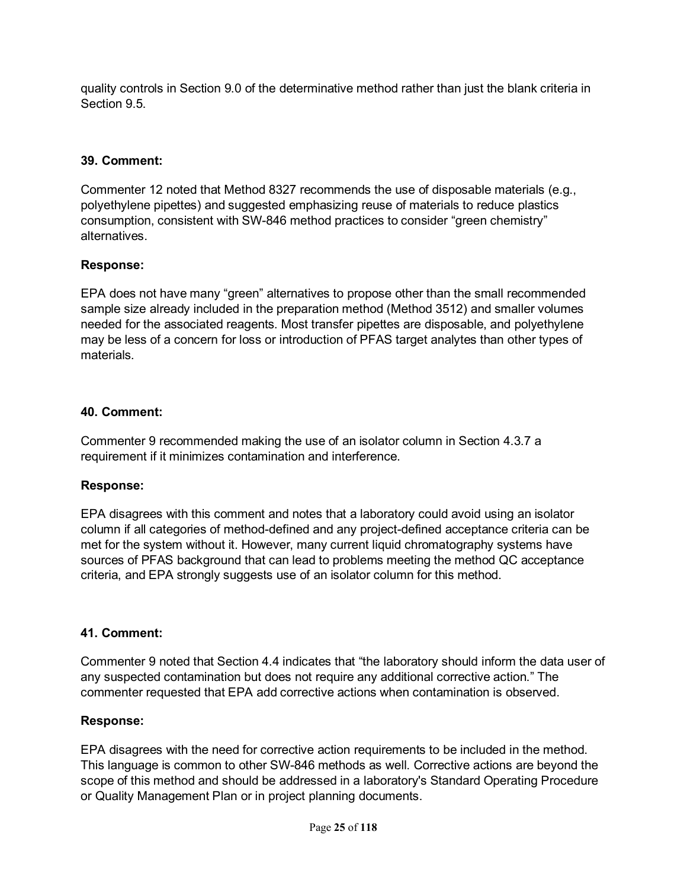quality controls in Section 9.0 of the determinative method rather than just the blank criteria in Section 9.5.

**39. Comment:**

Commenter 12 noted that Method 8327 recommends the use of disposable materials (e.g., polyethylene pipettes) and suggested emphasizing reuse of materials to reduce plastics consumption, consistent with SW-846 method practices to consider "green chemistry" alternatives.

**Response:**

EPA does not have many "green" alternatives to propose other than the small recommended sample size already included in the preparation method (Method 3512) and smaller volumes needed for the associated reagents. Most transfer pipettes are disposable, and polyethylene may be less of a concern for loss or introduction of PFAS target analytes than other types of materials.

**40. Comment:**

Commenter 9 recommended making the use of an isolator column in Section 4.3.7 a requirement if it minimizes contamination and interference.

**Response:**

EPA disagrees with this comment and notes that a laboratory could avoid using an isolator column if all categories of method-defined and any project-defined acceptance criteria can be met for the system without it. However, many current liquid chromatography systems have sources of PFAS background that can lead to problems meeting the method QC acceptance criteria, and EPA strongly suggests use of an isolator column for this method.

**41. Comment:**

Commenter 9 noted that Section 4.4 indicates that "the laboratory should inform the data user of any suspected contamination but does not require any additional corrective action." The commenter requested that EPA add corrective actions when contamination is observed.

**Response:**

EPA disagrees with the need for corrective action requirements to be included in the method. This language is common to other SW-846 methods as well. Corrective actions are beyond the scope of this method and should be addressed in a laboratory's Standard Operating Procedure or Quality Management Plan or in project planning documents.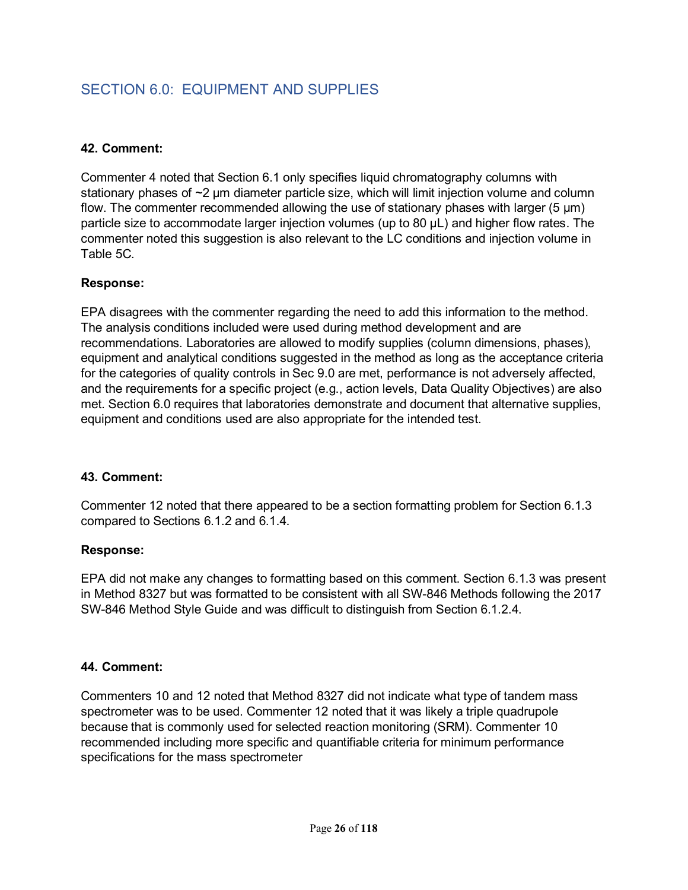## SECTION 6.0: EQUIPMENT AND SUPPLIES

**42. Comment:**

Commenter 4 noted that Section 6.1 only specifies liquid chromatography columns with stationary phases of ~2 µm diameter particle size, which will limit injection volume and column flow. The commenter recommended allowing the use of stationary phases with larger (5 µm) particle size to accommodate larger injection volumes (up to 80 µL) and higher flow rates. The commenter noted this suggestion is also relevant to the LC conditions and injection volume in Table 5C.

**Response:**

EPA disagrees with the commenter regarding the need to add this information to the method. The analysis conditions included were used during method development and are recommendations. Laboratories are allowed to modify supplies (column dimensions, phases), equipment and analytical conditions suggested in the method as long as the acceptance criteria for the categories of quality controls in Sec 9.0 are met, performance is not adversely affected, and the requirements for a specific project (e.g., action levels, Data Quality Objectives) are also met. Section 6.0 requires that laboratories demonstrate and document that alternative supplies, equipment and conditions used are also appropriate for the intended test.

**43. Comment:**

Commenter 12 noted that there appeared to be a section formatting problem for Section 6.1.3 compared to Sections 6.1.2 and 6.1.4.

**Response:**

EPA did not make any changes to formatting based on this comment. Section 6.1.3 was present in Method 8327 but was formatted to be consistent with all SW-846 Methods following the 2017 SW-846 Method Style Guide and was difficult to distinguish from Section 6.1.2.4.

**44. Comment:**

Commenters 10 and 12 noted that Method 8327 did not indicate what type of tandem mass spectrometer was to be used. Commenter 12 noted that it was likely a triple quadrupole because that is commonly used for selected reaction monitoring (SRM). Commenter 10 recommended including more specific and quantifiable criteria for minimum performance specifications for the mass spectrometer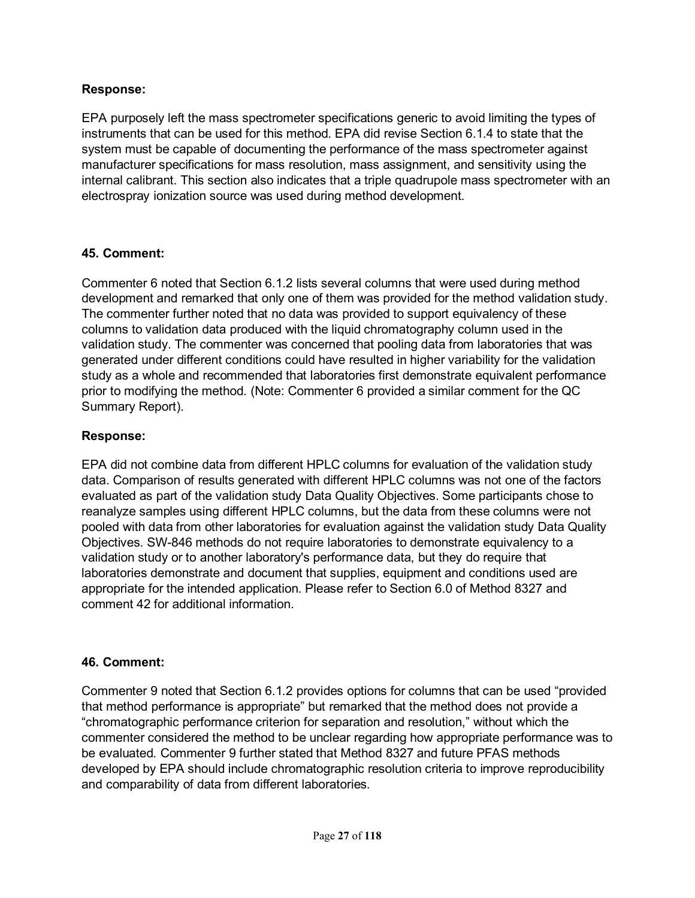**Response:**

EPA purposely left the mass spectrometer specifications generic to avoid limiting the types of instruments that can be used for this method. EPA did revise Section 6.1.4 to state that the system must be capable of documenting the performance of the mass spectrometer against manufacturer specifications for mass resolution, mass assignment, and sensitivity using the internal calibrant. This section also indicates that a triple quadrupole mass spectrometer with an electrospray ionization source was used during method development.

**45. Comment:**

Commenter 6 noted that Section 6.1.2 lists several columns that were used during method development and remarked that only one of them was provided for the method validation study. The commenter further noted that no data was provided to support equivalency of these columns to validation data produced with the liquid chromatography column used in the validation study. The commenter was concerned that pooling data from laboratories that was generated under different conditions could have resulted in higher variability for the validation study as a whole and recommended that laboratories first demonstrate equivalent performance prior to modifying the method. (Note: Commenter 6 provided a similar comment for the QC Summary Report).

**Response:**

EPA did not combine data from different HPLC columns for evaluation of the validation study data. Comparison of results generated with different HPLC columns was not one of the factors evaluated as part of the validation study Data Quality Objectives. Some participants chose to reanalyze samples using different HPLC columns, but the data from these columns were not pooled with data from other laboratories for evaluation against the validation study Data Quality Objectives. SW-846 methods do not require laboratories to demonstrate equivalency to a validation study or to another laboratory's performance data, but they do require that laboratories demonstrate and document that supplies, equipment and conditions used are appropriate for the intended application. Please refer to Section 6.0 of Method 8327 and comment 42 for additional information.

**46. Comment:**

Commenter 9 noted that Section 6.1.2 provides options for columns that can be used "provided that method performance is appropriate" but remarked that the method does not provide a "chromatographic performance criterion for separation and resolution," without which the commenter considered the method to be unclear regarding how appropriate performance was to be evaluated. Commenter 9 further stated that Method 8327 and future PFAS methods developed by EPA should include chromatographic resolution criteria to improve reproducibility and comparability of data from different laboratories.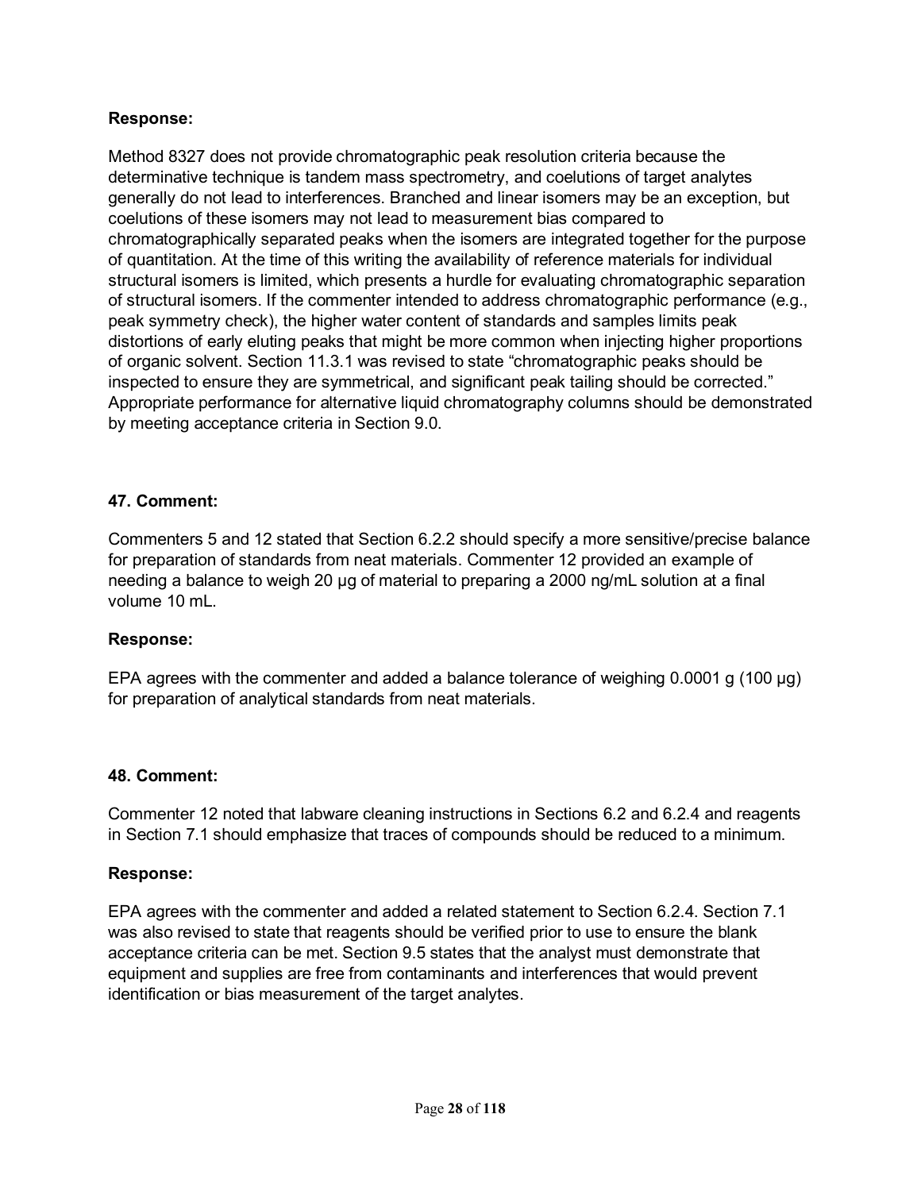**Response:**

Method 8327 does not provide chromatographic peak resolution criteria because the determinative technique is tandem mass spectrometry, and coelutions of target analytes generally do not lead to interferences. Branched and linear isomers may be an exception, but coelutions of these isomers may not lead to measurement bias compared to chromatographically separated peaks when the isomers are integrated together for the purpose of quantitation. At the time of this writing the availability of reference materials for individual structural isomers is limited, which presents a hurdle for evaluating chromatographic separation of structural isomers. If the commenter intended to address chromatographic performance (e.g., peak symmetry check), the higher water content of standards and samples limits peak distortions of early eluting peaks that might be more common when injecting higher proportions of organic solvent. Section 11.3.1 was revised to state "chromatographic peaks should be inspected to ensure they are symmetrical, and significant peak tailing should be corrected." Appropriate performance for alternative liquid chromatography columns should be demonstrated by meeting acceptance criteria in Section 9.0.

**47. Comment:**

Commenters 5 and 12 stated that Section 6.2.2 should specify a more sensitive/precise balance for preparation of standards from neat materials. Commenter 12 provided an example of needing a balance to weigh 20 µg of material to preparing a 2000 ng/mL solution at a final volume 10 mL.

**Response:**

EPA agrees with the commenter and added a balance tolerance of weighing 0.0001 g (100 µg) for preparation of analytical standards from neat materials.

**48. Comment:**

Commenter 12 noted that labware cleaning instructions in Sections 6.2 and 6.2.4 and reagents in Section 7.1 should emphasize that traces of compounds should be reduced to a minimum.

**Response:**

EPA agrees with the commenter and added a related statement to Section 6.2.4. Section 7.1 was also revised to state that reagents should be verified prior to use to ensure the blank acceptance criteria can be met. Section 9.5 states that the analyst must demonstrate that equipment and supplies are free from contaminants and interferences that would prevent identification or bias measurement of the target analytes.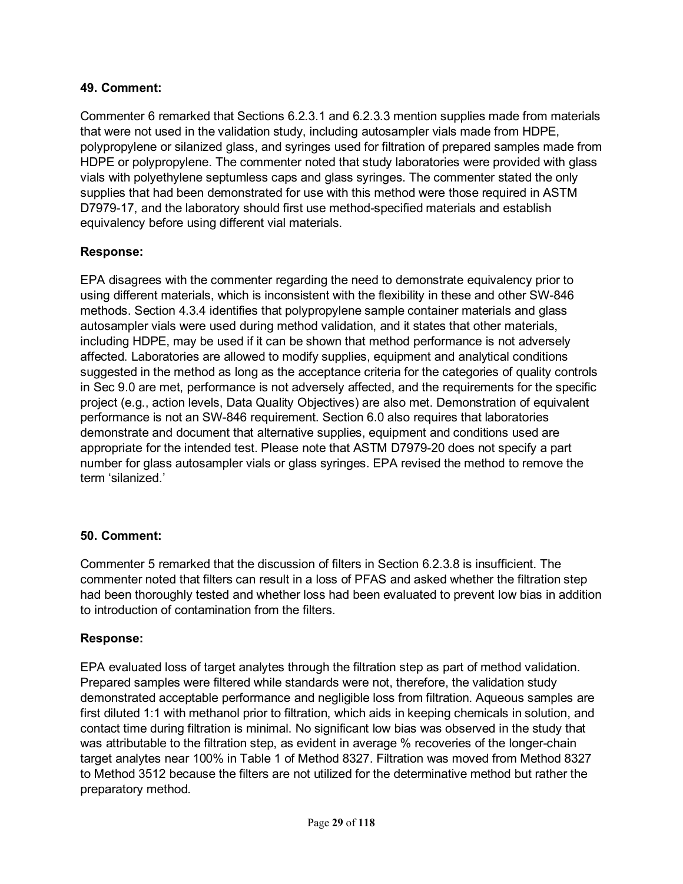**49. Comment:**

Commenter 6 remarked that Sections 6.2.3.1 and 6.2.3.3 mention supplies made from materials that were not used in the validation study, including autosampler vials made from HDPE, polypropylene or silanized glass, and syringes used for filtration of prepared samples made from HDPE or polypropylene. The commenter noted that study laboratories were provided with glass vials with polyethylene septumless caps and glass syringes. The commenter stated the only supplies that had been demonstrated for use with this method were those required in ASTM D7979-17, and the laboratory should first use method-specified materials and establish equivalency before using different vial materials.

**Response:**

EPA disagrees with the commenter regarding the need to demonstrate equivalency prior to using different materials, which is inconsistent with the flexibility in these and other SW-846 methods. Section 4.3.4 identifies that polypropylene sample container materials and glass autosampler vials were used during method validation, and it states that other materials, including HDPE, may be used if it can be shown that method performance is not adversely affected. Laboratories are allowed to modify supplies, equipment and analytical conditions suggested in the method as long as the acceptance criteria for the categories of quality controls in Sec 9.0 are met, performance is not adversely affected, and the requirements for the specific project (e.g., action levels, Data Quality Objectives) are also met. Demonstration of equivalent performance is not an SW-846 requirement. Section 6.0 also requires that laboratories demonstrate and document that alternative supplies, equipment and conditions used are appropriate for the intended test. Please note that ASTM D7979-20 does not specify a part number for glass autosampler vials or glass syringes. EPA revised the method to remove the term 'silanized.'

**50. Comment:**

Commenter 5 remarked that the discussion of filters in Section 6.2.3.8 is insufficient. The commenter noted that filters can result in a loss of PFAS and asked whether the filtration step had been thoroughly tested and whether loss had been evaluated to prevent low bias in addition to introduction of contamination from the filters.

**Response:**

EPA evaluated loss of target analytes through the filtration step as part of method validation. Prepared samples were filtered while standards were not, therefore, the validation study demonstrated acceptable performance and negligible loss from filtration. Aqueous samples are first diluted 1:1 with methanol prior to filtration, which aids in keeping chemicals in solution, and contact time during filtration is minimal. No significant low bias was observed in the study that was attributable to the filtration step, as evident in average % recoveries of the longer-chain target analytes near 100% in Table 1 of Method 8327. Filtration was moved from Method 8327 to Method 3512 because the filters are not utilized for the determinative method but rather the preparatory method.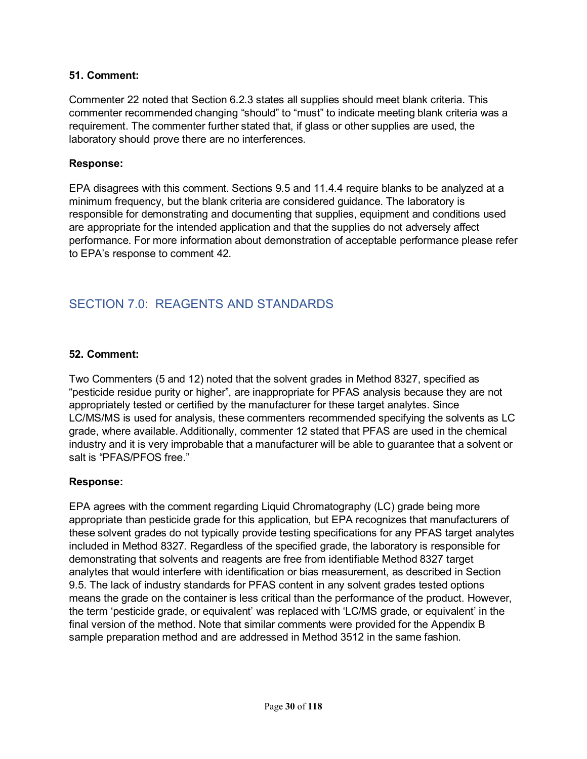**51. Comment:**

Commenter 22 noted that Section 6.2.3 states all supplies should meet blank criteria. This commenter recommended changing “should” to “must” to indicate meeting blank criteria was a requirement. The commenter further stated that, if glass or other supplies are used, the laboratory should prove there are no interferences.

**Response:**

EPA disagrees with this comment. Sections 9.5 and 11.4.4 require blanks to be analyzed at a minimum frequency, but the blank criteria are considered guidance. The laboratory is responsible for demonstrating and documenting that supplies, equipment and conditions used are appropriate for the intended application and that the supplies do not adversely affect performance. For more information about demonstration of acceptable performance please refer to EPA’s response to comment 42.

## SECTION 7.0: REAGENTS AND STANDARDS

**52. Comment:**

Two Commenters (5 and 12) noted that the solvent grades in Method 8327, specified as “pesticide residue purity or higher”, are inappropriate for PFAS analysis because they are not appropriately tested or certified by the manufacturer for these target analytes. Since LC/MS/MS is used for analysis, these commenters recommended specifying the solvents as LC grade, where available. Additionally, commenter 12 stated that PFAS are used in the chemical industry and it is very improbable that a manufacturer will be able to guarantee that a solvent or salt is “PFAS/PFOS free.”

**Response:**

EPA agrees with the comment regarding Liquid Chromatography (LC) grade being more appropriate than pesticide grade for this application, but EPA recognizes that manufacturers of these solvent grades do not typically provide testing specifications for any PFAS target analytes included in Method 8327. Regardless of the specified grade, the laboratory is responsible for demonstrating that solvents and reagents are free from identifiable Method 8327 target analytes that would interfere with identification or bias measurement, as described in Section 9.5. The lack of industry standards for PFAS content in any solvent grades tested options means the grade on the container is less critical than the performance of the product. However, the term ‘pesticide grade, or equivalent’ was replaced with ‘LC/MS grade, or equivalent’ in the final version of the method. Note that similar comments were provided for the Appendix B sample preparation method and are addressed in Method 3512 in the same fashion.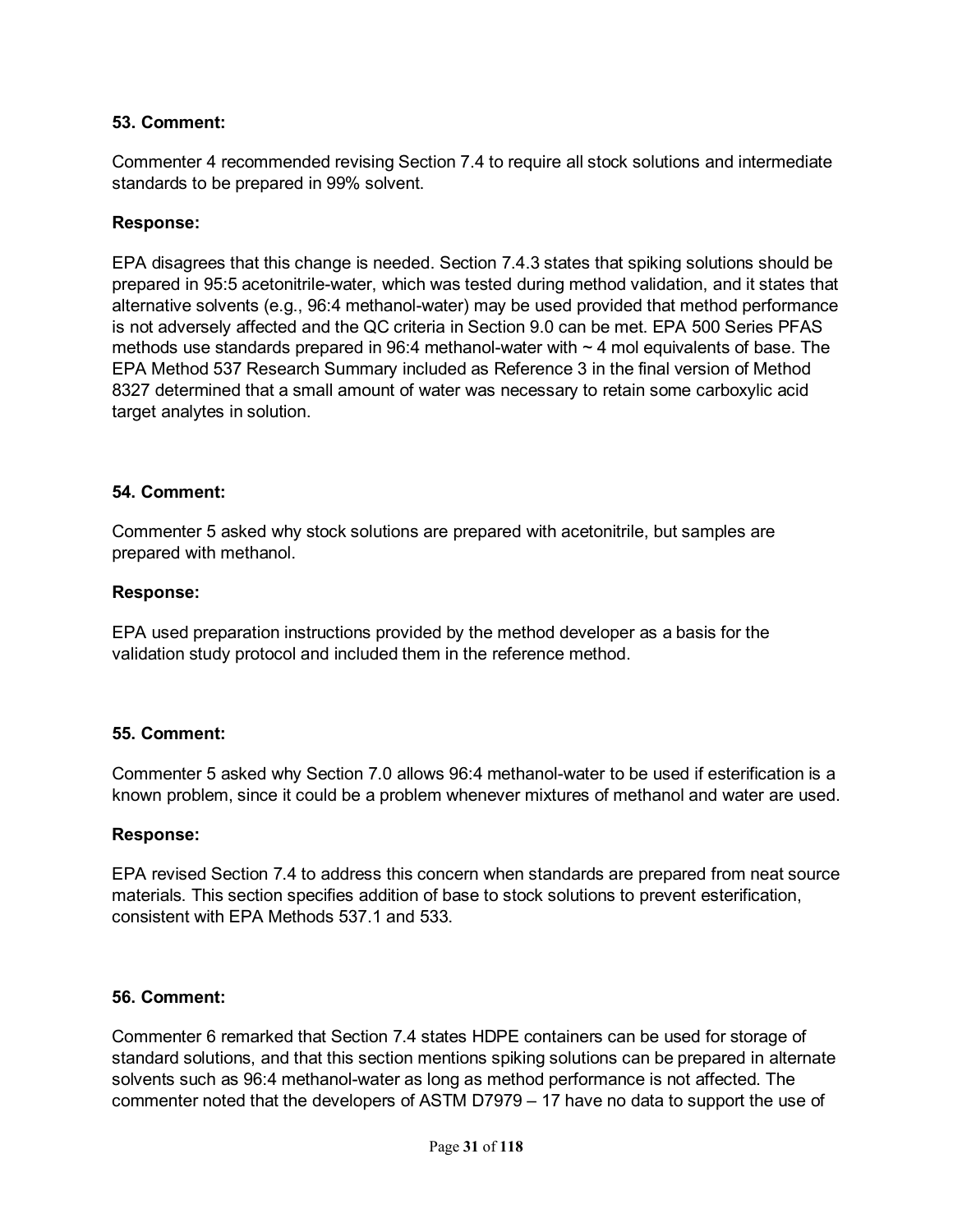**53. Comment:**

Commenter 4 recommended revising Section 7.4 to require all stock solutions and intermediate standards to be prepared in 99% solvent.

**Response:**

EPA disagrees that this change is needed. Section 7.4.3 states that spiking solutions should be prepared in 95:5 acetonitrile-water, which was tested during method validation, and it states that alternative solvents (e.g., 96:4 methanol-water) may be used provided that method performance is not adversely affected and the QC criteria in Section 9.0 can be met. EPA 500 Series PFAS methods use standards prepared in 96:4 methanol-water with ~ 4 mol equivalents of base. The EPA Method 537 Research Summary included as Reference 3 in the final version of Method 8327 determined that a small amount of water was necessary to retain some carboxylic acid target analytes in solution.

**54. Comment:**

Commenter 5 asked why stock solutions are prepared with acetonitrile, but samples are prepared with methanol.

**Response:**

EPA used preparation instructions provided by the method developer as a basis for the validation study protocol and included them in the reference method.

**55. Comment:**

Commenter 5 asked why Section 7.0 allows 96:4 methanol-water to be used if esterification is a known problem, since it could be a problem whenever mixtures of methanol and water are used.

**Response:**

EPA revised Section 7.4 to address this concern when standards are prepared from neat source materials. This section specifies addition of base to stock solutions to prevent esterification, consistent with EPA Methods 537.1 and 533.

**56. Comment:**

Commenter 6 remarked that Section 7.4 states HDPE containers can be used for storage of standard solutions, and that this section mentions spiking solutions can be prepared in alternate solvents such as 96:4 methanol-water as long as method performance is not affected. The commenter noted that the developers of ASTM D7979 – 17 have no data to support the use of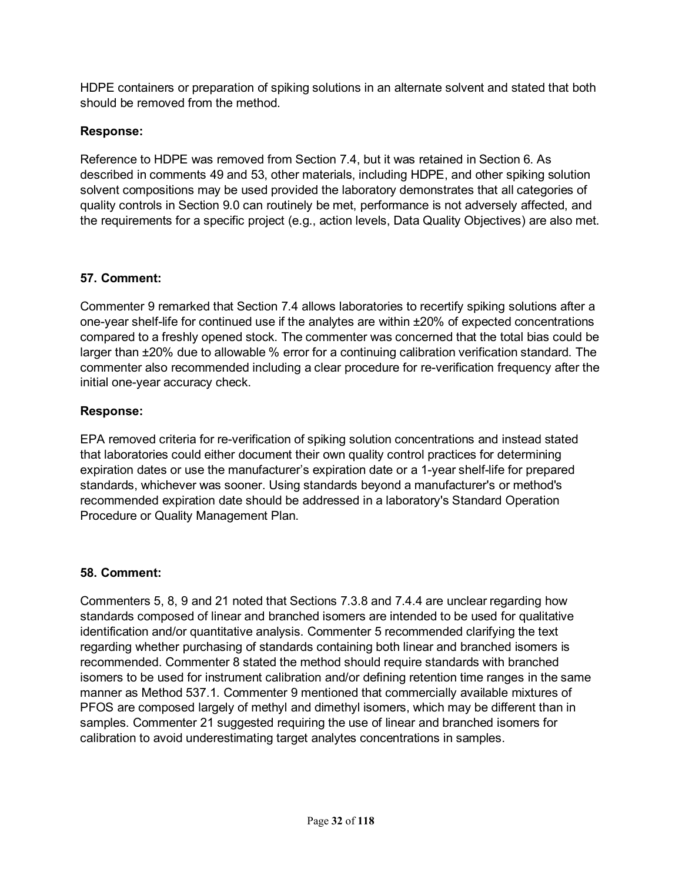HDPE containers or preparation of spiking solutions in an alternate solvent and stated that both should be removed from the method.

**Response:**

Reference to HDPE was removed from Section 7.4, but it was retained in Section 6. As described in comments 49 and 53, other materials, including HDPE, and other spiking solution solvent compositions may be used provided the laboratory demonstrates that all categories of quality controls in Section 9.0 can routinely be met, performance is not adversely affected, and the requirements for a specific project (e.g., action levels, Data Quality Objectives) are also met.

**57. Comment:**

Commenter 9 remarked that Section 7.4 allows laboratories to recertify spiking solutions after a one-year shelf-life for continued use if the analytes are within ±20% of expected concentrations compared to a freshly opened stock. The commenter was concerned that the total bias could be larger than ±20% due to allowable % error for a continuing calibration verification standard. The commenter also recommended including a clear procedure for re-verification frequency after the initial one-year accuracy check.

**Response:**

EPA removed criteria for re-verification of spiking solution concentrations and instead stated that laboratories could either document their own quality control practices for determining expiration dates or use the manufacturer's expiration date or a 1-year shelf-life for prepared standards, whichever was sooner. Using standards beyond a manufacturer's or method's recommended expiration date should be addressed in a laboratory's Standard Operation Procedure or Quality Management Plan.

**58. Comment:**

Commenters 5, 8, 9 and 21 noted that Sections 7.3.8 and 7.4.4 are unclear regarding how standards composed of linear and branched isomers are intended to be used for qualitative identification and/or quantitative analysis. Commenter 5 recommended clarifying the text regarding whether purchasing of standards containing both linear and branched isomers is recommended. Commenter 8 stated the method should require standards with branched isomers to be used for instrument calibration and/or defining retention time ranges in the same manner as Method 537.1. Commenter 9 mentioned that commercially available mixtures of PFOS are composed largely of methyl and dimethyl isomers, which may be different than in samples. Commenter 21 suggested requiring the use of linear and branched isomers for calibration to avoid underestimating target analytes concentrations in samples.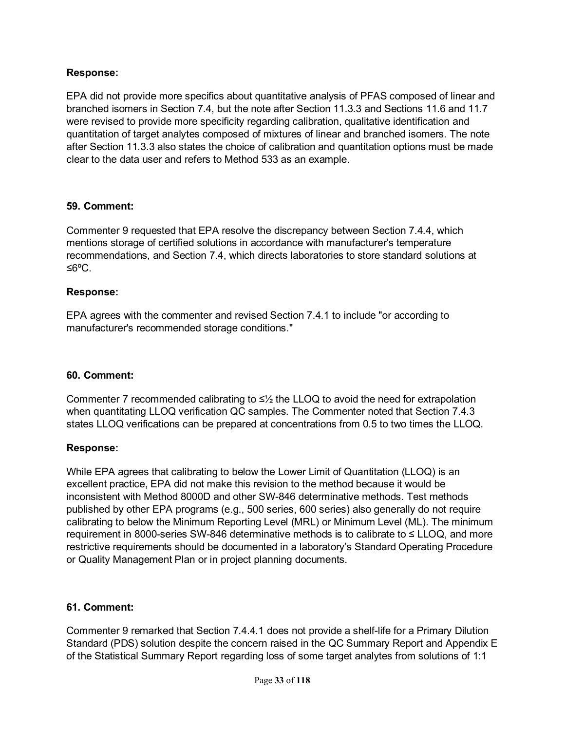**Response:**

EPA did not provide more specifics about quantitative analysis of PFAS composed of linear and branched isomers in Section 7.4, but the note after Section 11.3.3 and Sections 11.6 and 11.7 were revised to provide more specificity regarding calibration, qualitative identification and quantitation of target analytes composed of mixtures of linear and branched isomers. The note after Section 11.3.3 also states the choice of calibration and quantitation options must be made clear to the data user and refers to Method 533 as an example.

**59. Comment:**

Commenter 9 requested that EPA resolve the discrepancy between Section 7.4.4, which mentions storage of certified solutions in accordance with manufacturer's temperature recommendations, and Section 7.4, which directs laboratories to store standard solutions at ≤6ºC.

**Response:**

EPA agrees with the commenter and revised Section 7.4.1 to include "or according to manufacturer's recommended storage conditions."

**60. Comment:**

Commenter 7 recommended calibrating to ≤½ the LLOQ to avoid the need for extrapolation when quantitating LLOQ verification QC samples. The Commenter noted that Section 7.4.3 states LLOQ verifications can be prepared at concentrations from 0.5 to two times the LLOQ.

**Response:**

While EPA agrees that calibrating to below the Lower Limit of Quantitation (LLOQ) is an excellent practice, EPA did not make this revision to the method because it would be inconsistent with Method 8000D and other SW-846 determinative methods. Test methods published by other EPA programs (e.g., 500 series, 600 series) also generally do not require calibrating to below the Minimum Reporting Level (MRL) or Minimum Level (ML). The minimum requirement in 8000-series SW-846 determinative methods is to calibrate to ≤ LLOQ, and more restrictive requirements should be documented in a laboratory's Standard Operating Procedure or Quality Management Plan or in project planning documents.

**61. Comment:**

Commenter 9 remarked that Section 7.4.4.1 does not provide a shelf-life for a Primary Dilution Standard (PDS) solution despite the concern raised in the QC Summary Report and Appendix E of the Statistical Summary Report regarding loss of some target analytes from solutions of 1:1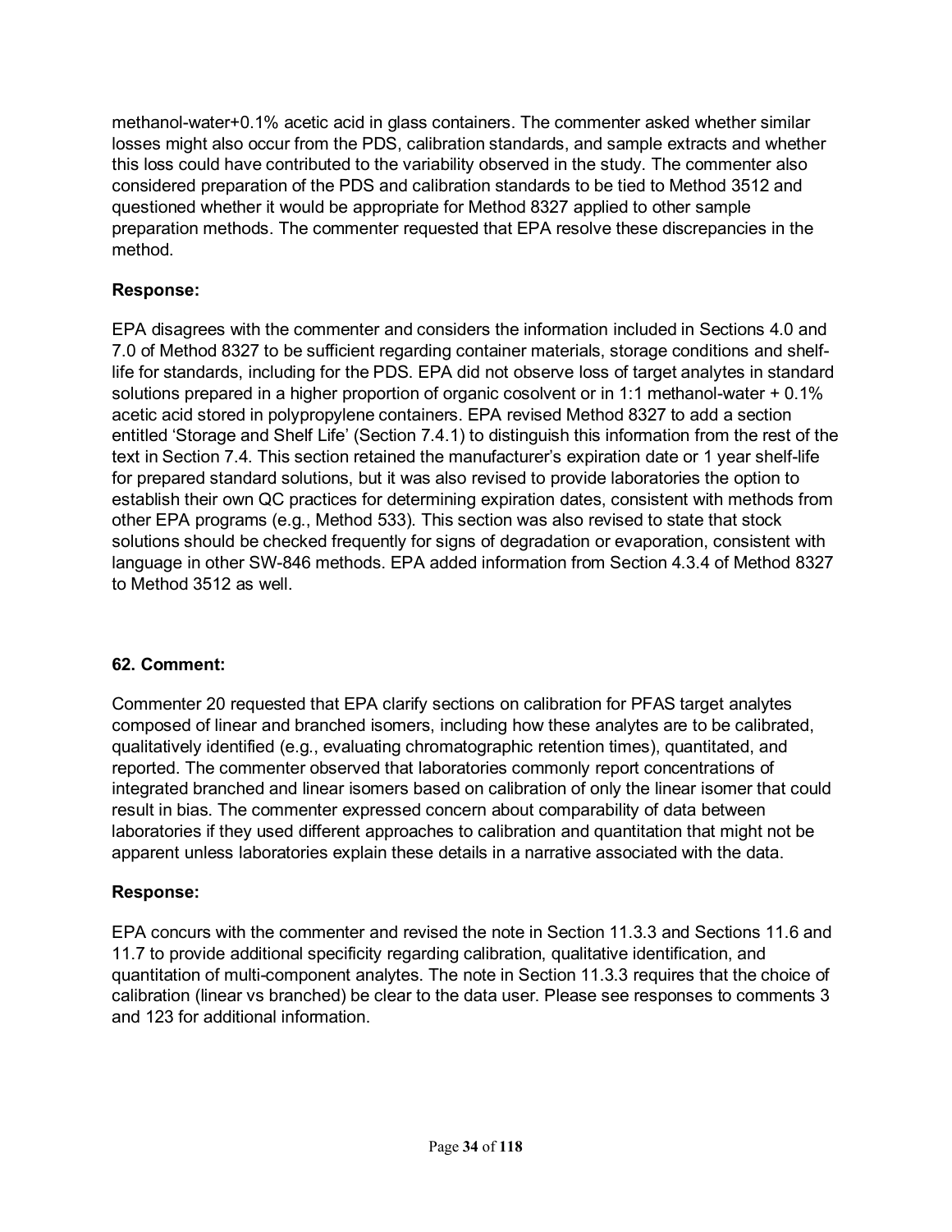methanol-water+0.1% acetic acid in glass containers. The commenter asked whether similar losses might also occur from the PDS, calibration standards, and sample extracts and whether this loss could have contributed to the variability observed in the study. The commenter also considered preparation of the PDS and calibration standards to be tied to Method 3512 and questioned whether it would be appropriate for Method 8327 applied to other sample preparation methods. The commenter requested that EPA resolve these discrepancies in the method.

**Response:**

EPA disagrees with the commenter and considers the information included in Sections 4.0 and 7.0 of Method 8327 to be sufficient regarding container materials, storage conditions and shelf-life for standards, including for the PDS. EPA did not observe loss of target analytes in standard solutions prepared in a higher proportion of organic cosolvent or in 1:1 methanol-water + 0.1% acetic acid stored in polypropylene containers. EPA revised Method 8327 to add a section entitled 'Storage and Shelf Life' (Section 7.4.1) to distinguish this information from the rest of the text in Section 7.4. This section retained the manufacturer's expiration date or 1 year shelf-life for prepared standard solutions, but it was also revised to provide laboratories the option to establish their own QC practices for determining expiration dates, consistent with methods from other EPA programs (e.g., Method 533). This section was also revised to state that stock solutions should be checked frequently for signs of degradation or evaporation, consistent with language in other SW-846 methods. EPA added information from Section 4.3.4 of Method 8327 to Method 3512 as well.

**62. Comment:**

Commenter 20 requested that EPA clarify sections on calibration for PFAS target analytes composed of linear and branched isomers, including how these analytes are to be calibrated, qualitatively identified (e.g., evaluating chromatographic retention times), quantitated, and reported. The commenter observed that laboratories commonly report concentrations of integrated branched and linear isomers based on calibration of only the linear isomer that could result in bias. The commenter expressed concern about comparability of data between laboratories if they used different approaches to calibration and quantitation that might not be apparent unless laboratories explain these details in a narrative associated with the data.

**Response:**

EPA concurs with the commenter and revised the note in Section 11.3.3 and Sections 11.6 and 11.7 to provide additional specificity regarding calibration, qualitative identification, and quantitation of multi-component analytes. The note in Section 11.3.3 requires that the choice of calibration (linear vs branched) be clear to the data user. Please see responses to comments 3 and 123 for additional information.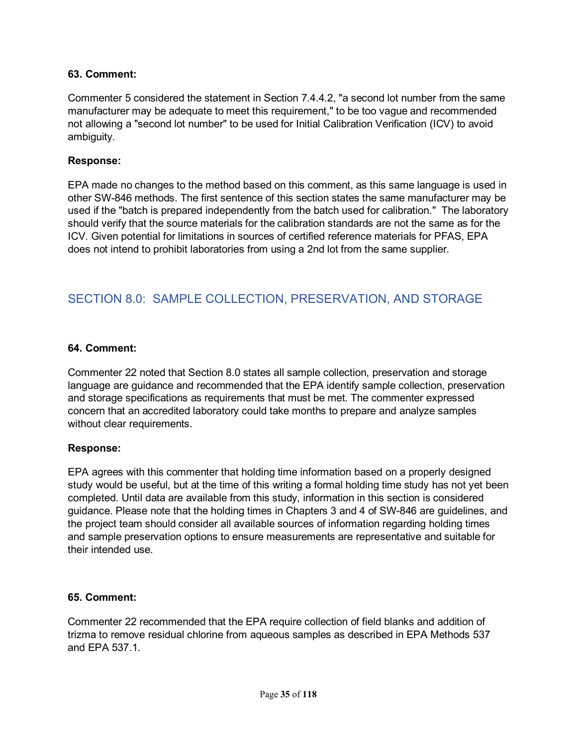**63. Comment:**

Commenter 5 considered the statement in Section 7.4.4.2, "a second lot number from the same manufacturer may be adequate to meet this requirement," to be too vague and recommended not allowing a "second lot number" to be used for Initial Calibration Verification (ICV) to avoid ambiguity.

**Response:**

EPA made no changes to the method based on this comment, as this same language is used in other SW-846 methods. The first sentence of this section states the same manufacturer may be used if the "batch is prepared independently from the batch used for calibration." The laboratory should verify that the source materials for the calibration standards are not the same as for the ICV. Given potential for limitations in sources of certified reference materials for PFAS, EPA does not intend to prohibit laboratories from using a 2nd lot from the same supplier.

## SECTION 8.0: SAMPLE COLLECTION, PRESERVATION, AND STORAGE

**64. Comment:**

Commenter 22 noted that Section 8.0 states all sample collection, preservation and storage language are guidance and recommended that the EPA identify sample collection, preservation and storage specifications as requirements that must be met. The commenter expressed concern that an accredited laboratory could take months to prepare and analyze samples without clear requirements.

**Response:**

EPA agrees with this commenter that holding time information based on a properly designed study would be useful, but at the time of this writing a formal holding time study has not yet been completed. Until data are available from this study, information in this section is considered guidance. Please note that the holding times in Chapters 3 and 4 of SW-846 are guidelines, and the project team should consider all available sources of information regarding holding times and sample preservation options to ensure measurements are representative and suitable for their intended use.

**65. Comment:**

Commenter 22 recommended that the EPA require collection of field blanks and addition of trizma to remove residual chlorine from aqueous samples as described in EPA Methods 537 and EPA 537.1.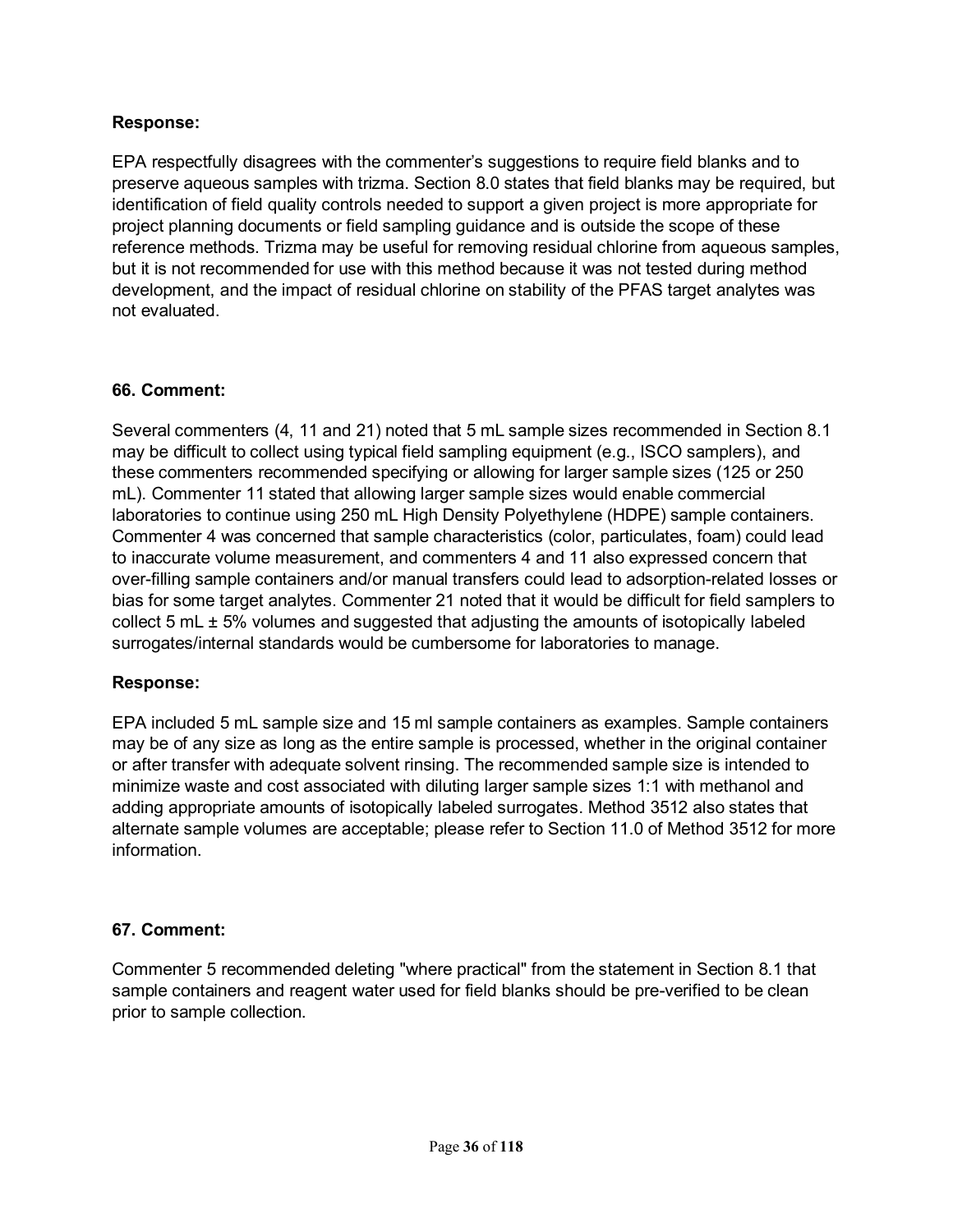**Response:**

EPA respectfully disagrees with the commenter's suggestions to require field blanks and to preserve aqueous samples with trizma. Section 8.0 states that field blanks may be required, but identification of field quality controls needed to support a given project is more appropriate for project planning documents or field sampling guidance and is outside the scope of these reference methods. Trizma may be useful for removing residual chlorine from aqueous samples, but it is not recommended for use with this method because it was not tested during method development, and the impact of residual chlorine on stability of the PFAS target analytes was not evaluated.

**66. Comment:**

Several commenters (4, 11 and 21) noted that 5 mL sample sizes recommended in Section 8.1 may be difficult to collect using typical field sampling equipment (e.g., ISCO samplers), and these commenters recommended specifying or allowing for larger sample sizes (125 or 250 mL). Commenter 11 stated that allowing larger sample sizes would enable commercial laboratories to continue using 250 mL High Density Polyethylene (HDPE) sample containers. Commenter 4 was concerned that sample characteristics (color, particulates, foam) could lead to inaccurate volume measurement, and commenters 4 and 11 also expressed concern that over-filling sample containers and/or manual transfers could lead to adsorption-related losses or bias for some target analytes. Commenter 21 noted that it would be difficult for field samplers to collect 5 mL ± 5% volumes and suggested that adjusting the amounts of isotopically labeled surrogates/internal standards would be cumbersome for laboratories to manage.

**Response:**

EPA included 5 mL sample size and 15 ml sample containers as examples. Sample containers may be of any size as long as the entire sample is processed, whether in the original container or after transfer with adequate solvent rinsing. The recommended sample size is intended to minimize waste and cost associated with diluting larger sample sizes 1:1 with methanol and adding appropriate amounts of isotopically labeled surrogates. Method 3512 also states that alternate sample volumes are acceptable; please refer to Section 11.0 of Method 3512 for more information.

**67. Comment:**

Commenter 5 recommended deleting "where practical" from the statement in Section 8.1 that sample containers and reagent water used for field blanks should be pre-verified to be clean prior to sample collection.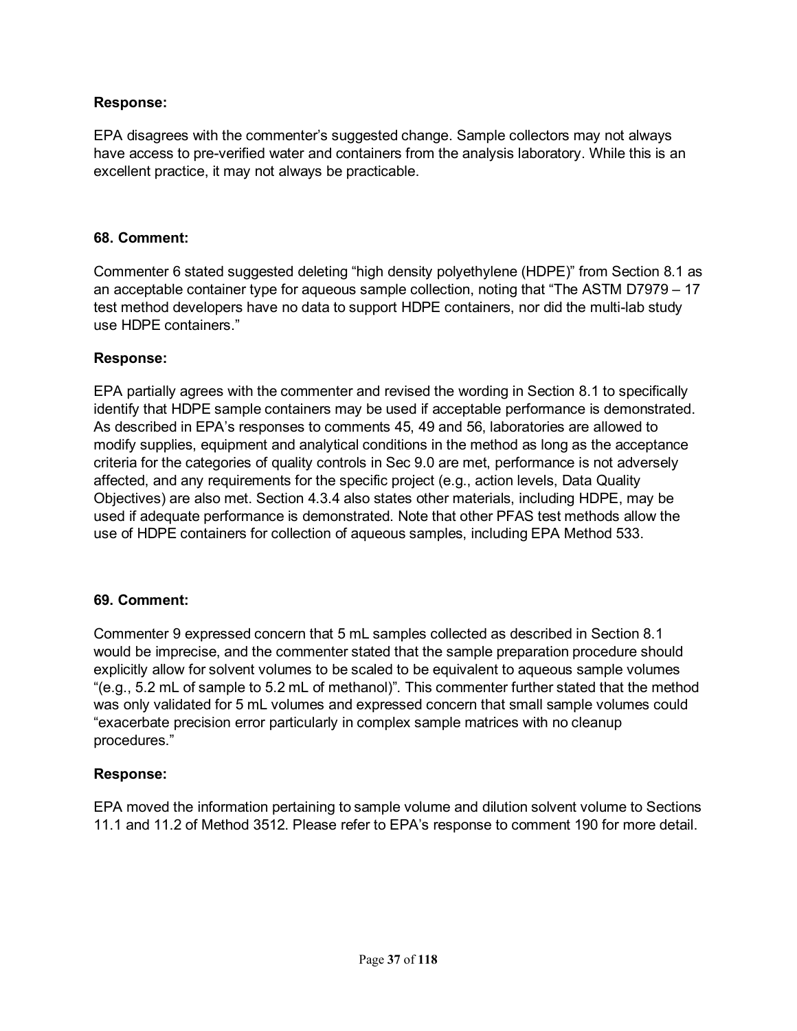**Response:**

EPA disagrees with the commenter's suggested change. Sample collectors may not always have access to pre-verified water and containers from the analysis laboratory. While this is an excellent practice, it may not always be practicable.

**68. Comment:**

Commenter 6 stated suggested deleting "high density polyethylene (HDPE)" from Section 8.1 as an acceptable container type for aqueous sample collection, noting that "The ASTM D7979 – 17 test method developers have no data to support HDPE containers, nor did the multi-lab study use HDPE containers."

**Response:**

EPA partially agrees with the commenter and revised the wording in Section 8.1 to specifically identify that HDPE sample containers may be used if acceptable performance is demonstrated. As described in EPA's responses to comments 45, 49 and 56, laboratories are allowed to modify supplies, equipment and analytical conditions in the method as long as the acceptance criteria for the categories of quality controls in Sec 9.0 are met, performance is not adversely affected, and any requirements for the specific project (e.g., action levels, Data Quality Objectives) are also met. Section 4.3.4 also states other materials, including HDPE, may be used if adequate performance is demonstrated. Note that other PFAS test methods allow the use of HDPE containers for collection of aqueous samples, including EPA Method 533.

**69. Comment:**

Commenter 9 expressed concern that 5 mL samples collected as described in Section 8.1 would be imprecise, and the commenter stated that the sample preparation procedure should explicitly allow for solvent volumes to be scaled to be equivalent to aqueous sample volumes "(e.g., 5.2 mL of sample to 5.2 mL of methanol)". This commenter further stated that the method was only validated for 5 mL volumes and expressed concern that small sample volumes could "exacerbate precision error particularly in complex sample matrices with no cleanup procedures."

**Response:**

EPA moved the information pertaining to sample volume and dilution solvent volume to Sections 11.1 and 11.2 of Method 3512. Please refer to EPA's response to comment 190 for more detail.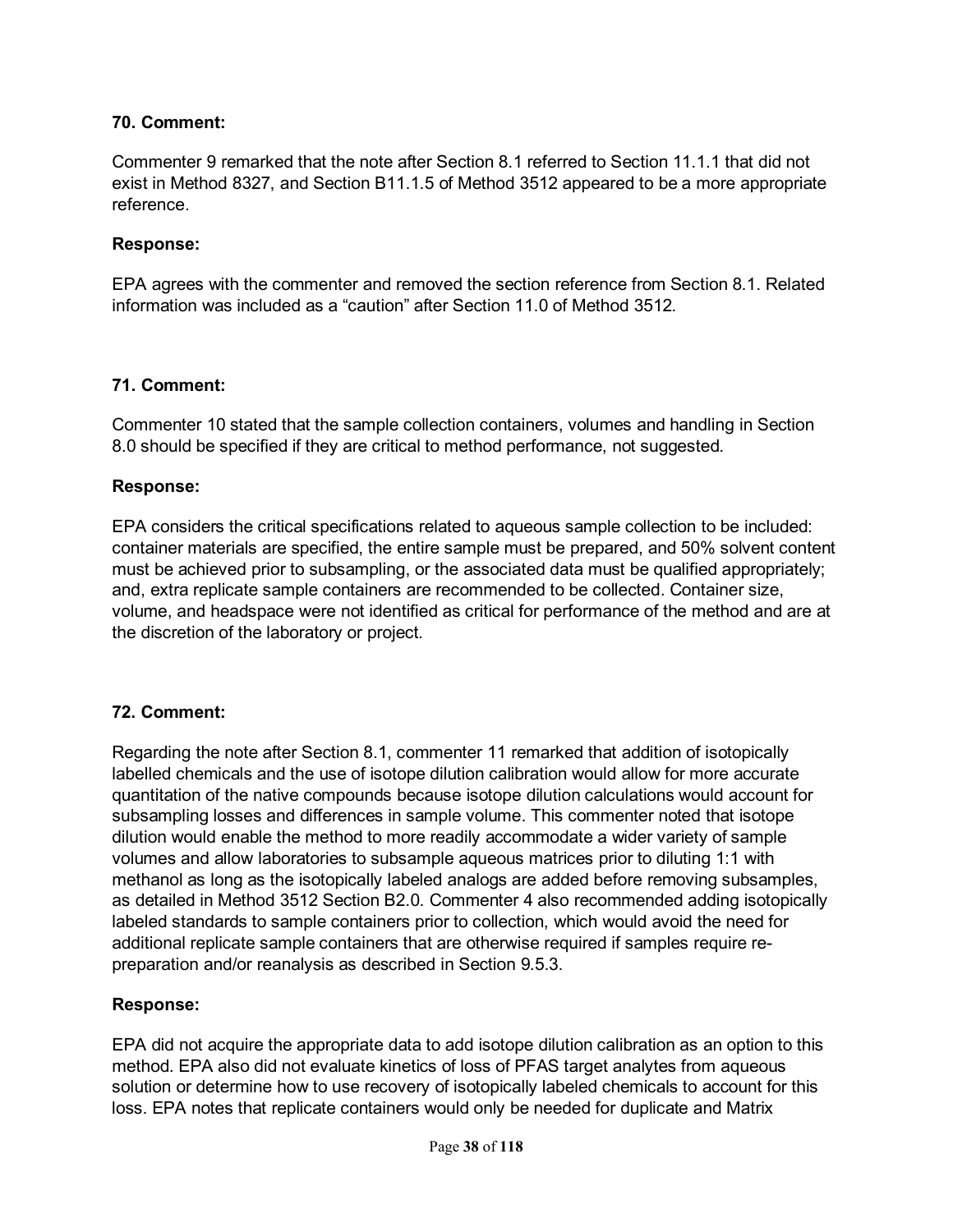**70. Comment:**

Commenter 9 remarked that the note after Section 8.1 referred to Section 11.1.1 that did not exist in Method 8327, and Section B11.1.5 of Method 3512 appeared to be a more appropriate reference.

**Response:**

EPA agrees with the commenter and removed the section reference from Section 8.1. Related information was included as a "caution" after Section 11.0 of Method 3512.

**71. Comment:**

Commenter 10 stated that the sample collection containers, volumes and handling in Section 8.0 should be specified if they are critical to method performance, not suggested.

**Response:**

EPA considers the critical specifications related to aqueous sample collection to be included: container materials are specified, the entire sample must be prepared, and 50% solvent content must be achieved prior to subsampling, or the associated data must be qualified appropriately; and, extra replicate sample containers are recommended to be collected. Container size, volume, and headspace were not identified as critical for performance of the method and are at the discretion of the laboratory or project.

**72. Comment:**

Regarding the note after Section 8.1, commenter 11 remarked that addition of isotopically labelled chemicals and the use of isotope dilution calibration would allow for more accurate quantitation of the native compounds because isotope dilution calculations would account for subsampling losses and differences in sample volume. This commenter noted that isotope dilution would enable the method to more readily accommodate a wider variety of sample volumes and allow laboratories to subsample aqueous matrices prior to diluting 1:1 with methanol as long as the isotopically labeled analogs are added before removing subsamples, as detailed in Method 3512 Section B2.0. Commenter 4 also recommended adding isotopically labeled standards to sample containers prior to collection, which would avoid the need for additional replicate sample containers that are otherwise required if samples require re-preparation and/or reanalysis as described in Section 9.5.3.

**Response:**

EPA did not acquire the appropriate data to add isotope dilution calibration as an option to this method. EPA also did not evaluate kinetics of loss of PFAS target analytes from aqueous solution or determine how to use recovery of isotopically labeled chemicals to account for this loss. EPA notes that replicate containers would only be needed for duplicate and Matrix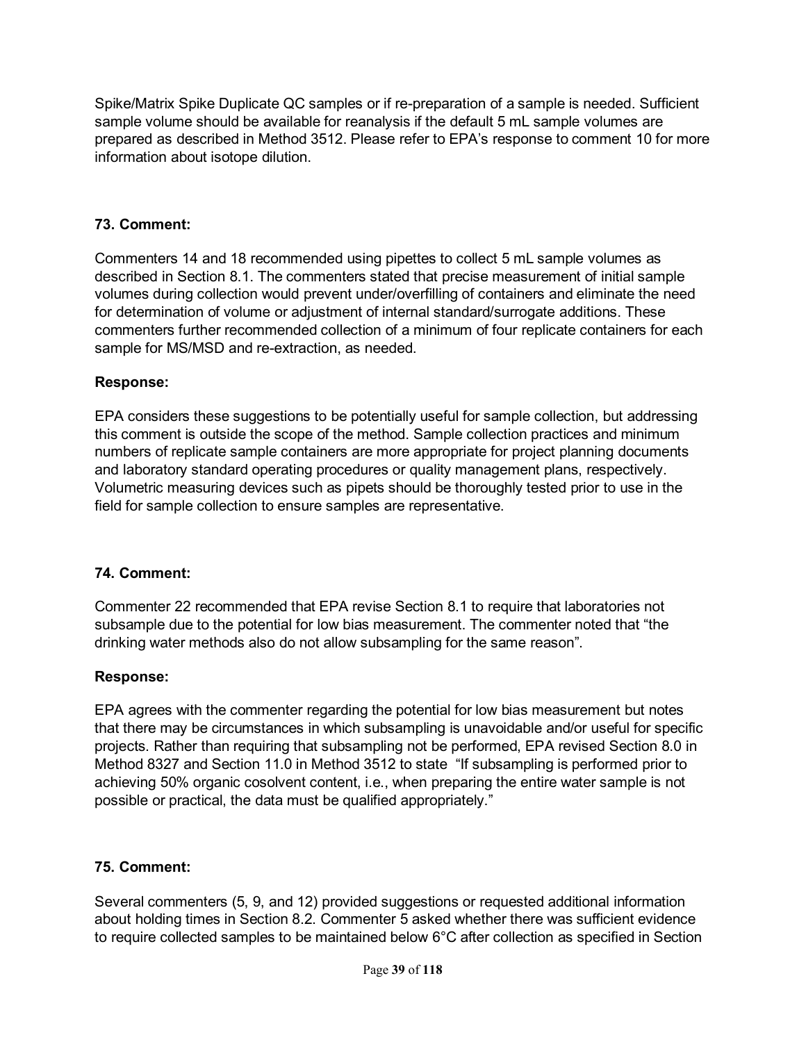Spike/Matrix Spike Duplicate QC samples or if re-preparation of a sample is needed. Sufficient sample volume should be available for reanalysis if the default 5 mL sample volumes are prepared as described in Method 3512. Please refer to EPA's response to comment 10 for more information about isotope dilution.

**73. Comment:**

Commenters 14 and 18 recommended using pipettes to collect 5 mL sample volumes as described in Section 8.1. The commenters stated that precise measurement of initial sample volumes during collection would prevent under/overfilling of containers and eliminate the need for determination of volume or adjustment of internal standard/surrogate additions. These commenters further recommended collection of a minimum of four replicate containers for each sample for MS/MSD and re-extraction, as needed.

**Response:**

EPA considers these suggestions to be potentially useful for sample collection, but addressing this comment is outside the scope of the method. Sample collection practices and minimum numbers of replicate sample containers are more appropriate for project planning documents and laboratory standard operating procedures or quality management plans, respectively. Volumetric measuring devices such as pipets should be thoroughly tested prior to use in the field for sample collection to ensure samples are representative.

**74. Comment:**

Commenter 22 recommended that EPA revise Section 8.1 to require that laboratories not subsample due to the potential for low bias measurement. The commenter noted that "the drinking water methods also do not allow subsampling for the same reason".

**Response:**

EPA agrees with the commenter regarding the potential for low bias measurement but notes that there may be circumstances in which subsampling is unavoidable and/or useful for specific projects. Rather than requiring that subsampling not be performed, EPA revised Section 8.0 in Method 8327 and Section 11.0 in Method 3512 to state "If subsampling is performed prior to achieving 50% organic cosolvent content, i.e., when preparing the entire water sample is not possible or practical, the data must be qualified appropriately."

**75. Comment:**

Several commenters (5, 9, and 12) provided suggestions or requested additional information about holding times in Section 8.2. Commenter 5 asked whether there was sufficient evidence to require collected samples to be maintained below 6°C after collection as specified in Section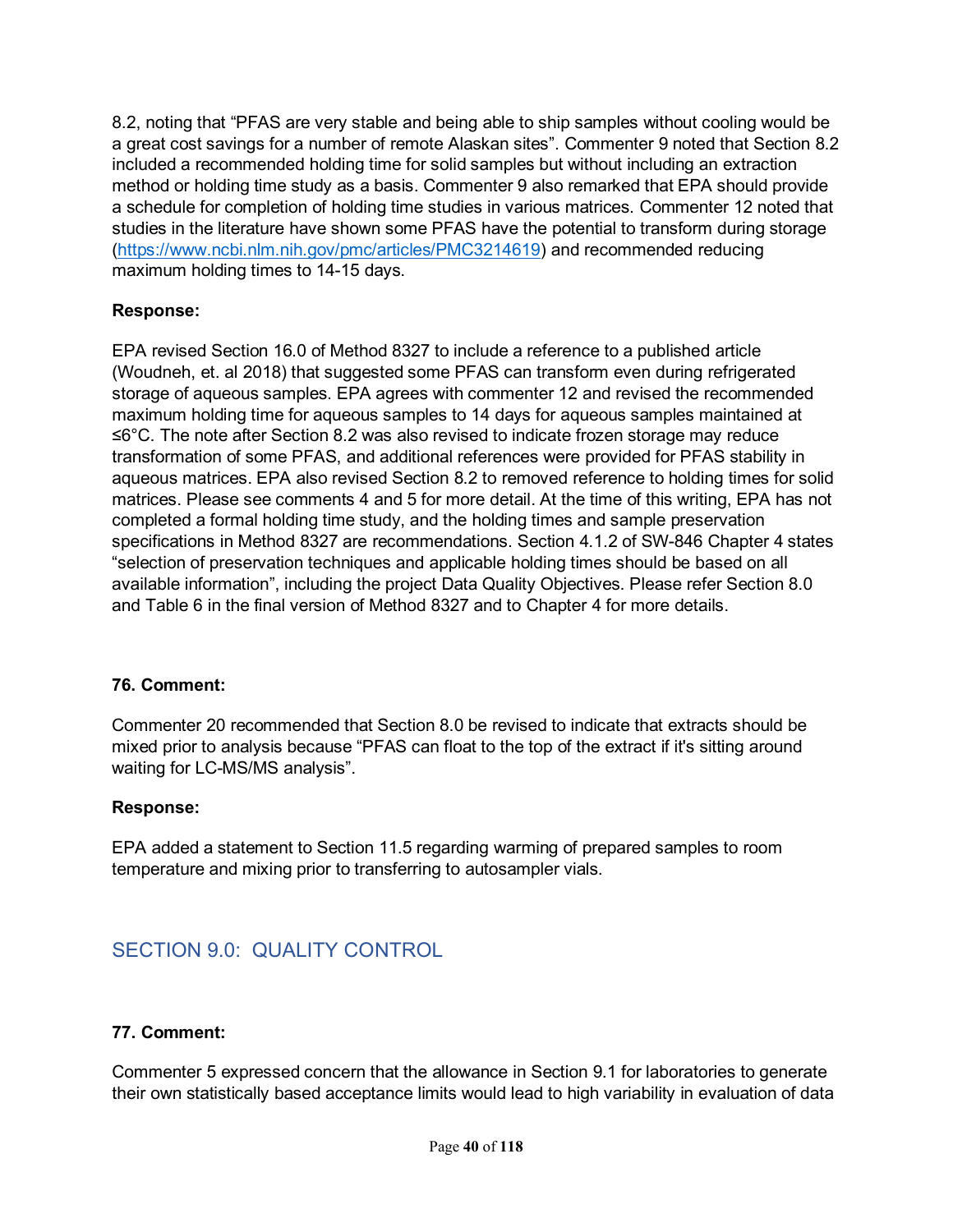8.2, noting that "PFAS are very stable and being able to ship samples without cooling would be a great cost savings for a number of remote Alaskan sites". Commenter 9 noted that Section 8.2 included a recommended holding time for solid samples but without including an extraction method or holding time study as a basis. Commenter 9 also remarked that EPA should provide a schedule for completion of holding time studies in various matrices. Commenter 12 noted that studies in the literature have shown some PFAS have the potential to transform during storage (https://www.ncbi.nlm.nih.gov/pmc/articles/PMC3214619) and recommended reducing maximum holding times to 14-15 days.

**Response:**

EPA revised Section 16.0 of Method 8327 to include a reference to a published article (Woudneh, et. al 2018) that suggested some PFAS can transform even during refrigerated storage of aqueous samples. EPA agrees with commenter 12 and revised the recommended maximum holding time for aqueous samples to 14 days for aqueous samples maintained at ≤6°C. The note after Section 8.2 was also revised to indicate frozen storage may reduce transformation of some PFAS, and additional references were provided for PFAS stability in aqueous matrices. EPA also revised Section 8.2 to removed reference to holding times for solid matrices. Please see comments 4 and 5 for more detail. At the time of this writing, EPA has not completed a formal holding time study, and the holding times and sample preservation specifications in Method 8327 are recommendations. Section 4.1.2 of SW-846 Chapter 4 states "selection of preservation techniques and applicable holding times should be based on all available information", including the project Data Quality Objectives. Please refer Section 8.0 and Table 6 in the final version of Method 8327 and to Chapter 4 for more details.

**76. Comment:**

Commenter 20 recommended that Section 8.0 be revised to indicate that extracts should be mixed prior to analysis because "PFAS can float to the top of the extract if it's sitting around waiting for LC-MS/MS analysis".

**Response:**

EPA added a statement to Section 11.5 regarding warming of prepared samples to room temperature and mixing prior to transferring to autosampler vials.

## SECTION 9.0: QUALITY CONTROL

**77. Comment:**

Commenter 5 expressed concern that the allowance in Section 9.1 for laboratories to generate their own statistically based acceptance limits would lead to high variability in evaluation of data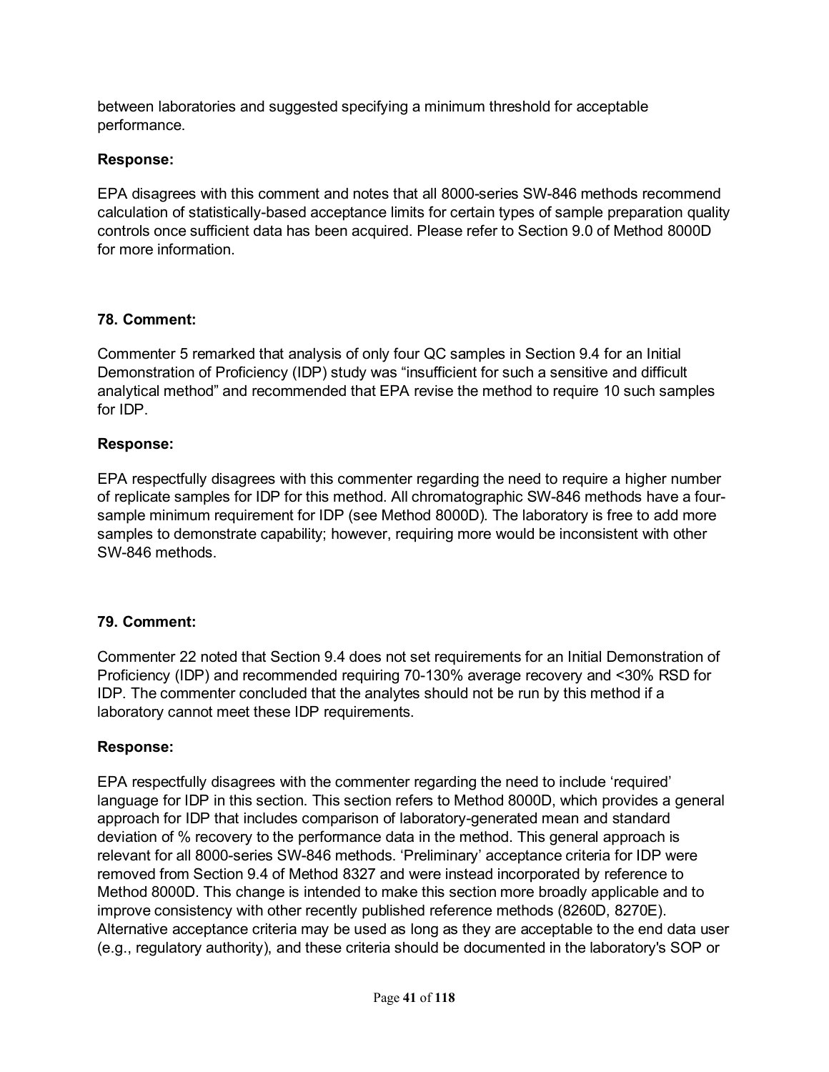between laboratories and suggested specifying a minimum threshold for acceptable performance.

**Response:**

EPA disagrees with this comment and notes that all 8000-series SW-846 methods recommend calculation of statistically-based acceptance limits for certain types of sample preparation quality controls once sufficient data has been acquired. Please refer to Section 9.0 of Method 8000D for more information.

**78. Comment:**

Commenter 5 remarked that analysis of only four QC samples in Section 9.4 for an Initial Demonstration of Proficiency (IDP) study was "insufficient for such a sensitive and difficult analytical method" and recommended that EPA revise the method to require 10 such samples for IDP.

**Response:**

EPA respectfully disagrees with this commenter regarding the need to require a higher number of replicate samples for IDP for this method. All chromatographic SW-846 methods have a four-sample minimum requirement for IDP (see Method 8000D). The laboratory is free to add more samples to demonstrate capability; however, requiring more would be inconsistent with other SW-846 methods.

**79. Comment:**

Commenter 22 noted that Section 9.4 does not set requirements for an Initial Demonstration of Proficiency (IDP) and recommended requiring 70-130% average recovery and <30% RSD for IDP. The commenter concluded that the analytes should not be run by this method if a laboratory cannot meet these IDP requirements.

**Response:**

EPA respectfully disagrees with the commenter regarding the need to include 'required' language for IDP in this section. This section refers to Method 8000D, which provides a general approach for IDP that includes comparison of laboratory-generated mean and standard deviation of % recovery to the performance data in the method. This general approach is relevant for all 8000-series SW-846 methods. 'Preliminary' acceptance criteria for IDP were removed from Section 9.4 of Method 8327 and were instead incorporated by reference to Method 8000D. This change is intended to make this section more broadly applicable and to improve consistency with other recently published reference methods (8260D, 8270E). Alternative acceptance criteria may be used as long as they are acceptable to the end data user (e.g., regulatory authority), and these criteria should be documented in the laboratory's SOP or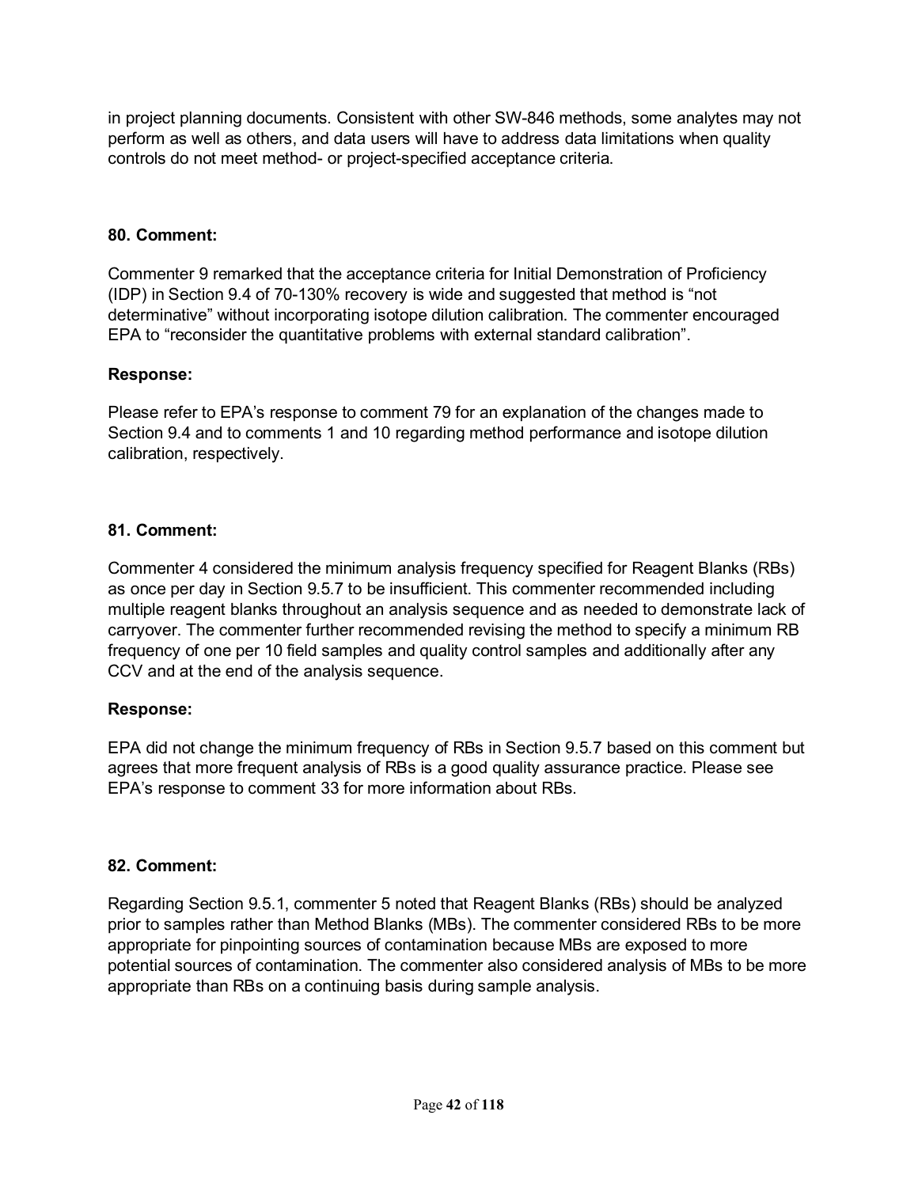in project planning documents. Consistent with other SW-846 methods, some analytes may not perform as well as others, and data users will have to address data limitations when quality controls do not meet method- or project-specified acceptance criteria.

**80. Comment:**

Commenter 9 remarked that the acceptance criteria for Initial Demonstration of Proficiency (IDP) in Section 9.4 of 70-130% recovery is wide and suggested that method is "not determinative" without incorporating isotope dilution calibration. The commenter encouraged EPA to "reconsider the quantitative problems with external standard calibration".

**Response:**

Please refer to EPA's response to comment 79 for an explanation of the changes made to Section 9.4 and to comments 1 and 10 regarding method performance and isotope dilution calibration, respectively.

**81. Comment:**

Commenter 4 considered the minimum analysis frequency specified for Reagent Blanks (RBs) as once per day in Section 9.5.7 to be insufficient. This commenter recommended including multiple reagent blanks throughout an analysis sequence and as needed to demonstrate lack of carryover. The commenter further recommended revising the method to specify a minimum RB frequency of one per 10 field samples and quality control samples and additionally after any CCV and at the end of the analysis sequence.

**Response:**

EPA did not change the minimum frequency of RBs in Section 9.5.7 based on this comment but agrees that more frequent analysis of RBs is a good quality assurance practice. Please see EPA's response to comment 33 for more information about RBs.

**82. Comment:**

Regarding Section 9.5.1, commenter 5 noted that Reagent Blanks (RBs) should be analyzed prior to samples rather than Method Blanks (MBs). The commenter considered RBs to be more appropriate for pinpointing sources of contamination because MBs are exposed to more potential sources of contamination. The commenter also considered analysis of MBs to be more appropriate than RBs on a continuing basis during sample analysis.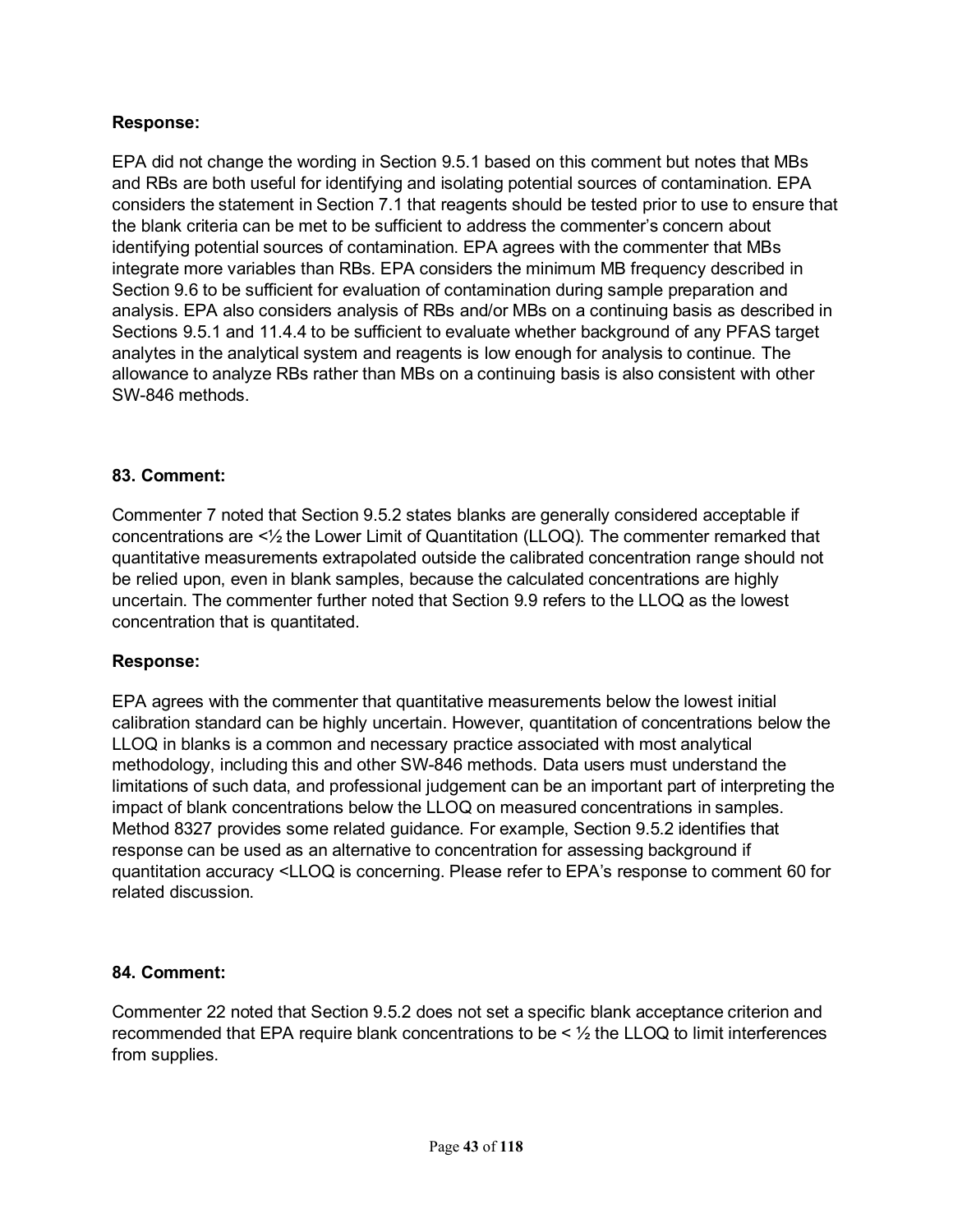**Response:**

EPA did not change the wording in Section 9.5.1 based on this comment but notes that MBs and RBs are both useful for identifying and isolating potential sources of contamination. EPA considers the statement in Section 7.1 that reagents should be tested prior to use to ensure that the blank criteria can be met to be sufficient to address the commenter's concern about identifying potential sources of contamination. EPA agrees with the commenter that MBs integrate more variables than RBs. EPA considers the minimum MB frequency described in Section 9.6 to be sufficient for evaluation of contamination during sample preparation and analysis. EPA also considers analysis of RBs and/or MBs on a continuing basis as described in Sections 9.5.1 and 11.4.4 to be sufficient to evaluate whether background of any PFAS target analytes in the analytical system and reagents is low enough for analysis to continue. The allowance to analyze RBs rather than MBs on a continuing basis is also consistent with other SW-846 methods.

**83. Comment:**

Commenter 7 noted that Section 9.5.2 states blanks are generally considered acceptable if concentrations are <½ the Lower Limit of Quantitation (LLOQ). The commenter remarked that quantitative measurements extrapolated outside the calibrated concentration range should not be relied upon, even in blank samples, because the calculated concentrations are highly uncertain. The commenter further noted that Section 9.9 refers to the LLOQ as the lowest concentration that is quantitated.

**Response:**

EPA agrees with the commenter that quantitative measurements below the lowest initial calibration standard can be highly uncertain. However, quantitation of concentrations below the LLOQ in blanks is a common and necessary practice associated with most analytical methodology, including this and other SW-846 methods. Data users must understand the limitations of such data, and professional judgement can be an important part of interpreting the impact of blank concentrations below the LLOQ on measured concentrations in samples. Method 8327 provides some related guidance. For example, Section 9.5.2 identifies that response can be used as an alternative to concentration for assessing background if quantitation accuracy <LLOQ is concerning. Please refer to EPA's response to comment 60 for related discussion.

**84. Comment:**

Commenter 22 noted that Section 9.5.2 does not set a specific blank acceptance criterion and recommended that EPA require blank concentrations to be < ½ the LLOQ to limit interferences from supplies.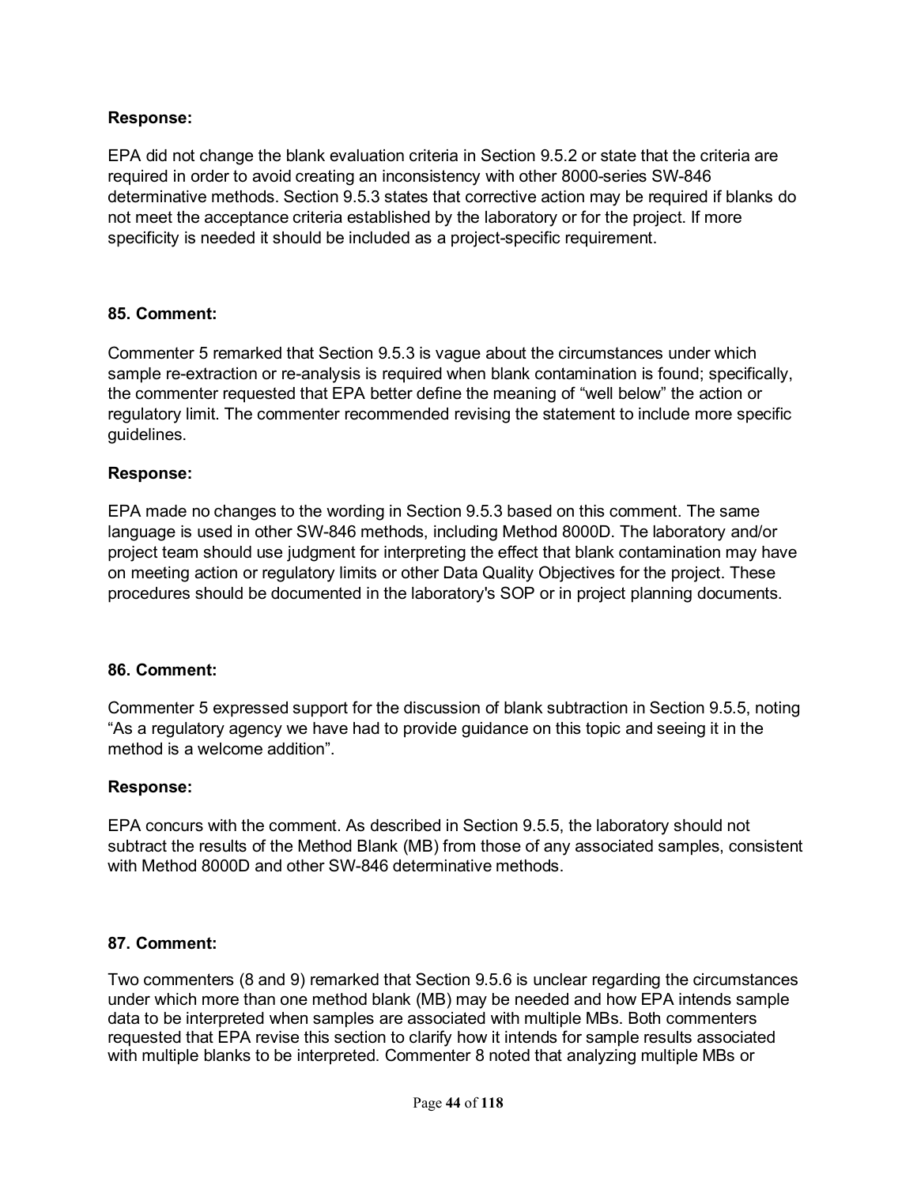**Response:**

EPA did not change the blank evaluation criteria in Section 9.5.2 or state that the criteria are required in order to avoid creating an inconsistency with other 8000-series SW-846 determinative methods. Section 9.5.3 states that corrective action may be required if blanks do not meet the acceptance criteria established by the laboratory or for the project. If more specificity is needed it should be included as a project-specific requirement.

**85. Comment:**

Commenter 5 remarked that Section 9.5.3 is vague about the circumstances under which sample re-extraction or re-analysis is required when blank contamination is found; specifically, the commenter requested that EPA better define the meaning of "well below" the action or regulatory limit. The commenter recommended revising the statement to include more specific guidelines.

**Response:**

EPA made no changes to the wording in Section 9.5.3 based on this comment. The same language is used in other SW-846 methods, including Method 8000D. The laboratory and/or project team should use judgment for interpreting the effect that blank contamination may have on meeting action or regulatory limits or other Data Quality Objectives for the project. These procedures should be documented in the laboratory's SOP or in project planning documents.

**86. Comment:**

Commenter 5 expressed support for the discussion of blank subtraction in Section 9.5.5, noting "As a regulatory agency we have had to provide guidance on this topic and seeing it in the method is a welcome addition".

**Response:**

EPA concurs with the comment. As described in Section 9.5.5, the laboratory should not subtract the results of the Method Blank (MB) from those of any associated samples, consistent with Method 8000D and other SW-846 determinative methods.

**87. Comment:**

Two commenters (8 and 9) remarked that Section 9.5.6 is unclear regarding the circumstances under which more than one method blank (MB) may be needed and how EPA intends sample data to be interpreted when samples are associated with multiple MBs. Both commenters requested that EPA revise this section to clarify how it intends for sample results associated with multiple blanks to be interpreted. Commenter 8 noted that analyzing multiple MBs or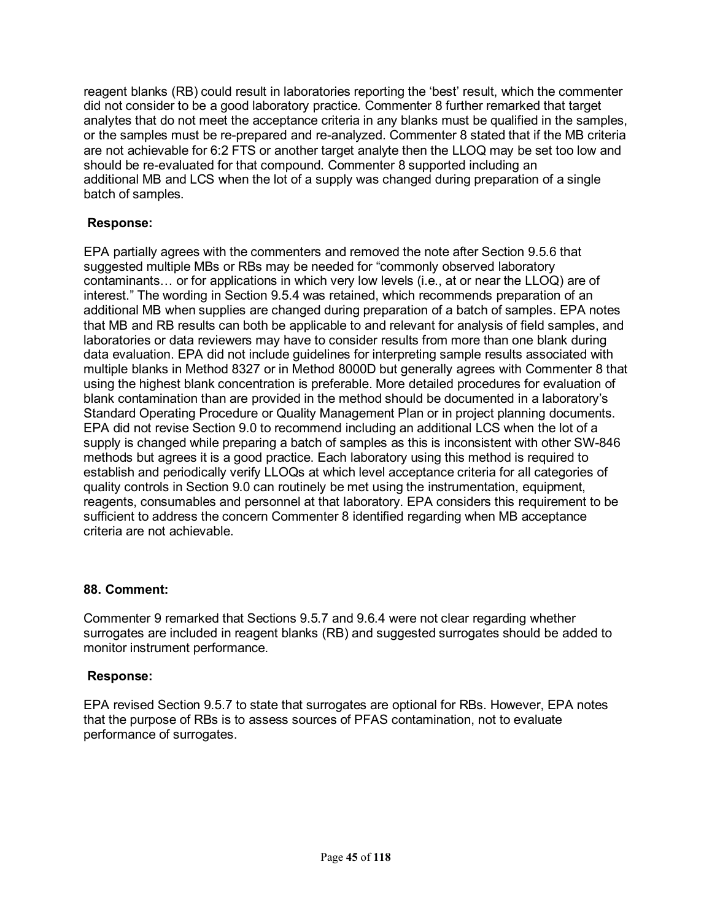reagent blanks (RB) could result in laboratories reporting the 'best' result, which the commenter did not consider to be a good laboratory practice. Commenter 8 further remarked that target analytes that do not meet the acceptance criteria in any blanks must be qualified in the samples, or the samples must be re-prepared and re-analyzed. Commenter 8 stated that if the MB criteria are not achievable for 6:2 FTS or another target analyte then the LLOQ may be set too low and should be re-evaluated for that compound. Commenter 8 supported including an additional MB and LCS when the lot of a supply was changed during preparation of a single batch of samples.

**Response:**

EPA partially agrees with the commenters and removed the note after Section 9.5.6 that suggested multiple MBs or RBs may be needed for "commonly observed laboratory contaminants… or for applications in which very low levels (i.e., at or near the LLOQ) are of interest." The wording in Section 9.5.4 was retained, which recommends preparation of an additional MB when supplies are changed during preparation of a batch of samples. EPA notes that MB and RB results can both be applicable to and relevant for analysis of field samples, and laboratories or data reviewers may have to consider results from more than one blank during data evaluation. EPA did not include guidelines for interpreting sample results associated with multiple blanks in Method 8327 or in Method 8000D but generally agrees with Commenter 8 that using the highest blank concentration is preferable. More detailed procedures for evaluation of blank contamination than are provided in the method should be documented in a laboratory's Standard Operating Procedure or Quality Management Plan or in project planning documents. EPA did not revise Section 9.0 to recommend including an additional LCS when the lot of a supply is changed while preparing a batch of samples as this is inconsistent with other SW-846 methods but agrees it is a good practice. Each laboratory using this method is required to establish and periodically verify LLOQs at which level acceptance criteria for all categories of quality controls in Section 9.0 can routinely be met using the instrumentation, equipment, reagents, consumables and personnel at that laboratory. EPA considers this requirement to be sufficient to address the concern Commenter 8 identified regarding when MB acceptance criteria are not achievable.

**88. Comment:**

Commenter 9 remarked that Sections 9.5.7 and 9.6.4 were not clear regarding whether surrogates are included in reagent blanks (RB) and suggested surrogates should be added to monitor instrument performance.

**Response:**

EPA revised Section 9.5.7 to state that surrogates are optional for RBs. However, EPA notes that the purpose of RBs is to assess sources of PFAS contamination, not to evaluate performance of surrogates.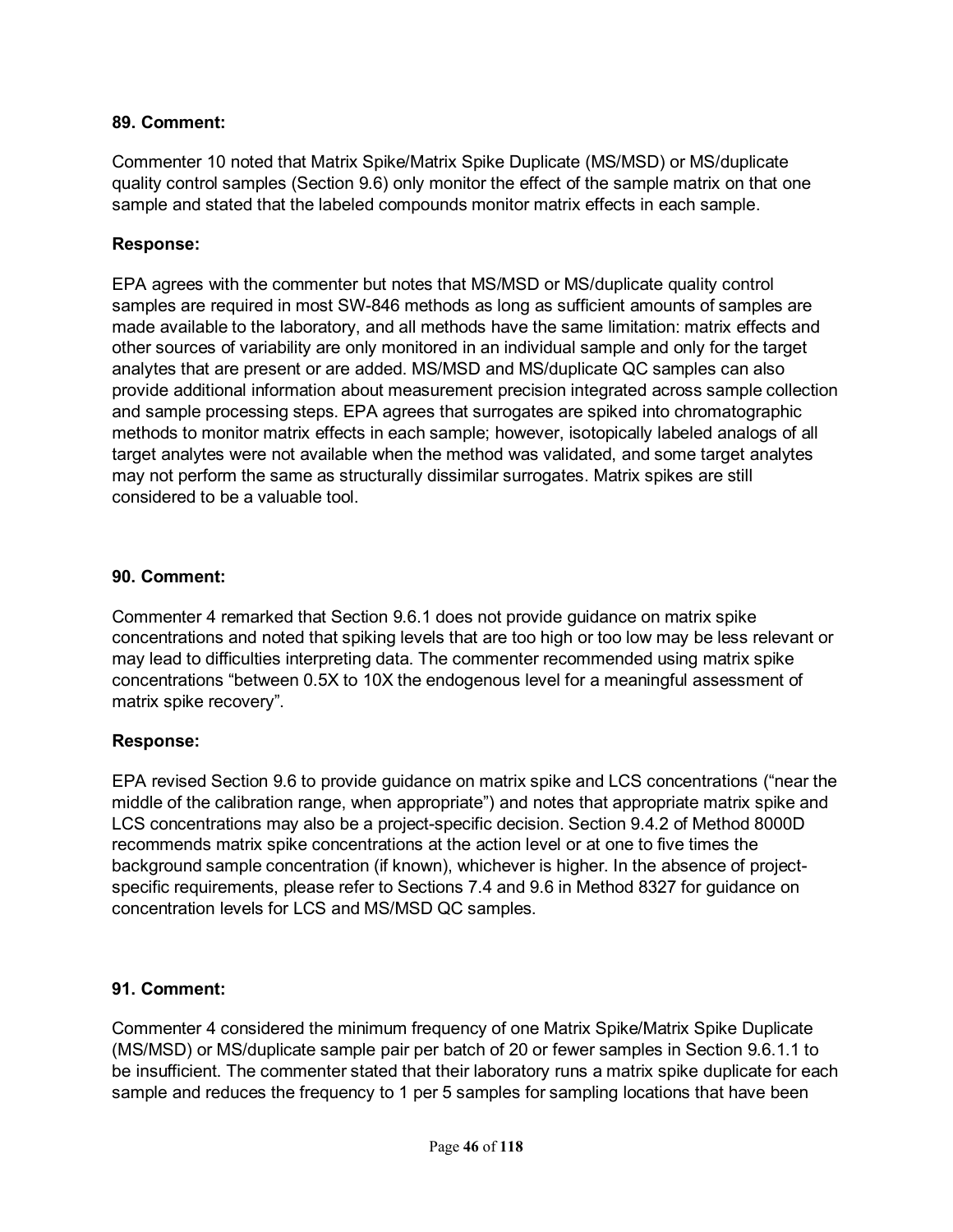**89. Comment:**

Commenter 10 noted that Matrix Spike/Matrix Spike Duplicate (MS/MSD) or MS/duplicate quality control samples (Section 9.6) only monitor the effect of the sample matrix on that one sample and stated that the labeled compounds monitor matrix effects in each sample.

**Response:**

EPA agrees with the commenter but notes that MS/MSD or MS/duplicate quality control samples are required in most SW-846 methods as long as sufficient amounts of samples are made available to the laboratory, and all methods have the same limitation: matrix effects and other sources of variability are only monitored in an individual sample and only for the target analytes that are present or are added. MS/MSD and MS/duplicate QC samples can also provide additional information about measurement precision integrated across sample collection and sample processing steps. EPA agrees that surrogates are spiked into chromatographic methods to monitor matrix effects in each sample; however, isotopically labeled analogs of all target analytes were not available when the method was validated, and some target analytes may not perform the same as structurally dissimilar surrogates. Matrix spikes are still considered to be a valuable tool.

**90. Comment:**

Commenter 4 remarked that Section 9.6.1 does not provide guidance on matrix spike concentrations and noted that spiking levels that are too high or too low may be less relevant or may lead to difficulties interpreting data. The commenter recommended using matrix spike concentrations "between 0.5X to 10X the endogenous level for a meaningful assessment of matrix spike recovery".

**Response:**

EPA revised Section 9.6 to provide guidance on matrix spike and LCS concentrations ("near the middle of the calibration range, when appropriate") and notes that appropriate matrix spike and LCS concentrations may also be a project-specific decision. Section 9.4.2 of Method 8000D recommends matrix spike concentrations at the action level or at one to five times the background sample concentration (if known), whichever is higher. In the absence of project-specific requirements, please refer to Sections 7.4 and 9.6 in Method 8327 for guidance on concentration levels for LCS and MS/MSD QC samples.

**91. Comment:**

Commenter 4 considered the minimum frequency of one Matrix Spike/Matrix Spike Duplicate (MS/MSD) or MS/duplicate sample pair per batch of 20 or fewer samples in Section 9.6.1.1 to be insufficient. The commenter stated that their laboratory runs a matrix spike duplicate for each sample and reduces the frequency to 1 per 5 samples for sampling locations that have been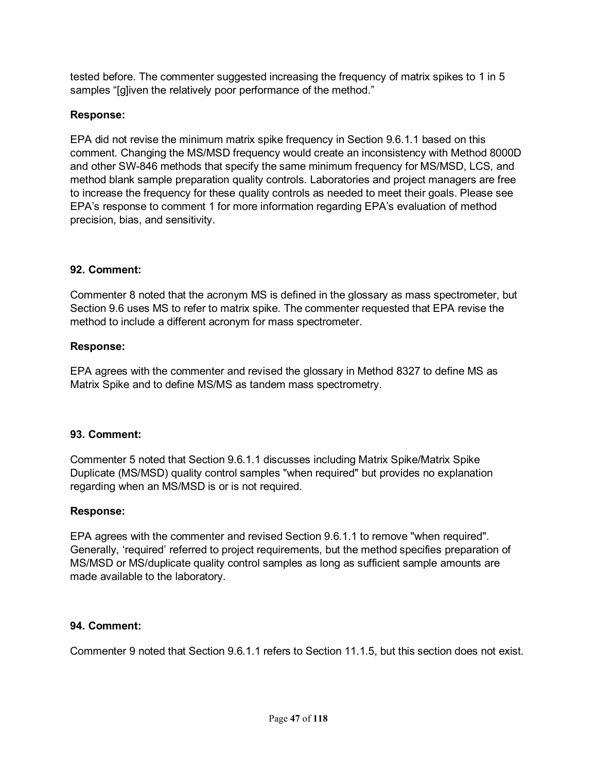tested before. The commenter suggested increasing the frequency of matrix spikes to 1 in 5 samples "[g]iven the relatively poor performance of the method."

**Response:**

EPA did not revise the minimum matrix spike frequency in Section 9.6.1.1 based on this comment. Changing the MS/MSD frequency would create an inconsistency with Method 8000D and other SW-846 methods that specify the same minimum frequency for MS/MSD, LCS, and method blank sample preparation quality controls. Laboratories and project managers are free to increase the frequency for these quality controls as needed to meet their goals. Please see EPA's response to comment 1 for more information regarding EPA's evaluation of method precision, bias, and sensitivity.

**92. Comment:**

Commenter 8 noted that the acronym MS is defined in the glossary as mass spectrometer, but Section 9.6 uses MS to refer to matrix spike. The commenter requested that EPA revise the method to include a different acronym for mass spectrometer.

**Response:**

EPA agrees with the commenter and revised the glossary in Method 8327 to define MS as Matrix Spike and to define MS/MS as tandem mass spectrometry.

**93. Comment:**

Commenter 5 noted that Section 9.6.1.1 discusses including Matrix Spike/Matrix Spike Duplicate (MS/MSD) quality control samples "when required" but provides no explanation regarding when an MS/MSD is or is not required.

**Response:**

EPA agrees with the commenter and revised Section 9.6.1.1 to remove "when required". Generally, 'required' referred to project requirements, but the method specifies preparation of MS/MSD or MS/duplicate quality control samples as long as sufficient sample amounts are made available to the laboratory.

**94. Comment:**

Commenter 9 noted that Section 9.6.1.1 refers to Section 11.1.5, but this section does not exist.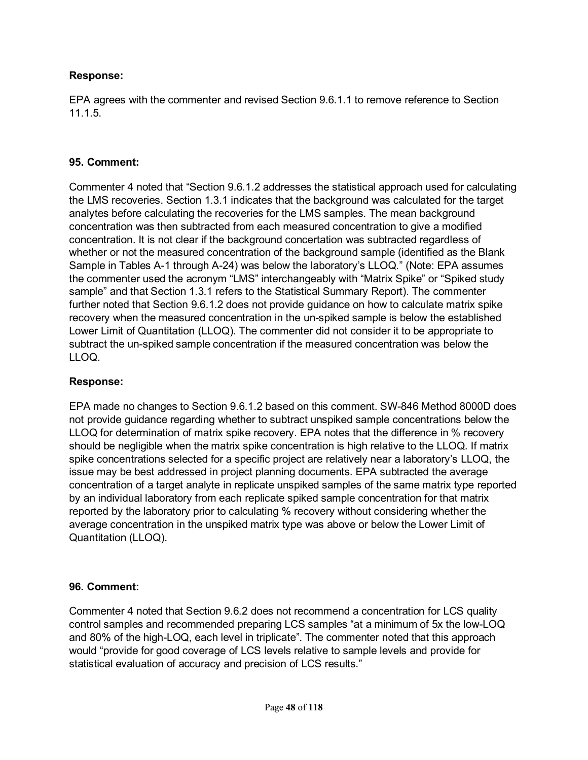**Response:**

EPA agrees with the commenter and revised Section 9.6.1.1 to remove reference to Section 11.1.5.

**95. Comment:**

Commenter 4 noted that "Section 9.6.1.2 addresses the statistical approach used for calculating the LMS recoveries. Section 1.3.1 indicates that the background was calculated for the target analytes before calculating the recoveries for the LMS samples. The mean background concentration was then subtracted from each measured concentration to give a modified concentration. It is not clear if the background concertation was subtracted regardless of whether or not the measured concentration of the background sample (identified as the Blank Sample in Tables A-1 through A-24) was below the laboratory's LLOQ." (Note: EPA assumes the commenter used the acronym "LMS" interchangeably with "Matrix Spike" or "Spiked study sample" and that Section 1.3.1 refers to the Statistical Summary Report). The commenter further noted that Section 9.6.1.2 does not provide guidance on how to calculate matrix spike recovery when the measured concentration in the un-spiked sample is below the established Lower Limit of Quantitation (LLOQ). The commenter did not consider it to be appropriate to subtract the un-spiked sample concentration if the measured concentration was below the LLOQ.

**Response:**

EPA made no changes to Section 9.6.1.2 based on this comment. SW-846 Method 8000D does not provide guidance regarding whether to subtract unspiked sample concentrations below the LLOQ for determination of matrix spike recovery. EPA notes that the difference in % recovery should be negligible when the matrix spike concentration is high relative to the LLOQ. If matrix spike concentrations selected for a specific project are relatively near a laboratory's LLOQ, the issue may be best addressed in project planning documents. EPA subtracted the average concentration of a target analyte in replicate unspiked samples of the same matrix type reported by an individual laboratory from each replicate spiked sample concentration for that matrix reported by the laboratory prior to calculating % recovery without considering whether the average concentration in the unspiked matrix type was above or below the Lower Limit of Quantitation (LLOQ).

**96. Comment:**

Commenter 4 noted that Section 9.6.2 does not recommend a concentration for LCS quality control samples and recommended preparing LCS samples "at a minimum of 5x the low-LOQ and 80% of the high-LOQ, each level in triplicate". The commenter noted that this approach would "provide for good coverage of LCS levels relative to sample levels and provide for statistical evaluation of accuracy and precision of LCS results."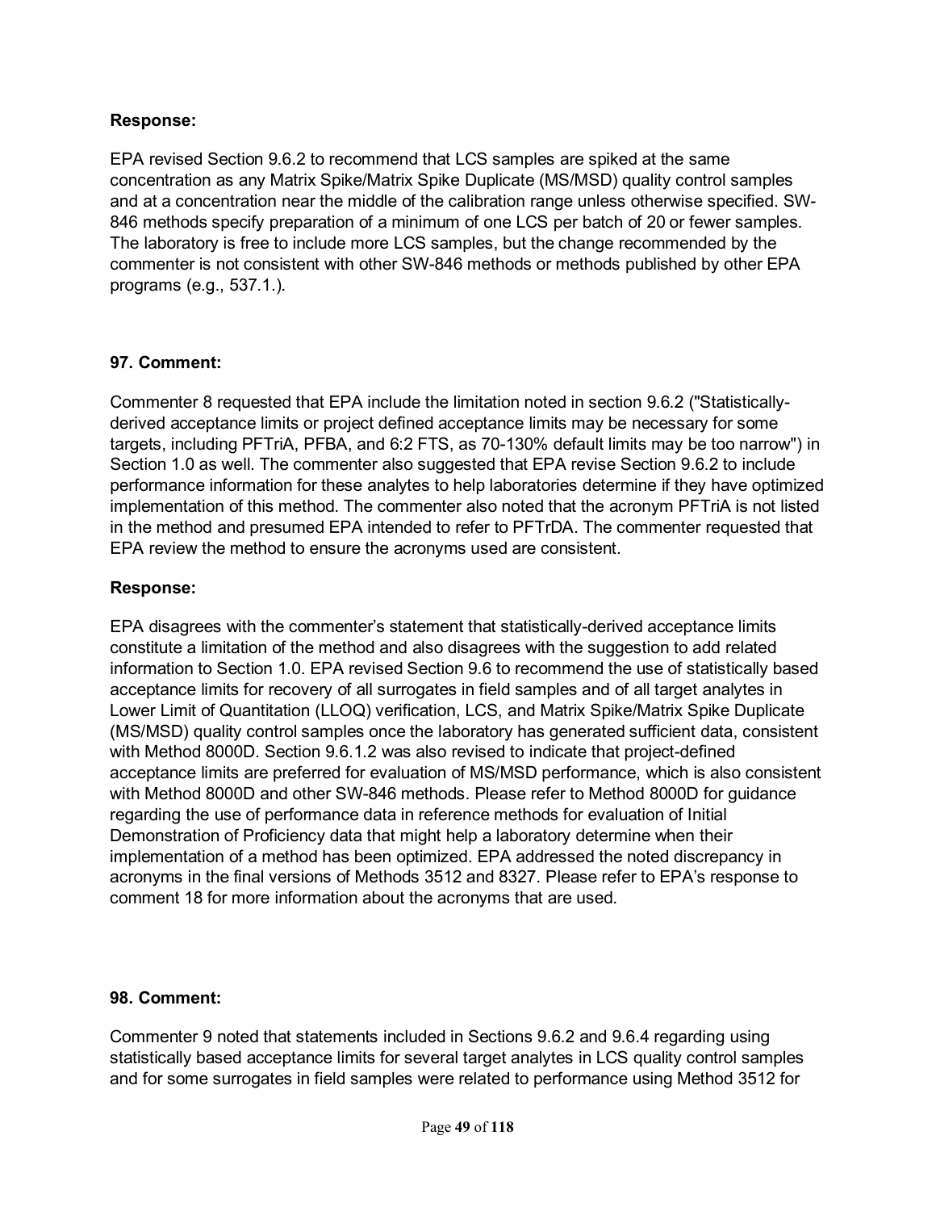**Response:**

EPA revised Section 9.6.2 to recommend that LCS samples are spiked at the same concentration as any Matrix Spike/Matrix Spike Duplicate (MS/MSD) quality control samples and at a concentration near the middle of the calibration range unless otherwise specified. SW-846 methods specify preparation of a minimum of one LCS per batch of 20 or fewer samples. The laboratory is free to include more LCS samples, but the change recommended by the commenter is not consistent with other SW-846 methods or methods published by other EPA programs (e.g., 537.1.).

**97. Comment:**

Commenter 8 requested that EPA include the limitation noted in section 9.6.2 ("Statistically-derived acceptance limits or project defined acceptance limits may be necessary for some targets, including PFTriA, PFBA, and 6:2 FTS, as 70-130% default limits may be too narrow") in Section 1.0 as well. The commenter also suggested that EPA revise Section 9.6.2 to include performance information for these analytes to help laboratories determine if they have optimized implementation of this method. The commenter also noted that the acronym PFTriA is not listed in the method and presumed EPA intended to refer to PFTrDA. The commenter requested that EPA review the method to ensure the acronyms used are consistent.

**Response:**

EPA disagrees with the commenter's statement that statistically-derived acceptance limits constitute a limitation of the method and also disagrees with the suggestion to add related information to Section 1.0. EPA revised Section 9.6 to recommend the use of statistically based acceptance limits for recovery of all surrogates in field samples and of all target analytes in Lower Limit of Quantitation (LLOQ) verification, LCS, and Matrix Spike/Matrix Spike Duplicate (MS/MSD) quality control samples once the laboratory has generated sufficient data, consistent with Method 8000D. Section 9.6.1.2 was also revised to indicate that project-defined acceptance limits are preferred for evaluation of MS/MSD performance, which is also consistent with Method 8000D and other SW-846 methods. Please refer to Method 8000D for guidance regarding the use of performance data in reference methods for evaluation of Initial Demonstration of Proficiency data that might help a laboratory determine when their implementation of a method has been optimized. EPA addressed the noted discrepancy in acronyms in the final versions of Methods 3512 and 8327. Please refer to EPA's response to comment 18 for more information about the acronyms that are used.

**98. Comment:**

Commenter 9 noted that statements included in Sections 9.6.2 and 9.6.4 regarding using statistically based acceptance limits for several target analytes in LCS quality control samples and for some surrogates in field samples were related to performance using Method 3512 for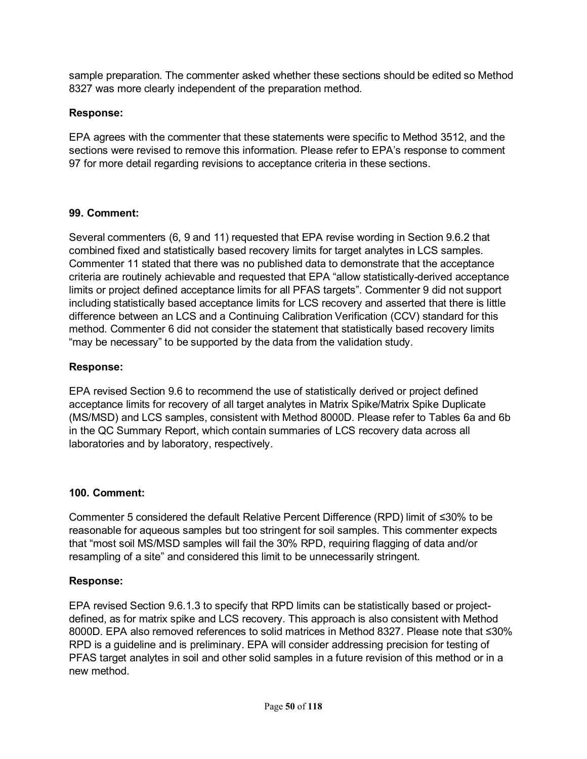sample preparation. The commenter asked whether these sections should be edited so Method 8327 was more clearly independent of the preparation method.

**Response:**

EPA agrees with the commenter that these statements were specific to Method 3512, and the sections were revised to remove this information. Please refer to EPA's response to comment 97 for more detail regarding revisions to acceptance criteria in these sections.

**99. Comment:**

Several commenters (6, 9 and 11) requested that EPA revise wording in Section 9.6.2 that combined fixed and statistically based recovery limits for target analytes in LCS samples. Commenter 11 stated that there was no published data to demonstrate that the acceptance criteria are routinely achievable and requested that EPA "allow statistically-derived acceptance limits or project defined acceptance limits for all PFAS targets". Commenter 9 did not support including statistically based acceptance limits for LCS recovery and asserted that there is little difference between an LCS and a Continuing Calibration Verification (CCV) standard for this method. Commenter 6 did not consider the statement that statistically based recovery limits "may be necessary" to be supported by the data from the validation study.

**Response:**

EPA revised Section 9.6 to recommend the use of statistically derived or project defined acceptance limits for recovery of all target analytes in Matrix Spike/Matrix Spike Duplicate (MS/MSD) and LCS samples, consistent with Method 8000D. Please refer to Tables 6a and 6b in the QC Summary Report, which contain summaries of LCS recovery data across all laboratories and by laboratory, respectively.

**100. Comment:**

Commenter 5 considered the default Relative Percent Difference (RPD) limit of ≤30% to be reasonable for aqueous samples but too stringent for soil samples. This commenter expects that "most soil MS/MSD samples will fail the 30% RPD, requiring flagging of data and/or resampling of a site" and considered this limit to be unnecessarily stringent.

**Response:**

EPA revised Section 9.6.1.3 to specify that RPD limits can be statistically based or project-defined, as for matrix spike and LCS recovery. This approach is also consistent with Method 8000D. EPA also removed references to solid matrices in Method 8327. Please note that ≤30% RPD is a guideline and is preliminary. EPA will consider addressing precision for testing of PFAS target analytes in soil and other solid samples in a future revision of this method or in a new method.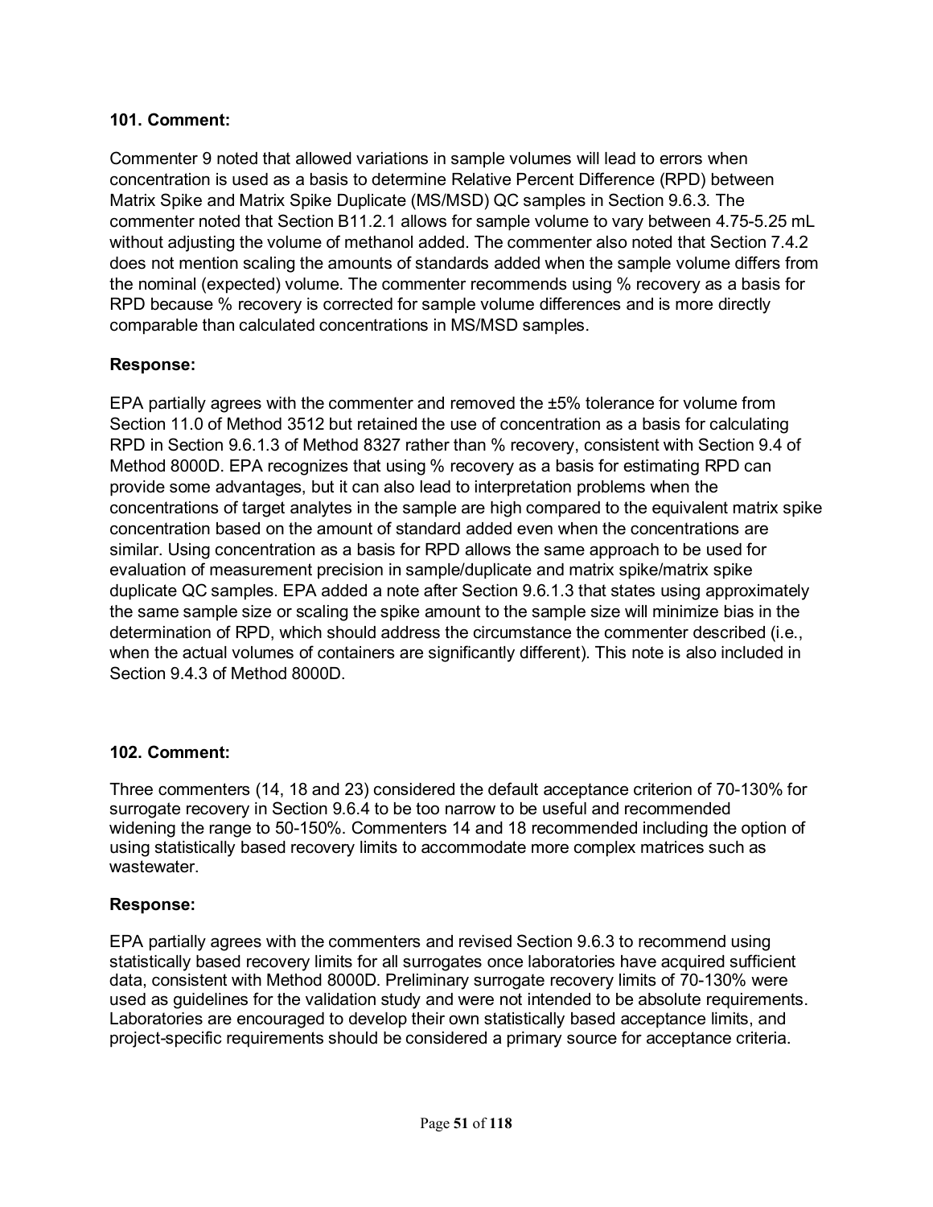**101. Comment:**

Commenter 9 noted that allowed variations in sample volumes will lead to errors when concentration is used as a basis to determine Relative Percent Difference (RPD) between Matrix Spike and Matrix Spike Duplicate (MS/MSD) QC samples in Section 9.6.3. The commenter noted that Section B11.2.1 allows for sample volume to vary between 4.75-5.25 mL without adjusting the volume of methanol added. The commenter also noted that Section 7.4.2 does not mention scaling the amounts of standards added when the sample volume differs from the nominal (expected) volume. The commenter recommends using % recovery as a basis for RPD because % recovery is corrected for sample volume differences and is more directly comparable than calculated concentrations in MS/MSD samples.

**Response:**

EPA partially agrees with the commenter and removed the ±5% tolerance for volume from Section 11.0 of Method 3512 but retained the use of concentration as a basis for calculating RPD in Section 9.6.1.3 of Method 8327 rather than % recovery, consistent with Section 9.4 of Method 8000D. EPA recognizes that using % recovery as a basis for estimating RPD can provide some advantages, but it can also lead to interpretation problems when the concentrations of target analytes in the sample are high compared to the equivalent matrix spike concentration based on the amount of standard added even when the concentrations are similar. Using concentration as a basis for RPD allows the same approach to be used for evaluation of measurement precision in sample/duplicate and matrix spike/matrix spike duplicate QC samples. EPA added a note after Section 9.6.1.3 that states using approximately the same sample size or scaling the spike amount to the sample size will minimize bias in the determination of RPD, which should address the circumstance the commenter described (i.e., when the actual volumes of containers are significantly different). This note is also included in Section 9.4.3 of Method 8000D.

**102. Comment:**

Three commenters (14, 18 and 23) considered the default acceptance criterion of 70-130% for surrogate recovery in Section 9.6.4 to be too narrow to be useful and recommended widening the range to 50-150%. Commenters 14 and 18 recommended including the option of using statistically based recovery limits to accommodate more complex matrices such as wastewater.

**Response:**

EPA partially agrees with the commenters and revised Section 9.6.3 to recommend using statistically based recovery limits for all surrogates once laboratories have acquired sufficient data, consistent with Method 8000D. Preliminary surrogate recovery limits of 70-130% were used as guidelines for the validation study and were not intended to be absolute requirements. Laboratories are encouraged to develop their own statistically based acceptance limits, and project-specific requirements should be considered a primary source for acceptance criteria.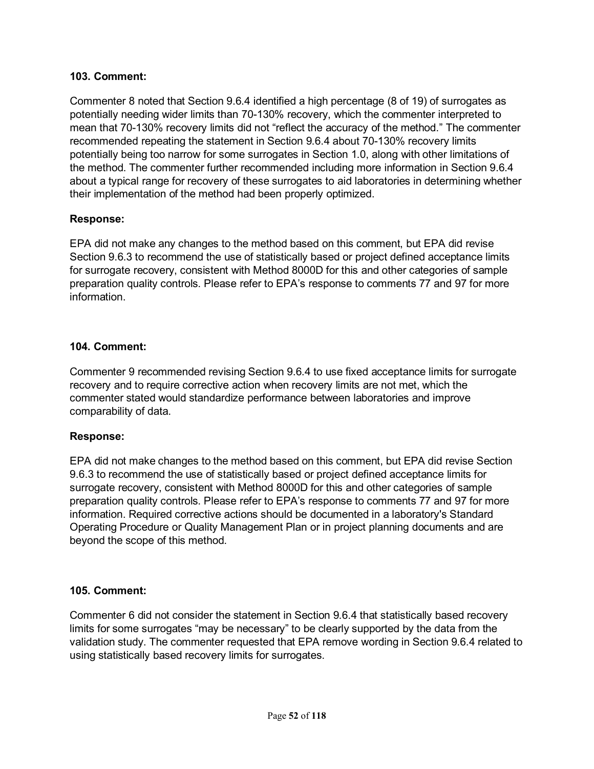**103. Comment:**

Commenter 8 noted that Section 9.6.4 identified a high percentage (8 of 19) of surrogates as potentially needing wider limits than 70-130% recovery, which the commenter interpreted to mean that 70-130% recovery limits did not "reflect the accuracy of the method." The commenter recommended repeating the statement in Section 9.6.4 about 70-130% recovery limits potentially being too narrow for some surrogates in Section 1.0, along with other limitations of the method. The commenter further recommended including more information in Section 9.6.4 about a typical range for recovery of these surrogates to aid laboratories in determining whether their implementation of the method had been properly optimized.

**Response:**

EPA did not make any changes to the method based on this comment, but EPA did revise Section 9.6.3 to recommend the use of statistically based or project defined acceptance limits for surrogate recovery, consistent with Method 8000D for this and other categories of sample preparation quality controls. Please refer to EPA's response to comments 77 and 97 for more information.

**104. Comment:**

Commenter 9 recommended revising Section 9.6.4 to use fixed acceptance limits for surrogate recovery and to require corrective action when recovery limits are not met, which the commenter stated would standardize performance between laboratories and improve comparability of data.

**Response:**

EPA did not make changes to the method based on this comment, but EPA did revise Section 9.6.3 to recommend the use of statistically based or project defined acceptance limits for surrogate recovery, consistent with Method 8000D for this and other categories of sample preparation quality controls. Please refer to EPA's response to comments 77 and 97 for more information. Required corrective actions should be documented in a laboratory's Standard Operating Procedure or Quality Management Plan or in project planning documents and are beyond the scope of this method.

**105. Comment:**

Commenter 6 did not consider the statement in Section 9.6.4 that statistically based recovery limits for some surrogates "may be necessary" to be clearly supported by the data from the validation study. The commenter requested that EPA remove wording in Section 9.6.4 related to using statistically based recovery limits for surrogates.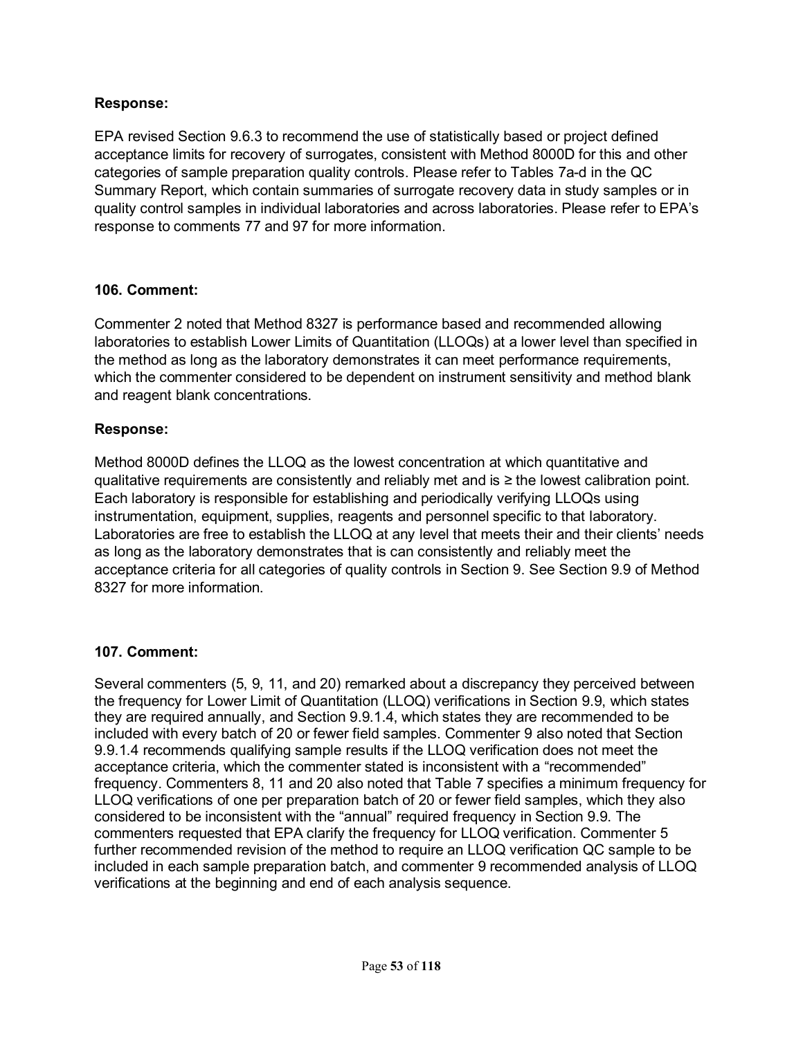**Response:**

EPA revised Section 9.6.3 to recommend the use of statistically based or project defined acceptance limits for recovery of surrogates, consistent with Method 8000D for this and other categories of sample preparation quality controls. Please refer to Tables 7a-d in the QC Summary Report, which contain summaries of surrogate recovery data in study samples or in quality control samples in individual laboratories and across laboratories. Please refer to EPA's response to comments 77 and 97 for more information.

**106. Comment:**

Commenter 2 noted that Method 8327 is performance based and recommended allowing laboratories to establish Lower Limits of Quantitation (LLOQs) at a lower level than specified in the method as long as the laboratory demonstrates it can meet performance requirements, which the commenter considered to be dependent on instrument sensitivity and method blank and reagent blank concentrations.

**Response:**

Method 8000D defines the LLOQ as the lowest concentration at which quantitative and qualitative requirements are consistently and reliably met and is ≥ the lowest calibration point. Each laboratory is responsible for establishing and periodically verifying LLOQs using instrumentation, equipment, supplies, reagents and personnel specific to that laboratory. Laboratories are free to establish the LLOQ at any level that meets their and their clients' needs as long as the laboratory demonstrates that is can consistently and reliably meet the acceptance criteria for all categories of quality controls in Section 9. See Section 9.9 of Method 8327 for more information.

**107. Comment:**

Several commenters (5, 9, 11, and 20) remarked about a discrepancy they perceived between the frequency for Lower Limit of Quantitation (LLOQ) verifications in Section 9.9, which states they are required annually, and Section 9.9.1.4, which states they are recommended to be included with every batch of 20 or fewer field samples. Commenter 9 also noted that Section 9.9.1.4 recommends qualifying sample results if the LLOQ verification does not meet the acceptance criteria, which the commenter stated is inconsistent with a "recommended" frequency. Commenters 8, 11 and 20 also noted that Table 7 specifies a minimum frequency for LLOQ verifications of one per preparation batch of 20 or fewer field samples, which they also considered to be inconsistent with the "annual" required frequency in Section 9.9. The commenters requested that EPA clarify the frequency for LLOQ verification. Commenter 5 further recommended revision of the method to require an LLOQ verification QC sample to be included in each sample preparation batch, and commenter 9 recommended analysis of LLOQ verifications at the beginning and end of each analysis sequence.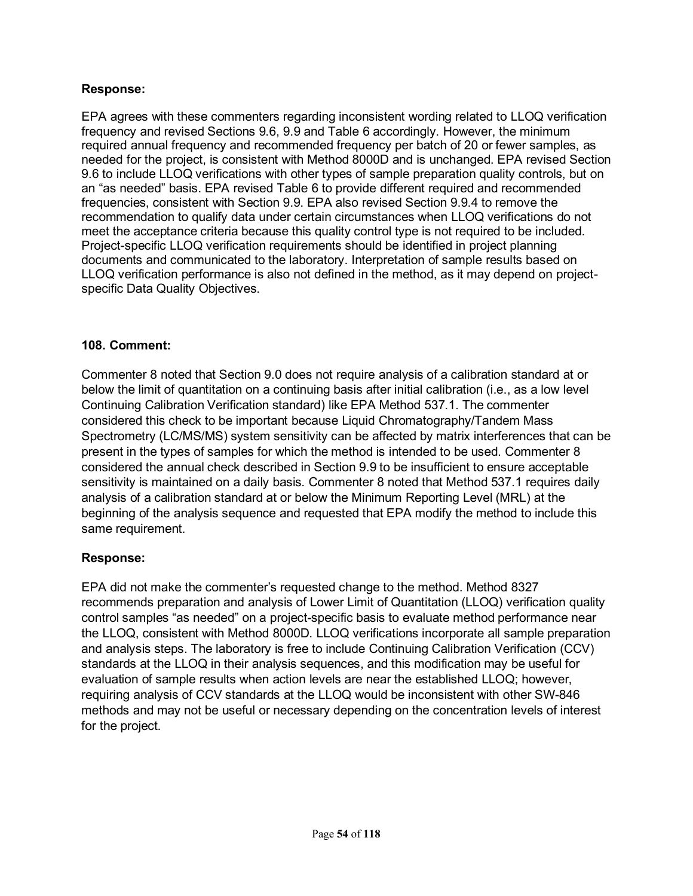**Response:**

EPA agrees with these commenters regarding inconsistent wording related to LLOQ verification frequency and revised Sections 9.6, 9.9 and Table 6 accordingly. However, the minimum required annual frequency and recommended frequency per batch of 20 or fewer samples, as needed for the project, is consistent with Method 8000D and is unchanged. EPA revised Section 9.6 to include LLOQ verifications with other types of sample preparation quality controls, but on an "as needed" basis. EPA revised Table 6 to provide different required and recommended frequencies, consistent with Section 9.9. EPA also revised Section 9.9.4 to remove the recommendation to qualify data under certain circumstances when LLOQ verifications do not meet the acceptance criteria because this quality control type is not required to be included. Project-specific LLOQ verification requirements should be identified in project planning documents and communicated to the laboratory. Interpretation of sample results based on LLOQ verification performance is also not defined in the method, as it may depend on project-specific Data Quality Objectives.

**108. Comment:**

Commenter 8 noted that Section 9.0 does not require analysis of a calibration standard at or below the limit of quantitation on a continuing basis after initial calibration (i.e., as a low level Continuing Calibration Verification standard) like EPA Method 537.1. The commenter considered this check to be important because Liquid Chromatography/Tandem Mass Spectrometry (LC/MS/MS) system sensitivity can be affected by matrix interferences that can be present in the types of samples for which the method is intended to be used. Commenter 8 considered the annual check described in Section 9.9 to be insufficient to ensure acceptable sensitivity is maintained on a daily basis. Commenter 8 noted that Method 537.1 requires daily analysis of a calibration standard at or below the Minimum Reporting Level (MRL) at the beginning of the analysis sequence and requested that EPA modify the method to include this same requirement.

**Response:**

EPA did not make the commenter's requested change to the method. Method 8327 recommends preparation and analysis of Lower Limit of Quantitation (LLOQ) verification quality control samples "as needed" on a project-specific basis to evaluate method performance near the LLOQ, consistent with Method 8000D. LLOQ verifications incorporate all sample preparation and analysis steps. The laboratory is free to include Continuing Calibration Verification (CCV) standards at the LLOQ in their analysis sequences, and this modification may be useful for evaluation of sample results when action levels are near the established LLOQ; however, requiring analysis of CCV standards at the LLOQ would be inconsistent with other SW-846 methods and may not be useful or necessary depending on the concentration levels of interest for the project.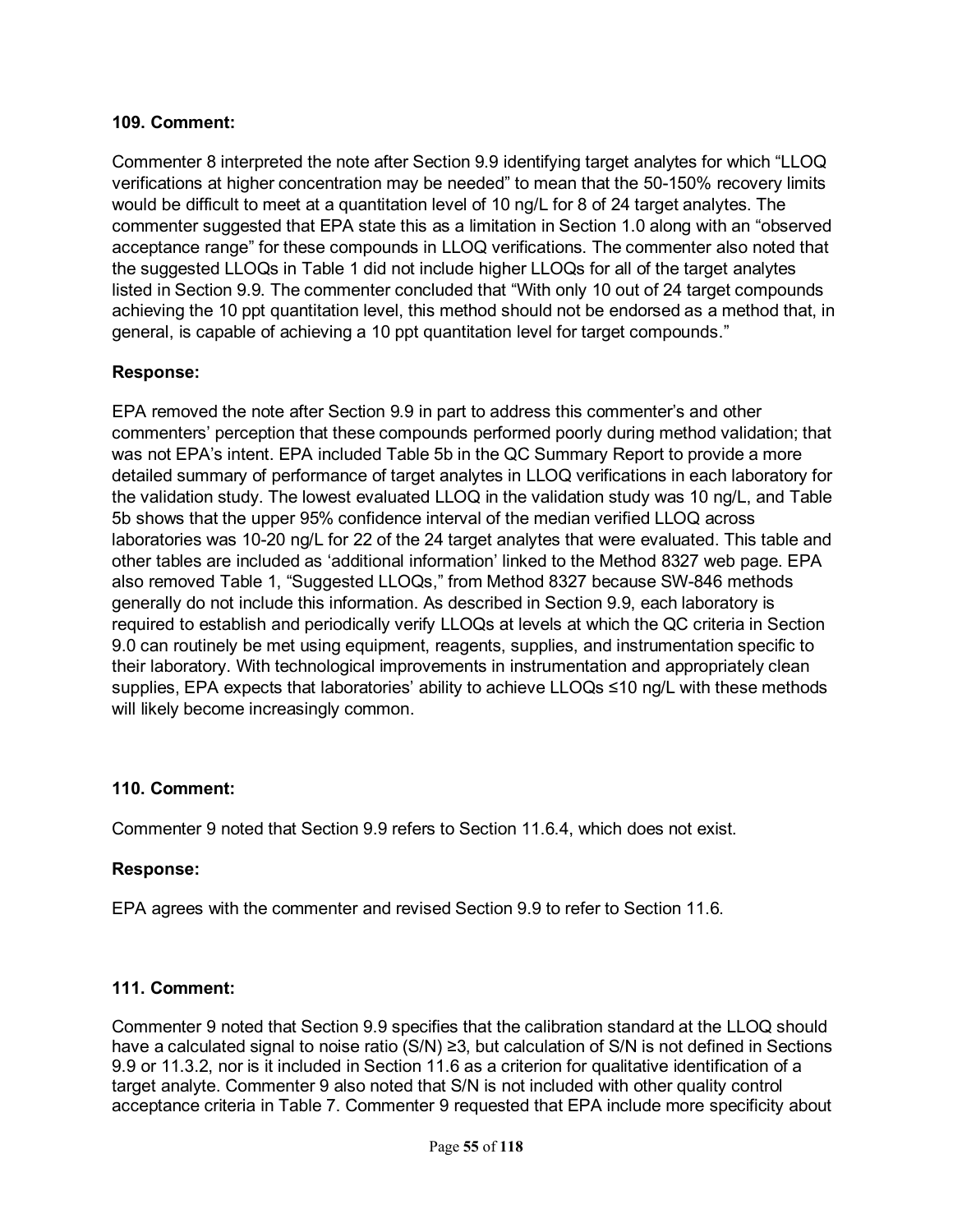**109. Comment:**

Commenter 8 interpreted the note after Section 9.9 identifying target analytes for which "LLOQ verifications at higher concentration may be needed" to mean that the 50-150% recovery limits would be difficult to meet at a quantitation level of 10 ng/L for 8 of 24 target analytes. The commenter suggested that EPA state this as a limitation in Section 1.0 along with an "observed acceptance range" for these compounds in LLOQ verifications. The commenter also noted that the suggested LLOQs in Table 1 did not include higher LLOQs for all of the target analytes listed in Section 9.9. The commenter concluded that "With only 10 out of 24 target compounds achieving the 10 ppt quantitation level, this method should not be endorsed as a method that, in general, is capable of achieving a 10 ppt quantitation level for target compounds."

**Response:**

EPA removed the note after Section 9.9 in part to address this commenter's and other commenters' perception that these compounds performed poorly during method validation; that was not EPA's intent. EPA included Table 5b in the QC Summary Report to provide a more detailed summary of performance of target analytes in LLOQ verifications in each laboratory for the validation study. The lowest evaluated LLOQ in the validation study was 10 ng/L, and Table 5b shows that the upper 95% confidence interval of the median verified LLOQ across laboratories was 10-20 ng/L for 22 of the 24 target analytes that were evaluated. This table and other tables are included as 'additional information' linked to the Method 8327 web page. EPA also removed Table 1, "Suggested LLOQs," from Method 8327 because SW-846 methods generally do not include this information. As described in Section 9.9, each laboratory is required to establish and periodically verify LLOQs at levels at which the QC criteria in Section 9.0 can routinely be met using equipment, reagents, supplies, and instrumentation specific to their laboratory. With technological improvements in instrumentation and appropriately clean supplies, EPA expects that laboratories' ability to achieve LLOQs ≤10 ng/L with these methods will likely become increasingly common.

**110. Comment:**

Commenter 9 noted that Section 9.9 refers to Section 11.6.4, which does not exist.

**Response:**

EPA agrees with the commenter and revised Section 9.9 to refer to Section 11.6.

**111. Comment:**

Commenter 9 noted that Section 9.9 specifies that the calibration standard at the LLOQ should have a calculated signal to noise ratio (S/N) ≥3, but calculation of S/N is not defined in Sections 9.9 or 11.3.2, nor is it included in Section 11.6 as a criterion for qualitative identification of a target analyte. Commenter 9 also noted that S/N is not included with other quality control acceptance criteria in Table 7. Commenter 9 requested that EPA include more specificity about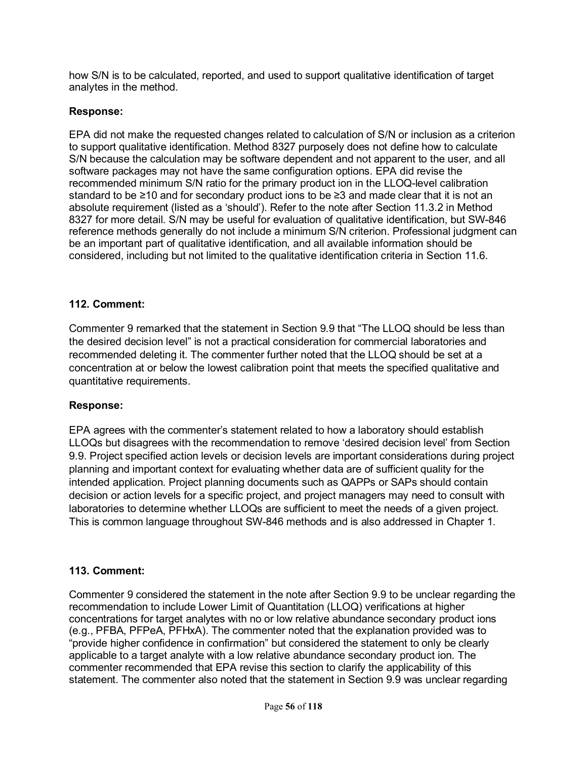how S/N is to be calculated, reported, and used to support qualitative identification of target analytes in the method.

**Response:**

EPA did not make the requested changes related to calculation of S/N or inclusion as a criterion to support qualitative identification. Method 8327 purposely does not define how to calculate S/N because the calculation may be software dependent and not apparent to the user, and all software packages may not have the same configuration options. EPA did revise the recommended minimum S/N ratio for the primary product ion in the LLOQ-level calibration standard to be ≥10 and for secondary product ions to be ≥3 and made clear that it is not an absolute requirement (listed as a 'should'). Refer to the note after Section 11.3.2 in Method 8327 for more detail. S/N may be useful for evaluation of qualitative identification, but SW-846 reference methods generally do not include a minimum S/N criterion. Professional judgment can be an important part of qualitative identification, and all available information should be considered, including but not limited to the qualitative identification criteria in Section 11.6.

**112. Comment:**

Commenter 9 remarked that the statement in Section 9.9 that "The LLOQ should be less than the desired decision level" is not a practical consideration for commercial laboratories and recommended deleting it. The commenter further noted that the LLOQ should be set at a concentration at or below the lowest calibration point that meets the specified qualitative and quantitative requirements.

**Response:**

EPA agrees with the commenter's statement related to how a laboratory should establish LLOQs but disagrees with the recommendation to remove 'desired decision level' from Section 9.9. Project specified action levels or decision levels are important considerations during project planning and important context for evaluating whether data are of sufficient quality for the intended application. Project planning documents such as QAPPs or SAPs should contain decision or action levels for a specific project, and project managers may need to consult with laboratories to determine whether LLOQs are sufficient to meet the needs of a given project. This is common language throughout SW-846 methods and is also addressed in Chapter 1.

**113. Comment:**

Commenter 9 considered the statement in the note after Section 9.9 to be unclear regarding the recommendation to include Lower Limit of Quantitation (LLOQ) verifications at higher concentrations for target analytes with no or low relative abundance secondary product ions (e.g., PFBA, PFPeA, PFHxA). The commenter noted that the explanation provided was to "provide higher confidence in confirmation" but considered the statement to only be clearly applicable to a target analyte with a low relative abundance secondary product ion. The commenter recommended that EPA revise this section to clarify the applicability of this statement. The commenter also noted that the statement in Section 9.9 was unclear regarding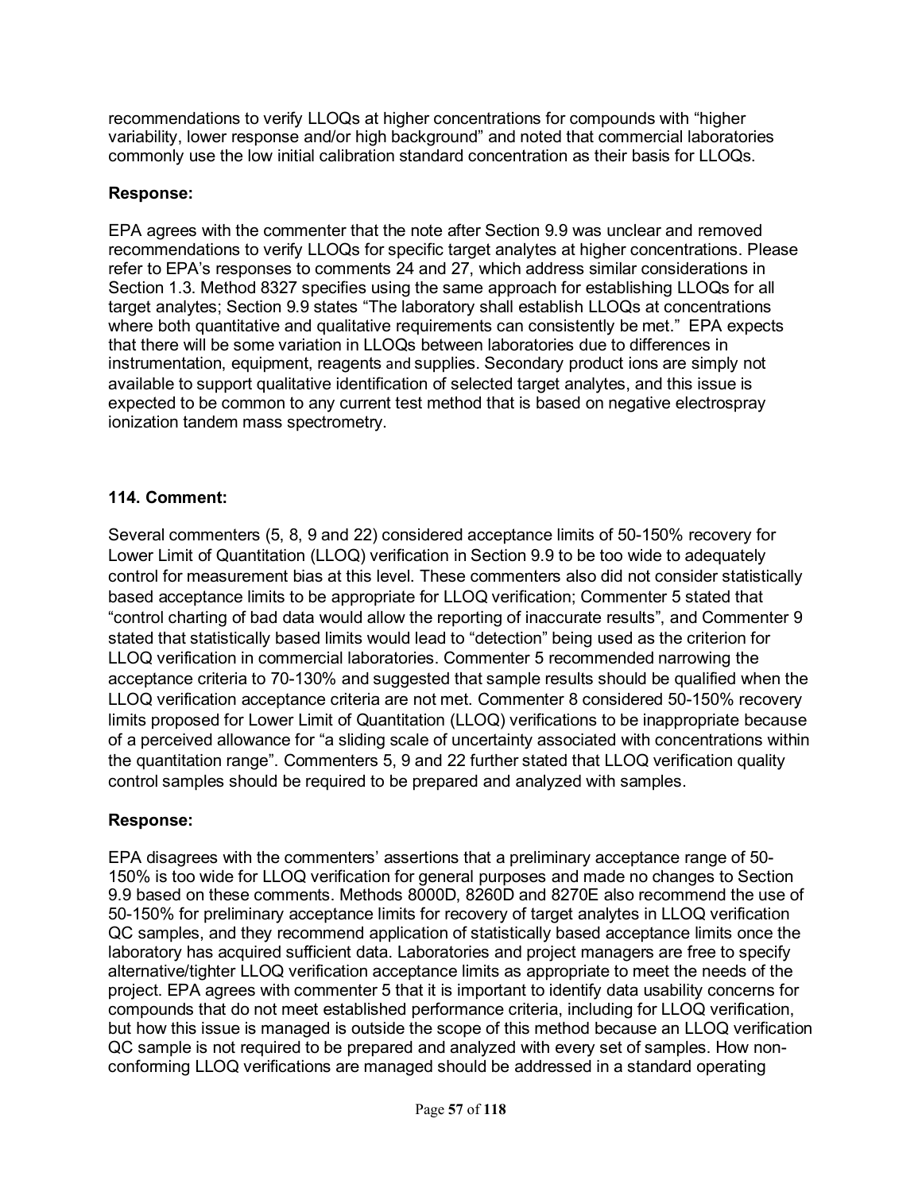recommendations to verify LLOQs at higher concentrations for compounds with "higher variability, lower response and/or high background" and noted that commercial laboratories commonly use the low initial calibration standard concentration as their basis for LLOQs.

**Response:**

EPA agrees with the commenter that the note after Section 9.9 was unclear and removed recommendations to verify LLOQs for specific target analytes at higher concentrations. Please refer to EPA's responses to comments 24 and 27, which address similar considerations in Section 1.3. Method 8327 specifies using the same approach for establishing LLOQs for all target analytes; Section 9.9 states "The laboratory shall establish LLOQs at concentrations where both quantitative and qualitative requirements can consistently be met." EPA expects that there will be some variation in LLOQs between laboratories due to differences in instrumentation, equipment, reagents and supplies. Secondary product ions are simply not available to support qualitative identification of selected target analytes, and this issue is expected to be common to any current test method that is based on negative electrospray ionization tandem mass spectrometry.

**114. Comment:**

Several commenters (5, 8, 9 and 22) considered acceptance limits of 50-150% recovery for Lower Limit of Quantitation (LLOQ) verification in Section 9.9 to be too wide to adequately control for measurement bias at this level. These commenters also did not consider statistically based acceptance limits to be appropriate for LLOQ verification; Commenter 5 stated that "control charting of bad data would allow the reporting of inaccurate results", and Commenter 9 stated that statistically based limits would lead to "detection" being used as the criterion for LLOQ verification in commercial laboratories. Commenter 5 recommended narrowing the acceptance criteria to 70-130% and suggested that sample results should be qualified when the LLOQ verification acceptance criteria are not met. Commenter 8 considered 50-150% recovery limits proposed for Lower Limit of Quantitation (LLOQ) verifications to be inappropriate because of a perceived allowance for "a sliding scale of uncertainty associated with concentrations within the quantitation range". Commenters 5, 9 and 22 further stated that LLOQ verification quality control samples should be required to be prepared and analyzed with samples.

**Response:**

EPA disagrees with the commenters' assertions that a preliminary acceptance range of 50-150% is too wide for LLOQ verification for general purposes and made no changes to Section 9.9 based on these comments. Methods 8000D, 8260D and 8270E also recommend the use of 50-150% for preliminary acceptance limits for recovery of target analytes in LLOQ verification QC samples, and they recommend application of statistically based acceptance limits once the laboratory has acquired sufficient data. Laboratories and project managers are free to specify alternative/tighter LLOQ verification acceptance limits as appropriate to meet the needs of the project. EPA agrees with commenter 5 that it is important to identify data usability concerns for compounds that do not meet established performance criteria, including for LLOQ verification, but how this issue is managed is outside the scope of this method because an LLOQ verification QC sample is not required to be prepared and analyzed with every set of samples. How non-conforming LLOQ verifications are managed should be addressed in a standard operating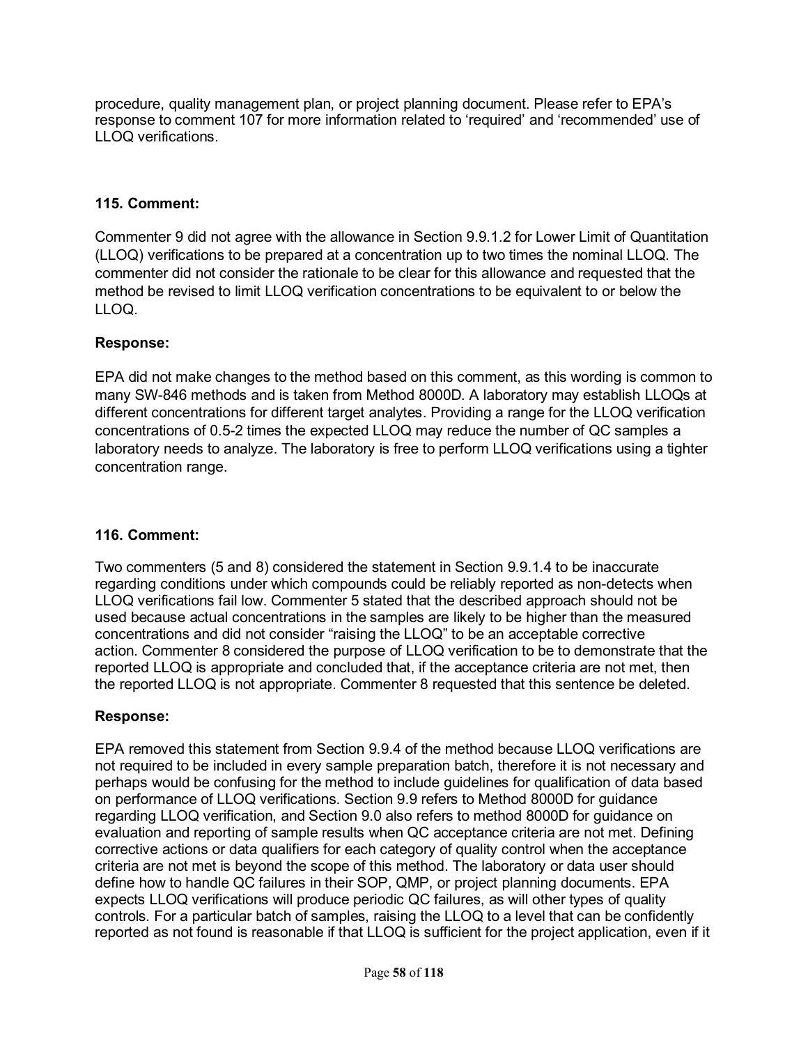procedure, quality management plan, or project planning document. Please refer to EPA's response to comment 107 for more information related to 'required' and 'recommended' use of LLOQ verifications.

**115. Comment:**

Commenter 9 did not agree with the allowance in Section 9.9.1.2 for Lower Limit of Quantitation (LLOQ) verifications to be prepared at a concentration up to two times the nominal LLOQ. The commenter did not consider the rationale to be clear for this allowance and requested that the method be revised to limit LLOQ verification concentrations to be equivalent to or below the LLOQ.

**Response:**

EPA did not make changes to the method based on this comment, as this wording is common to many SW-846 methods and is taken from Method 8000D. A laboratory may establish LLOQs at different concentrations for different target analytes. Providing a range for the LLOQ verification concentrations of 0.5-2 times the expected LLOQ may reduce the number of QC samples a laboratory needs to analyze. The laboratory is free to perform LLOQ verifications using a tighter concentration range.

**116. Comment:**

Two commenters (5 and 8) considered the statement in Section 9.9.1.4 to be inaccurate regarding conditions under which compounds could be reliably reported as non-detects when LLOQ verifications fail low. Commenter 5 stated that the described approach should not be used because actual concentrations in the samples are likely to be higher than the measured concentrations and did not consider "raising the LLOQ" to be an acceptable corrective action. Commenter 8 considered the purpose of LLOQ verification to be to demonstrate that the reported LLOQ is appropriate and concluded that, if the acceptance criteria are not met, then the reported LLOQ is not appropriate. Commenter 8 requested that this sentence be deleted.

**Response:**

EPA removed this statement from Section 9.9.4 of the method because LLOQ verifications are not required to be included in every sample preparation batch, therefore it is not necessary and perhaps would be confusing for the method to include guidelines for qualification of data based on performance of LLOQ verifications. Section 9.9 refers to Method 8000D for guidance regarding LLOQ verification, and Section 9.0 also refers to method 8000D for guidance on evaluation and reporting of sample results when QC acceptance criteria are not met. Defining corrective actions or data qualifiers for each category of quality control when the acceptance criteria are not met is beyond the scope of this method. The laboratory or data user should define how to handle QC failures in their SOP, QMP, or project planning documents. EPA expects LLOQ verifications will produce periodic QC failures, as will other types of quality controls. For a particular batch of samples, raising the LLOQ to a level that can be confidently reported as not found is reasonable if that LLOQ is sufficient for the project application, even if it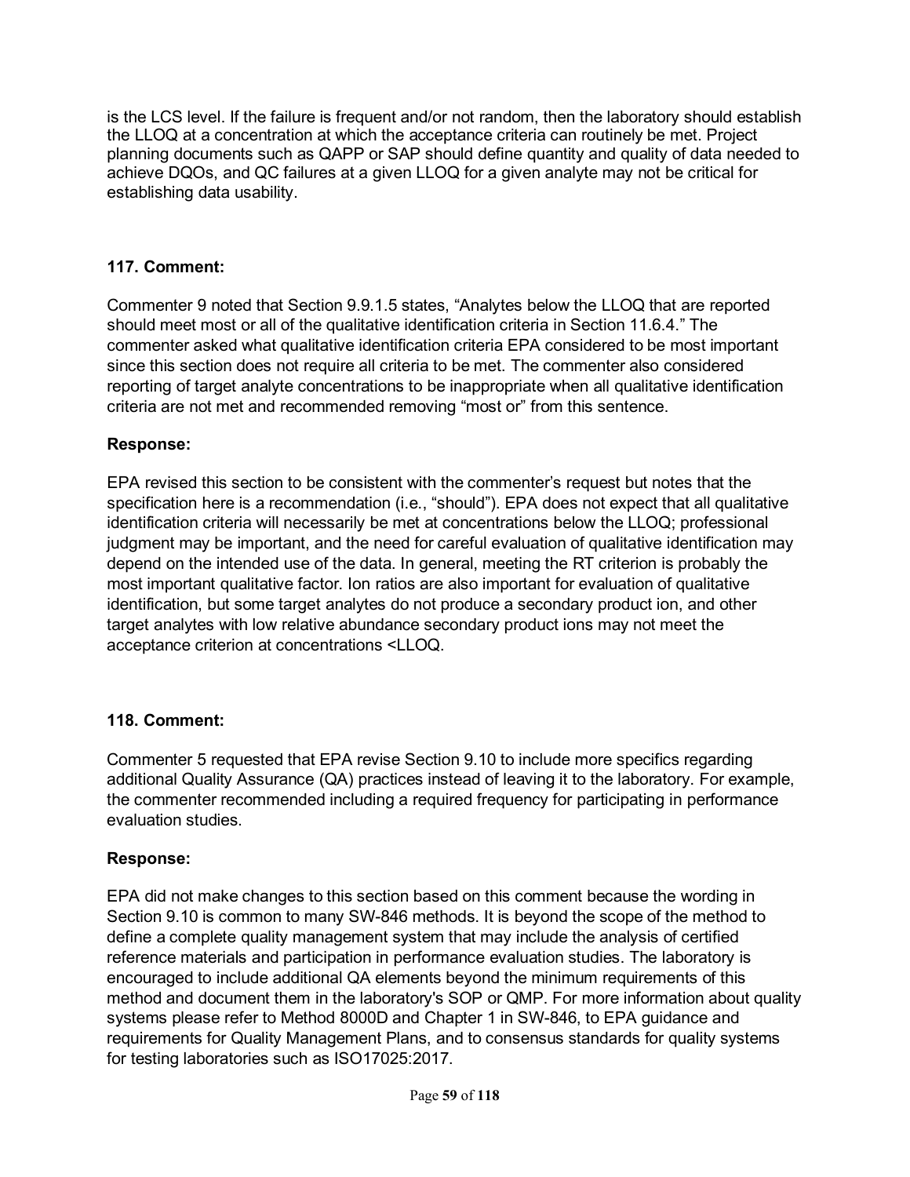is the LCS level. If the failure is frequent and/or not random, then the laboratory should establish the LLOQ at a concentration at which the acceptance criteria can routinely be met. Project planning documents such as QAPP or SAP should define quantity and quality of data needed to achieve DQOs, and QC failures at a given LLOQ for a given analyte may not be critical for establishing data usability.

**117. Comment:**

Commenter 9 noted that Section 9.9.1.5 states, "Analytes below the LLOQ that are reported should meet most or all of the qualitative identification criteria in Section 11.6.4." The commenter asked what qualitative identification criteria EPA considered to be most important since this section does not require all criteria to be met. The commenter also considered reporting of target analyte concentrations to be inappropriate when all qualitative identification criteria are not met and recommended removing "most or" from this sentence.

**Response:**

EPA revised this section to be consistent with the commenter's request but notes that the specification here is a recommendation (i.e., "should"). EPA does not expect that all qualitative identification criteria will necessarily be met at concentrations below the LLOQ; professional judgment may be important, and the need for careful evaluation of qualitative identification may depend on the intended use of the data. In general, meeting the RT criterion is probably the most important qualitative factor. Ion ratios are also important for evaluation of qualitative identification, but some target analytes do not produce a secondary product ion, and other target analytes with low relative abundance secondary product ions may not meet the acceptance criterion at concentrations <LLOQ.

**118. Comment:**

Commenter 5 requested that EPA revise Section 9.10 to include more specifics regarding additional Quality Assurance (QA) practices instead of leaving it to the laboratory. For example, the commenter recommended including a required frequency for participating in performance evaluation studies.

**Response:**

EPA did not make changes to this section based on this comment because the wording in Section 9.10 is common to many SW-846 methods. It is beyond the scope of the method to define a complete quality management system that may include the analysis of certified reference materials and participation in performance evaluation studies. The laboratory is encouraged to include additional QA elements beyond the minimum requirements of this method and document them in the laboratory's SOP or QMP. For more information about quality systems please refer to Method 8000D and Chapter 1 in SW-846, to EPA guidance and requirements for Quality Management Plans, and to consensus standards for quality systems for testing laboratories such as ISO17025:2017.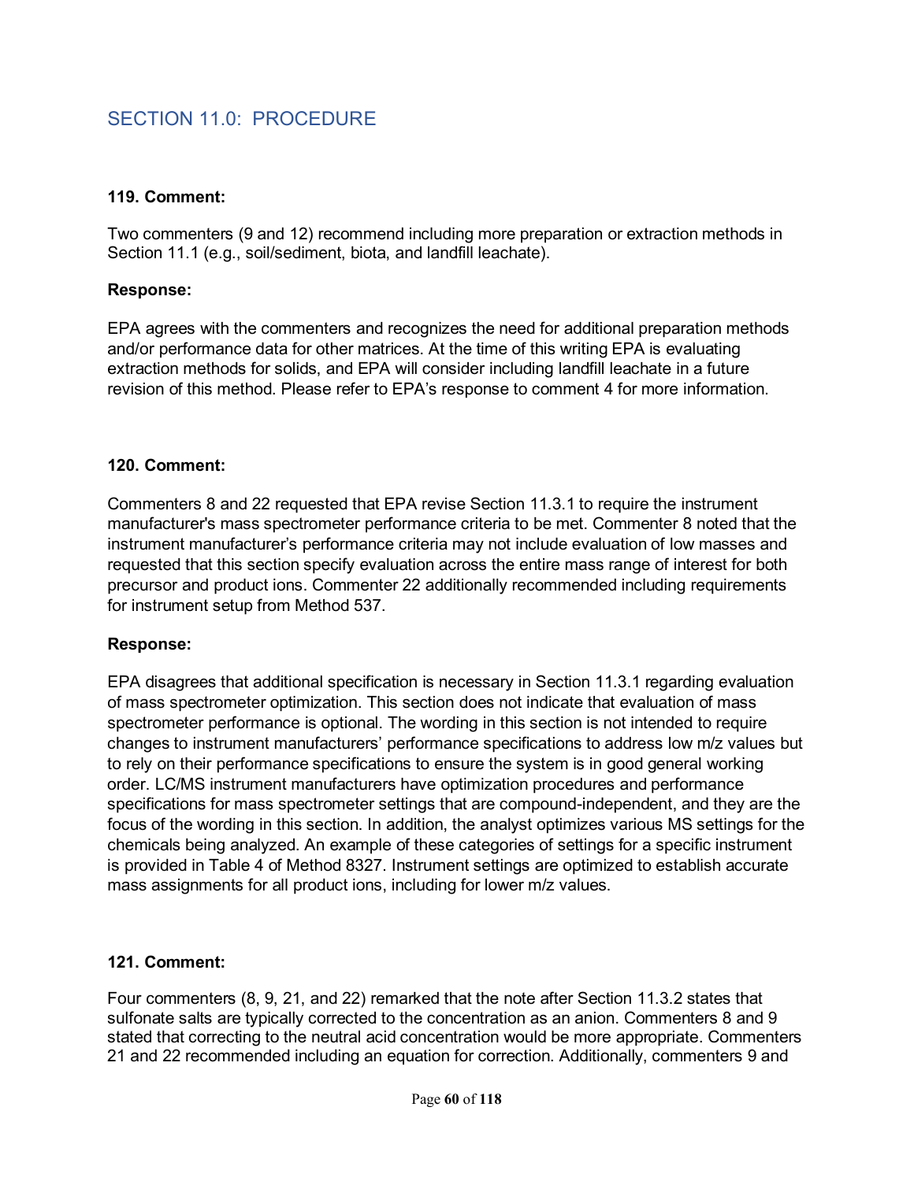## SECTION 11.0: PROCEDURE

**119. Comment:**

Two commenters (9 and 12) recommend including more preparation or extraction methods in Section 11.1 (e.g., soil/sediment, biota, and landfill leachate).

**Response:**

EPA agrees with the commenters and recognizes the need for additional preparation methods and/or performance data for other matrices. At the time of this writing EPA is evaluating extraction methods for solids, and EPA will consider including landfill leachate in a future revision of this method. Please refer to EPA's response to comment 4 for more information.

**120. Comment:**

Commenters 8 and 22 requested that EPA revise Section 11.3.1 to require the instrument manufacturer's mass spectrometer performance criteria to be met. Commenter 8 noted that the instrument manufacturer's performance criteria may not include evaluation of low masses and requested that this section specify evaluation across the entire mass range of interest for both precursor and product ions. Commenter 22 additionally recommended including requirements for instrument setup from Method 537.

**Response:**

EPA disagrees that additional specification is necessary in Section 11.3.1 regarding evaluation of mass spectrometer optimization. This section does not indicate that evaluation of mass spectrometer performance is optional. The wording in this section is not intended to require changes to instrument manufacturers' performance specifications to address low m/z values but to rely on their performance specifications to ensure the system is in good general working order. LC/MS instrument manufacturers have optimization procedures and performance specifications for mass spectrometer settings that are compound-independent, and they are the focus of the wording in this section. In addition, the analyst optimizes various MS settings for the chemicals being analyzed. An example of these categories of settings for a specific instrument is provided in Table 4 of Method 8327. Instrument settings are optimized to establish accurate mass assignments for all product ions, including for lower m/z values.

**121. Comment:**

Four commenters (8, 9, 21, and 22) remarked that the note after Section 11.3.2 states that sulfonate salts are typically corrected to the concentration as an anion. Commenters 8 and 9 stated that correcting to the neutral acid concentration would be more appropriate. Commenters 21 and 22 recommended including an equation for correction. Additionally, commenters 9 and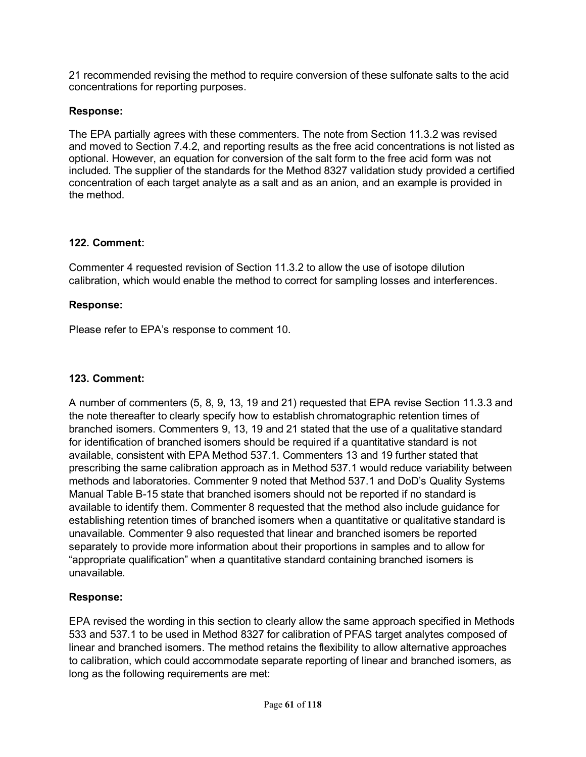21 recommended revising the method to require conversion of these sulfonate salts to the acid concentrations for reporting purposes.

**Response:**

The EPA partially agrees with these commenters. The note from Section 11.3.2 was revised and moved to Section 7.4.2, and reporting results as the free acid concentrations is not listed as optional. However, an equation for conversion of the salt form to the free acid form was not included. The supplier of the standards for the Method 8327 validation study provided a certified concentration of each target analyte as a salt and as an anion, and an example is provided in the method.

**122. Comment:**

Commenter 4 requested revision of Section 11.3.2 to allow the use of isotope dilution calibration, which would enable the method to correct for sampling losses and interferences.

**Response:**

Please refer to EPA's response to comment 10.

**123. Comment:**

A number of commenters (5, 8, 9, 13, 19 and 21) requested that EPA revise Section 11.3.3 and the note thereafter to clearly specify how to establish chromatographic retention times of branched isomers. Commenters 9, 13, 19 and 21 stated that the use of a qualitative standard for identification of branched isomers should be required if a quantitative standard is not available, consistent with EPA Method 537.1. Commenters 13 and 19 further stated that prescribing the same calibration approach as in Method 537.1 would reduce variability between methods and laboratories. Commenter 9 noted that Method 537.1 and DoD's Quality Systems Manual Table B-15 state that branched isomers should not be reported if no standard is available to identify them. Commenter 8 requested that the method also include guidance for establishing retention times of branched isomers when a quantitative or qualitative standard is unavailable. Commenter 9 also requested that linear and branched isomers be reported separately to provide more information about their proportions in samples and to allow for "appropriate qualification" when a quantitative standard containing branched isomers is unavailable.

**Response:**

EPA revised the wording in this section to clearly allow the same approach specified in Methods 533 and 537.1 to be used in Method 8327 for calibration of PFAS target analytes composed of linear and branched isomers. The method retains the flexibility to allow alternative approaches to calibration, which could accommodate separate reporting of linear and branched isomers, as long as the following requirements are met: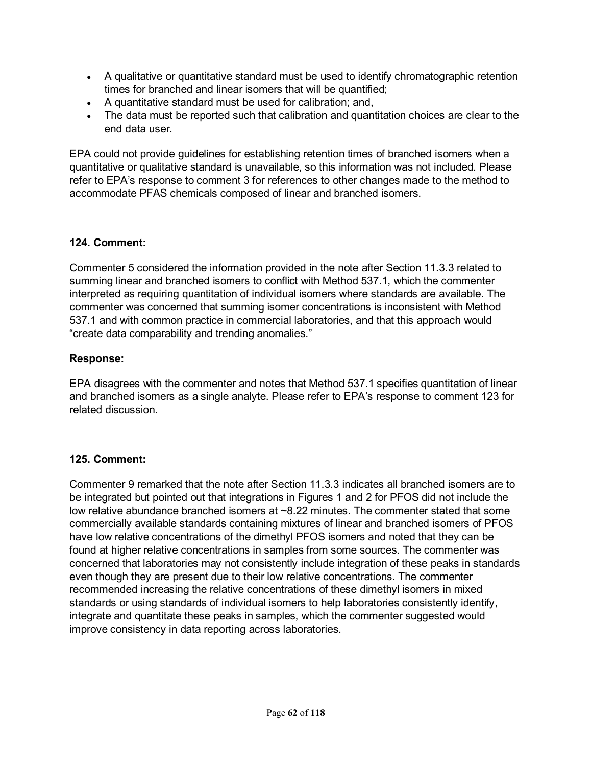- A qualitative or quantitative standard must be used to identify chromatographic retention times for branched and linear isomers that will be quantified;
- A quantitative standard must be used for calibration; and,
- The data must be reported such that calibration and quantitation choices are clear to the end data user.

EPA could not provide guidelines for establishing retention times of branched isomers when a quantitative or qualitative standard is unavailable, so this information was not included. Please refer to EPA's response to comment 3 for references to other changes made to the method to accommodate PFAS chemicals composed of linear and branched isomers.

**124. Comment:**

Commenter 5 considered the information provided in the note after Section 11.3.3 related to summing linear and branched isomers to conflict with Method 537.1, which the commenter interpreted as requiring quantitation of individual isomers where standards are available. The commenter was concerned that summing isomer concentrations is inconsistent with Method 537.1 and with common practice in commercial laboratories, and that this approach would "create data comparability and trending anomalies."

**Response:**

EPA disagrees with the commenter and notes that Method 537.1 specifies quantitation of linear and branched isomers as a single analyte. Please refer to EPA's response to comment 123 for related discussion.

**125. Comment:**

Commenter 9 remarked that the note after Section 11.3.3 indicates all branched isomers are to be integrated but pointed out that integrations in Figures 1 and 2 for PFOS did not include the low relative abundance branched isomers at ~8.22 minutes. The commenter stated that some commercially available standards containing mixtures of linear and branched isomers of PFOS have low relative concentrations of the dimethyl PFOS isomers and noted that they can be found at higher relative concentrations in samples from some sources. The commenter was concerned that laboratories may not consistently include integration of these peaks in standards even though they are present due to their low relative concentrations. The commenter recommended increasing the relative concentrations of these dimethyl isomers in mixed standards or using standards of individual isomers to help laboratories consistently identify, integrate and quantitate these peaks in samples, which the commenter suggested would improve consistency in data reporting across laboratories.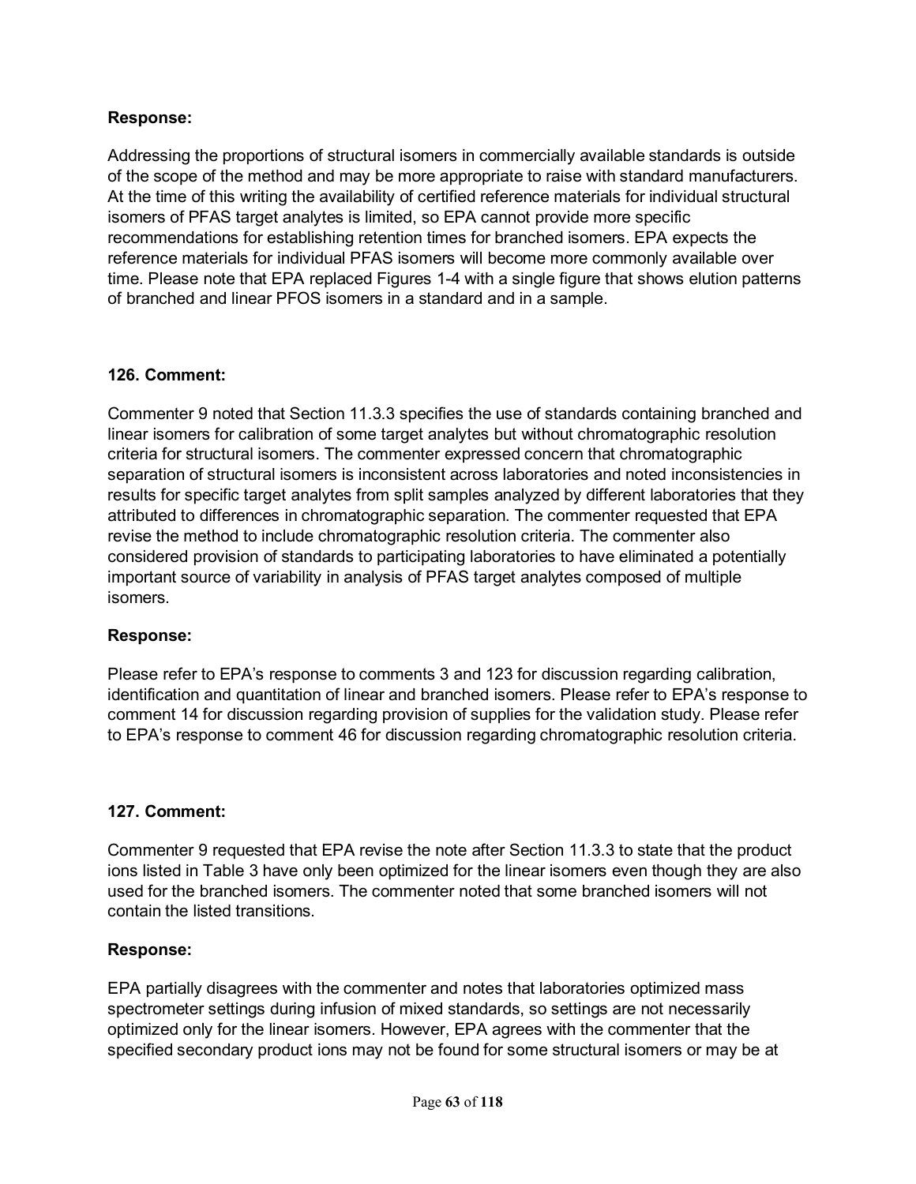**Response:**

Addressing the proportions of structural isomers in commercially available standards is outside of the scope of the method and may be more appropriate to raise with standard manufacturers. At the time of this writing the availability of certified reference materials for individual structural isomers of PFAS target analytes is limited, so EPA cannot provide more specific recommendations for establishing retention times for branched isomers. EPA expects the reference materials for individual PFAS isomers will become more commonly available over time. Please note that EPA replaced Figures 1-4 with a single figure that shows elution patterns of branched and linear PFOS isomers in a standard and in a sample.

**126. Comment:**

Commenter 9 noted that Section 11.3.3 specifies the use of standards containing branched and linear isomers for calibration of some target analytes but without chromatographic resolution criteria for structural isomers. The commenter expressed concern that chromatographic separation of structural isomers is inconsistent across laboratories and noted inconsistencies in results for specific target analytes from split samples analyzed by different laboratories that they attributed to differences in chromatographic separation. The commenter requested that EPA revise the method to include chromatographic resolution criteria. The commenter also considered provision of standards to participating laboratories to have eliminated a potentially important source of variability in analysis of PFAS target analytes composed of multiple isomers.

**Response:**

Please refer to EPA's response to comments 3 and 123 for discussion regarding calibration, identification and quantitation of linear and branched isomers. Please refer to EPA's response to comment 14 for discussion regarding provision of supplies for the validation study. Please refer to EPA's response to comment 46 for discussion regarding chromatographic resolution criteria.

**127. Comment:**

Commenter 9 requested that EPA revise the note after Section 11.3.3 to state that the product ions listed in Table 3 have only been optimized for the linear isomers even though they are also used for the branched isomers. The commenter noted that some branched isomers will not contain the listed transitions.

**Response:**

EPA partially disagrees with the commenter and notes that laboratories optimized mass spectrometer settings during infusion of mixed standards, so settings are not necessarily optimized only for the linear isomers. However, EPA agrees with the commenter that the specified secondary product ions may not be found for some structural isomers or may be at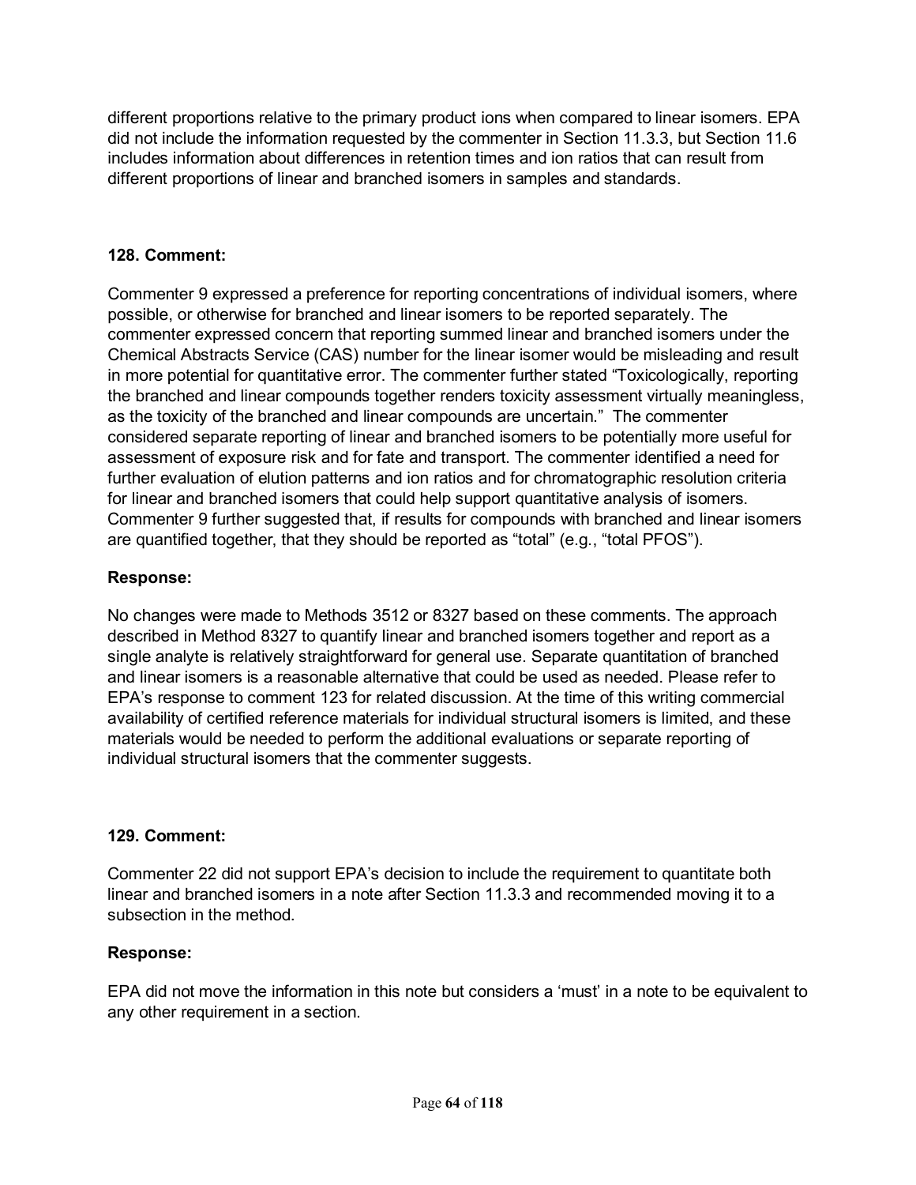different proportions relative to the primary product ions when compared to linear isomers. EPA did not include the information requested by the commenter in Section 11.3.3, but Section 11.6 includes information about differences in retention times and ion ratios that can result from different proportions of linear and branched isomers in samples and standards.

**128. Comment:**

Commenter 9 expressed a preference for reporting concentrations of individual isomers, where possible, or otherwise for branched and linear isomers to be reported separately. The commenter expressed concern that reporting summed linear and branched isomers under the Chemical Abstracts Service (CAS) number for the linear isomer would be misleading and result in more potential for quantitative error. The commenter further stated "Toxicologically, reporting the branched and linear compounds together renders toxicity assessment virtually meaningless, as the toxicity of the branched and linear compounds are uncertain." The commenter considered separate reporting of linear and branched isomers to be potentially more useful for assessment of exposure risk and for fate and transport. The commenter identified a need for further evaluation of elution patterns and ion ratios and for chromatographic resolution criteria for linear and branched isomers that could help support quantitative analysis of isomers. Commenter 9 further suggested that, if results for compounds with branched and linear isomers are quantified together, that they should be reported as "total" (e.g., "total PFOS").

**Response:**

No changes were made to Methods 3512 or 8327 based on these comments. The approach described in Method 8327 to quantify linear and branched isomers together and report as a single analyte is relatively straightforward for general use. Separate quantitation of branched and linear isomers is a reasonable alternative that could be used as needed. Please refer to EPA's response to comment 123 for related discussion. At the time of this writing commercial availability of certified reference materials for individual structural isomers is limited, and these materials would be needed to perform the additional evaluations or separate reporting of individual structural isomers that the commenter suggests.

**129. Comment:**

Commenter 22 did not support EPA's decision to include the requirement to quantitate both linear and branched isomers in a note after Section 11.3.3 and recommended moving it to a subsection in the method.

**Response:**

EPA did not move the information in this note but considers a 'must' in a note to be equivalent to any other requirement in a section.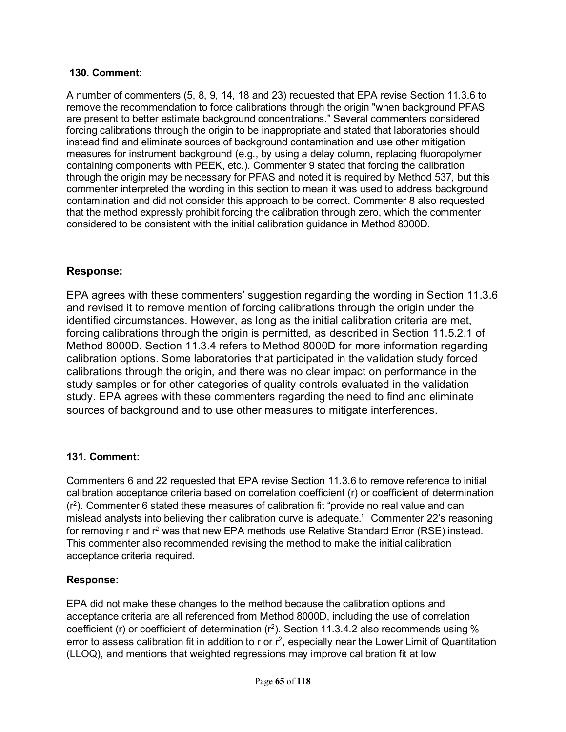**130. Comment:**

A number of commenters (5, 8, 9, 14, 18 and 23) requested that EPA revise Section 11.3.6 to remove the recommendation to force calibrations through the origin "when background PFAS are present to better estimate background concentrations." Several commenters considered forcing calibrations through the origin to be inappropriate and stated that laboratories should instead find and eliminate sources of background contamination and use other mitigation measures for instrument background (e.g., by using a delay column, replacing fluoropolymer containing components with PEEK, etc.). Commenter 9 stated that forcing the calibration through the origin may be necessary for PFAS and noted it is required by Method 537, but this commenter interpreted the wording in this section to mean it was used to address background contamination and did not consider this approach to be correct. Commenter 8 also requested that the method expressly prohibit forcing the calibration through zero, which the commenter considered to be consistent with the initial calibration guidance in Method 8000D.

**Response:**

EPA agrees with these commenters' suggestion regarding the wording in Section 11.3.6 and revised it to remove mention of forcing calibrations through the origin under the identified circumstances. However, as long as the initial calibration criteria are met, forcing calibrations through the origin is permitted, as described in Section 11.5.2.1 of Method 8000D. Section 11.3.4 refers to Method 8000D for more information regarding calibration options. Some laboratories that participated in the validation study forced calibrations through the origin, and there was no clear impact on performance in the study samples or for other categories of quality controls evaluated in the validation study. EPA agrees with these commenters regarding the need to find and eliminate sources of background and to use other measures to mitigate interferences.

**131. Comment:**

Commenters 6 and 22 requested that EPA revise Section 11.3.6 to remove reference to initial calibration acceptance criteria based on correlation coefficient (r) or coefficient of determination ($r^2$). Commenter 6 stated these measures of calibration fit "provide no real value and can mislead analysts into believing their calibration curve is adequate." Commenter 22's reasoning for removing r and $r^2$ was that new EPA methods use Relative Standard Error (RSE) instead. This commenter also recommended revising the method to make the initial calibration acceptance criteria required.

**Response:**

EPA did not make these changes to the method because the calibration options and acceptance criteria are all referenced from Method 8000D, including the use of correlation coefficient (r) or coefficient of determination ($r^2$). Section 11.3.4.2 also recommends using % error to assess calibration fit in addition to r or $r^2$, especially near the Lower Limit of Quantitation (LLOQ), and mentions that weighted regressions may improve calibration fit at low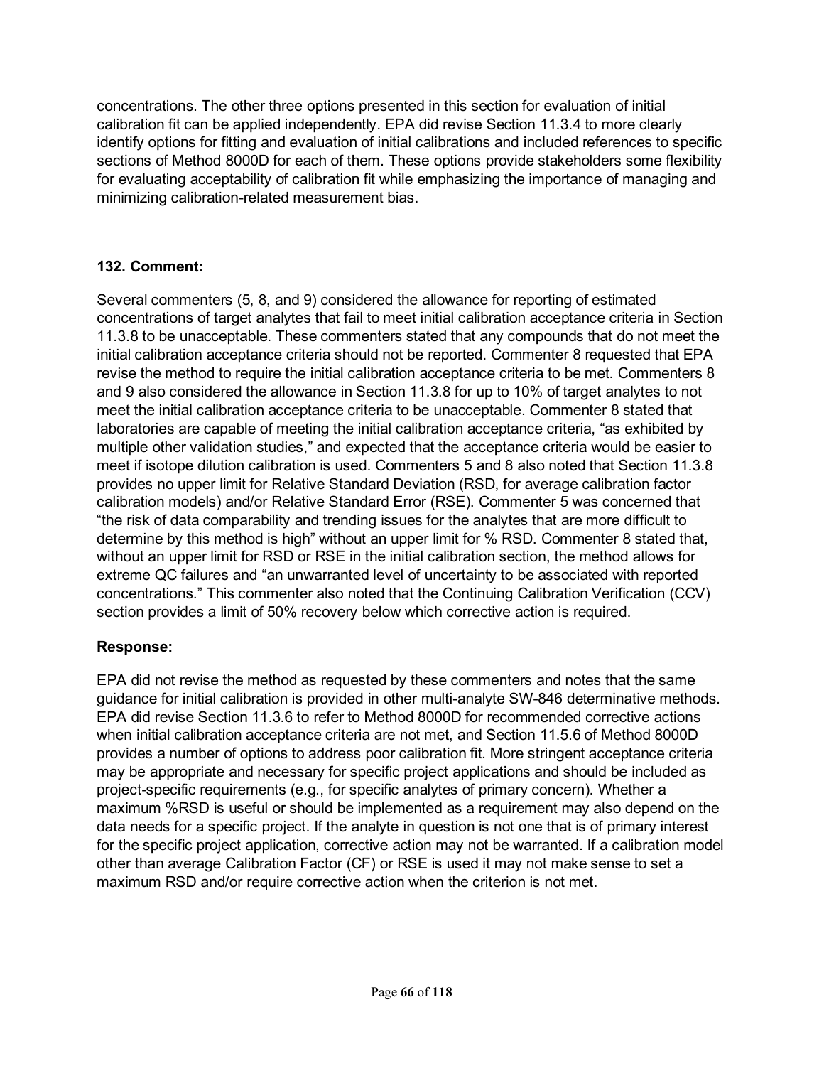concentrations. The other three options presented in this section for evaluation of initial calibration fit can be applied independently. EPA did revise Section 11.3.4 to more clearly identify options for fitting and evaluation of initial calibrations and included references to specific sections of Method 8000D for each of them. These options provide stakeholders some flexibility for evaluating acceptability of calibration fit while emphasizing the importance of managing and minimizing calibration-related measurement bias.

**132. Comment:**

Several commenters (5, 8, and 9) considered the allowance for reporting of estimated concentrations of target analytes that fail to meet initial calibration acceptance criteria in Section 11.3.8 to be unacceptable. These commenters stated that any compounds that do not meet the initial calibration acceptance criteria should not be reported. Commenter 8 requested that EPA revise the method to require the initial calibration acceptance criteria to be met. Commenters 8 and 9 also considered the allowance in Section 11.3.8 for up to 10% of target analytes to not meet the initial calibration acceptance criteria to be unacceptable. Commenter 8 stated that laboratories are capable of meeting the initial calibration acceptance criteria, "as exhibited by multiple other validation studies," and expected that the acceptance criteria would be easier to meet if isotope dilution calibration is used. Commenters 5 and 8 also noted that Section 11.3.8 provides no upper limit for Relative Standard Deviation (RSD, for average calibration factor calibration models) and/or Relative Standard Error (RSE). Commenter 5 was concerned that "the risk of data comparability and trending issues for the analytes that are more difficult to determine by this method is high" without an upper limit for % RSD. Commenter 8 stated that, without an upper limit for RSD or RSE in the initial calibration section, the method allows for extreme QC failures and "an unwarranted level of uncertainty to be associated with reported concentrations." This commenter also noted that the Continuing Calibration Verification (CCV) section provides a limit of 50% recovery below which corrective action is required.

**Response:**

EPA did not revise the method as requested by these commenters and notes that the same guidance for initial calibration is provided in other multi-analyte SW-846 determinative methods. EPA did revise Section 11.3.6 to refer to Method 8000D for recommended corrective actions when initial calibration acceptance criteria are not met, and Section 11.5.6 of Method 8000D provides a number of options to address poor calibration fit. More stringent acceptance criteria may be appropriate and necessary for specific project applications and should be included as project-specific requirements (e.g., for specific analytes of primary concern). Whether a maximum %RSD is useful or should be implemented as a requirement may also depend on the data needs for a specific project. If the analyte in question is not one that is of primary interest for the specific project application, corrective action may not be warranted. If a calibration model other than average Calibration Factor (CF) or RSE is used it may not make sense to set a maximum RSD and/or require corrective action when the criterion is not met.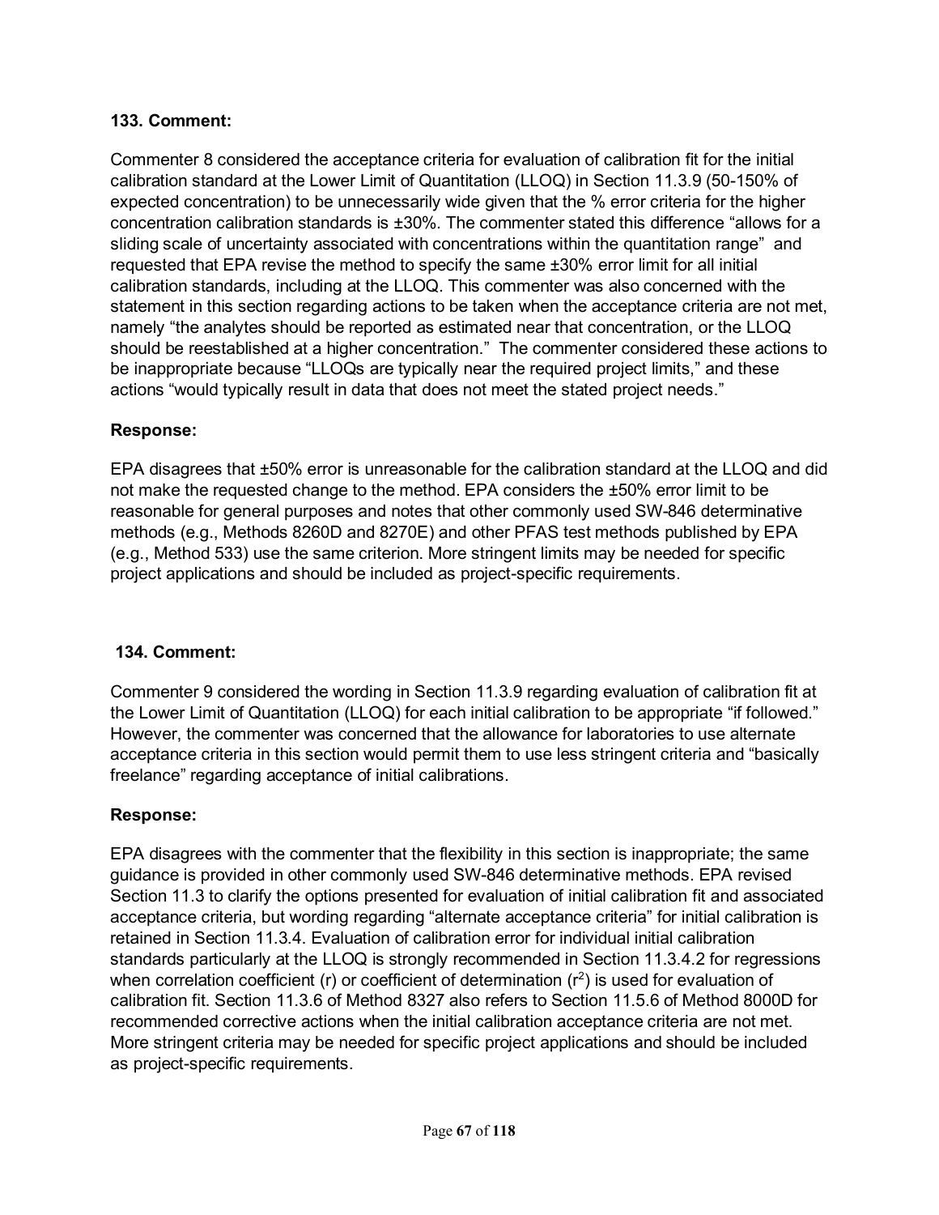**133. Comment:**

Commenter 8 considered the acceptance criteria for evaluation of calibration fit for the initial calibration standard at the Lower Limit of Quantitation (LLOQ) in Section 11.3.9 (50-150% of expected concentration) to be unnecessarily wide given that the % error criteria for the higher concentration calibration standards is ±30%. The commenter stated this difference "allows for a sliding scale of uncertainty associated with concentrations within the quantitation range" and requested that EPA revise the method to specify the same ±30% error limit for all initial calibration standards, including at the LLOQ. This commenter was also concerned with the statement in this section regarding actions to be taken when the acceptance criteria are not met, namely "the analytes should be reported as estimated near that concentration, or the LLOQ should be reestablished at a higher concentration." The commenter considered these actions to be inappropriate because "LLOQs are typically near the required project limits," and these actions "would typically result in data that does not meet the stated project needs."

**Response:**

EPA disagrees that ±50% error is unreasonable for the calibration standard at the LLOQ and did not make the requested change to the method. EPA considers the ±50% error limit to be reasonable for general purposes and notes that other commonly used SW-846 determinative methods (e.g., Methods 8260D and 8270E) and other PFAS test methods published by EPA (e.g., Method 533) use the same criterion. More stringent limits may be needed for specific project applications and should be included as project-specific requirements.

**134. Comment:**

Commenter 9 considered the wording in Section 11.3.9 regarding evaluation of calibration fit at the Lower Limit of Quantitation (LLOQ) for each initial calibration to be appropriate "if followed." However, the commenter was concerned that the allowance for laboratories to use alternate acceptance criteria in this section would permit them to use less stringent criteria and "basically freelance" regarding acceptance of initial calibrations.

**Response:**

EPA disagrees with the commenter that the flexibility in this section is inappropriate; the same guidance is provided in other commonly used SW-846 determinative methods. EPA revised Section 11.3 to clarify the options presented for evaluation of initial calibration fit and associated acceptance criteria, but wording regarding "alternate acceptance criteria" for initial calibration is retained in Section 11.3.4. Evaluation of calibration error for individual initial calibration standards particularly at the LLOQ is strongly recommended in Section 11.3.4.2 for regressions when correlation coefficient (r) or coefficient of determination ($r^2$) is used for evaluation of calibration fit. Section 11.3.6 of Method 8327 also refers to Section 11.5.6 of Method 8000D for recommended corrective actions when the initial calibration acceptance criteria are not met. More stringent criteria may be needed for specific project applications and should be included as project-specific requirements.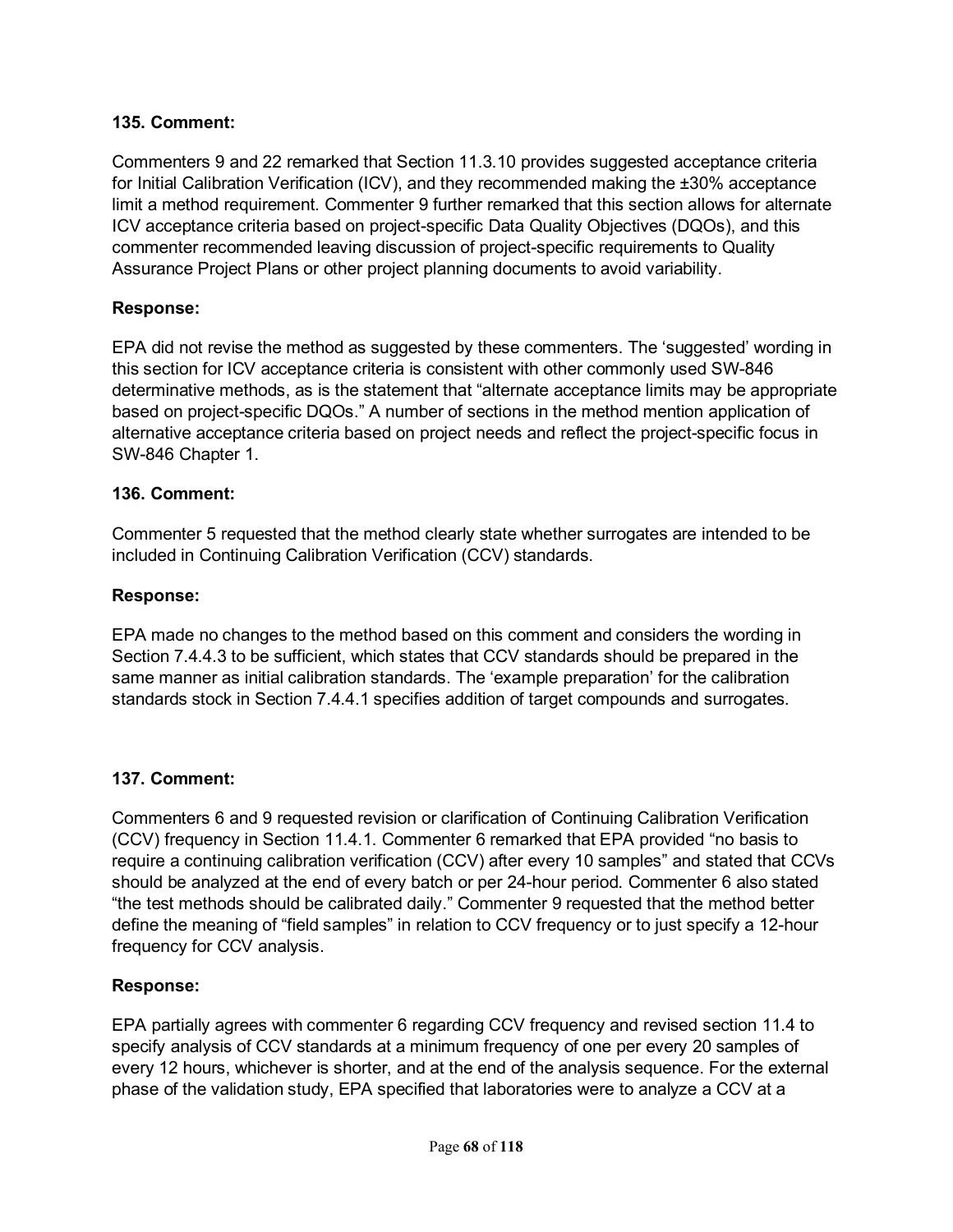**135. Comment:**

Commenters 9 and 22 remarked that Section 11.3.10 provides suggested acceptance criteria for Initial Calibration Verification (ICV), and they recommended making the ±30% acceptance limit a method requirement. Commenter 9 further remarked that this section allows for alternate ICV acceptance criteria based on project-specific Data Quality Objectives (DQOs), and this commenter recommended leaving discussion of project-specific requirements to Quality Assurance Project Plans or other project planning documents to avoid variability.

**Response:**

EPA did not revise the method as suggested by these commenters. The 'suggested' wording in this section for ICV acceptance criteria is consistent with other commonly used SW-846 determinative methods, as is the statement that "alternate acceptance limits may be appropriate based on project-specific DQOs." A number of sections in the method mention application of alternative acceptance criteria based on project needs and reflect the project-specific focus in SW-846 Chapter 1.

**136. Comment:**

Commenter 5 requested that the method clearly state whether surrogates are intended to be included in Continuing Calibration Verification (CCV) standards.

**Response:**

EPA made no changes to the method based on this comment and considers the wording in Section 7.4.4.3 to be sufficient, which states that CCV standards should be prepared in the same manner as initial calibration standards. The 'example preparation' for the calibration standards stock in Section 7.4.4.1 specifies addition of target compounds and surrogates.

**137. Comment:**

Commenters 6 and 9 requested revision or clarification of Continuing Calibration Verification (CCV) frequency in Section 11.4.1. Commenter 6 remarked that EPA provided "no basis to require a continuing calibration verification (CCV) after every 10 samples" and stated that CCVs should be analyzed at the end of every batch or per 24-hour period. Commenter 6 also stated "the test methods should be calibrated daily." Commenter 9 requested that the method better define the meaning of "field samples" in relation to CCV frequency or to just specify a 12-hour frequency for CCV analysis.

**Response:**

EPA partially agrees with commenter 6 regarding CCV frequency and revised section 11.4 to specify analysis of CCV standards at a minimum frequency of one per every 20 samples of every 12 hours, whichever is shorter, and at the end of the analysis sequence. For the external phase of the validation study, EPA specified that laboratories were to analyze a CCV at a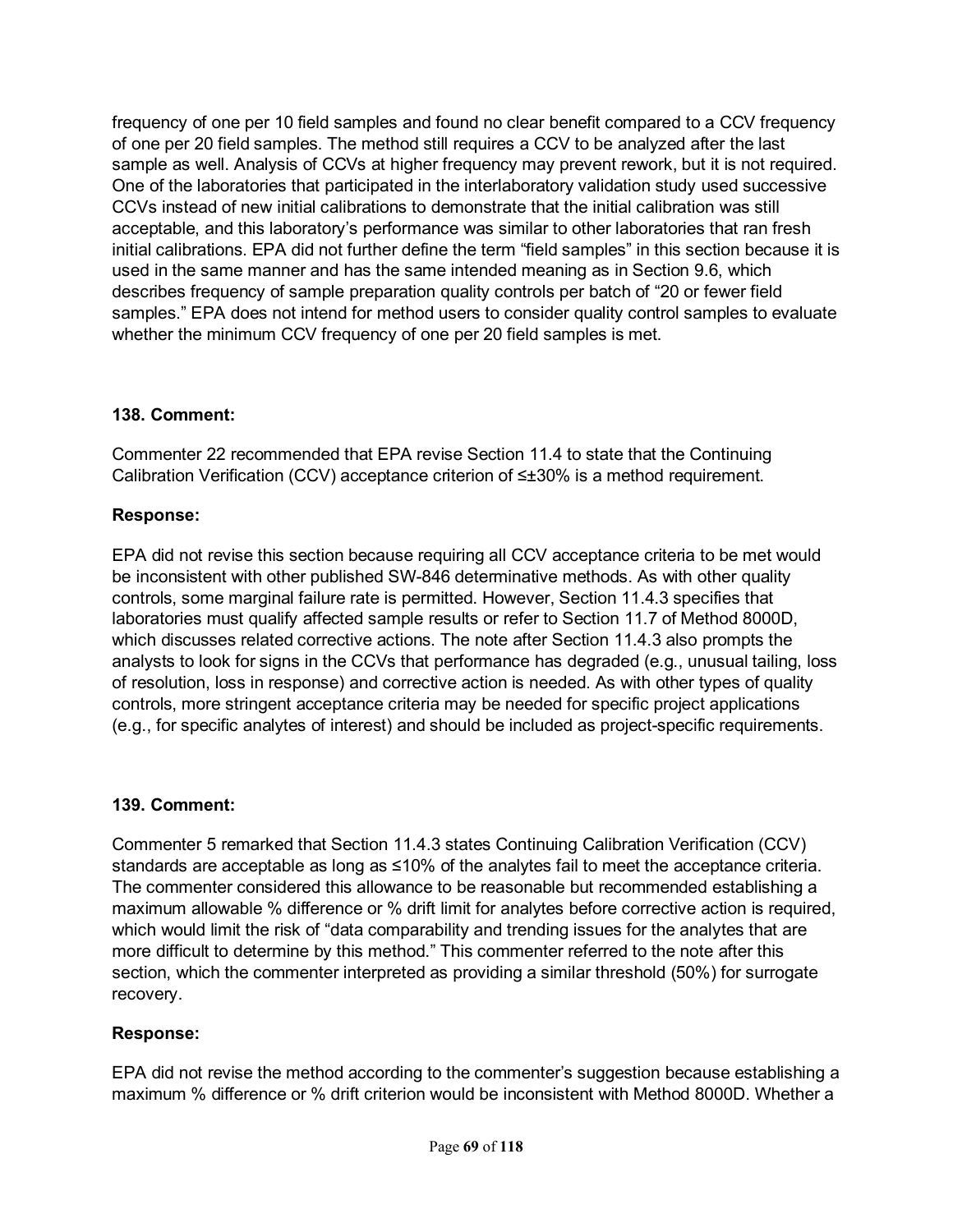frequency of one per 10 field samples and found no clear benefit compared to a CCV frequency of one per 20 field samples. The method still requires a CCV to be analyzed after the last sample as well. Analysis of CCVs at higher frequency may prevent rework, but it is not required. One of the laboratories that participated in the interlaboratory validation study used successive CCVs instead of new initial calibrations to demonstrate that the initial calibration was still acceptable, and this laboratory's performance was similar to other laboratories that ran fresh initial calibrations. EPA did not further define the term "field samples" in this section because it is used in the same manner and has the same intended meaning as in Section 9.6, which describes frequency of sample preparation quality controls per batch of "20 or fewer field samples." EPA does not intend for method users to consider quality control samples to evaluate whether the minimum CCV frequency of one per 20 field samples is met.

**138. Comment:**

Commenter 22 recommended that EPA revise Section 11.4 to state that the Continuing Calibration Verification (CCV) acceptance criterion of ≤±30% is a method requirement.

**Response:**

EPA did not revise this section because requiring all CCV acceptance criteria to be met would be inconsistent with other published SW-846 determinative methods. As with other quality controls, some marginal failure rate is permitted. However, Section 11.4.3 specifies that laboratories must qualify affected sample results or refer to Section 11.7 of Method 8000D, which discusses related corrective actions. The note after Section 11.4.3 also prompts the analysts to look for signs in the CCVs that performance has degraded (e.g., unusual tailing, loss of resolution, loss in response) and corrective action is needed. As with other types of quality controls, more stringent acceptance criteria may be needed for specific project applications (e.g., for specific analytes of interest) and should be included as project-specific requirements.

**139. Comment:**

Commenter 5 remarked that Section 11.4.3 states Continuing Calibration Verification (CCV) standards are acceptable as long as ≤10% of the analytes fail to meet the acceptance criteria. The commenter considered this allowance to be reasonable but recommended establishing a maximum allowable % difference or % drift limit for analytes before corrective action is required, which would limit the risk of "data comparability and trending issues for the analytes that are more difficult to determine by this method." This commenter referred to the note after this section, which the commenter interpreted as providing a similar threshold (50%) for surrogate recovery.

**Response:**

EPA did not revise the method according to the commenter's suggestion because establishing a maximum % difference or % drift criterion would be inconsistent with Method 8000D. Whether a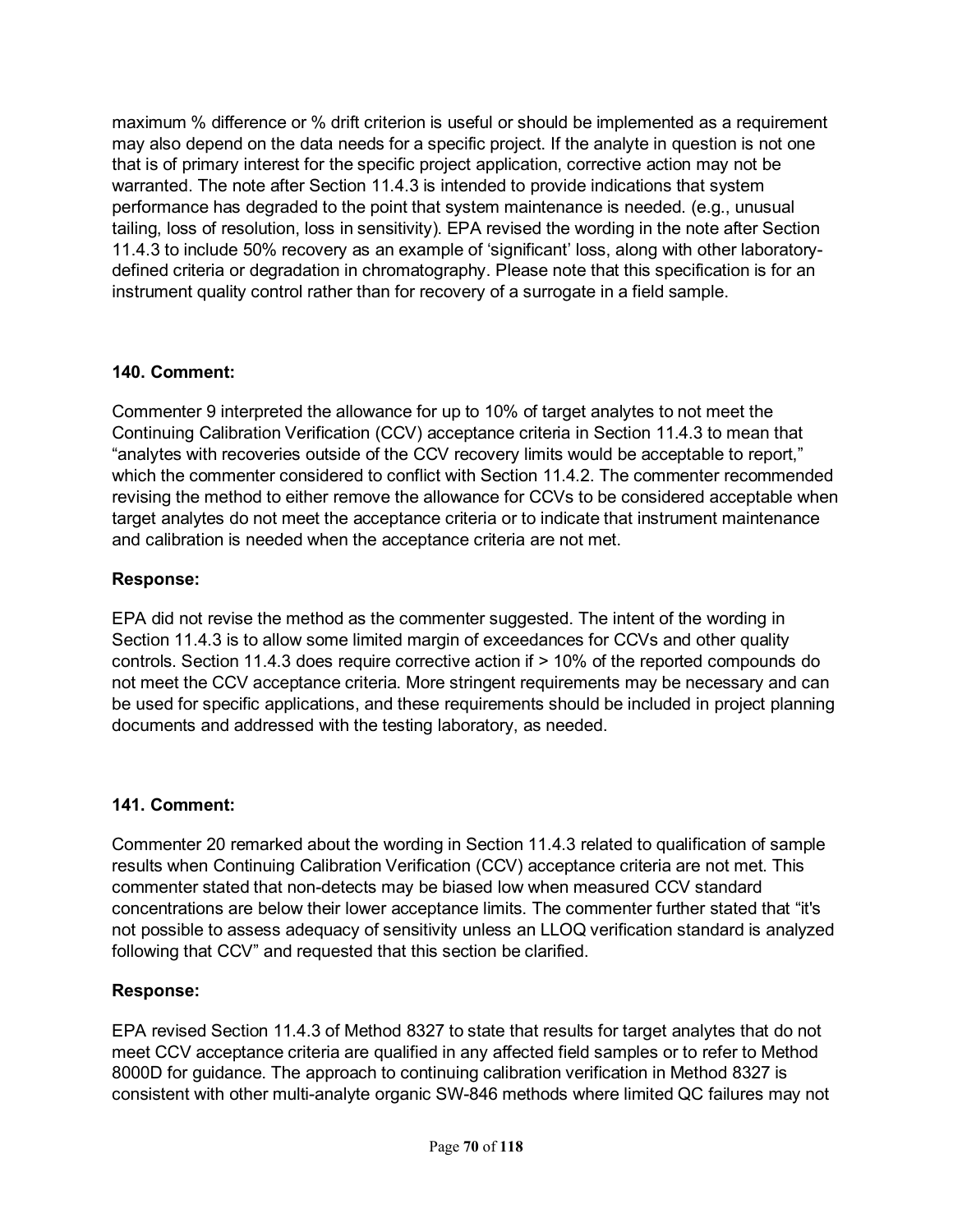maximum % difference or % drift criterion is useful or should be implemented as a requirement may also depend on the data needs for a specific project. If the analyte in question is not one that is of primary interest for the specific project application, corrective action may not be warranted. The note after Section 11.4.3 is intended to provide indications that system performance has degraded to the point that system maintenance is needed. (e.g., unusual tailing, loss of resolution, loss in sensitivity). EPA revised the wording in the note after Section 11.4.3 to include 50% recovery as an example of 'significant' loss, along with other laboratory-defined criteria or degradation in chromatography. Please note that this specification is for an instrument quality control rather than for recovery of a surrogate in a field sample.

**140. Comment:**

Commenter 9 interpreted the allowance for up to 10% of target analytes to not meet the Continuing Calibration Verification (CCV) acceptance criteria in Section 11.4.3 to mean that "analytes with recoveries outside of the CCV recovery limits would be acceptable to report," which the commenter considered to conflict with Section 11.4.2. The commenter recommended revising the method to either remove the allowance for CCVs to be considered acceptable when target analytes do not meet the acceptance criteria or to indicate that instrument maintenance and calibration is needed when the acceptance criteria are not met.

**Response:**

EPA did not revise the method as the commenter suggested. The intent of the wording in Section 11.4.3 is to allow some limited margin of exceedances for CCVs and other quality controls. Section 11.4.3 does require corrective action if > 10% of the reported compounds do not meet the CCV acceptance criteria. More stringent requirements may be necessary and can be used for specific applications, and these requirements should be included in project planning documents and addressed with the testing laboratory, as needed.

**141. Comment:**

Commenter 20 remarked about the wording in Section 11.4.3 related to qualification of sample results when Continuing Calibration Verification (CCV) acceptance criteria are not met. This commenter stated that non-detects may be biased low when measured CCV standard concentrations are below their lower acceptance limits. The commenter further stated that "it's not possible to assess adequacy of sensitivity unless an LLOQ verification standard is analyzed following that CCV" and requested that this section be clarified.

**Response:**

EPA revised Section 11.4.3 of Method 8327 to state that results for target analytes that do not meet CCV acceptance criteria are qualified in any affected field samples or to refer to Method 8000D for guidance. The approach to continuing calibration verification in Method 8327 is consistent with other multi-analyte organic SW-846 methods where limited QC failures may not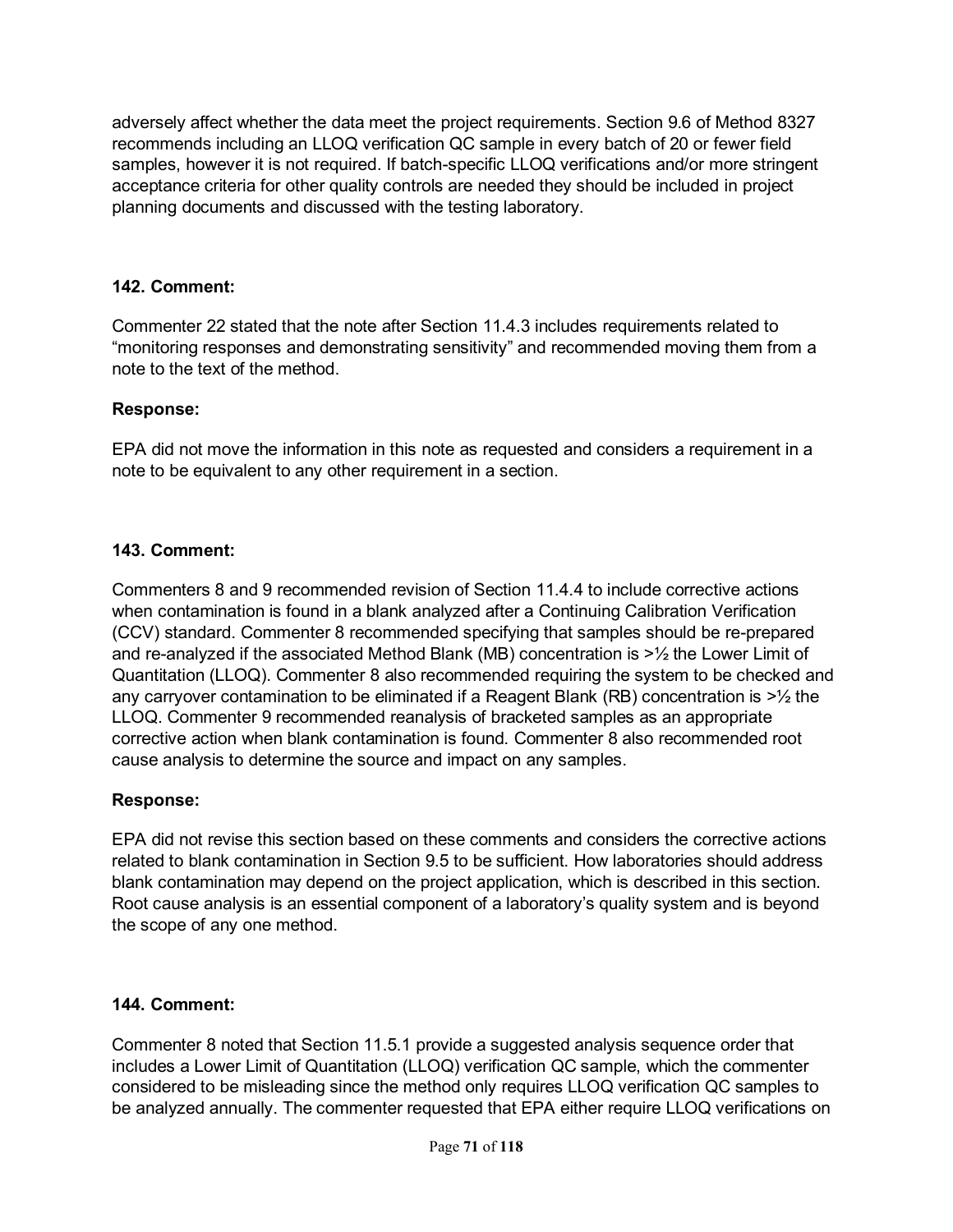adversely affect whether the data meet the project requirements. Section 9.6 of Method 8327 recommends including an LLOQ verification QC sample in every batch of 20 or fewer field samples, however it is not required. If batch-specific LLOQ verifications and/or more stringent acceptance criteria for other quality controls are needed they should be included in project planning documents and discussed with the testing laboratory.

**142. Comment:**

Commenter 22 stated that the note after Section 11.4.3 includes requirements related to "monitoring responses and demonstrating sensitivity" and recommended moving them from a note to the text of the method.

**Response:**

EPA did not move the information in this note as requested and considers a requirement in a note to be equivalent to any other requirement in a section.

**143. Comment:**

Commenters 8 and 9 recommended revision of Section 11.4.4 to include corrective actions when contamination is found in a blank analyzed after a Continuing Calibration Verification (CCV) standard. Commenter 8 recommended specifying that samples should be re-prepared and re-analyzed if the associated Method Blank (MB) concentration is >½ the Lower Limit of Quantitation (LLOQ). Commenter 8 also recommended requiring the system to be checked and any carryover contamination to be eliminated if a Reagent Blank (RB) concentration is >½ the LLOQ. Commenter 9 recommended reanalysis of bracketed samples as an appropriate corrective action when blank contamination is found. Commenter 8 also recommended root cause analysis to determine the source and impact on any samples.

**Response:**

EPA did not revise this section based on these comments and considers the corrective actions related to blank contamination in Section 9.5 to be sufficient. How laboratories should address blank contamination may depend on the project application, which is described in this section. Root cause analysis is an essential component of a laboratory's quality system and is beyond the scope of any one method.

**144. Comment:**

Commenter 8 noted that Section 11.5.1 provide a suggested analysis sequence order that includes a Lower Limit of Quantitation (LLOQ) verification QC sample, which the commenter considered to be misleading since the method only requires LLOQ verification QC samples to be analyzed annually. The commenter requested that EPA either require LLOQ verifications on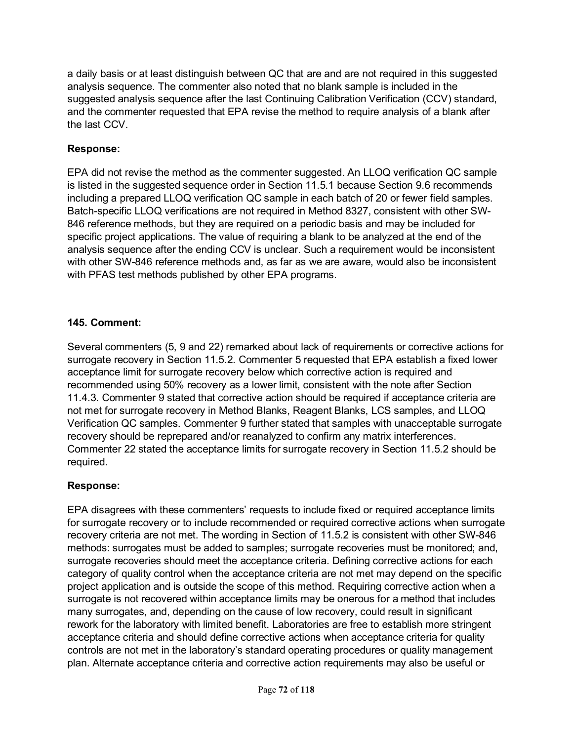a daily basis or at least distinguish between QC that are and are not required in this suggested analysis sequence. The commenter also noted that no blank sample is included in the suggested analysis sequence after the last Continuing Calibration Verification (CCV) standard, and the commenter requested that EPA revise the method to require analysis of a blank after the last CCV.

**Response:**

EPA did not revise the method as the commenter suggested. An LLOQ verification QC sample is listed in the suggested sequence order in Section 11.5.1 because Section 9.6 recommends including a prepared LLOQ verification QC sample in each batch of 20 or fewer field samples. Batch-specific LLOQ verifications are not required in Method 8327, consistent with other SW-846 reference methods, but they are required on a periodic basis and may be included for specific project applications. The value of requiring a blank to be analyzed at the end of the analysis sequence after the ending CCV is unclear. Such a requirement would be inconsistent with other SW-846 reference methods and, as far as we are aware, would also be inconsistent with PFAS test methods published by other EPA programs.

**145. Comment:**

Several commenters (5, 9 and 22) remarked about lack of requirements or corrective actions for surrogate recovery in Section 11.5.2. Commenter 5 requested that EPA establish a fixed lower acceptance limit for surrogate recovery below which corrective action is required and recommended using 50% recovery as a lower limit, consistent with the note after Section 11.4.3. Commenter 9 stated that corrective action should be required if acceptance criteria are not met for surrogate recovery in Method Blanks, Reagent Blanks, LCS samples, and LLOQ Verification QC samples. Commenter 9 further stated that samples with unacceptable surrogate recovery should be reprepared and/or reanalyzed to confirm any matrix interferences. Commenter 22 stated the acceptance limits for surrogate recovery in Section 11.5.2 should be required.

**Response:**

EPA disagrees with these commenters' requests to include fixed or required acceptance limits for surrogate recovery or to include recommended or required corrective actions when surrogate recovery criteria are not met. The wording in Section of 11.5.2 is consistent with other SW-846 methods: surrogates must be added to samples; surrogate recoveries must be monitored; and, surrogate recoveries should meet the acceptance criteria. Defining corrective actions for each category of quality control when the acceptance criteria are not met may depend on the specific project application and is outside the scope of this method. Requiring corrective action when a surrogate is not recovered within acceptance limits may be onerous for a method that includes many surrogates, and, depending on the cause of low recovery, could result in significant rework for the laboratory with limited benefit. Laboratories are free to establish more stringent acceptance criteria and should define corrective actions when acceptance criteria for quality controls are not met in the laboratory's standard operating procedures or quality management plan. Alternate acceptance criteria and corrective action requirements may also be useful or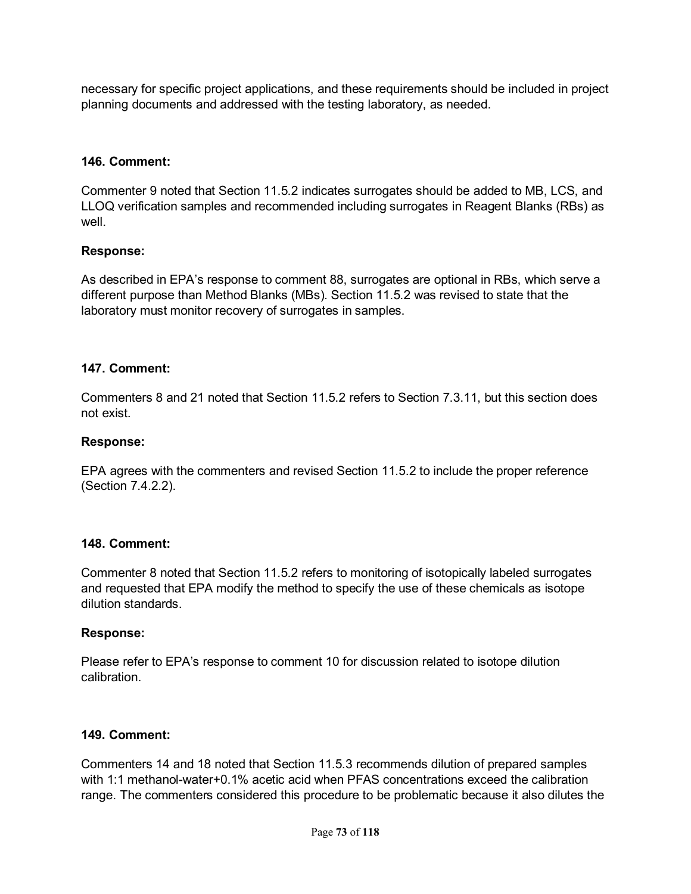necessary for specific project applications, and these requirements should be included in project planning documents and addressed with the testing laboratory, as needed.

**146. Comment:**

Commenter 9 noted that Section 11.5.2 indicates surrogates should be added to MB, LCS, and LLOQ verification samples and recommended including surrogates in Reagent Blanks (RBs) as well.

**Response:**

As described in EPA's response to comment 88, surrogates are optional in RBs, which serve a different purpose than Method Blanks (MBs). Section 11.5.2 was revised to state that the laboratory must monitor recovery of surrogates in samples.

**147. Comment:**

Commenters 8 and 21 noted that Section 11.5.2 refers to Section 7.3.11, but this section does not exist.

**Response:**

EPA agrees with the commenters and revised Section 11.5.2 to include the proper reference (Section 7.4.2.2).

**148. Comment:**

Commenter 8 noted that Section 11.5.2 refers to monitoring of isotopically labeled surrogates and requested that EPA modify the method to specify the use of these chemicals as isotope dilution standards.

**Response:**

Please refer to EPA's response to comment 10 for discussion related to isotope dilution calibration.

**149. Comment:**

Commenters 14 and 18 noted that Section 11.5.3 recommends dilution of prepared samples with 1:1 methanol-water+0.1% acetic acid when PFAS concentrations exceed the calibration range. The commenters considered this procedure to be problematic because it also dilutes the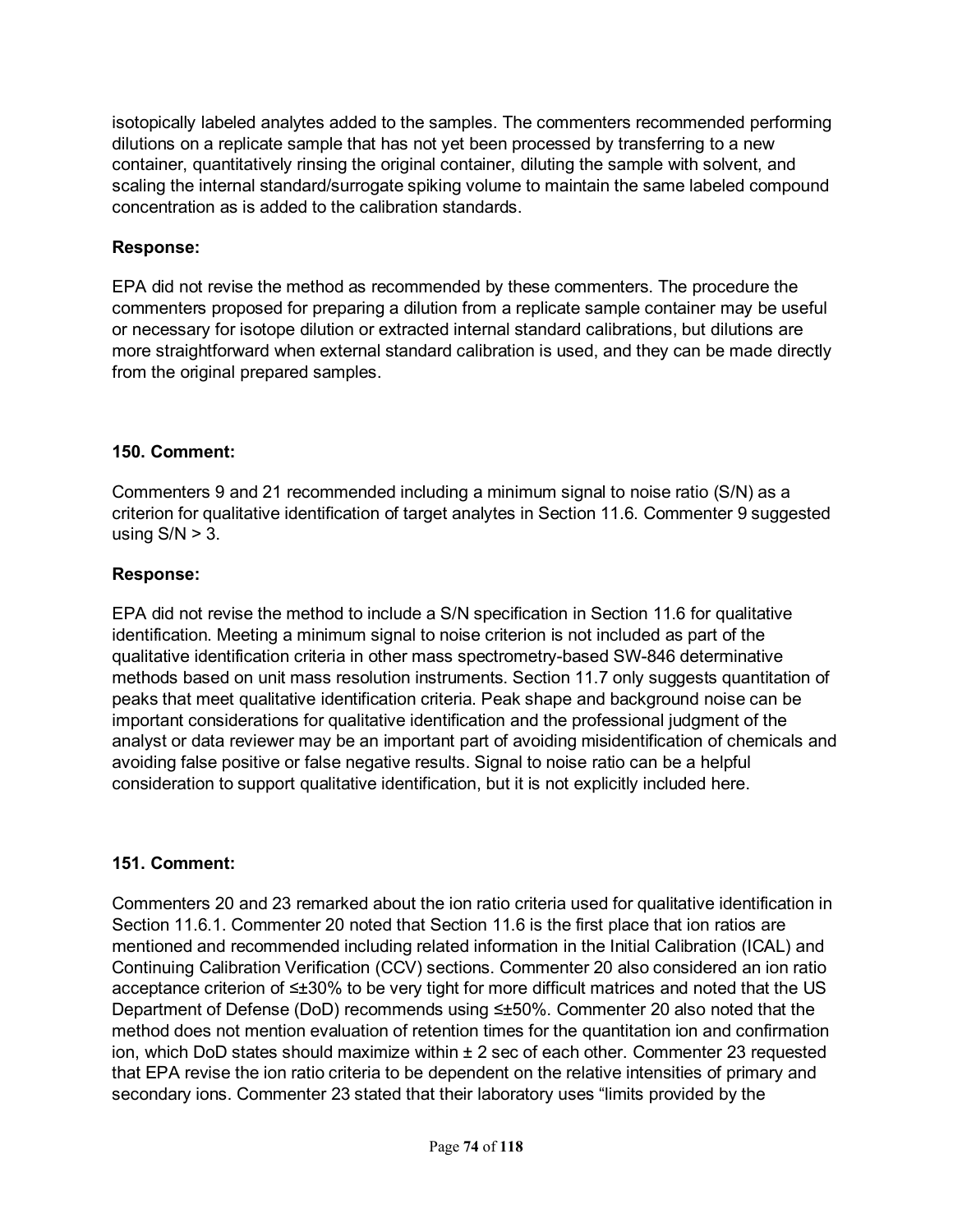isotopically labeled analytes added to the samples. The commenters recommended performing dilutions on a replicate sample that has not yet been processed by transferring to a new container, quantitatively rinsing the original container, diluting the sample with solvent, and scaling the internal standard/surrogate spiking volume to maintain the same labeled compound concentration as is added to the calibration standards.

**Response:**

EPA did not revise the method as recommended by these commenters. The procedure the commenters proposed for preparing a dilution from a replicate sample container may be useful or necessary for isotope dilution or extracted internal standard calibrations, but dilutions are more straightforward when external standard calibration is used, and they can be made directly from the original prepared samples.

**150. Comment:**

Commenters 9 and 21 recommended including a minimum signal to noise ratio (S/N) as a criterion for qualitative identification of target analytes in Section 11.6. Commenter 9 suggested using S/N > 3.

**Response:**

EPA did not revise the method to include a S/N specification in Section 11.6 for qualitative identification. Meeting a minimum signal to noise criterion is not included as part of the qualitative identification criteria in other mass spectrometry-based SW-846 determinative methods based on unit mass resolution instruments. Section 11.7 only suggests quantitation of peaks that meet qualitative identification criteria. Peak shape and background noise can be important considerations for qualitative identification and the professional judgment of the analyst or data reviewer may be an important part of avoiding misidentification of chemicals and avoiding false positive or false negative results. Signal to noise ratio can be a helpful consideration to support qualitative identification, but it is not explicitly included here.

**151. Comment:**

Commenters 20 and 23 remarked about the ion ratio criteria used for qualitative identification in Section 11.6.1. Commenter 20 noted that Section 11.6 is the first place that ion ratios are mentioned and recommended including related information in the Initial Calibration (ICAL) and Continuing Calibration Verification (CCV) sections. Commenter 20 also considered an ion ratio acceptance criterion of ≤±30% to be very tight for more difficult matrices and noted that the US Department of Defense (DoD) recommends using ≤±50%. Commenter 20 also noted that the method does not mention evaluation of retention times for the quantitation ion and confirmation ion, which DoD states should maximize within ± 2 sec of each other. Commenter 23 requested that EPA revise the ion ratio criteria to be dependent on the relative intensities of primary and secondary ions. Commenter 23 stated that their laboratory uses “limits provided by the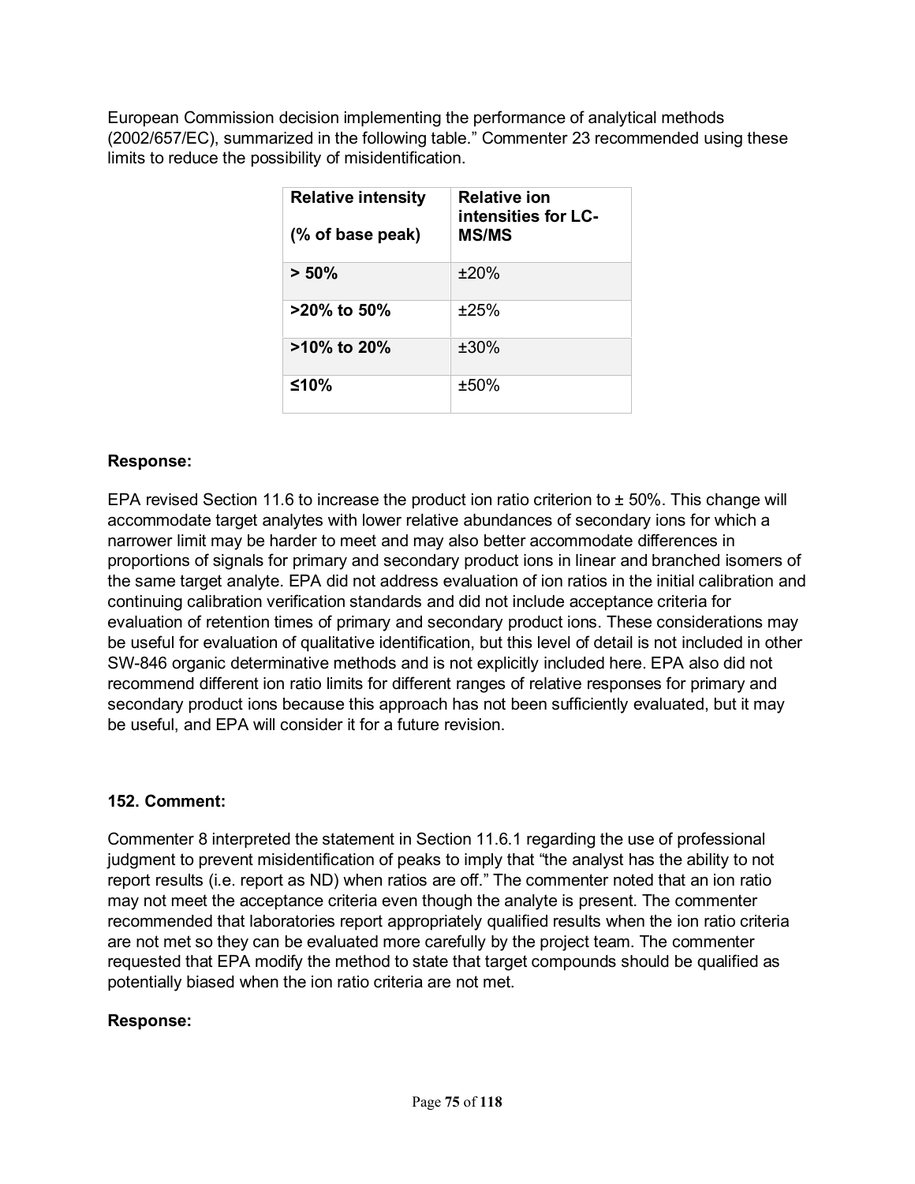European Commission decision implementing the performance of analytical methods (2002/657/EC), summarized in the following table." Commenter 23 recommended using these limits to reduce the possibility of misidentification.

| Relative intensity (% of base peak) | Relative ion intensities for LC-MS/MS |
|---|---|
| **> 50%** | ±20% |
| **>20% to 50%** | ±25% |
| **>10% to 20%** | ±30% |
| **≤10%** | ±50% |

**Response:**

EPA revised Section 11.6 to increase the product ion ratio criterion to ± 50%. This change will accommodate target analytes with lower relative abundances of secondary ions for which a narrower limit may be harder to meet and may also better accommodate differences in proportions of signals for primary and secondary product ions in linear and branched isomers of the same target analyte. EPA did not address evaluation of ion ratios in the initial calibration and continuing calibration verification standards and did not include acceptance criteria for evaluation of retention times of primary and secondary product ions. These considerations may be useful for evaluation of qualitative identification, but this level of detail is not included in other SW-846 organic determinative methods and is not explicitly included here. EPA also did not recommend different ion ratio limits for different ranges of relative responses for primary and secondary product ions because this approach has not been sufficiently evaluated, but it may be useful, and EPA will consider it for a future revision.

**152. Comment:**

Commenter 8 interpreted the statement in Section 11.6.1 regarding the use of professional judgment to prevent misidentification of peaks to imply that "the analyst has the ability to not report results (i.e. report as ND) when ratios are off." The commenter noted that an ion ratio may not meet the acceptance criteria even though the analyte is present. The commenter recommended that laboratories report appropriately qualified results when the ion ratio criteria are not met so they can be evaluated more carefully by the project team. The commenter requested that EPA modify the method to state that target compounds should be qualified as potentially biased when the ion ratio criteria are not met.

**Response:**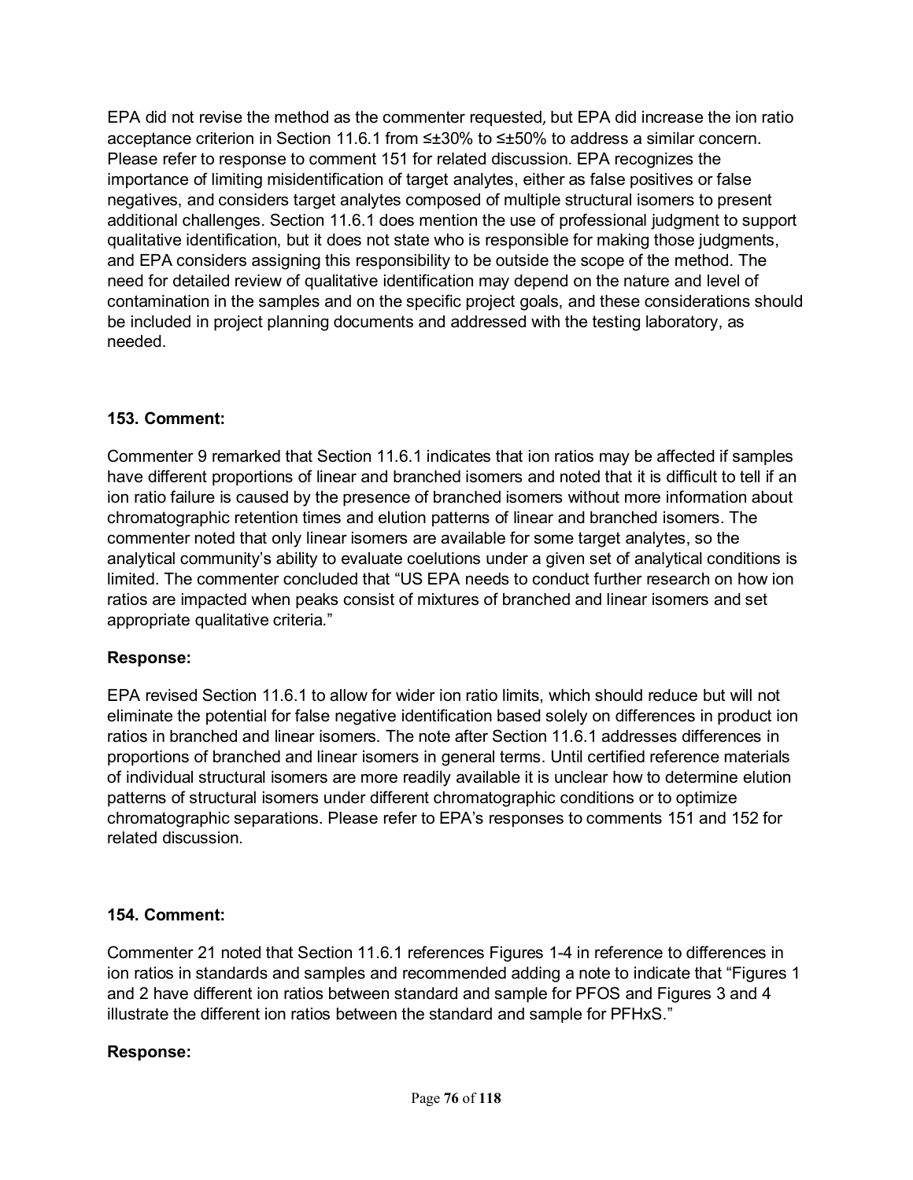EPA did not revise the method as the commenter requested, but EPA did increase the ion ratio acceptance criterion in Section 11.6.1 from ≤±30% to ≤±50% to address a similar concern. Please refer to response to comment 151 for related discussion. EPA recognizes the importance of limiting misidentification of target analytes, either as false positives or false negatives, and considers target analytes composed of multiple structural isomers to present additional challenges. Section 11.6.1 does mention the use of professional judgment to support qualitative identification, but it does not state who is responsible for making those judgments, and EPA considers assigning this responsibility to be outside the scope of the method. The need for detailed review of qualitative identification may depend on the nature and level of contamination in the samples and on the specific project goals, and these considerations should be included in project planning documents and addressed with the testing laboratory, as needed.

**153. Comment:**

Commenter 9 remarked that Section 11.6.1 indicates that ion ratios may be affected if samples have different proportions of linear and branched isomers and noted that it is difficult to tell if an ion ratio failure is caused by the presence of branched isomers without more information about chromatographic retention times and elution patterns of linear and branched isomers. The commenter noted that only linear isomers are available for some target analytes, so the analytical community's ability to evaluate coelutions under a given set of analytical conditions is limited. The commenter concluded that "US EPA needs to conduct further research on how ion ratios are impacted when peaks consist of mixtures of branched and linear isomers and set appropriate qualitative criteria."

**Response:**

EPA revised Section 11.6.1 to allow for wider ion ratio limits, which should reduce but will not eliminate the potential for false negative identification based solely on differences in product ion ratios in branched and linear isomers. The note after Section 11.6.1 addresses differences in proportions of branched and linear isomers in general terms. Until certified reference materials of individual structural isomers are more readily available it is unclear how to determine elution patterns of structural isomers under different chromatographic conditions or to optimize chromatographic separations. Please refer to EPA's responses to comments 151 and 152 for related discussion.

**154. Comment:**

Commenter 21 noted that Section 11.6.1 references Figures 1-4 in reference to differences in ion ratios in standards and samples and recommended adding a note to indicate that "Figures 1 and 2 have different ion ratios between standard and sample for PFOS and Figures 3 and 4 illustrate the different ion ratios between the standard and sample for PFHxS."

**Response:**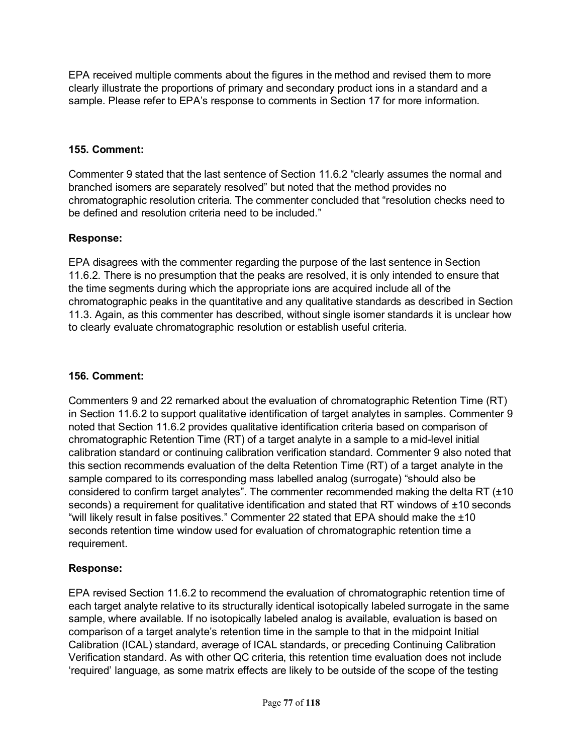EPA received multiple comments about the figures in the method and revised them to more clearly illustrate the proportions of primary and secondary product ions in a standard and a sample. Please refer to EPA's response to comments in Section 17 for more information.

**155. Comment:**

Commenter 9 stated that the last sentence of Section 11.6.2 "clearly assumes the normal and branched isomers are separately resolved" but noted that the method provides no chromatographic resolution criteria. The commenter concluded that "resolution checks need to be defined and resolution criteria need to be included."

**Response:**

EPA disagrees with the commenter regarding the purpose of the last sentence in Section 11.6.2. There is no presumption that the peaks are resolved, it is only intended to ensure that the time segments during which the appropriate ions are acquired include all of the chromatographic peaks in the quantitative and any qualitative standards as described in Section 11.3. Again, as this commenter has described, without single isomer standards it is unclear how to clearly evaluate chromatographic resolution or establish useful criteria.

**156. Comment:**

Commenters 9 and 22 remarked about the evaluation of chromatographic Retention Time (RT) in Section 11.6.2 to support qualitative identification of target analytes in samples. Commenter 9 noted that Section 11.6.2 provides qualitative identification criteria based on comparison of chromatographic Retention Time (RT) of a target analyte in a sample to a mid-level initial calibration standard or continuing calibration verification standard. Commenter 9 also noted that this section recommends evaluation of the delta Retention Time (RT) of a target analyte in the sample compared to its corresponding mass labelled analog (surrogate) "should also be considered to confirm target analytes". The commenter recommended making the delta RT (±10 seconds) a requirement for qualitative identification and stated that RT windows of ±10 seconds "will likely result in false positives." Commenter 22 stated that EPA should make the ±10 seconds retention time window used for evaluation of chromatographic retention time a requirement.

**Response:**

EPA revised Section 11.6.2 to recommend the evaluation of chromatographic retention time of each target analyte relative to its structurally identical isotopically labeled surrogate in the same sample, where available. If no isotopically labeled analog is available, evaluation is based on comparison of a target analyte's retention time in the sample to that in the midpoint Initial Calibration (ICAL) standard, average of ICAL standards, or preceding Continuing Calibration Verification standard. As with other QC criteria, this retention time evaluation does not include 'required' language, as some matrix effects are likely to be outside of the scope of the testing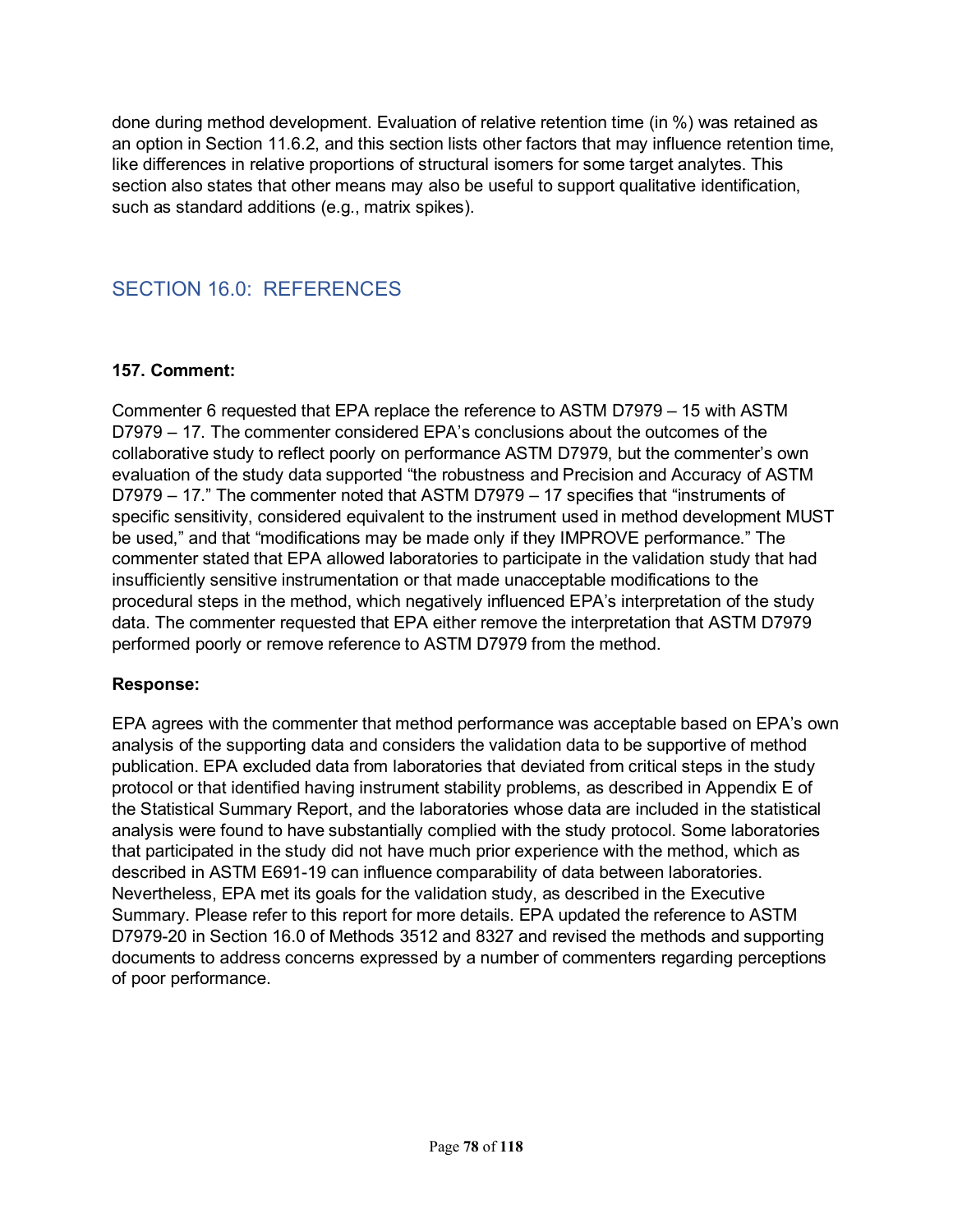done during method development. Evaluation of relative retention time (in %) was retained as an option in Section 11.6.2, and this section lists other factors that may influence retention time, like differences in relative proportions of structural isomers for some target analytes. This section also states that other means may also be useful to support qualitative identification, such as standard additions (e.g., matrix spikes).

## SECTION 16.0: REFERENCES

**157. Comment:**

Commenter 6 requested that EPA replace the reference to ASTM D7979 – 15 with ASTM D7979 – 17. The commenter considered EPA's conclusions about the outcomes of the collaborative study to reflect poorly on performance ASTM D7979, but the commenter's own evaluation of the study data supported "the robustness and Precision and Accuracy of ASTM D7979 – 17." The commenter noted that ASTM D7979 – 17 specifies that "instruments of specific sensitivity, considered equivalent to the instrument used in method development MUST be used," and that "modifications may be made only if they IMPROVE performance." The commenter stated that EPA allowed laboratories to participate in the validation study that had insufficiently sensitive instrumentation or that made unacceptable modifications to the procedural steps in the method, which negatively influenced EPA's interpretation of the study data. The commenter requested that EPA either remove the interpretation that ASTM D7979 performed poorly or remove reference to ASTM D7979 from the method.

**Response:**

EPA agrees with the commenter that method performance was acceptable based on EPA's own analysis of the supporting data and considers the validation data to be supportive of method publication. EPA excluded data from laboratories that deviated from critical steps in the study protocol or that identified having instrument stability problems, as described in Appendix E of the Statistical Summary Report, and the laboratories whose data are included in the statistical analysis were found to have substantially complied with the study protocol. Some laboratories that participated in the study did not have much prior experience with the method, which as described in ASTM E691-19 can influence comparability of data between laboratories. Nevertheless, EPA met its goals for the validation study, as described in the Executive Summary. Please refer to this report for more details. EPA updated the reference to ASTM D7979-20 in Section 16.0 of Methods 3512 and 8327 and revised the methods and supporting documents to address concerns expressed by a number of commenters regarding perceptions of poor performance.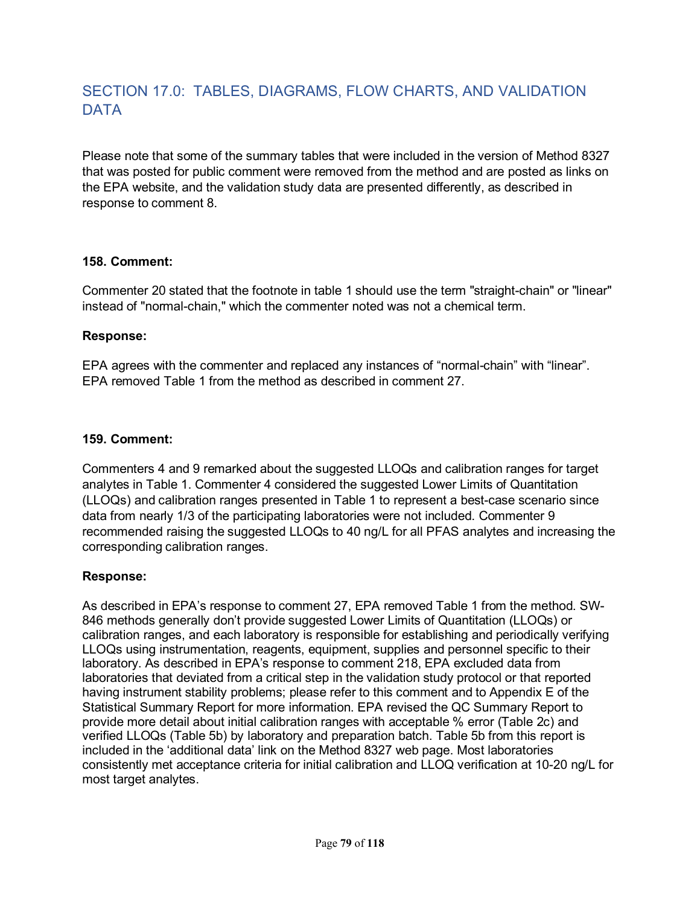## SECTION 17.0: TABLES, DIAGRAMS, FLOW CHARTS, AND VALIDATION DATA

Please note that some of the summary tables that were included in the version of Method 8327 that was posted for public comment were removed from the method and are posted as links on the EPA website, and the validation study data are presented differently, as described in response to comment 8.

**158. Comment:**

Commenter 20 stated that the footnote in table 1 should use the term "straight-chain" or "linear" instead of "normal-chain," which the commenter noted was not a chemical term.

**Response:**

EPA agrees with the commenter and replaced any instances of “normal-chain” with “linear”. EPA removed Table 1 from the method as described in comment 27.

**159. Comment:**

Commenters 4 and 9 remarked about the suggested LLOQs and calibration ranges for target analytes in Table 1. Commenter 4 considered the suggested Lower Limits of Quantitation (LLOQs) and calibration ranges presented in Table 1 to represent a best-case scenario since data from nearly 1/3 of the participating laboratories were not included. Commenter 9 recommended raising the suggested LLOQs to 40 ng/L for all PFAS analytes and increasing the corresponding calibration ranges.

**Response:**

As described in EPA’s response to comment 27, EPA removed Table 1 from the method. SW-846 methods generally don’t provide suggested Lower Limits of Quantitation (LLOQs) or calibration ranges, and each laboratory is responsible for establishing and periodically verifying LLOQs using instrumentation, reagents, equipment, supplies and personnel specific to their laboratory. As described in EPA’s response to comment 218, EPA excluded data from laboratories that deviated from a critical step in the validation study protocol or that reported having instrument stability problems; please refer to this comment and to Appendix E of the Statistical Summary Report for more information. EPA revised the QC Summary Report to provide more detail about initial calibration ranges with acceptable % error (Table 2c) and verified LLOQs (Table 5b) by laboratory and preparation batch. Table 5b from this report is included in the ‘additional data’ link on the Method 8327 web page. Most laboratories consistently met acceptance criteria for initial calibration and LLOQ verification at 10-20 ng/L for most target analytes.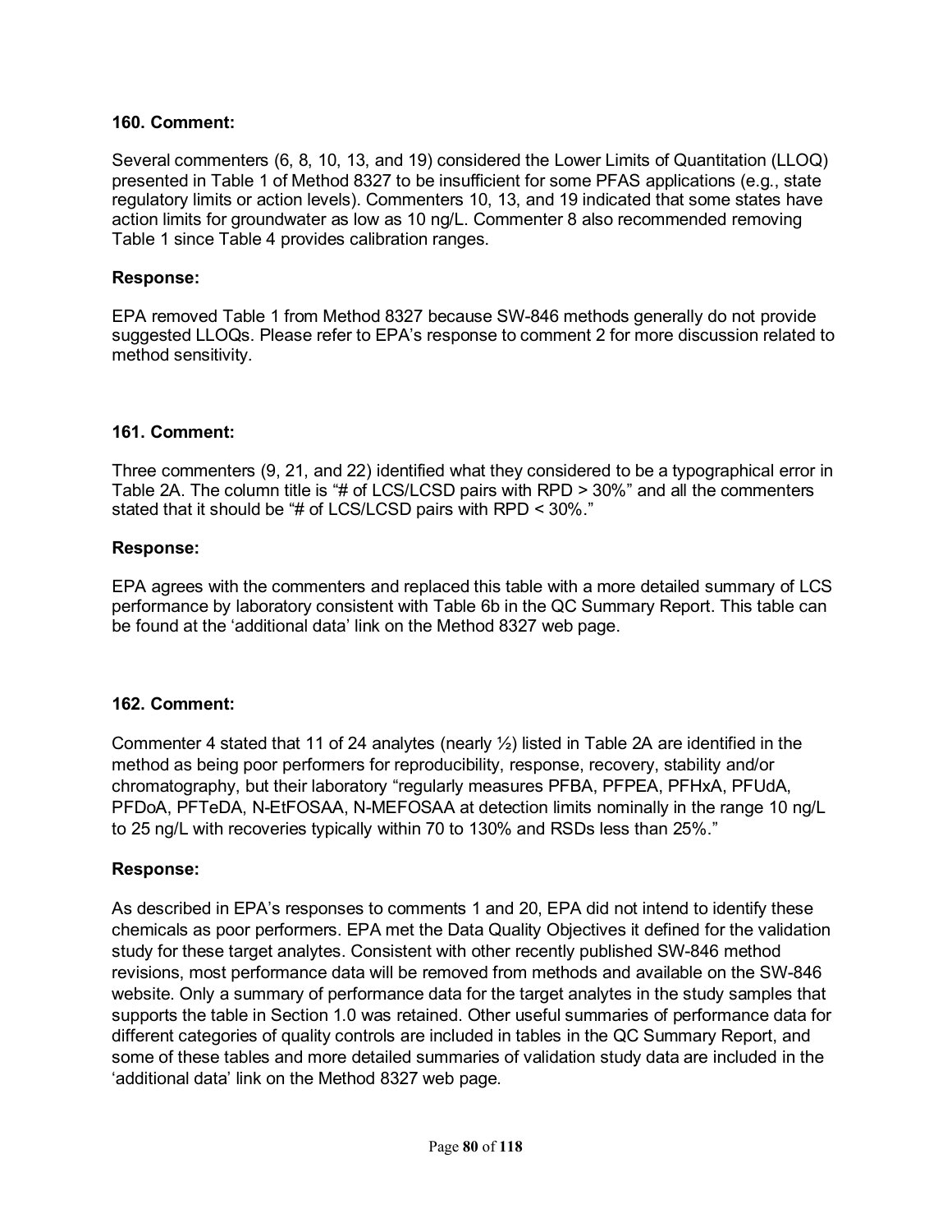**160. Comment:**

Several commenters (6, 8, 10, 13, and 19) considered the Lower Limits of Quantitation (LLOQ) presented in Table 1 of Method 8327 to be insufficient for some PFAS applications (e.g., state regulatory limits or action levels). Commenters 10, 13, and 19 indicated that some states have action limits for groundwater as low as 10 ng/L. Commenter 8 also recommended removing Table 1 since Table 4 provides calibration ranges.

**Response:**

EPA removed Table 1 from Method 8327 because SW-846 methods generally do not provide suggested LLOQs. Please refer to EPA's response to comment 2 for more discussion related to method sensitivity.

**161. Comment:**

Three commenters (9, 21, and 22) identified what they considered to be a typographical error in Table 2A. The column title is "# of LCS/LCSD pairs with RPD > 30%" and all the commenters stated that it should be "# of LCS/LCSD pairs with RPD < 30%."

**Response:**

EPA agrees with the commenters and replaced this table with a more detailed summary of LCS performance by laboratory consistent with Table 6b in the QC Summary Report. This table can be found at the 'additional data' link on the Method 8327 web page.

**162. Comment:**

Commenter 4 stated that 11 of 24 analytes (nearly ½) listed in Table 2A are identified in the method as being poor performers for reproducibility, response, recovery, stability and/or chromatography, but their laboratory "regularly measures PFBA, PFPEA, PFHxA, PFUdA, PFDoA, PFTeDA, N-EtFOSAA, N-MEFOSAA at detection limits nominally in the range 10 ng/L to 25 ng/L with recoveries typically within 70 to 130% and RSDs less than 25%."

**Response:**

As described in EPA's responses to comments 1 and 20, EPA did not intend to identify these chemicals as poor performers. EPA met the Data Quality Objectives it defined for the validation study for these target analytes. Consistent with other recently published SW-846 method revisions, most performance data will be removed from methods and available on the SW-846 website. Only a summary of performance data for the target analytes in the study samples that supports the table in Section 1.0 was retained. Other useful summaries of performance data for different categories of quality controls are included in tables in the QC Summary Report, and some of these tables and more detailed summaries of validation study data are included in the 'additional data' link on the Method 8327 web page.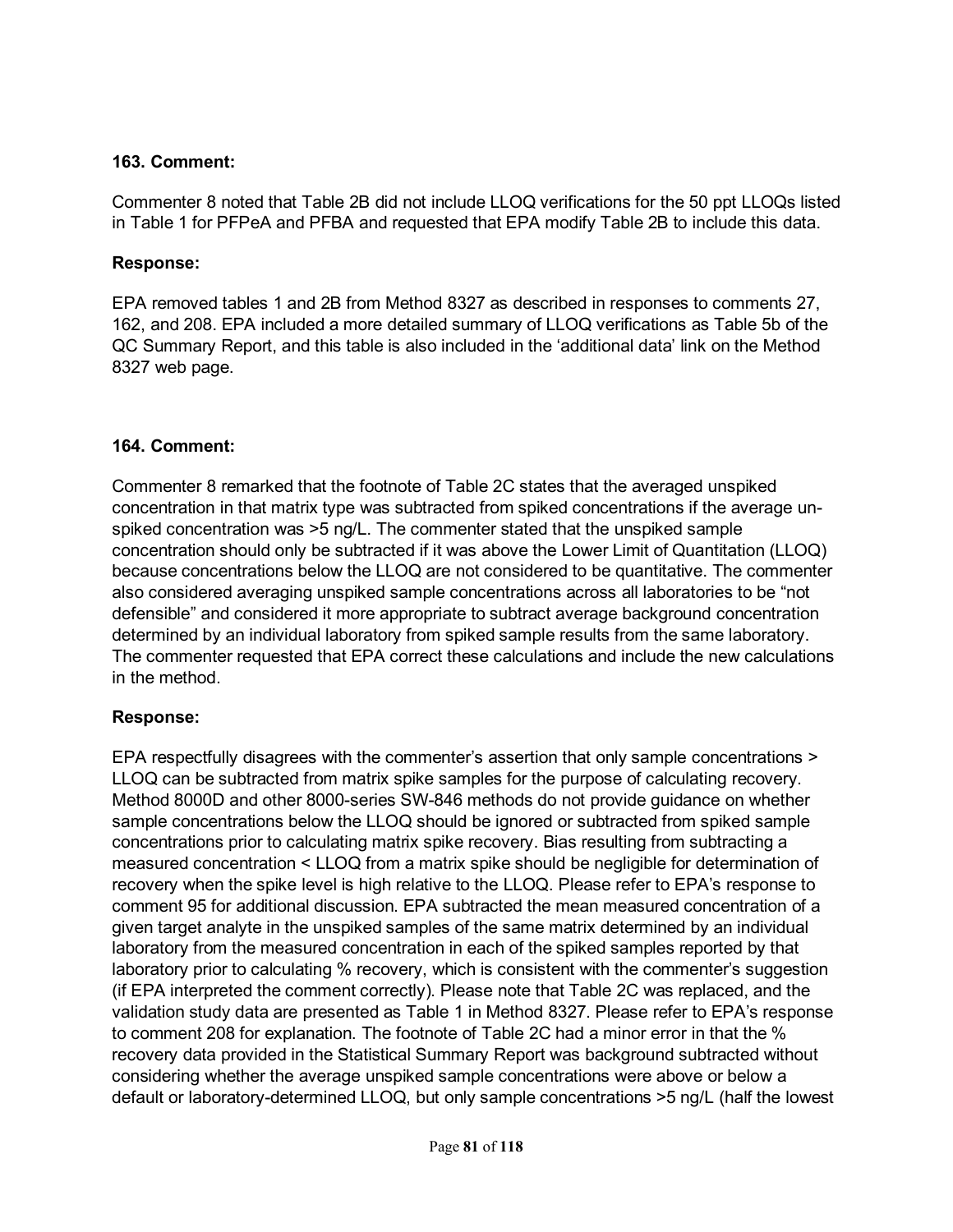**163. Comment:**

Commenter 8 noted that Table 2B did not include LLOQ verifications for the 50 ppt LLOQs listed in Table 1 for PFPeA and PFBA and requested that EPA modify Table 2B to include this data.

**Response:**

EPA removed tables 1 and 2B from Method 8327 as described in responses to comments 27, 162, and 208. EPA included a more detailed summary of LLOQ verifications as Table 5b of the QC Summary Report, and this table is also included in the 'additional data' link on the Method 8327 web page.

**164. Comment:**

Commenter 8 remarked that the footnote of Table 2C states that the averaged unspiked concentration in that matrix type was subtracted from spiked concentrations if the average un-spiked concentration was >5 ng/L. The commenter stated that the unspiked sample concentration should only be subtracted if it was above the Lower Limit of Quantitation (LLOQ) because concentrations below the LLOQ are not considered to be quantitative. The commenter also considered averaging unspiked sample concentrations across all laboratories to be "not defensible" and considered it more appropriate to subtract average background concentration determined by an individual laboratory from spiked sample results from the same laboratory. The commenter requested that EPA correct these calculations and include the new calculations in the method.

**Response:**

EPA respectfully disagrees with the commenter's assertion that only sample concentrations > LLOQ can be subtracted from matrix spike samples for the purpose of calculating recovery. Method 8000D and other 8000-series SW-846 methods do not provide guidance on whether sample concentrations below the LLOQ should be ignored or subtracted from spiked sample concentrations prior to calculating matrix spike recovery. Bias resulting from subtracting a measured concentration < LLOQ from a matrix spike should be negligible for determination of recovery when the spike level is high relative to the LLOQ. Please refer to EPA's response to comment 95 for additional discussion. EPA subtracted the mean measured concentration of a given target analyte in the unspiked samples of the same matrix determined by an individual laboratory from the measured concentration in each of the spiked samples reported by that laboratory prior to calculating % recovery, which is consistent with the commenter's suggestion (if EPA interpreted the comment correctly). Please note that Table 2C was replaced, and the validation study data are presented as Table 1 in Method 8327. Please refer to EPA's response to comment 208 for explanation. The footnote of Table 2C had a minor error in that the % recovery data provided in the Statistical Summary Report was background subtracted without considering whether the average unspiked sample concentrations were above or below a default or laboratory-determined LLOQ, but only sample concentrations >5 ng/L (half the lowest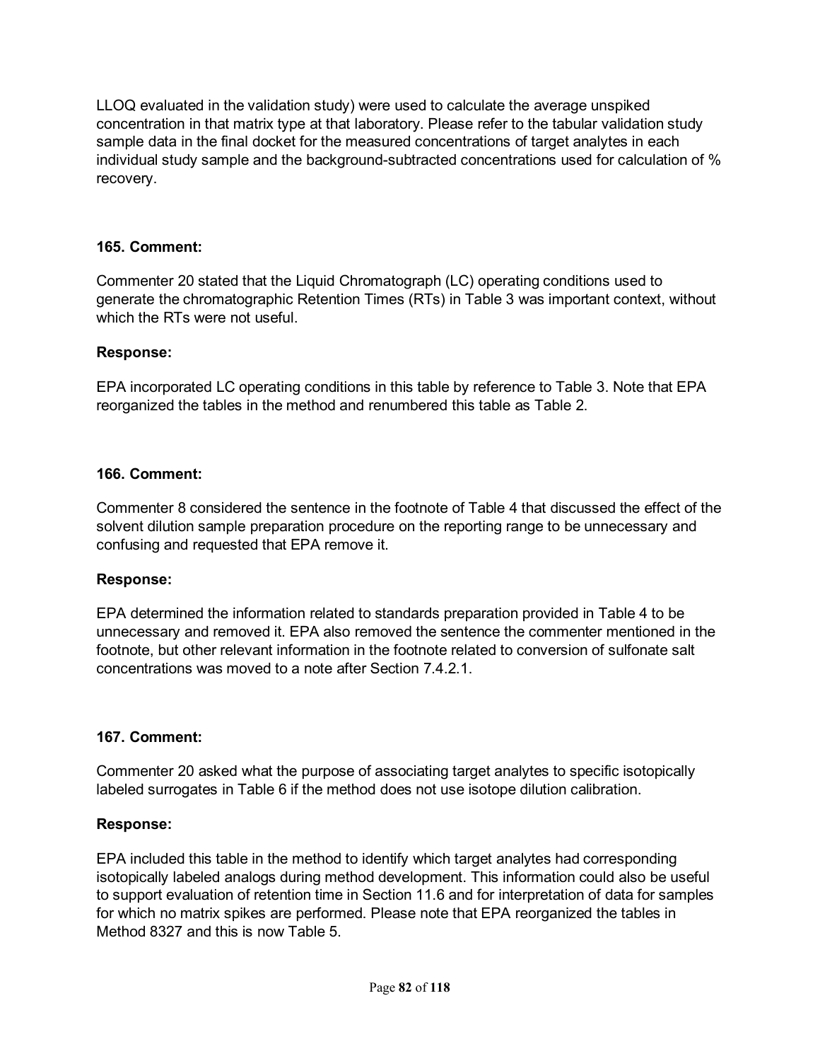LLOQ evaluated in the validation study) were used to calculate the average unspiked concentration in that matrix type at that laboratory. Please refer to the tabular validation study sample data in the final docket for the measured concentrations of target analytes in each individual study sample and the background-subtracted concentrations used for calculation of % recovery.

**165. Comment:**

Commenter 20 stated that the Liquid Chromatograph (LC) operating conditions used to generate the chromatographic Retention Times (RTs) in Table 3 was important context, without which the RTs were not useful.

**Response:**

EPA incorporated LC operating conditions in this table by reference to Table 3. Note that EPA reorganized the tables in the method and renumbered this table as Table 2.

**166. Comment:**

Commenter 8 considered the sentence in the footnote of Table 4 that discussed the effect of the solvent dilution sample preparation procedure on the reporting range to be unnecessary and confusing and requested that EPA remove it.

**Response:**

EPA determined the information related to standards preparation provided in Table 4 to be unnecessary and removed it. EPA also removed the sentence the commenter mentioned in the footnote, but other relevant information in the footnote related to conversion of sulfonate salt concentrations was moved to a note after Section 7.4.2.1.

**167. Comment:**

Commenter 20 asked what the purpose of associating target analytes to specific isotopically labeled surrogates in Table 6 if the method does not use isotope dilution calibration.

**Response:**

EPA included this table in the method to identify which target analytes had corresponding isotopically labeled analogs during method development. This information could also be useful to support evaluation of retention time in Section 11.6 and for interpretation of data for samples for which no matrix spikes are performed. Please note that EPA reorganized the tables in Method 8327 and this is now Table 5.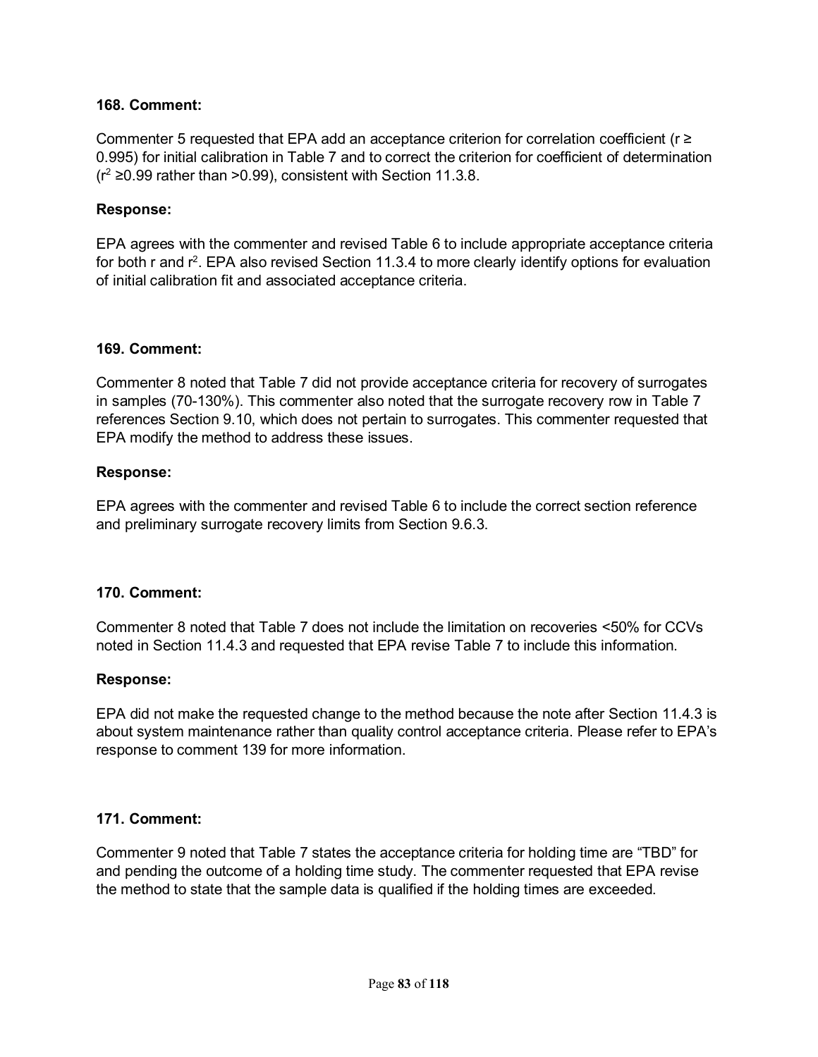**168. Comment:**

Commenter 5 requested that EPA add an acceptance criterion for correlation coefficient ($r \geq 0.995$) for initial calibration in Table 7 and to correct the criterion for coefficient of determination ($r^2 \geq 0.99$ rather than $>0.99$), consistent with Section 11.3.8.

**Response:**

EPA agrees with the commenter and revised Table 6 to include appropriate acceptance criteria for both r and $r^2$. EPA also revised Section 11.3.4 to more clearly identify options for evaluation of initial calibration fit and associated acceptance criteria.

**169. Comment:**

Commenter 8 noted that Table 7 did not provide acceptance criteria for recovery of surrogates in samples (70-130%). This commenter also noted that the surrogate recovery row in Table 7 references Section 9.10, which does not pertain to surrogates. This commenter requested that EPA modify the method to address these issues.

**Response:**

EPA agrees with the commenter and revised Table 6 to include the correct section reference and preliminary surrogate recovery limits from Section 9.6.3.

**170. Comment:**

Commenter 8 noted that Table 7 does not include the limitation on recoveries <50% for CCVs noted in Section 11.4.3 and requested that EPA revise Table 7 to include this information.

**Response:**

EPA did not make the requested change to the method because the note after Section 11.4.3 is about system maintenance rather than quality control acceptance criteria. Please refer to EPA's response to comment 139 for more information.

**171. Comment:**

Commenter 9 noted that Table 7 states the acceptance criteria for holding time are "TBD" for and pending the outcome of a holding time study. The commenter requested that EPA revise the method to state that the sample data is qualified if the holding times are exceeded.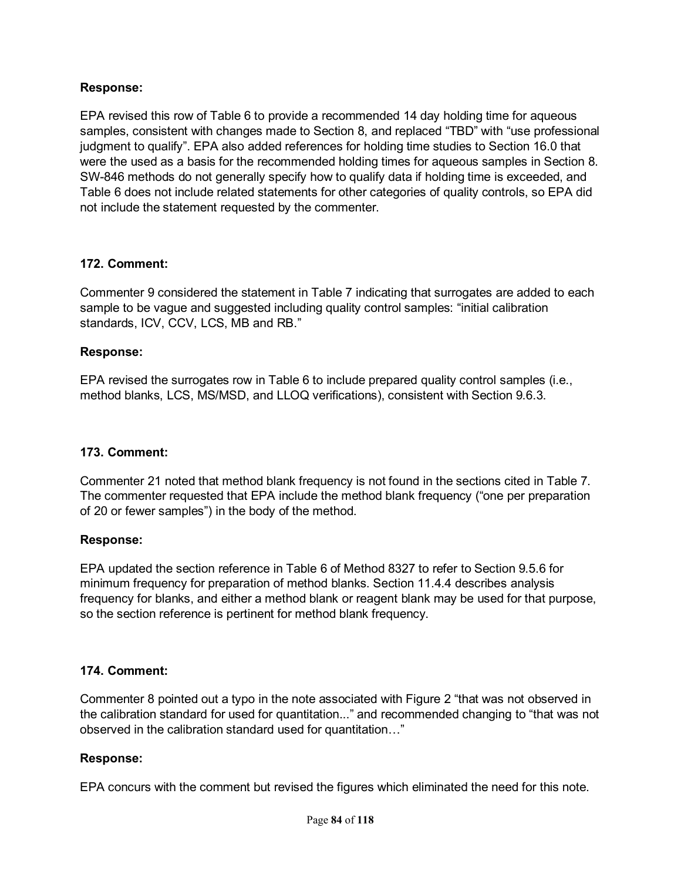**Response:**

EPA revised this row of Table 6 to provide a recommended 14 day holding time for aqueous samples, consistent with changes made to Section 8, and replaced "TBD" with "use professional judgment to qualify". EPA also added references for holding time studies to Section 16.0 that were the used as a basis for the recommended holding times for aqueous samples in Section 8. SW-846 methods do not generally specify how to qualify data if holding time is exceeded, and Table 6 does not include related statements for other categories of quality controls, so EPA did not include the statement requested by the commenter.

**172. Comment:**

Commenter 9 considered the statement in Table 7 indicating that surrogates are added to each sample to be vague and suggested including quality control samples: "initial calibration standards, ICV, CCV, LCS, MB and RB."

**Response:**

EPA revised the surrogates row in Table 6 to include prepared quality control samples (i.e., method blanks, LCS, MS/MSD, and LLOQ verifications), consistent with Section 9.6.3.

**173. Comment:**

Commenter 21 noted that method blank frequency is not found in the sections cited in Table 7. The commenter requested that EPA include the method blank frequency ("one per preparation of 20 or fewer samples") in the body of the method.

**Response:**

EPA updated the section reference in Table 6 of Method 8327 to refer to Section 9.5.6 for minimum frequency for preparation of method blanks. Section 11.4.4 describes analysis frequency for blanks, and either a method blank or reagent blank may be used for that purpose, so the section reference is pertinent for method blank frequency.

**174. Comment:**

Commenter 8 pointed out a typo in the note associated with Figure 2 "that was not observed in the calibration standard for used for quantitation..." and recommended changing to "that was not observed in the calibration standard used for quantitation…"

**Response:**

EPA concurs with the comment but revised the figures which eliminated the need for this note.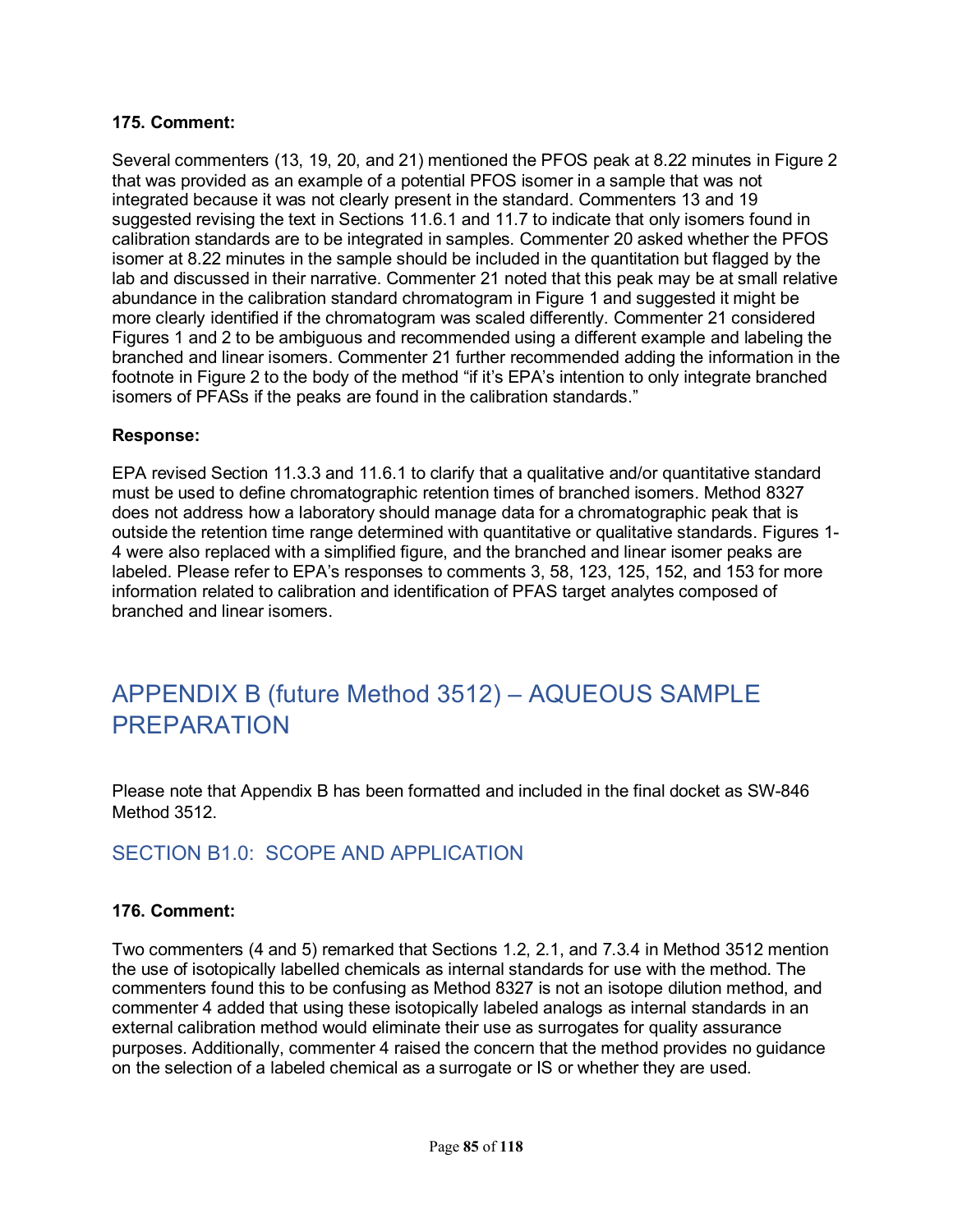**175. Comment:**

Several commenters (13, 19, 20, and 21) mentioned the PFOS peak at 8.22 minutes in Figure 2 that was provided as an example of a potential PFOS isomer in a sample that was not integrated because it was not clearly present in the standard. Commenters 13 and 19 suggested revising the text in Sections 11.6.1 and 11.7 to indicate that only isomers found in calibration standards are to be integrated in samples. Commenter 20 asked whether the PFOS isomer at 8.22 minutes in the sample should be included in the quantitation but flagged by the lab and discussed in their narrative. Commenter 21 noted that this peak may be at small relative abundance in the calibration standard chromatogram in Figure 1 and suggested it might be more clearly identified if the chromatogram was scaled differently. Commenter 21 considered Figures 1 and 2 to be ambiguous and recommended using a different example and labeling the branched and linear isomers. Commenter 21 further recommended adding the information in the footnote in Figure 2 to the body of the method "if it's EPA's intention to only integrate branched isomers of PFASs if the peaks are found in the calibration standards."

**Response:**

EPA revised Section 11.3.3 and 11.6.1 to clarify that a qualitative and/or quantitative standard must be used to define chromatographic retention times of branched isomers. Method 8327 does not address how a laboratory should manage data for a chromatographic peak that is outside the retention time range determined with quantitative or qualitative standards. Figures 1-4 were also replaced with a simplified figure, and the branched and linear isomer peaks are labeled. Please refer to EPA's responses to comments 3, 58, 123, 125, 152, and 153 for more information related to calibration and identification of PFAS target analytes composed of branched and linear isomers.

# APPENDIX B (future Method 3512) – AQUEOUS SAMPLE PREPARATION

Please note that Appendix B has been formatted and included in the final docket as SW-846 Method 3512.

## SECTION B1.0: SCOPE AND APPLICATION

**176. Comment:**

Two commenters (4 and 5) remarked that Sections 1.2, 2.1, and 7.3.4 in Method 3512 mention the use of isotopically labelled chemicals as internal standards for use with the method. The commenters found this to be confusing as Method 8327 is not an isotope dilution method, and commenter 4 added that using these isotopically labeled analogs as internal standards in an external calibration method would eliminate their use as surrogates for quality assurance purposes. Additionally, commenter 4 raised the concern that the method provides no guidance on the selection of a labeled chemical as a surrogate or IS or whether they are used.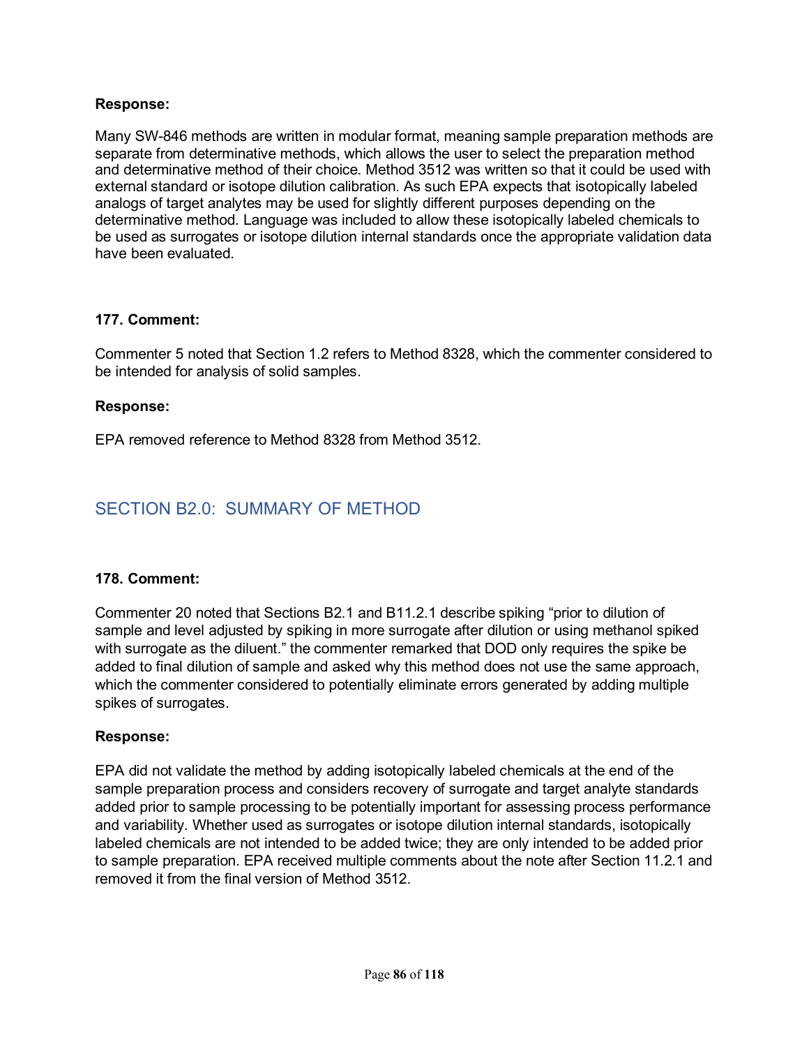**Response:**

Many SW-846 methods are written in modular format, meaning sample preparation methods are separate from determinative methods, which allows the user to select the preparation method and determinative method of their choice. Method 3512 was written so that it could be used with external standard or isotope dilution calibration. As such EPA expects that isotopically labeled analogs of target analytes may be used for slightly different purposes depending on the determinative method. Language was included to allow these isotopically labeled chemicals to be used as surrogates or isotope dilution internal standards once the appropriate validation data have been evaluated.

**177. Comment:**

Commenter 5 noted that Section 1.2 refers to Method 8328, which the commenter considered to be intended for analysis of solid samples.

**Response:**

EPA removed reference to Method 8328 from Method 3512.

## SECTION B2.0: SUMMARY OF METHOD

**178. Comment:**

Commenter 20 noted that Sections B2.1 and B11.2.1 describe spiking "prior to dilution of sample and level adjusted by spiking in more surrogate after dilution or using methanol spiked with surrogate as the diluent." the commenter remarked that DOD only requires the spike be added to final dilution of sample and asked why this method does not use the same approach, which the commenter considered to potentially eliminate errors generated by adding multiple spikes of surrogates.

**Response:**

EPA did not validate the method by adding isotopically labeled chemicals at the end of the sample preparation process and considers recovery of surrogate and target analyte standards added prior to sample processing to be potentially important for assessing process performance and variability. Whether used as surrogates or isotope dilution internal standards, isotopically labeled chemicals are not intended to be added twice; they are only intended to be added prior to sample preparation. EPA received multiple comments about the note after Section 11.2.1 and removed it from the final version of Method 3512.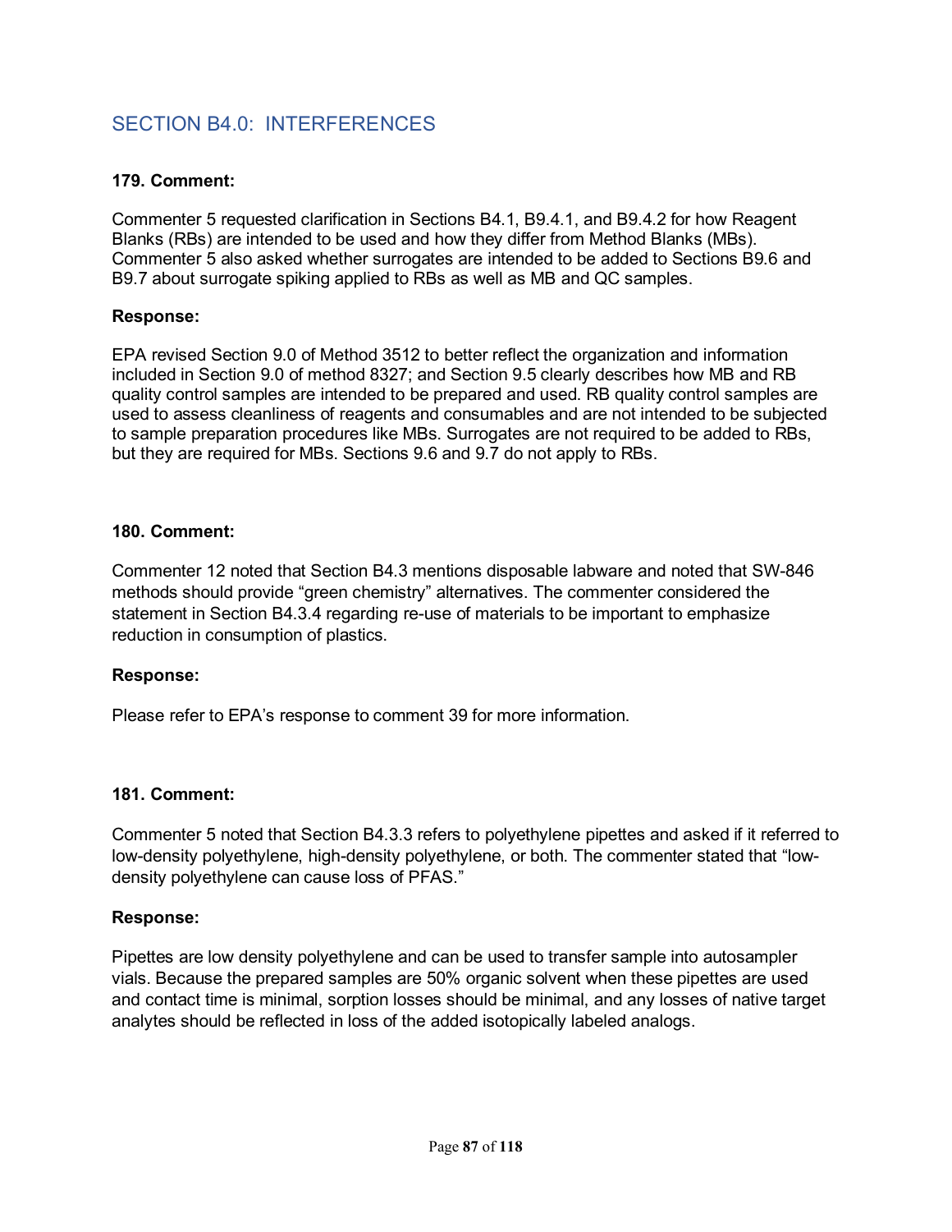## SECTION B4.0: INTERFERENCES

**179. Comment:**

Commenter 5 requested clarification in Sections B4.1, B9.4.1, and B9.4.2 for how Reagent Blanks (RBs) are intended to be used and how they differ from Method Blanks (MBs). Commenter 5 also asked whether surrogates are intended to be added to Sections B9.6 and B9.7 about surrogate spiking applied to RBs as well as MB and QC samples.

**Response:**

EPA revised Section 9.0 of Method 3512 to better reflect the organization and information included in Section 9.0 of method 8327; and Section 9.5 clearly describes how MB and RB quality control samples are intended to be prepared and used. RB quality control samples are used to assess cleanliness of reagents and consumables and are not intended to be subjected to sample preparation procedures like MBs. Surrogates are not required to be added to RBs, but they are required for MBs. Sections 9.6 and 9.7 do not apply to RBs.

**180. Comment:**

Commenter 12 noted that Section B4.3 mentions disposable labware and noted that SW-846 methods should provide "green chemistry" alternatives. The commenter considered the statement in Section B4.3.4 regarding re-use of materials to be important to emphasize reduction in consumption of plastics.

**Response:**

Please refer to EPA's response to comment 39 for more information.

**181. Comment:**

Commenter 5 noted that Section B4.3.3 refers to polyethylene pipettes and asked if it referred to low-density polyethylene, high-density polyethylene, or both. The commenter stated that "low-density polyethylene can cause loss of PFAS."

**Response:**

Pipettes are low density polyethylene and can be used to transfer sample into autosampler vials. Because the prepared samples are 50% organic solvent when these pipettes are used and contact time is minimal, sorption losses should be minimal, and any losses of native target analytes should be reflected in loss of the added isotopically labeled analogs.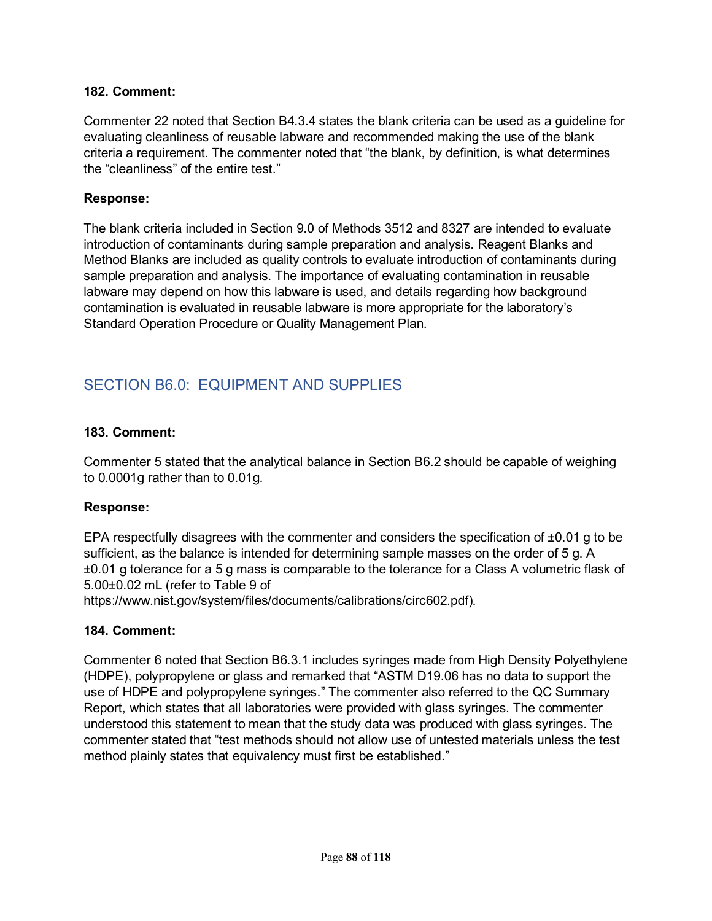**182. Comment:**

Commenter 22 noted that Section B4.3.4 states the blank criteria can be used as a guideline for evaluating cleanliness of reusable labware and recommended making the use of the blank criteria a requirement. The commenter noted that "the blank, by definition, is what determines the "cleanliness" of the entire test."

**Response:**

The blank criteria included in Section 9.0 of Methods 3512 and 8327 are intended to evaluate introduction of contaminants during sample preparation and analysis. Reagent Blanks and Method Blanks are included as quality controls to evaluate introduction of contaminants during sample preparation and analysis. The importance of evaluating contamination in reusable labware may depend on how this labware is used, and details regarding how background contamination is evaluated in reusable labware is more appropriate for the laboratory's Standard Operation Procedure or Quality Management Plan.

## SECTION B6.0: EQUIPMENT AND SUPPLIES

**183. Comment:**

Commenter 5 stated that the analytical balance in Section B6.2 should be capable of weighing to 0.0001g rather than to 0.01g.

**Response:**

EPA respectfully disagrees with the commenter and considers the specification of ±0.01 g to be sufficient, as the balance is intended for determining sample masses on the order of 5 g. A ±0.01 g tolerance for a 5 g mass is comparable to the tolerance for a Class A volumetric flask of 5.00±0.02 mL (refer to Table 9 of https://www.nist.gov/system/files/documents/calibrations/circ602.pdf).

**184. Comment:**

Commenter 6 noted that Section B6.3.1 includes syringes made from High Density Polyethylene (HDPE), polypropylene or glass and remarked that "ASTM D19.06 has no data to support the use of HDPE and polypropylene syringes." The commenter also referred to the QC Summary Report, which states that all laboratories were provided with glass syringes. The commenter understood this statement to mean that the study data was produced with glass syringes. The commenter stated that "test methods should not allow use of untested materials unless the test method plainly states that equivalency must first be established."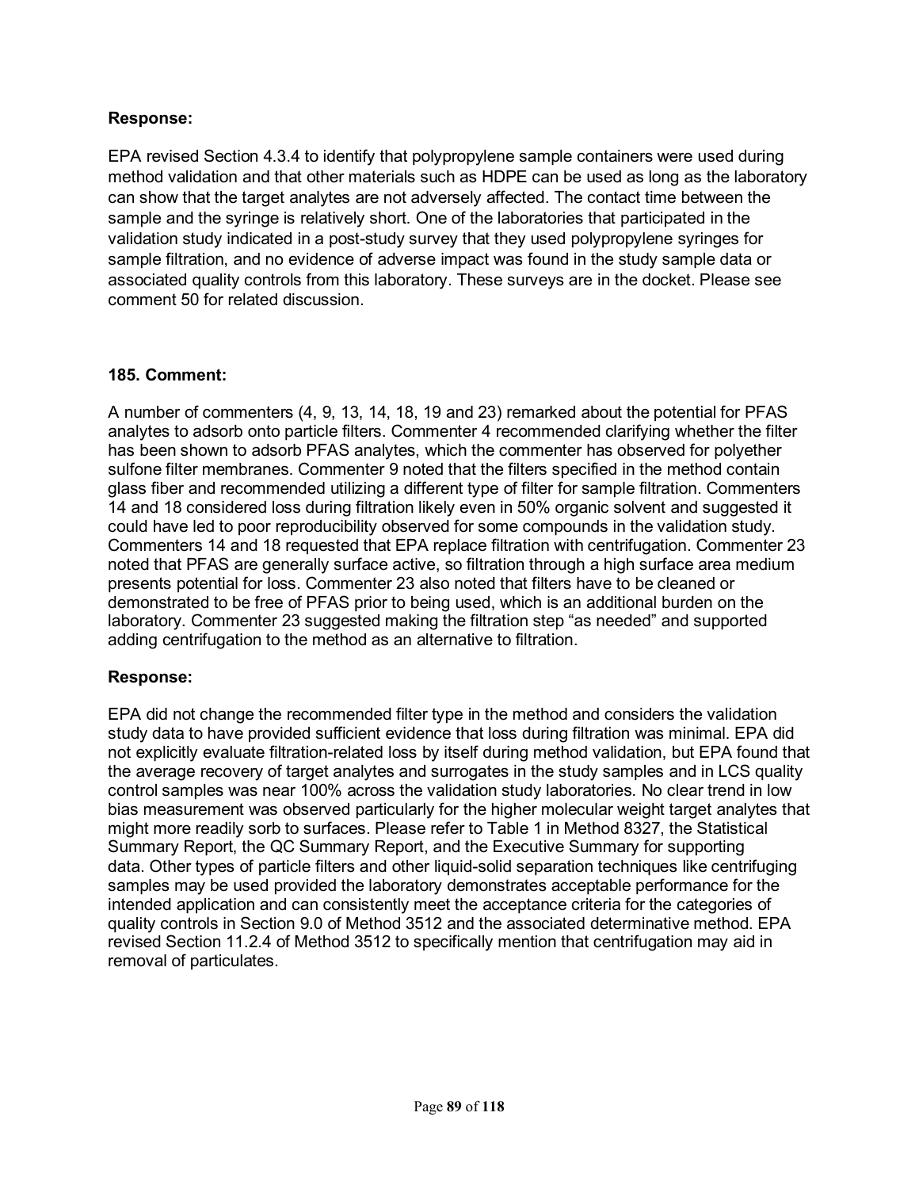**Response:**

EPA revised Section 4.3.4 to identify that polypropylene sample containers were used during method validation and that other materials such as HDPE can be used as long as the laboratory can show that the target analytes are not adversely affected. The contact time between the sample and the syringe is relatively short. One of the laboratories that participated in the validation study indicated in a post-study survey that they used polypropylene syringes for sample filtration, and no evidence of adverse impact was found in the study sample data or associated quality controls from this laboratory. These surveys are in the docket. Please see comment 50 for related discussion.

**185. Comment:**

A number of commenters (4, 9, 13, 14, 18, 19 and 23) remarked about the potential for PFAS analytes to adsorb onto particle filters. Commenter 4 recommended clarifying whether the filter has been shown to adsorb PFAS analytes, which the commenter has observed for polyether sulfone filter membranes. Commenter 9 noted that the filters specified in the method contain glass fiber and recommended utilizing a different type of filter for sample filtration. Commenters 14 and 18 considered loss during filtration likely even in 50% organic solvent and suggested it could have led to poor reproducibility observed for some compounds in the validation study. Commenters 14 and 18 requested that EPA replace filtration with centrifugation. Commenter 23 noted that PFAS are generally surface active, so filtration through a high surface area medium presents potential for loss. Commenter 23 also noted that filters have to be cleaned or demonstrated to be free of PFAS prior to being used, which is an additional burden on the laboratory. Commenter 23 suggested making the filtration step "as needed" and supported adding centrifugation to the method as an alternative to filtration.

**Response:**

EPA did not change the recommended filter type in the method and considers the validation study data to have provided sufficient evidence that loss during filtration was minimal. EPA did not explicitly evaluate filtration-related loss by itself during method validation, but EPA found that the average recovery of target analytes and surrogates in the study samples and in LCS quality control samples was near 100% across the validation study laboratories. No clear trend in low bias measurement was observed particularly for the higher molecular weight target analytes that might more readily sorb to surfaces. Please refer to Table 1 in Method 8327, the Statistical Summary Report, the QC Summary Report, and the Executive Summary for supporting data. Other types of particle filters and other liquid-solid separation techniques like centrifuging samples may be used provided the laboratory demonstrates acceptable performance for the intended application and can consistently meet the acceptance criteria for the categories of quality controls in Section 9.0 of Method 3512 and the associated determinative method. EPA revised Section 11.2.4 of Method 3512 to specifically mention that centrifugation may aid in removal of particulates.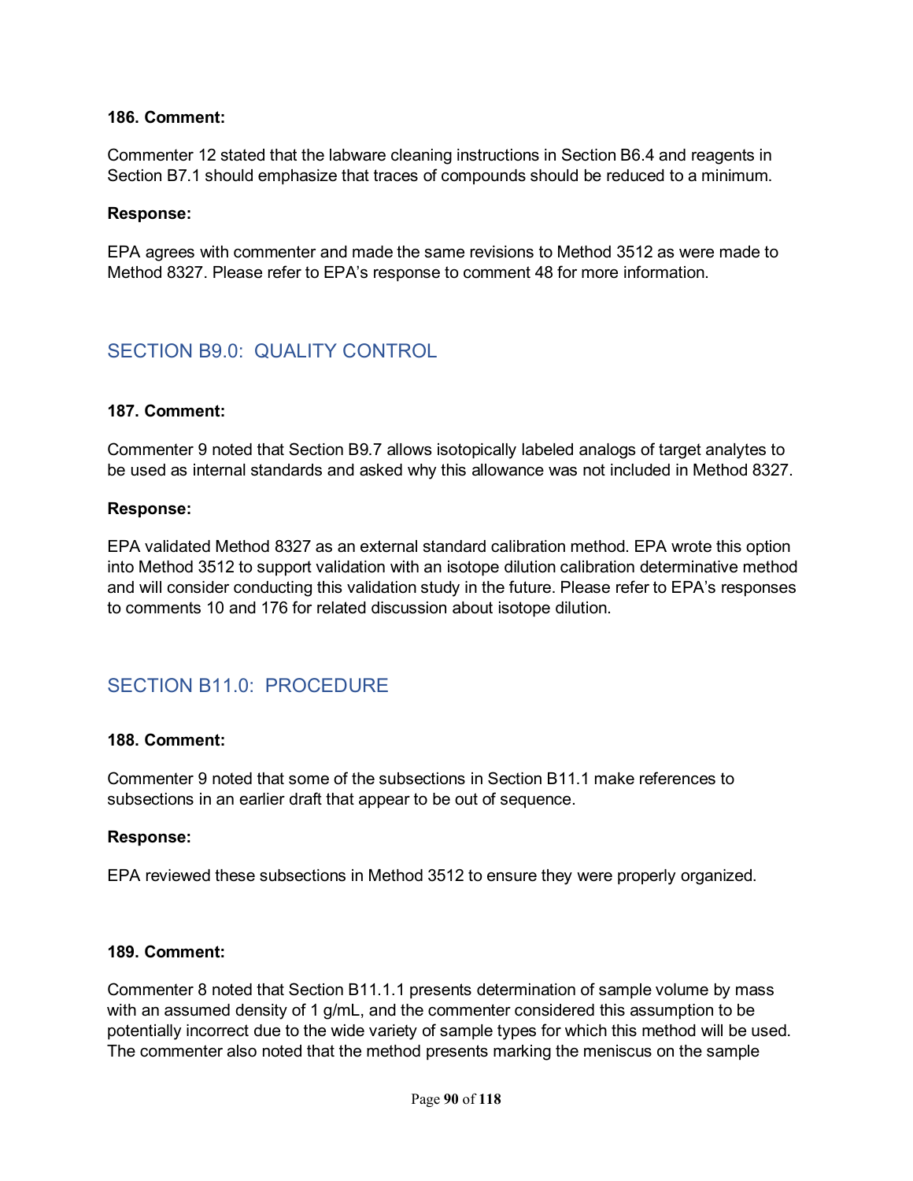**186. Comment:**

Commenter 12 stated that the labware cleaning instructions in Section B6.4 and reagents in Section B7.1 should emphasize that traces of compounds should be reduced to a minimum.

**Response:**

EPA agrees with commenter and made the same revisions to Method 3512 as were made to Method 8327. Please refer to EPA's response to comment 48 for more information.

## SECTION B9.0: QUALITY CONTROL

**187. Comment:**

Commenter 9 noted that Section B9.7 allows isotopically labeled analogs of target analytes to be used as internal standards and asked why this allowance was not included in Method 8327.

**Response:**

EPA validated Method 8327 as an external standard calibration method. EPA wrote this option into Method 3512 to support validation with an isotope dilution calibration determinative method and will consider conducting this validation study in the future. Please refer to EPA's responses to comments 10 and 176 for related discussion about isotope dilution.

## SECTION B11.0: PROCEDURE

**188. Comment:**

Commenter 9 noted that some of the subsections in Section B11.1 make references to subsections in an earlier draft that appear to be out of sequence.

**Response:**

EPA reviewed these subsections in Method 3512 to ensure they were properly organized.

**189. Comment:**

Commenter 8 noted that Section B11.1.1 presents determination of sample volume by mass with an assumed density of 1 g/mL, and the commenter considered this assumption to be potentially incorrect due to the wide variety of sample types for which this method will be used. The commenter also noted that the method presents marking the meniscus on the sample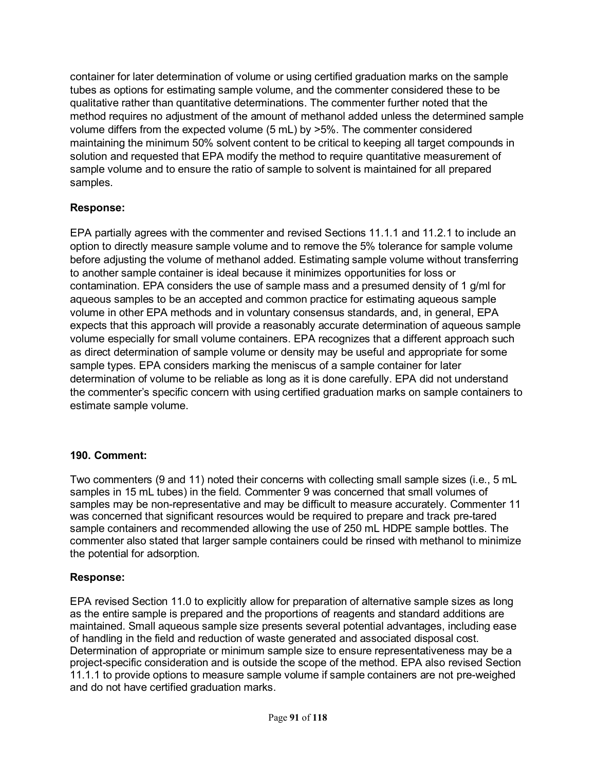container for later determination of volume or using certified graduation marks on the sample tubes as options for estimating sample volume, and the commenter considered these to be qualitative rather than quantitative determinations. The commenter further noted that the method requires no adjustment of the amount of methanol added unless the determined sample volume differs from the expected volume (5 mL) by >5%. The commenter considered maintaining the minimum 50% solvent content to be critical to keeping all target compounds in solution and requested that EPA modify the method to require quantitative measurement of sample volume and to ensure the ratio of sample to solvent is maintained for all prepared samples.

**Response:**

EPA partially agrees with the commenter and revised Sections 11.1.1 and 11.2.1 to include an option to directly measure sample volume and to remove the 5% tolerance for sample volume before adjusting the volume of methanol added. Estimating sample volume without transferring to another sample container is ideal because it minimizes opportunities for loss or contamination. EPA considers the use of sample mass and a presumed density of 1 g/ml for aqueous samples to be an accepted and common practice for estimating aqueous sample volume in other EPA methods and in voluntary consensus standards, and, in general, EPA expects that this approach will provide a reasonably accurate determination of aqueous sample volume especially for small volume containers. EPA recognizes that a different approach such as direct determination of sample volume or density may be useful and appropriate for some sample types. EPA considers marking the meniscus of a sample container for later determination of volume to be reliable as long as it is done carefully. EPA did not understand the commenter's specific concern with using certified graduation marks on sample containers to estimate sample volume.

**190. Comment:**

Two commenters (9 and 11) noted their concerns with collecting small sample sizes (i.e., 5 mL samples in 15 mL tubes) in the field. Commenter 9 was concerned that small volumes of samples may be non-representative and may be difficult to measure accurately. Commenter 11 was concerned that significant resources would be required to prepare and track pre-tared sample containers and recommended allowing the use of 250 mL HDPE sample bottles. The commenter also stated that larger sample containers could be rinsed with methanol to minimize the potential for adsorption.

**Response:**

EPA revised Section 11.0 to explicitly allow for preparation of alternative sample sizes as long as the entire sample is prepared and the proportions of reagents and standard additions are maintained. Small aqueous sample size presents several potential advantages, including ease of handling in the field and reduction of waste generated and associated disposal cost. Determination of appropriate or minimum sample size to ensure representativeness may be a project-specific consideration and is outside the scope of the method. EPA also revised Section 11.1.1 to provide options to measure sample volume if sample containers are not pre-weighed and do not have certified graduation marks.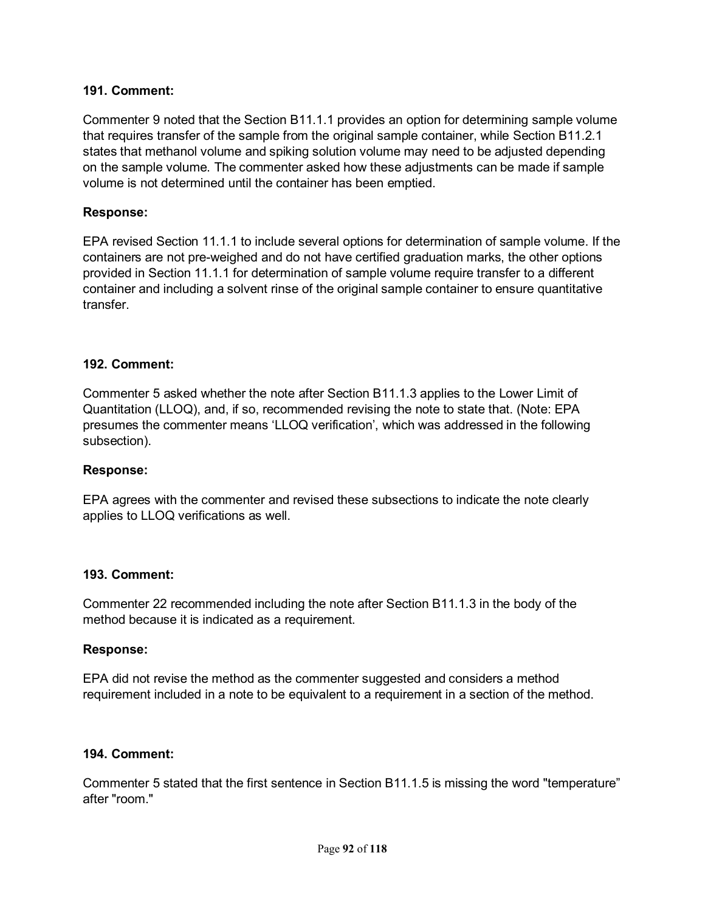**191. Comment:**

Commenter 9 noted that the Section B11.1.1 provides an option for determining sample volume that requires transfer of the sample from the original sample container, while Section B11.2.1 states that methanol volume and spiking solution volume may need to be adjusted depending on the sample volume. The commenter asked how these adjustments can be made if sample volume is not determined until the container has been emptied.

**Response:**

EPA revised Section 11.1.1 to include several options for determination of sample volume. If the containers are not pre-weighed and do not have certified graduation marks, the other options provided in Section 11.1.1 for determination of sample volume require transfer to a different container and including a solvent rinse of the original sample container to ensure quantitative transfer.

**192. Comment:**

Commenter 5 asked whether the note after Section B11.1.3 applies to the Lower Limit of Quantitation (LLOQ), and, if so, recommended revising the note to state that. (Note: EPA presumes the commenter means 'LLOQ verification', which was addressed in the following subsection).

**Response:**

EPA agrees with the commenter and revised these subsections to indicate the note clearly applies to LLOQ verifications as well.

**193. Comment:**

Commenter 22 recommended including the note after Section B11.1.3 in the body of the method because it is indicated as a requirement.

**Response:**

EPA did not revise the method as the commenter suggested and considers a method requirement included in a note to be equivalent to a requirement in a section of the method.

**194. Comment:**

Commenter 5 stated that the first sentence in Section B11.1.5 is missing the word "temperature" after "room."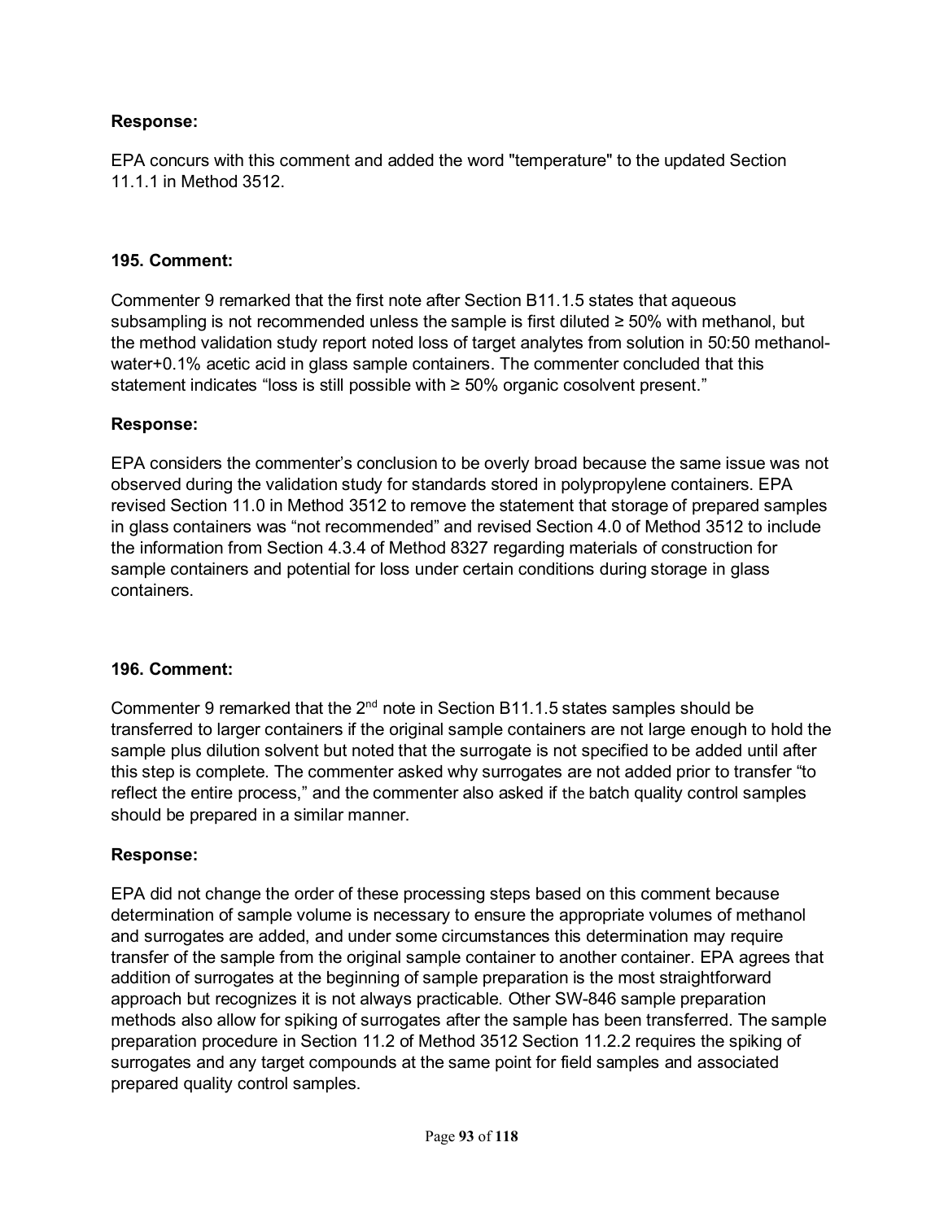**Response:**

EPA concurs with this comment and added the word "temperature" to the updated Section 11.1.1 in Method 3512.

**195. Comment:**

Commenter 9 remarked that the first note after Section B11.1.5 states that aqueous subsampling is not recommended unless the sample is first diluted ≥ 50% with methanol, but the method validation study report noted loss of target analytes from solution in 50:50 methanol-water+0.1% acetic acid in glass sample containers. The commenter concluded that this statement indicates "loss is still possible with ≥ 50% organic cosolvent present."

**Response:**

EPA considers the commenter's conclusion to be overly broad because the same issue was not observed during the validation study for standards stored in polypropylene containers. EPA revised Section 11.0 in Method 3512 to remove the statement that storage of prepared samples in glass containers was "not recommended" and revised Section 4.0 of Method 3512 to include the information from Section 4.3.4 of Method 8327 regarding materials of construction for sample containers and potential for loss under certain conditions during storage in glass containers.

**196. Comment:**

Commenter 9 remarked that the 2nd note in Section B11.1.5 states samples should be transferred to larger containers if the original sample containers are not large enough to hold the sample plus dilution solvent but noted that the surrogate is not specified to be added until after this step is complete. The commenter asked why surrogates are not added prior to transfer "to reflect the entire process," and the commenter also asked if the batch quality control samples should be prepared in a similar manner.

**Response:**

EPA did not change the order of these processing steps based on this comment because determination of sample volume is necessary to ensure the appropriate volumes of methanol and surrogates are added, and under some circumstances this determination may require transfer of the sample from the original sample container to another container. EPA agrees that addition of surrogates at the beginning of sample preparation is the most straightforward approach but recognizes it is not always practicable. Other SW-846 sample preparation methods also allow for spiking of surrogates after the sample has been transferred. The sample preparation procedure in Section 11.2 of Method 3512 Section 11.2.2 requires the spiking of surrogates and any target compounds at the same point for field samples and associated prepared quality control samples.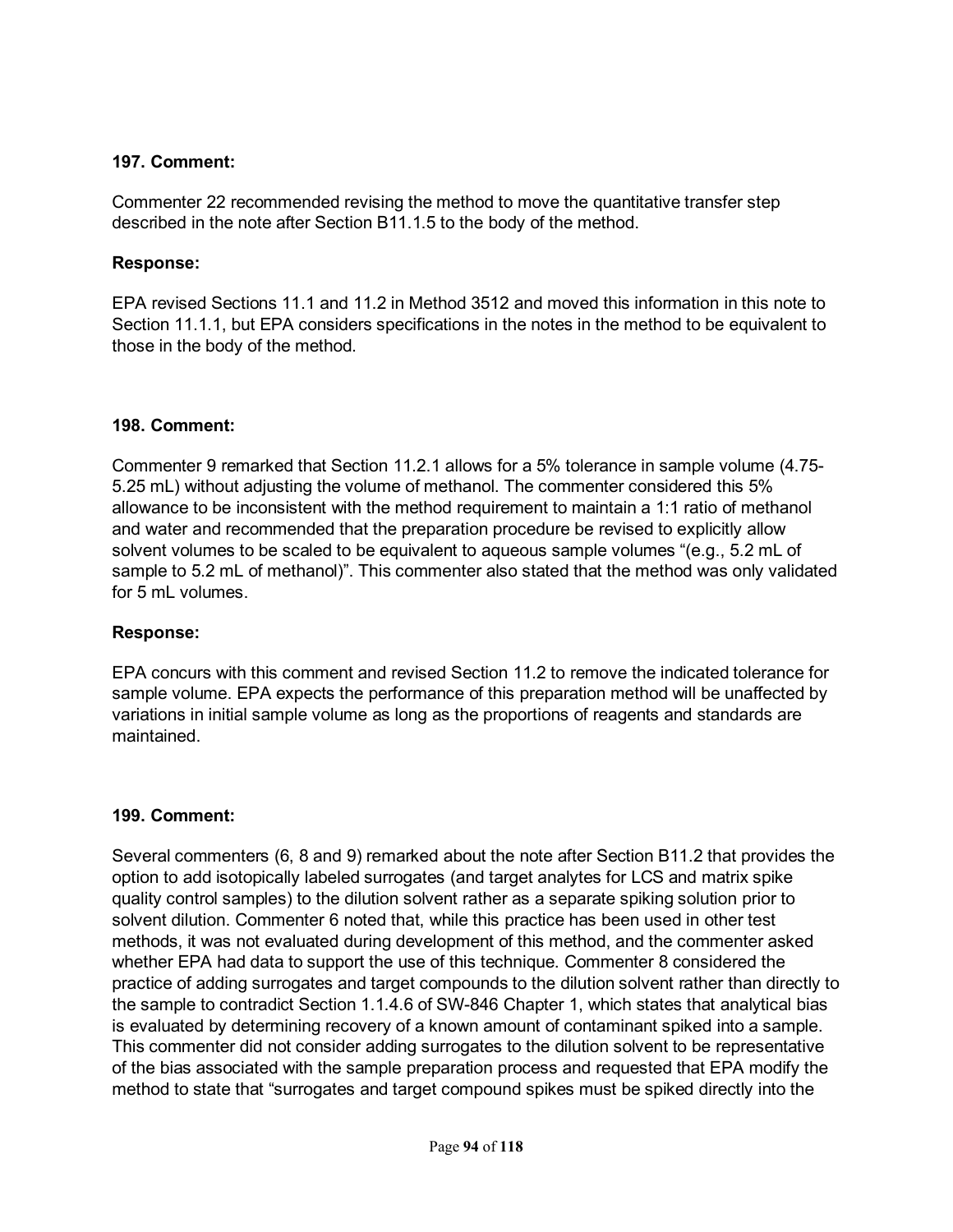**197. Comment:**

Commenter 22 recommended revising the method to move the quantitative transfer step described in the note after Section B11.1.5 to the body of the method.

**Response:**

EPA revised Sections 11.1 and 11.2 in Method 3512 and moved this information in this note to Section 11.1.1, but EPA considers specifications in the notes in the method to be equivalent to those in the body of the method.

**198. Comment:**

Commenter 9 remarked that Section 11.2.1 allows for a 5% tolerance in sample volume (4.75-5.25 mL) without adjusting the volume of methanol. The commenter considered this 5% allowance to be inconsistent with the method requirement to maintain a 1:1 ratio of methanol and water and recommended that the preparation procedure be revised to explicitly allow solvent volumes to be scaled to be equivalent to aqueous sample volumes "(e.g., 5.2 mL of sample to 5.2 mL of methanol)". This commenter also stated that the method was only validated for 5 mL volumes.

**Response:**

EPA concurs with this comment and revised Section 11.2 to remove the indicated tolerance for sample volume. EPA expects the performance of this preparation method will be unaffected by variations in initial sample volume as long as the proportions of reagents and standards are maintained.

**199. Comment:**

Several commenters (6, 8 and 9) remarked about the note after Section B11.2 that provides the option to add isotopically labeled surrogates (and target analytes for LCS and matrix spike quality control samples) to the dilution solvent rather as a separate spiking solution prior to solvent dilution. Commenter 6 noted that, while this practice has been used in other test methods, it was not evaluated during development of this method, and the commenter asked whether EPA had data to support the use of this technique. Commenter 8 considered the practice of adding surrogates and target compounds to the dilution solvent rather than directly to the sample to contradict Section 1.1.4.6 of SW-846 Chapter 1, which states that analytical bias is evaluated by determining recovery of a known amount of contaminant spiked into a sample. This commenter did not consider adding surrogates to the dilution solvent to be representative of the bias associated with the sample preparation process and requested that EPA modify the method to state that "surrogates and target compound spikes must be spiked directly into the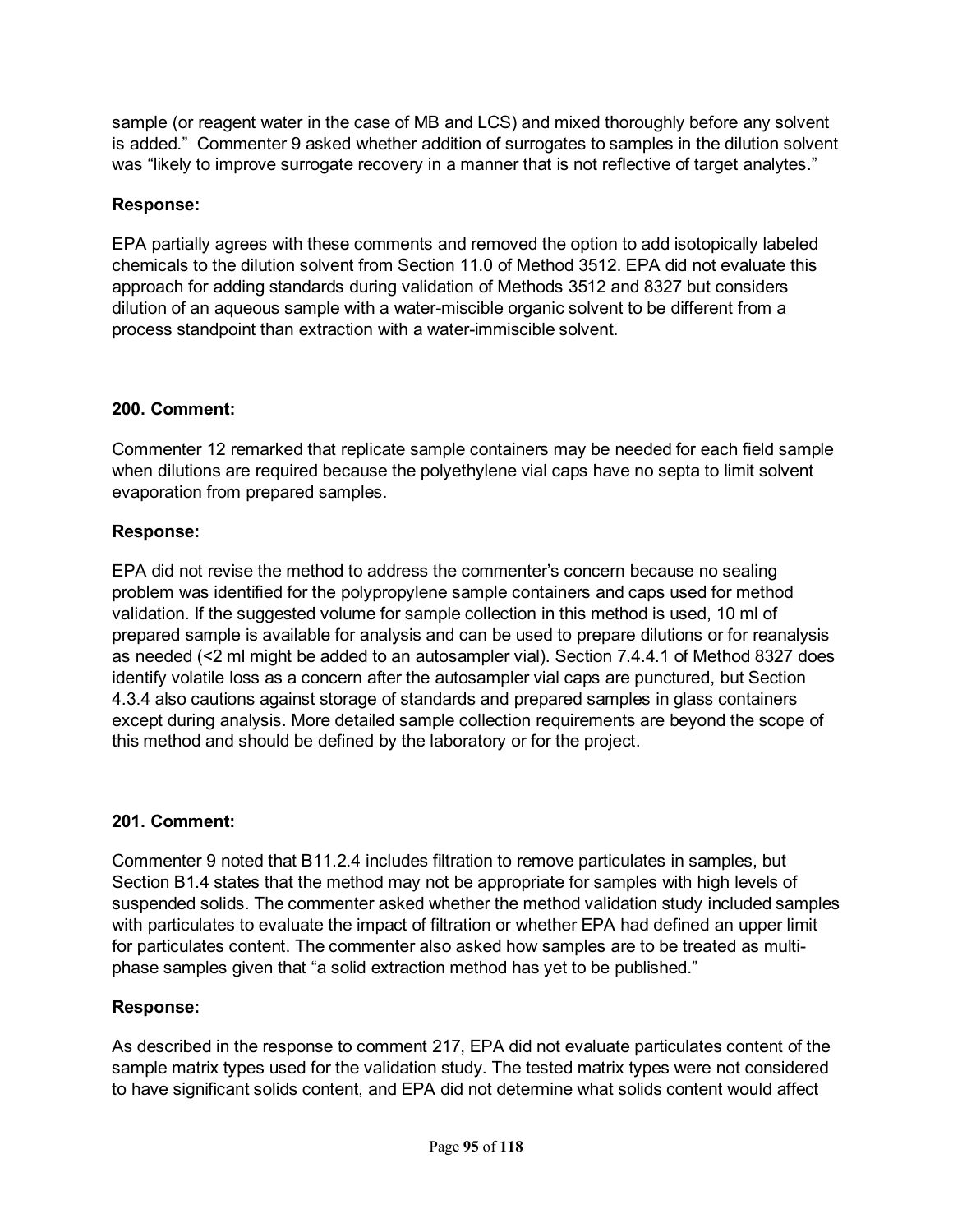sample (or reagent water in the case of MB and LCS) and mixed thoroughly before any solvent is added." Commenter 9 asked whether addition of surrogates to samples in the dilution solvent was "likely to improve surrogate recovery in a manner that is not reflective of target analytes."

**Response:**

EPA partially agrees with these comments and removed the option to add isotopically labeled chemicals to the dilution solvent from Section 11.0 of Method 3512. EPA did not evaluate this approach for adding standards during validation of Methods 3512 and 8327 but considers dilution of an aqueous sample with a water-miscible organic solvent to be different from a process standpoint than extraction with a water-immiscible solvent.

**200. Comment:**

Commenter 12 remarked that replicate sample containers may be needed for each field sample when dilutions are required because the polyethylene vial caps have no septa to limit solvent evaporation from prepared samples.

**Response:**

EPA did not revise the method to address the commenter's concern because no sealing problem was identified for the polypropylene sample containers and caps used for method validation. If the suggested volume for sample collection in this method is used, 10 ml of prepared sample is available for analysis and can be used to prepare dilutions or for reanalysis as needed (<2 ml might be added to an autosampler vial). Section 7.4.4.1 of Method 8327 does identify volatile loss as a concern after the autosampler vial caps are punctured, but Section 4.3.4 also cautions against storage of standards and prepared samples in glass containers except during analysis. More detailed sample collection requirements are beyond the scope of this method and should be defined by the laboratory or for the project.

**201. Comment:**

Commenter 9 noted that B11.2.4 includes filtration to remove particulates in samples, but Section B1.4 states that the method may not be appropriate for samples with high levels of suspended solids. The commenter asked whether the method validation study included samples with particulates to evaluate the impact of filtration or whether EPA had defined an upper limit for particulates content. The commenter also asked how samples are to be treated as multi-phase samples given that "a solid extraction method has yet to be published."

**Response:**

As described in the response to comment 217, EPA did not evaluate particulates content of the sample matrix types used for the validation study. The tested matrix types were not considered to have significant solids content, and EPA did not determine what solids content would affect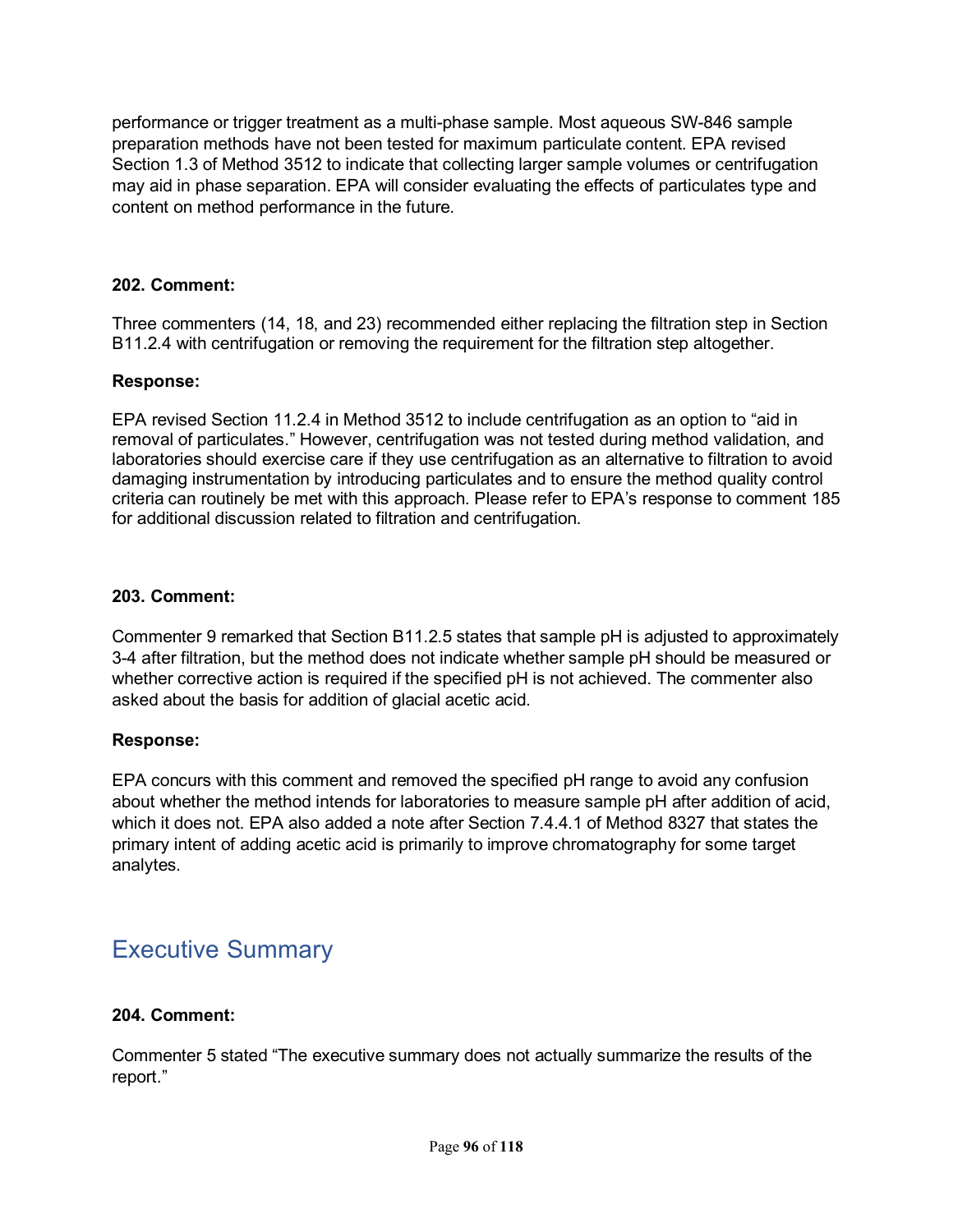performance or trigger treatment as a multi-phase sample. Most aqueous SW-846 sample preparation methods have not been tested for maximum particulate content. EPA revised Section 1.3 of Method 3512 to indicate that collecting larger sample volumes or centrifugation may aid in phase separation. EPA will consider evaluating the effects of particulates type and content on method performance in the future.

**202. Comment:**

Three commenters (14, 18, and 23) recommended either replacing the filtration step in Section B11.2.4 with centrifugation or removing the requirement for the filtration step altogether.

**Response:**

EPA revised Section 11.2.4 in Method 3512 to include centrifugation as an option to "aid in removal of particulates." However, centrifugation was not tested during method validation, and laboratories should exercise care if they use centrifugation as an alternative to filtration to avoid damaging instrumentation by introducing particulates and to ensure the method quality control criteria can routinely be met with this approach. Please refer to EPA's response to comment 185 for additional discussion related to filtration and centrifugation.

**203. Comment:**

Commenter 9 remarked that Section B11.2.5 states that sample pH is adjusted to approximately 3-4 after filtration, but the method does not indicate whether sample pH should be measured or whether corrective action is required if the specified pH is not achieved. The commenter also asked about the basis for addition of glacial acetic acid.

**Response:**

EPA concurs with this comment and removed the specified pH range to avoid any confusion about whether the method intends for laboratories to measure sample pH after addition of acid, which it does not. EPA also added a note after Section 7.4.4.1 of Method 8327 that states the primary intent of adding acetic acid is primarily to improve chromatography for some target analytes.

## Executive Summary

**204. Comment:**

Commenter 5 stated "The executive summary does not actually summarize the results of the report."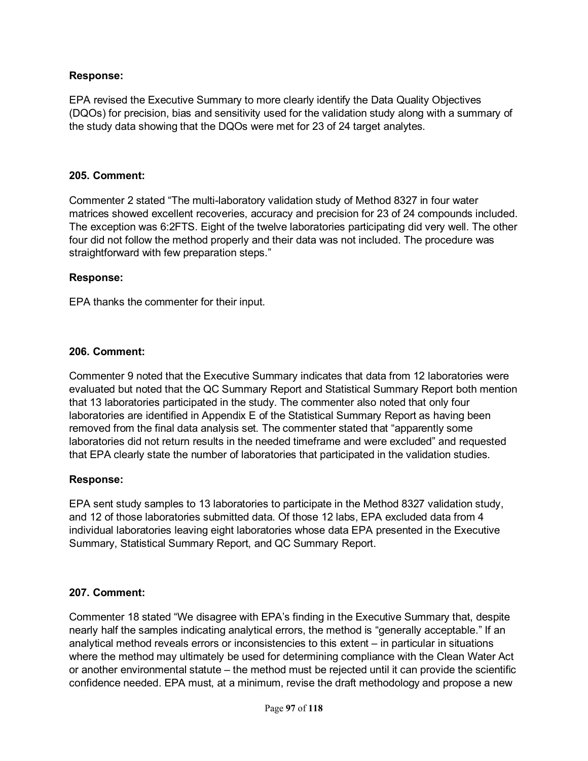**Response:**

EPA revised the Executive Summary to more clearly identify the Data Quality Objectives (DQOs) for precision, bias and sensitivity used for the validation study along with a summary of the study data showing that the DQOs were met for 23 of 24 target analytes.

**205. Comment:**

Commenter 2 stated "The multi-laboratory validation study of Method 8327 in four water matrices showed excellent recoveries, accuracy and precision for 23 of 24 compounds included. The exception was 6:2FTS. Eight of the twelve laboratories participating did very well. The other four did not follow the method properly and their data was not included. The procedure was straightforward with few preparation steps."

**Response:**

EPA thanks the commenter for their input.

**206. Comment:**

Commenter 9 noted that the Executive Summary indicates that data from 12 laboratories were evaluated but noted that the QC Summary Report and Statistical Summary Report both mention that 13 laboratories participated in the study. The commenter also noted that only four laboratories are identified in Appendix E of the Statistical Summary Report as having been removed from the final data analysis set. The commenter stated that "apparently some laboratories did not return results in the needed timeframe and were excluded" and requested that EPA clearly state the number of laboratories that participated in the validation studies.

**Response:**

EPA sent study samples to 13 laboratories to participate in the Method 8327 validation study, and 12 of those laboratories submitted data. Of those 12 labs, EPA excluded data from 4 individual laboratories leaving eight laboratories whose data EPA presented in the Executive Summary, Statistical Summary Report, and QC Summary Report.

**207. Comment:**

Commenter 18 stated "We disagree with EPA's finding in the Executive Summary that, despite nearly half the samples indicating analytical errors, the method is "generally acceptable." If an analytical method reveals errors or inconsistencies to this extent – in particular in situations where the method may ultimately be used for determining compliance with the Clean Water Act or another environmental statute – the method must be rejected until it can provide the scientific confidence needed. EPA must, at a minimum, revise the draft methodology and propose a new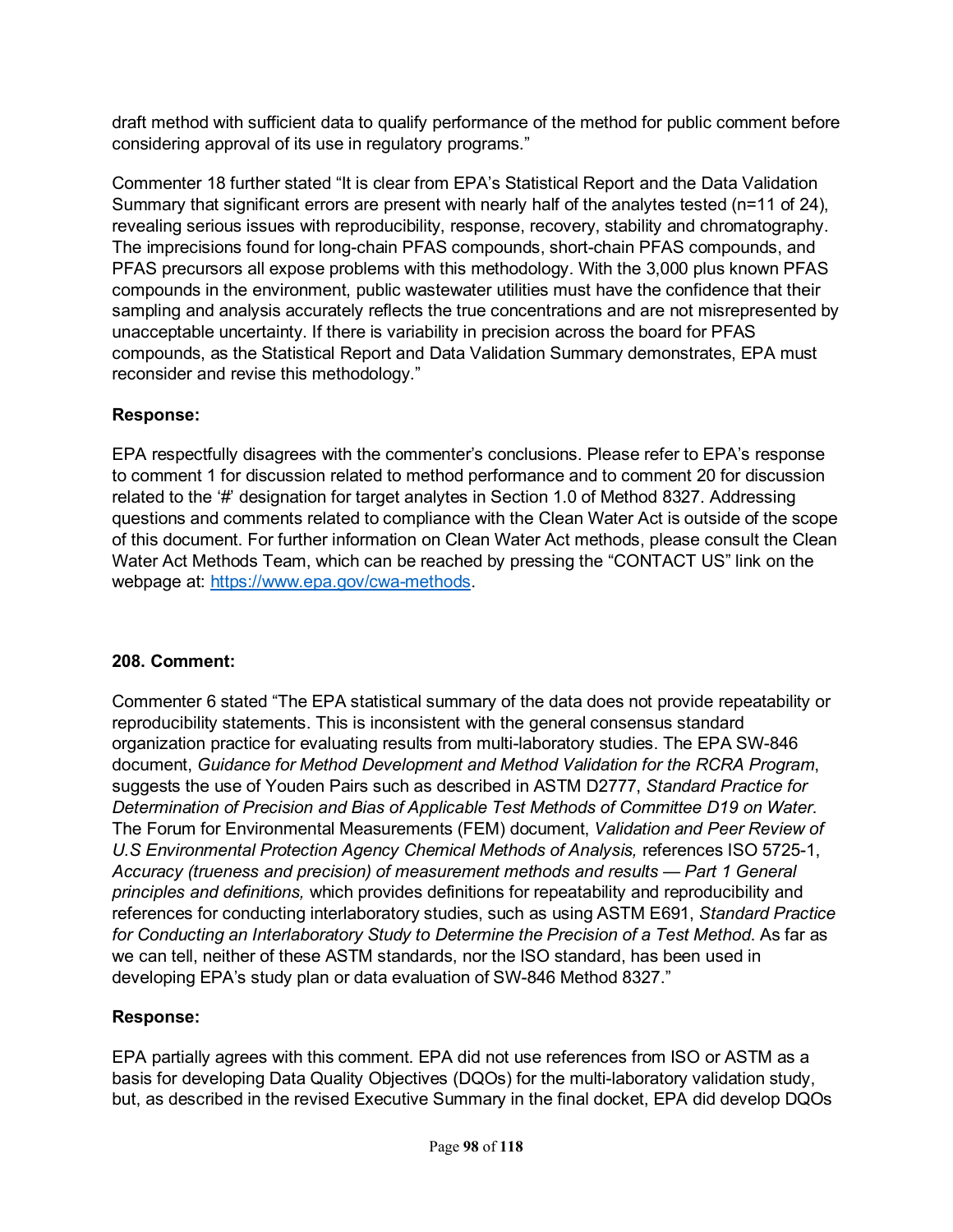draft method with sufficient data to qualify performance of the method for public comment before considering approval of its use in regulatory programs."

Commenter 18 further stated "It is clear from EPA's Statistical Report and the Data Validation Summary that significant errors are present with nearly half of the analytes tested (n=11 of 24), revealing serious issues with reproducibility, response, recovery, stability and chromatography. The imprecisions found for long-chain PFAS compounds, short-chain PFAS compounds, and PFAS precursors all expose problems with this methodology. With the 3,000 plus known PFAS compounds in the environment, public wastewater utilities must have the confidence that their sampling and analysis accurately reflects the true concentrations and are not misrepresented by unacceptable uncertainty. If there is variability in precision across the board for PFAS compounds, as the Statistical Report and Data Validation Summary demonstrates, EPA must reconsider and revise this methodology."

**Response:**

EPA respectfully disagrees with the commenter's conclusions. Please refer to EPA's response to comment 1 for discussion related to method performance and to comment 20 for discussion related to the '#' designation for target analytes in Section 1.0 of Method 8327. Addressing questions and comments related to compliance with the Clean Water Act is outside of the scope of this document. For further information on Clean Water Act methods, please consult the Clean Water Act Methods Team, which can be reached by pressing the "CONTACT US" link on the webpage at: https://www.epa.gov/cwa-methods.

**208. Comment:**

Commenter 6 stated "The EPA statistical summary of the data does not provide repeatability or reproducibility statements. This is inconsistent with the general consensus standard organization practice for evaluating results from multi-laboratory studies. The EPA SW-846 document, *Guidance for Method Development and Method Validation for the RCRA Program*, suggests the use of Youden Pairs such as described in ASTM D2777, *Standard Practice for Determination of Precision and Bias of Applicable Test Methods of Committee D19 on Water*. The Forum for Environmental Measurements (FEM) document, *Validation and Peer Review of U.S Environmental Protection Agency Chemical Methods of Analysis,* references ISO 5725-1, *Accuracy (trueness and precision) of measurement methods and results — Part 1 General principles and definitions,* which provides definitions for repeatability and reproducibility and references for conducting interlaboratory studies, such as using ASTM E691, *Standard Practice for Conducting an Interlaboratory Study to Determine the Precision of a Test Method*. As far as we can tell, neither of these ASTM standards, nor the ISO standard, has been used in developing EPA's study plan or data evaluation of SW-846 Method 8327."

**Response:**

EPA partially agrees with this comment. EPA did not use references from ISO or ASTM as a basis for developing Data Quality Objectives (DQOs) for the multi-laboratory validation study, but, as described in the revised Executive Summary in the final docket, EPA did develop DQOs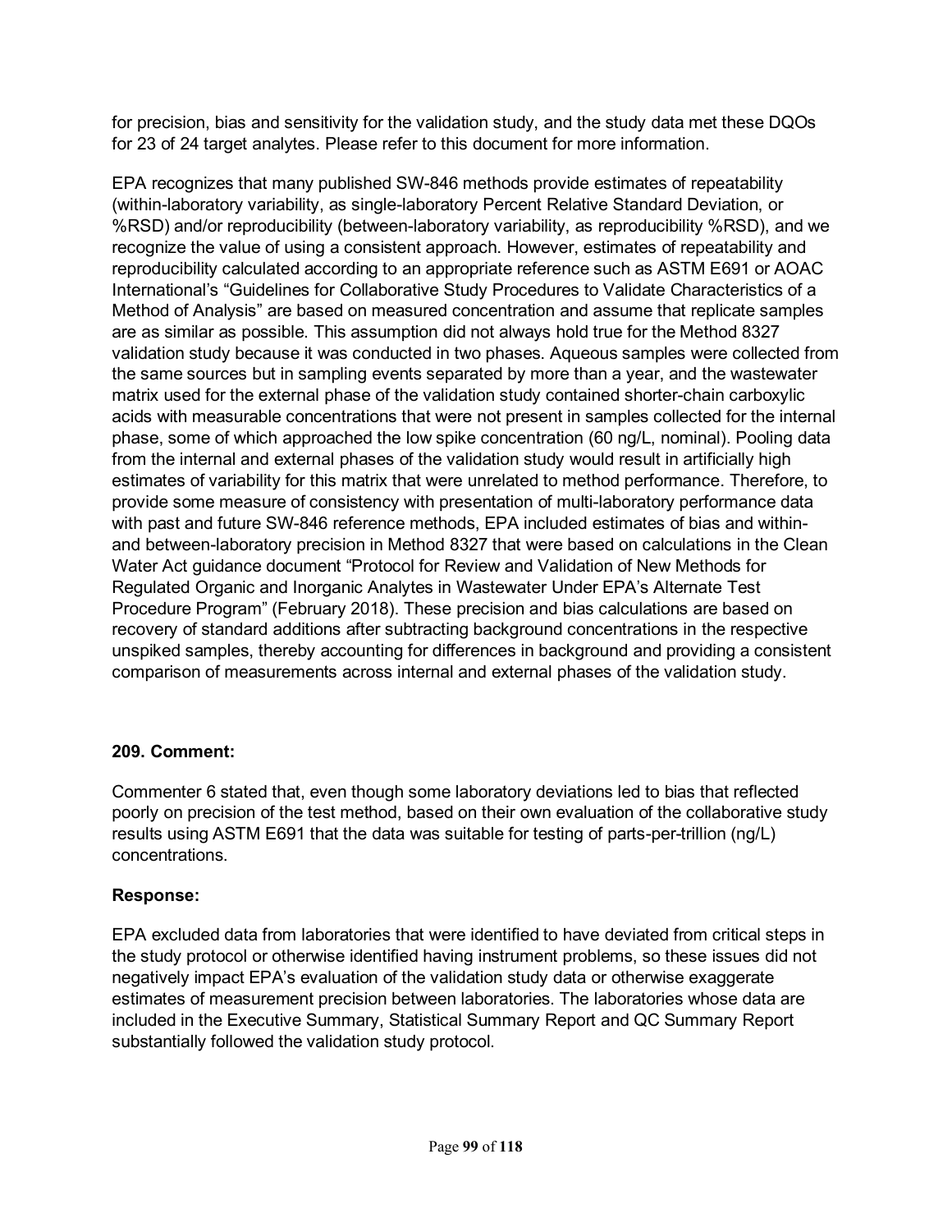for precision, bias and sensitivity for the validation study, and the study data met these DQOs for 23 of 24 target analytes. Please refer to this document for more information.

EPA recognizes that many published SW-846 methods provide estimates of repeatability (within-laboratory variability, as single-laboratory Percent Relative Standard Deviation, or %RSD) and/or reproducibility (between-laboratory variability, as reproducibility %RSD), and we recognize the value of using a consistent approach. However, estimates of repeatability and reproducibility calculated according to an appropriate reference such as ASTM E691 or AOAC International's "Guidelines for Collaborative Study Procedures to Validate Characteristics of a Method of Analysis" are based on measured concentration and assume that replicate samples are as similar as possible. This assumption did not always hold true for the Method 8327 validation study because it was conducted in two phases. Aqueous samples were collected from the same sources but in sampling events separated by more than a year, and the wastewater matrix used for the external phase of the validation study contained shorter-chain carboxylic acids with measurable concentrations that were not present in samples collected for the internal phase, some of which approached the low spike concentration (60 ng/L, nominal). Pooling data from the internal and external phases of the validation study would result in artificially high estimates of variability for this matrix that were unrelated to method performance. Therefore, to provide some measure of consistency with presentation of multi-laboratory performance data with past and future SW-846 reference methods, EPA included estimates of bias and within- and between-laboratory precision in Method 8327 that were based on calculations in the Clean Water Act guidance document "Protocol for Review and Validation of New Methods for Regulated Organic and Inorganic Analytes in Wastewater Under EPA's Alternate Test Procedure Program" (February 2018). These precision and bias calculations are based on recovery of standard additions after subtracting background concentrations in the respective unspiked samples, thereby accounting for differences in background and providing a consistent comparison of measurements across internal and external phases of the validation study.

**209. Comment:**

Commenter 6 stated that, even though some laboratory deviations led to bias that reflected poorly on precision of the test method, based on their own evaluation of the collaborative study results using ASTM E691 that the data was suitable for testing of parts-per-trillion (ng/L) concentrations.

**Response:**

EPA excluded data from laboratories that were identified to have deviated from critical steps in the study protocol or otherwise identified having instrument problems, so these issues did not negatively impact EPA's evaluation of the validation study data or otherwise exaggerate estimates of measurement precision between laboratories. The laboratories whose data are included in the Executive Summary, Statistical Summary Report and QC Summary Report substantially followed the validation study protocol.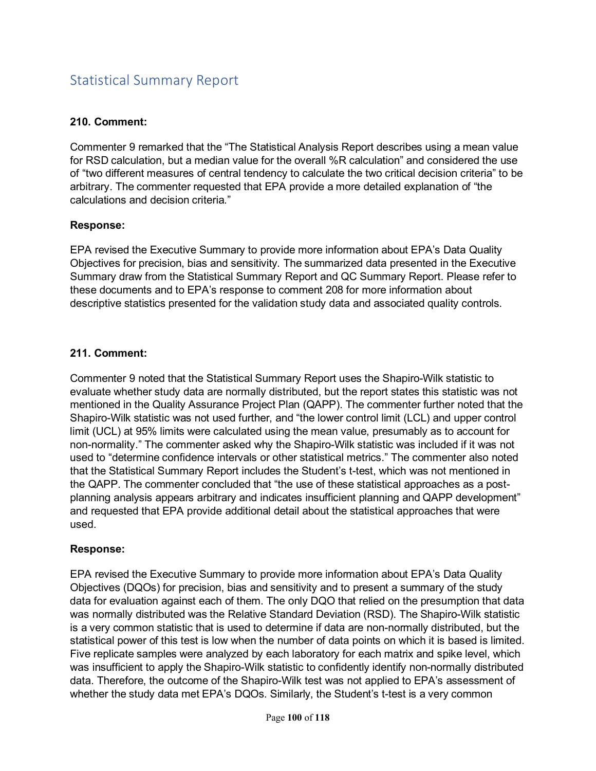## Statistical Summary Report

### 210. Comment:

Commenter 9 remarked that the "The Statistical Analysis Report describes using a mean value for RSD calculation, but a median value for the overall %R calculation" and considered the use of "two different measures of central tendency to calculate the two critical decision criteria" to be arbitrary. The commenter requested that EPA provide a more detailed explanation of "the calculations and decision criteria."

### Response:

EPA revised the Executive Summary to provide more information about EPA's Data Quality Objectives for precision, bias and sensitivity. The summarized data presented in the Executive Summary draw from the Statistical Summary Report and QC Summary Report. Please refer to these documents and to EPA's response to comment 208 for more information about descriptive statistics presented for the validation study data and associated quality controls.

### 211. Comment:

Commenter 9 noted that the Statistical Summary Report uses the Shapiro-Wilk statistic to evaluate whether study data are normally distributed, but the report states this statistic was not mentioned in the Quality Assurance Project Plan (QAPP). The commenter further noted that the Shapiro-Wilk statistic was not used further, and "the lower control limit (LCL) and upper control limit (UCL) at 95% limits were calculated using the mean value, presumably as to account for non-normality." The commenter asked why the Shapiro-Wilk statistic was included if it was not used to "determine confidence intervals or other statistical metrics." The commenter also noted that the Statistical Summary Report includes the Student's t-test, which was not mentioned in the QAPP. The commenter concluded that "the use of these statistical approaches as a post-planning analysis appears arbitrary and indicates insufficient planning and QAPP development" and requested that EPA provide additional detail about the statistical approaches that were used.

### Response:

EPA revised the Executive Summary to provide more information about EPA's Data Quality Objectives (DQOs) for precision, bias and sensitivity and to present a summary of the study data for evaluation against each of them. The only DQO that relied on the presumption that data was normally distributed was the Relative Standard Deviation (RSD). The Shapiro-Wilk statistic is a very common statistic that is used to determine if data are non-normally distributed, but the statistical power of this test is low when the number of data points on which it is based is limited. Five replicate samples were analyzed by each laboratory for each matrix and spike level, which was insufficient to apply the Shapiro-Wilk statistic to confidently identify non-normally distributed data. Therefore, the outcome of the Shapiro-Wilk test was not applied to EPA's assessment of whether the study data met EPA's DQOs. Similarly, the Student's t-test is a very common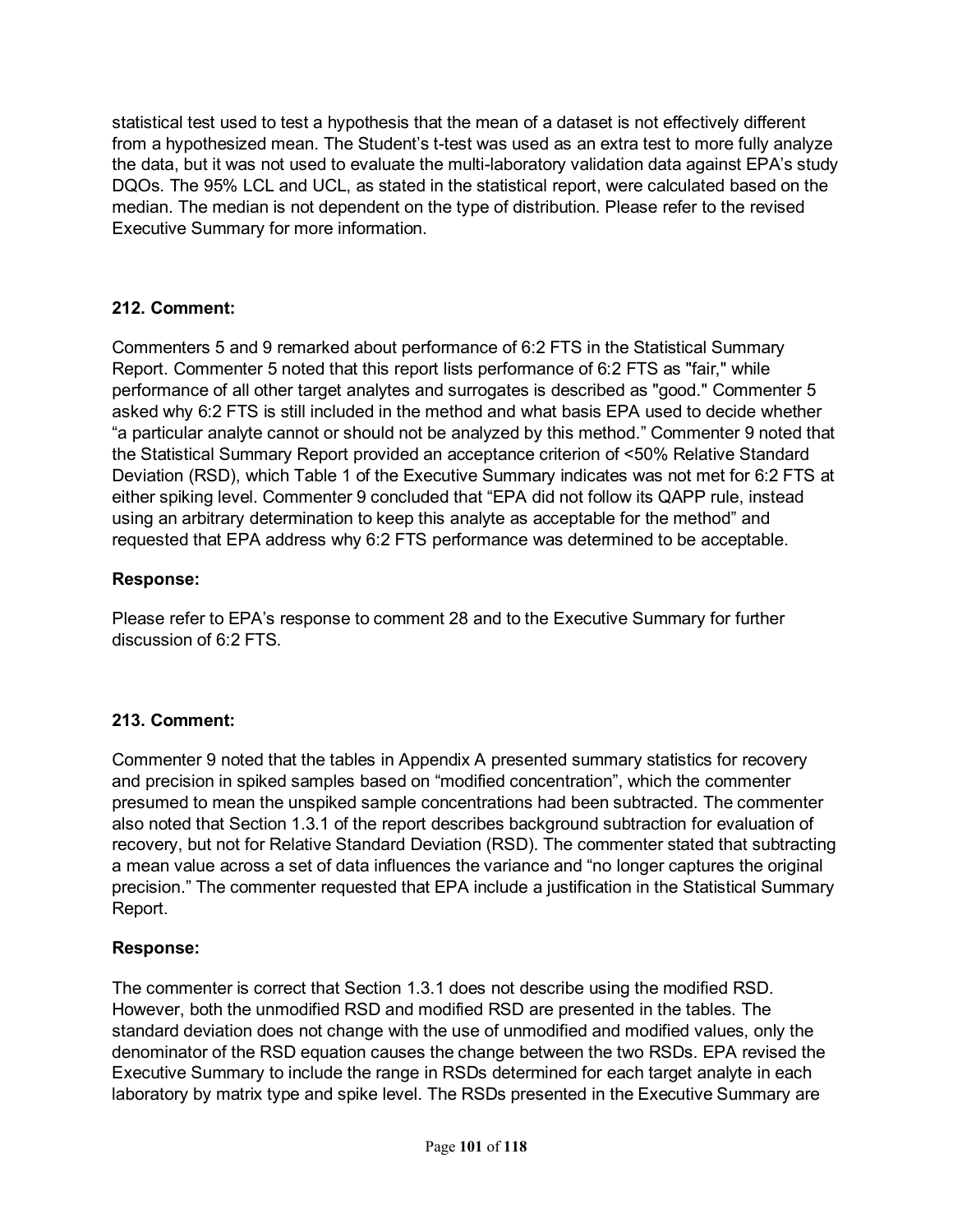statistical test used to test a hypothesis that the mean of a dataset is not effectively different from a hypothesized mean. The Student's t-test was used as an extra test to more fully analyze the data, but it was not used to evaluate the multi-laboratory validation data against EPA's study DQOs. The 95% LCL and UCL, as stated in the statistical report, were calculated based on the median. The median is not dependent on the type of distribution. Please refer to the revised Executive Summary for more information.

**212. Comment:**

Commenters 5 and 9 remarked about performance of 6:2 FTS in the Statistical Summary Report. Commenter 5 noted that this report lists performance of 6:2 FTS as "fair," while performance of all other target analytes and surrogates is described as "good." Commenter 5 asked why 6:2 FTS is still included in the method and what basis EPA used to decide whether "a particular analyte cannot or should not be analyzed by this method." Commenter 9 noted that the Statistical Summary Report provided an acceptance criterion of <50% Relative Standard Deviation (RSD), which Table 1 of the Executive Summary indicates was not met for 6:2 FTS at either spiking level. Commenter 9 concluded that "EPA did not follow its QAPP rule, instead using an arbitrary determination to keep this analyte as acceptable for the method" and requested that EPA address why 6:2 FTS performance was determined to be acceptable.

**Response:**

Please refer to EPA's response to comment 28 and to the Executive Summary for further discussion of 6:2 FTS.

**213. Comment:**

Commenter 9 noted that the tables in Appendix A presented summary statistics for recovery and precision in spiked samples based on "modified concentration", which the commenter presumed to mean the unspiked sample concentrations had been subtracted. The commenter also noted that Section 1.3.1 of the report describes background subtraction for evaluation of recovery, but not for Relative Standard Deviation (RSD). The commenter stated that subtracting a mean value across a set of data influences the variance and "no longer captures the original precision." The commenter requested that EPA include a justification in the Statistical Summary Report.

**Response:**

The commenter is correct that Section 1.3.1 does not describe using the modified RSD. However, both the unmodified RSD and modified RSD are presented in the tables. The standard deviation does not change with the use of unmodified and modified values, only the denominator of the RSD equation causes the change between the two RSDs. EPA revised the Executive Summary to include the range in RSDs determined for each target analyte in each laboratory by matrix type and spike level. The RSDs presented in the Executive Summary are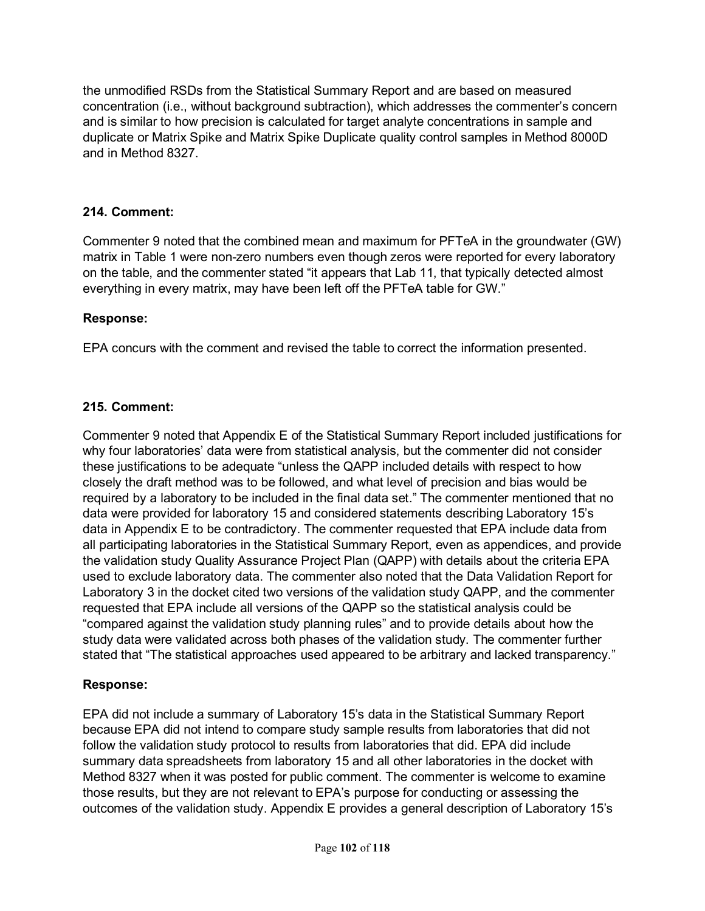the unmodified RSDs from the Statistical Summary Report and are based on measured concentration (i.e., without background subtraction), which addresses the commenter's concern and is similar to how precision is calculated for target analyte concentrations in sample and duplicate or Matrix Spike and Matrix Spike Duplicate quality control samples in Method 8000D and in Method 8327.

**214. Comment:**

Commenter 9 noted that the combined mean and maximum for PFTeA in the groundwater (GW) matrix in Table 1 were non-zero numbers even though zeros were reported for every laboratory on the table, and the commenter stated "it appears that Lab 11, that typically detected almost everything in every matrix, may have been left off the PFTeA table for GW."

**Response:**

EPA concurs with the comment and revised the table to correct the information presented.

**215. Comment:**

Commenter 9 noted that Appendix E of the Statistical Summary Report included justifications for why four laboratories' data were from statistical analysis, but the commenter did not consider these justifications to be adequate "unless the QAPP included details with respect to how closely the draft method was to be followed, and what level of precision and bias would be required by a laboratory to be included in the final data set." The commenter mentioned that no data were provided for laboratory 15 and considered statements describing Laboratory 15's data in Appendix E to be contradictory. The commenter requested that EPA include data from all participating laboratories in the Statistical Summary Report, even as appendices, and provide the validation study Quality Assurance Project Plan (QAPP) with details about the criteria EPA used to exclude laboratory data. The commenter also noted that the Data Validation Report for Laboratory 3 in the docket cited two versions of the validation study QAPP, and the commenter requested that EPA include all versions of the QAPP so the statistical analysis could be "compared against the validation study planning rules" and to provide details about how the study data were validated across both phases of the validation study. The commenter further stated that "The statistical approaches used appeared to be arbitrary and lacked transparency."

**Response:**

EPA did not include a summary of Laboratory 15's data in the Statistical Summary Report because EPA did not intend to compare study sample results from laboratories that did not follow the validation study protocol to results from laboratories that did. EPA did include summary data spreadsheets from laboratory 15 and all other laboratories in the docket with Method 8327 when it was posted for public comment. The commenter is welcome to examine those results, but they are not relevant to EPA's purpose for conducting or assessing the outcomes of the validation study. Appendix E provides a general description of Laboratory 15's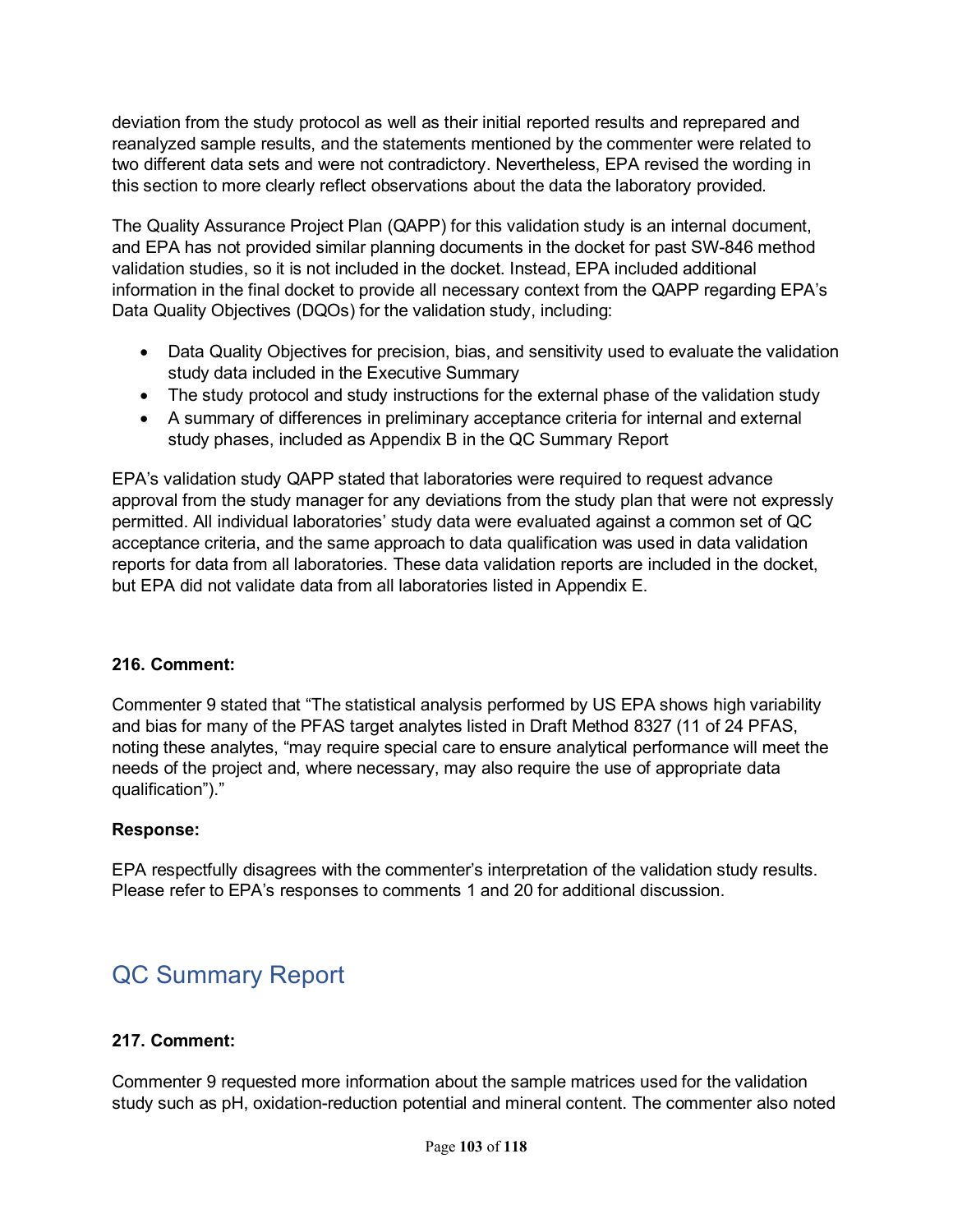deviation from the study protocol as well as their initial reported results and reprepared and reanalyzed sample results, and the statements mentioned by the commenter were related to two different data sets and were not contradictory. Nevertheless, EPA revised the wording in this section to more clearly reflect observations about the data the laboratory provided.

The Quality Assurance Project Plan (QAPP) for this validation study is an internal document, and EPA has not provided similar planning documents in the docket for past SW-846 method validation studies, so it is not included in the docket. Instead, EPA included additional information in the final docket to provide all necessary context from the QAPP regarding EPA's Data Quality Objectives (DQOs) for the validation study, including:

- Data Quality Objectives for precision, bias, and sensitivity used to evaluate the validation study data included in the Executive Summary
- The study protocol and study instructions for the external phase of the validation study
- A summary of differences in preliminary acceptance criteria for internal and external study phases, included as Appendix B in the QC Summary Report

EPA's validation study QAPP stated that laboratories were required to request advance approval from the study manager for any deviations from the study plan that were not expressly permitted. All individual laboratories' study data were evaluated against a common set of QC acceptance criteria, and the same approach to data qualification was used in data validation reports for data from all laboratories. These data validation reports are included in the docket, but EPA did not validate data from all laboratories listed in Appendix E.

**216. Comment:**

Commenter 9 stated that "The statistical analysis performed by US EPA shows high variability and bias for many of the PFAS target analytes listed in Draft Method 8327 (11 of 24 PFAS, noting these analytes, "may require special care to ensure analytical performance will meet the needs of the project and, where necessary, may also require the use of appropriate data qualification")."

**Response:**

EPA respectfully disagrees with the commenter's interpretation of the validation study results. Please refer to EPA's responses to comments 1 and 20 for additional discussion.

## QC Summary Report

**217. Comment:**

Commenter 9 requested more information about the sample matrices used for the validation study such as pH, oxidation-reduction potential and mineral content. The commenter also noted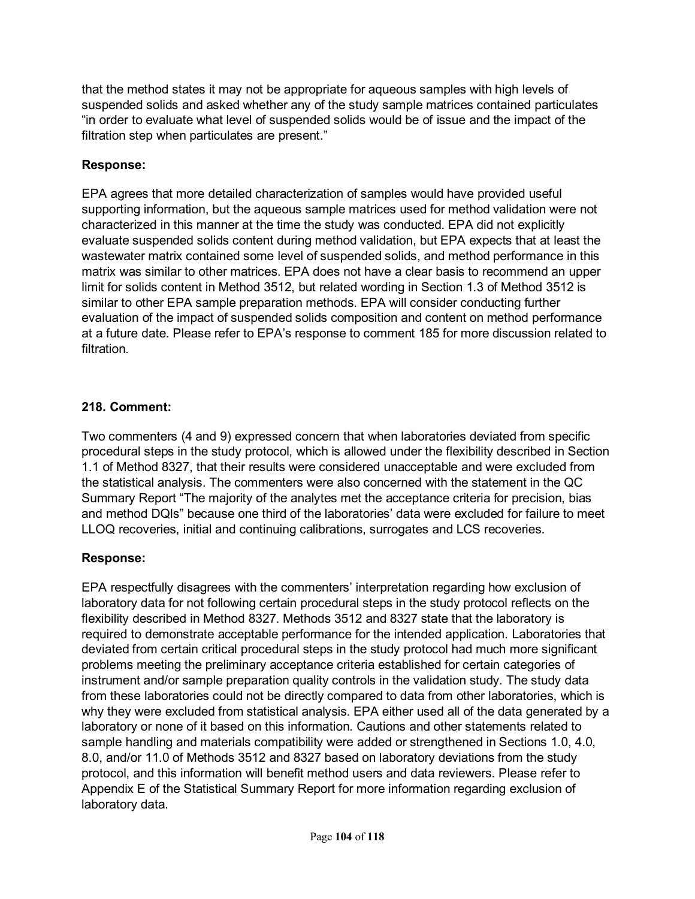that the method states it may not be appropriate for aqueous samples with high levels of suspended solids and asked whether any of the study sample matrices contained particulates "in order to evaluate what level of suspended solids would be of issue and the impact of the filtration step when particulates are present."

**Response:**

EPA agrees that more detailed characterization of samples would have provided useful supporting information, but the aqueous sample matrices used for method validation were not characterized in this manner at the time the study was conducted. EPA did not explicitly evaluate suspended solids content during method validation, but EPA expects that at least the wastewater matrix contained some level of suspended solids, and method performance in this matrix was similar to other matrices. EPA does not have a clear basis to recommend an upper limit for solids content in Method 3512, but related wording in Section 1.3 of Method 3512 is similar to other EPA sample preparation methods. EPA will consider conducting further evaluation of the impact of suspended solids composition and content on method performance at a future date. Please refer to EPA's response to comment 185 for more discussion related to filtration.

**218. Comment:**

Two commenters (4 and 9) expressed concern that when laboratories deviated from specific procedural steps in the study protocol, which is allowed under the flexibility described in Section 1.1 of Method 8327, that their results were considered unacceptable and were excluded from the statistical analysis. The commenters were also concerned with the statement in the QC Summary Report "The majority of the analytes met the acceptance criteria for precision, bias and method DQIs" because one third of the laboratories' data were excluded for failure to meet LLOQ recoveries, initial and continuing calibrations, surrogates and LCS recoveries.

**Response:**

EPA respectfully disagrees with the commenters' interpretation regarding how exclusion of laboratory data for not following certain procedural steps in the study protocol reflects on the flexibility described in Method 8327. Methods 3512 and 8327 state that the laboratory is required to demonstrate acceptable performance for the intended application. Laboratories that deviated from certain critical procedural steps in the study protocol had much more significant problems meeting the preliminary acceptance criteria established for certain categories of instrument and/or sample preparation quality controls in the validation study. The study data from these laboratories could not be directly compared to data from other laboratories, which is why they were excluded from statistical analysis. EPA either used all of the data generated by a laboratory or none of it based on this information. Cautions and other statements related to sample handling and materials compatibility were added or strengthened in Sections 1.0, 4.0, 8.0, and/or 11.0 of Methods 3512 and 8327 based on laboratory deviations from the study protocol, and this information will benefit method users and data reviewers. Please refer to Appendix E of the Statistical Summary Report for more information regarding exclusion of laboratory data.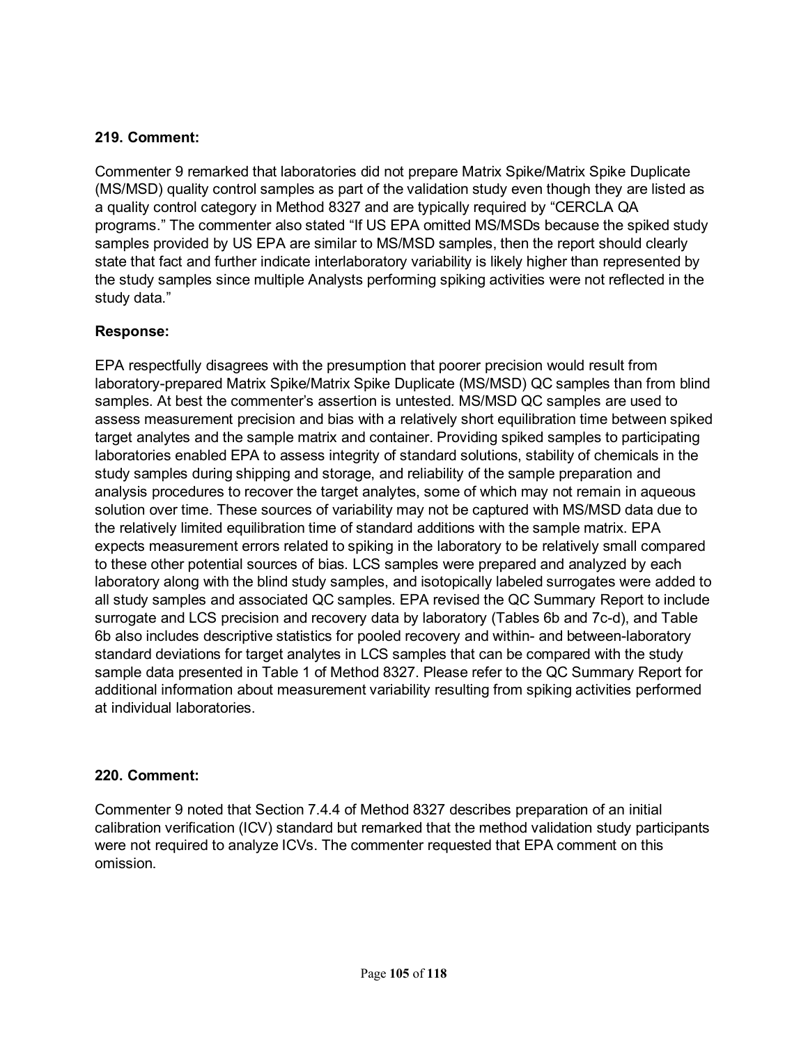**219. Comment:**

Commenter 9 remarked that laboratories did not prepare Matrix Spike/Matrix Spike Duplicate (MS/MSD) quality control samples as part of the validation study even though they are listed as a quality control category in Method 8327 and are typically required by "CERCLA QA programs." The commenter also stated "If US EPA omitted MS/MSDs because the spiked study samples provided by US EPA are similar to MS/MSD samples, then the report should clearly state that fact and further indicate interlaboratory variability is likely higher than represented by the study samples since multiple Analysts performing spiking activities were not reflected in the study data."

**Response:**

EPA respectfully disagrees with the presumption that poorer precision would result from laboratory-prepared Matrix Spike/Matrix Spike Duplicate (MS/MSD) QC samples than from blind samples. At best the commenter's assertion is untested. MS/MSD QC samples are used to assess measurement precision and bias with a relatively short equilibration time between spiked target analytes and the sample matrix and container. Providing spiked samples to participating laboratories enabled EPA to assess integrity of standard solutions, stability of chemicals in the study samples during shipping and storage, and reliability of the sample preparation and analysis procedures to recover the target analytes, some of which may not remain in aqueous solution over time. These sources of variability may not be captured with MS/MSD data due to the relatively limited equilibration time of standard additions with the sample matrix. EPA expects measurement errors related to spiking in the laboratory to be relatively small compared to these other potential sources of bias. LCS samples were prepared and analyzed by each laboratory along with the blind study samples, and isotopically labeled surrogates were added to all study samples and associated QC samples. EPA revised the QC Summary Report to include surrogate and LCS precision and recovery data by laboratory (Tables 6b and 7c-d), and Table 6b also includes descriptive statistics for pooled recovery and within- and between-laboratory standard deviations for target analytes in LCS samples that can be compared with the study sample data presented in Table 1 of Method 8327. Please refer to the QC Summary Report for additional information about measurement variability resulting from spiking activities performed at individual laboratories.

**220. Comment:**

Commenter 9 noted that Section 7.4.4 of Method 8327 describes preparation of an initial calibration verification (ICV) standard but remarked that the method validation study participants were not required to analyze ICVs. The commenter requested that EPA comment on this omission.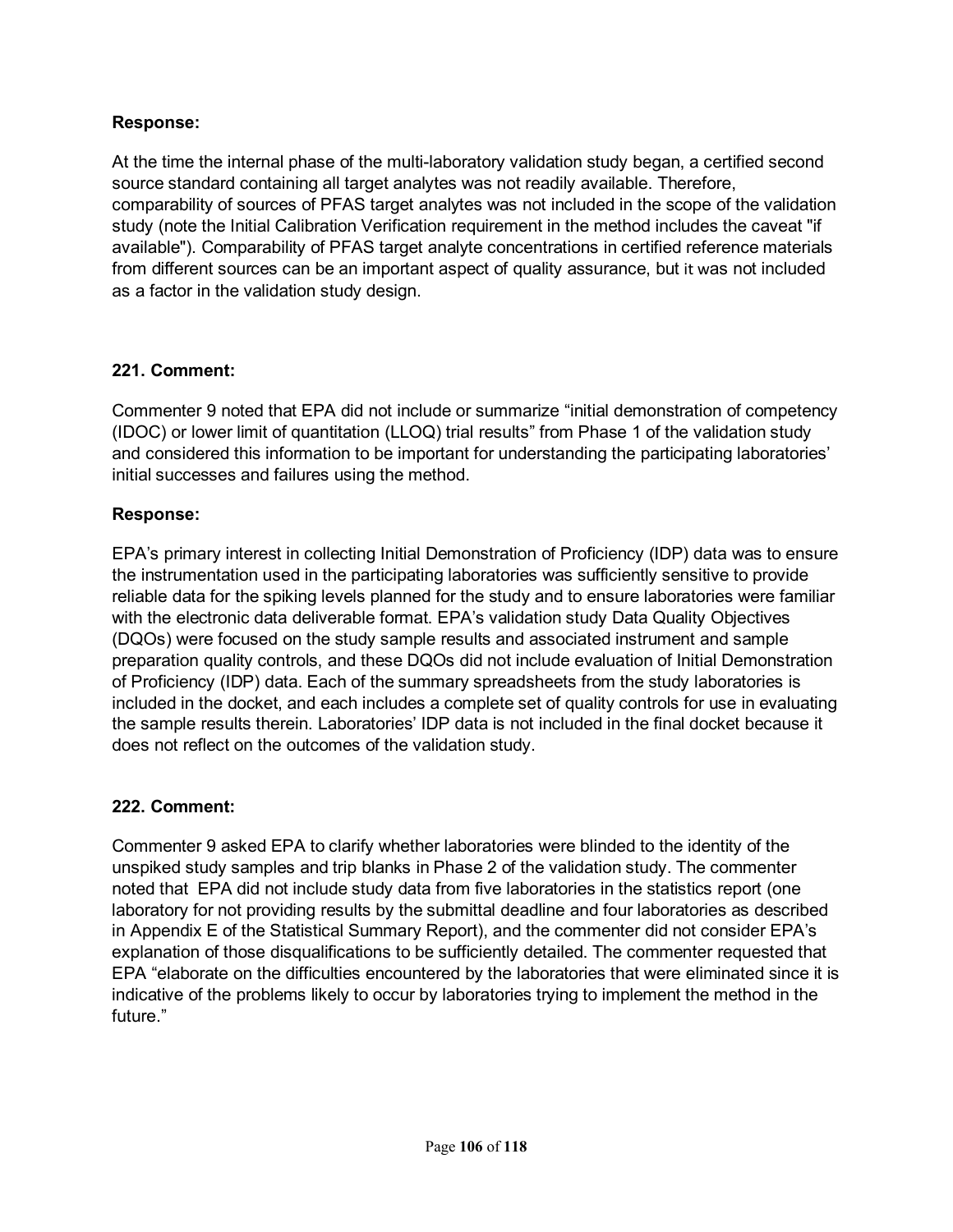**Response:**

At the time the internal phase of the multi-laboratory validation study began, a certified second source standard containing all target analytes was not readily available. Therefore, comparability of sources of PFAS target analytes was not included in the scope of the validation study (note the Initial Calibration Verification requirement in the method includes the caveat "if available"). Comparability of PFAS target analyte concentrations in certified reference materials from different sources can be an important aspect of quality assurance, but it was not included as a factor in the validation study design.

**221. Comment:**

Commenter 9 noted that EPA did not include or summarize "initial demonstration of competency (IDOC) or lower limit of quantitation (LLOQ) trial results" from Phase 1 of the validation study and considered this information to be important for understanding the participating laboratories' initial successes and failures using the method.

**Response:**

EPA's primary interest in collecting Initial Demonstration of Proficiency (IDP) data was to ensure the instrumentation used in the participating laboratories was sufficiently sensitive to provide reliable data for the spiking levels planned for the study and to ensure laboratories were familiar with the electronic data deliverable format. EPA's validation study Data Quality Objectives (DQOs) were focused on the study sample results and associated instrument and sample preparation quality controls, and these DQOs did not include evaluation of Initial Demonstration of Proficiency (IDP) data. Each of the summary spreadsheets from the study laboratories is included in the docket, and each includes a complete set of quality controls for use in evaluating the sample results therein. Laboratories' IDP data is not included in the final docket because it does not reflect on the outcomes of the validation study.

**222. Comment:**

Commenter 9 asked EPA to clarify whether laboratories were blinded to the identity of the unspiked study samples and trip blanks in Phase 2 of the validation study. The commenter noted that EPA did not include study data from five laboratories in the statistics report (one laboratory for not providing results by the submittal deadline and four laboratories as described in Appendix E of the Statistical Summary Report), and the commenter did not consider EPA's explanation of those disqualifications to be sufficiently detailed. The commenter requested that EPA "elaborate on the difficulties encountered by the laboratories that were eliminated since it is indicative of the problems likely to occur by laboratories trying to implement the method in the future."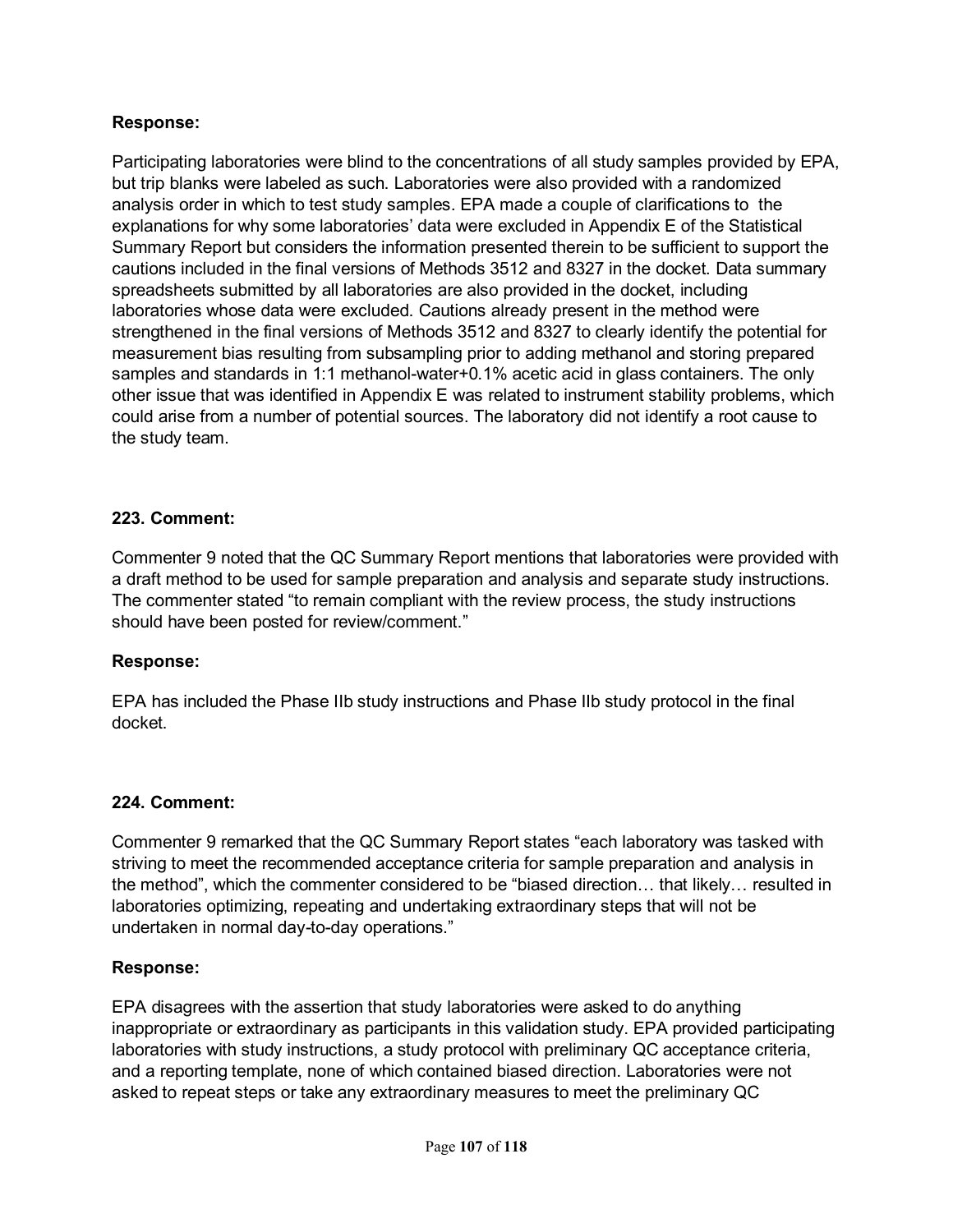**Response:**

Participating laboratories were blind to the concentrations of all study samples provided by EPA, but trip blanks were labeled as such. Laboratories were also provided with a randomized analysis order in which to test study samples. EPA made a couple of clarifications to the explanations for why some laboratories' data were excluded in Appendix E of the Statistical Summary Report but considers the information presented therein to be sufficient to support the cautions included in the final versions of Methods 3512 and 8327 in the docket. Data summary spreadsheets submitted by all laboratories are also provided in the docket, including laboratories whose data were excluded. Cautions already present in the method were strengthened in the final versions of Methods 3512 and 8327 to clearly identify the potential for measurement bias resulting from subsampling prior to adding methanol and storing prepared samples and standards in 1:1 methanol-water+0.1% acetic acid in glass containers. The only other issue that was identified in Appendix E was related to instrument stability problems, which could arise from a number of potential sources. The laboratory did not identify a root cause to the study team.

**223. Comment:**

Commenter 9 noted that the QC Summary Report mentions that laboratories were provided with a draft method to be used for sample preparation and analysis and separate study instructions. The commenter stated "to remain compliant with the review process, the study instructions should have been posted for review/comment."

**Response:**

EPA has included the Phase IIb study instructions and Phase IIb study protocol in the final docket.

**224. Comment:**

Commenter 9 remarked that the QC Summary Report states "each laboratory was tasked with striving to meet the recommended acceptance criteria for sample preparation and analysis in the method", which the commenter considered to be "biased direction… that likely… resulted in laboratories optimizing, repeating and undertaking extraordinary steps that will not be undertaken in normal day-to-day operations."

**Response:**

EPA disagrees with the assertion that study laboratories were asked to do anything inappropriate or extraordinary as participants in this validation study. EPA provided participating laboratories with study instructions, a study protocol with preliminary QC acceptance criteria, and a reporting template, none of which contained biased direction. Laboratories were not asked to repeat steps or take any extraordinary measures to meet the preliminary QC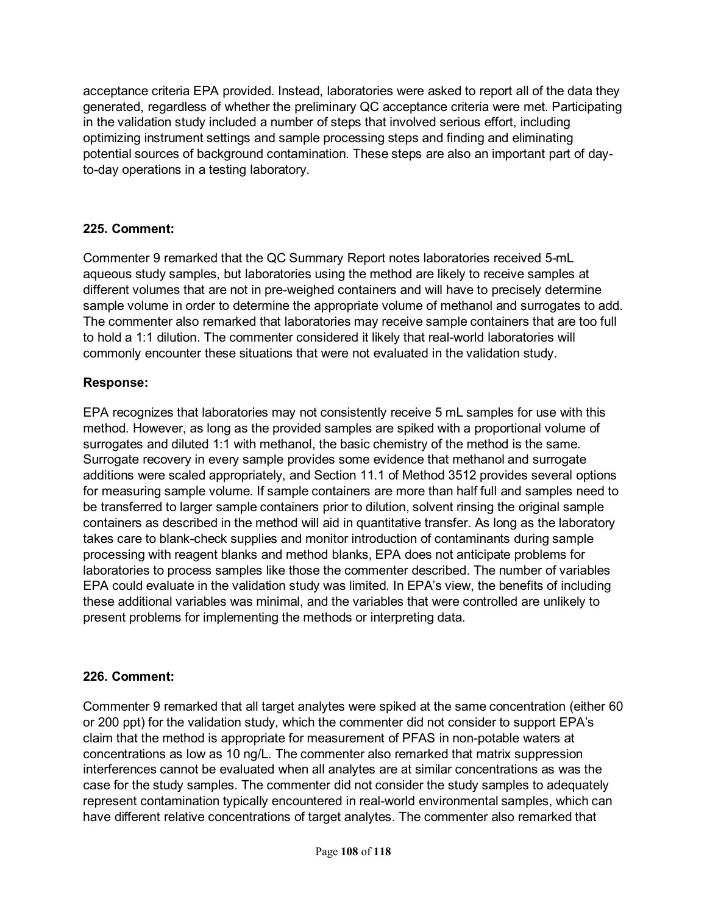acceptance criteria EPA provided. Instead, laboratories were asked to report all of the data they generated, regardless of whether the preliminary QC acceptance criteria were met. Participating in the validation study included a number of steps that involved serious effort, including optimizing instrument settings and sample processing steps and finding and eliminating potential sources of background contamination. These steps are also an important part of day-to-day operations in a testing laboratory.

**225. Comment:**

Commenter 9 remarked that the QC Summary Report notes laboratories received 5-mL aqueous study samples, but laboratories using the method are likely to receive samples at different volumes that are not in pre-weighed containers and will have to precisely determine sample volume in order to determine the appropriate volume of methanol and surrogates to add. The commenter also remarked that laboratories may receive sample containers that are too full to hold a 1:1 dilution. The commenter considered it likely that real-world laboratories will commonly encounter these situations that were not evaluated in the validation study.

**Response:**

EPA recognizes that laboratories may not consistently receive 5 mL samples for use with this method. However, as long as the provided samples are spiked with a proportional volume of surrogates and diluted 1:1 with methanol, the basic chemistry of the method is the same. Surrogate recovery in every sample provides some evidence that methanol and surrogate additions were scaled appropriately, and Section 11.1 of Method 3512 provides several options for measuring sample volume. If sample containers are more than half full and samples need to be transferred to larger sample containers prior to dilution, solvent rinsing the original sample containers as described in the method will aid in quantitative transfer. As long as the laboratory takes care to blank-check supplies and monitor introduction of contaminants during sample processing with reagent blanks and method blanks, EPA does not anticipate problems for laboratories to process samples like those the commenter described. The number of variables EPA could evaluate in the validation study was limited. In EPA's view, the benefits of including these additional variables was minimal, and the variables that were controlled are unlikely to present problems for implementing the methods or interpreting data.

**226. Comment:**

Commenter 9 remarked that all target analytes were spiked at the same concentration (either 60 or 200 ppt) for the validation study, which the commenter did not consider to support EPA's claim that the method is appropriate for measurement of PFAS in non-potable waters at concentrations as low as 10 ng/L. The commenter also remarked that matrix suppression interferences cannot be evaluated when all analytes are at similar concentrations as was the case for the study samples. The commenter did not consider the study samples to adequately represent contamination typically encountered in real-world environmental samples, which can have different relative concentrations of target analytes. The commenter also remarked that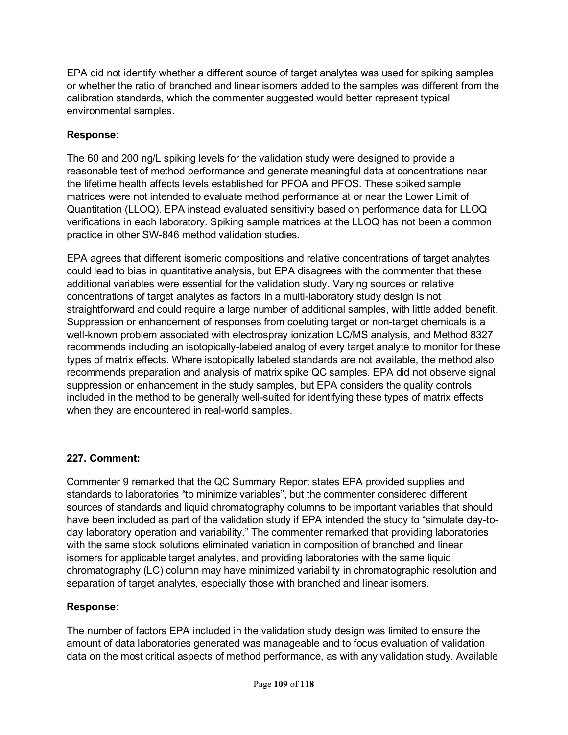EPA did not identify whether a different source of target analytes was used for spiking samples or whether the ratio of branched and linear isomers added to the samples was different from the calibration standards, which the commenter suggested would better represent typical environmental samples.

**Response:**

The 60 and 200 ng/L spiking levels for the validation study were designed to provide a reasonable test of method performance and generate meaningful data at concentrations near the lifetime health affects levels established for PFOA and PFOS. These spiked sample matrices were not intended to evaluate method performance at or near the Lower Limit of Quantitation (LLOQ). EPA instead evaluated sensitivity based on performance data for LLOQ verifications in each laboratory. Spiking sample matrices at the LLOQ has not been a common practice in other SW-846 method validation studies.

EPA agrees that different isomeric compositions and relative concentrations of target analytes could lead to bias in quantitative analysis, but EPA disagrees with the commenter that these additional variables were essential for the validation study. Varying sources or relative concentrations of target analytes as factors in a multi-laboratory study design is not straightforward and could require a large number of additional samples, with little added benefit. Suppression or enhancement of responses from coeluting target or non-target chemicals is a well-known problem associated with electrospray ionization LC/MS analysis, and Method 8327 recommends including an isotopically-labeled analog of every target analyte to monitor for these types of matrix effects. Where isotopically labeled standards are not available, the method also recommends preparation and analysis of matrix spike QC samples. EPA did not observe signal suppression or enhancement in the study samples, but EPA considers the quality controls included in the method to be generally well-suited for identifying these types of matrix effects when they are encountered in real-world samples.

**227. Comment:**

Commenter 9 remarked that the QC Summary Report states EPA provided supplies and standards to laboratories "to minimize variables", but the commenter considered different sources of standards and liquid chromatography columns to be important variables that should have been included as part of the validation study if EPA intended the study to "simulate day-to-day laboratory operation and variability." The commenter remarked that providing laboratories with the same stock solutions eliminated variation in composition of branched and linear isomers for applicable target analytes, and providing laboratories with the same liquid chromatography (LC) column may have minimized variability in chromatographic resolution and separation of target analytes, especially those with branched and linear isomers.

**Response:**

The number of factors EPA included in the validation study design was limited to ensure the amount of data laboratories generated was manageable and to focus evaluation of validation data on the most critical aspects of method performance, as with any validation study. Available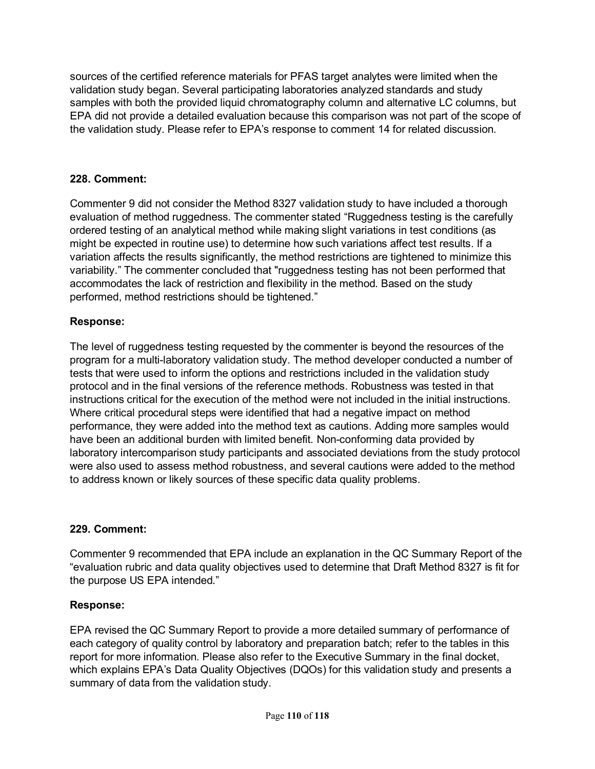sources of the certified reference materials for PFAS target analytes were limited when the validation study began. Several participating laboratories analyzed standards and study samples with both the provided liquid chromatography column and alternative LC columns, but EPA did not provide a detailed evaluation because this comparison was not part of the scope of the validation study. Please refer to EPA's response to comment 14 for related discussion.

**228. Comment:**

Commenter 9 did not consider the Method 8327 validation study to have included a thorough evaluation of method ruggedness. The commenter stated "Ruggedness testing is the carefully ordered testing of an analytical method while making slight variations in test conditions (as might be expected in routine use) to determine how such variations affect test results. If a variation affects the results significantly, the method restrictions are tightened to minimize this variability." The commenter concluded that "ruggedness testing has not been performed that accommodates the lack of restriction and flexibility in the method. Based on the study performed, method restrictions should be tightened."

**Response:**

The level of ruggedness testing requested by the commenter is beyond the resources of the program for a multi-laboratory validation study. The method developer conducted a number of tests that were used to inform the options and restrictions included in the validation study protocol and in the final versions of the reference methods. Robustness was tested in that instructions critical for the execution of the method were not included in the initial instructions. Where critical procedural steps were identified that had a negative impact on method performance, they were added into the method text as cautions. Adding more samples would have been an additional burden with limited benefit. Non-conforming data provided by laboratory intercomparison study participants and associated deviations from the study protocol were also used to assess method robustness, and several cautions were added to the method to address known or likely sources of these specific data quality problems.

**229. Comment:**

Commenter 9 recommended that EPA include an explanation in the QC Summary Report of the "evaluation rubric and data quality objectives used to determine that Draft Method 8327 is fit for the purpose US EPA intended."

**Response:**

EPA revised the QC Summary Report to provide a more detailed summary of performance of each category of quality control by laboratory and preparation batch; refer to the tables in this report for more information. Please also refer to the Executive Summary in the final docket, which explains EPA's Data Quality Objectives (DQOs) for this validation study and presents a summary of data from the validation study.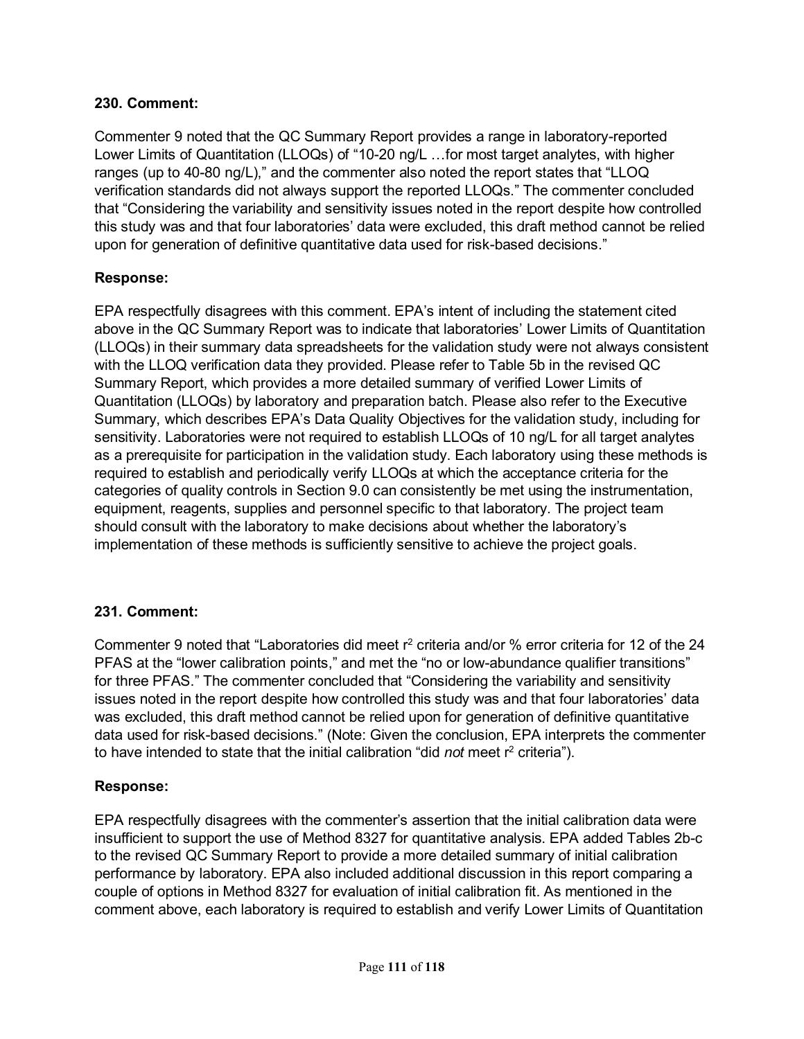**230. Comment:**

Commenter 9 noted that the QC Summary Report provides a range in laboratory-reported Lower Limits of Quantitation (LLOQs) of "10-20 ng/L …for most target analytes, with higher ranges (up to 40-80 ng/L)," and the commenter also noted the report states that "LLOQ verification standards did not always support the reported LLOQs." The commenter concluded that "Considering the variability and sensitivity issues noted in the report despite how controlled this study was and that four laboratories' data were excluded, this draft method cannot be relied upon for generation of definitive quantitative data used for risk-based decisions."

**Response:**

EPA respectfully disagrees with this comment. EPA's intent of including the statement cited above in the QC Summary Report was to indicate that laboratories' Lower Limits of Quantitation (LLOQs) in their summary data spreadsheets for the validation study were not always consistent with the LLOQ verification data they provided. Please refer to Table 5b in the revised QC Summary Report, which provides a more detailed summary of verified Lower Limits of Quantitation (LLOQs) by laboratory and preparation batch. Please also refer to the Executive Summary, which describes EPA's Data Quality Objectives for the validation study, including for sensitivity. Laboratories were not required to establish LLOQs of 10 ng/L for all target analytes as a prerequisite for participation in the validation study. Each laboratory using these methods is required to establish and periodically verify LLOQs at which the acceptance criteria for the categories of quality controls in Section 9.0 can consistently be met using the instrumentation, equipment, reagents, supplies and personnel specific to that laboratory. The project team should consult with the laboratory to make decisions about whether the laboratory's implementation of these methods is sufficiently sensitive to achieve the project goals.

**231. Comment:**

Commenter 9 noted that "Laboratories did meet $r^2$ criteria and/or % error criteria for 12 of the 24 PFAS at the "lower calibration points," and met the "no or low-abundance qualifier transitions" for three PFAS." The commenter concluded that "Considering the variability and sensitivity issues noted in the report despite how controlled this study was and that four laboratories' data was excluded, this draft method cannot be relied upon for generation of definitive quantitative data used for risk-based decisions." (Note: Given the conclusion, EPA interprets the commenter to have intended to state that the initial calibration "did *not* meet $r^2$ criteria").

**Response:**

EPA respectfully disagrees with the commenter's assertion that the initial calibration data were insufficient to support the use of Method 8327 for quantitative analysis. EPA added Tables 2b-c to the revised QC Summary Report to provide a more detailed summary of initial calibration performance by laboratory. EPA also included additional discussion in this report comparing a couple of options in Method 8327 for evaluation of initial calibration fit. As mentioned in the comment above, each laboratory is required to establish and verify Lower Limits of Quantitation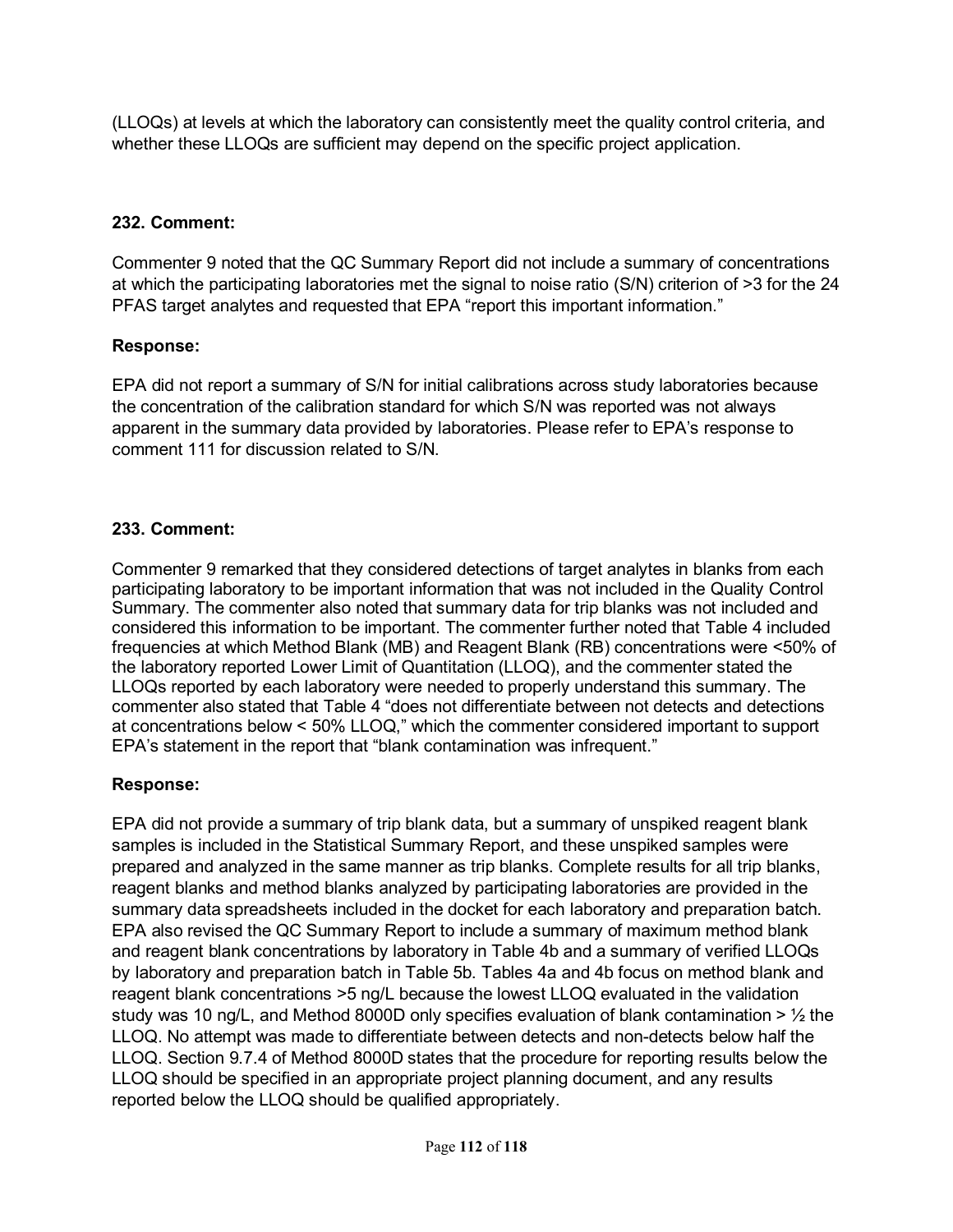(LLOQs) at levels at which the laboratory can consistently meet the quality control criteria, and whether these LLOQs are sufficient may depend on the specific project application.

**232. Comment:**

Commenter 9 noted that the QC Summary Report did not include a summary of concentrations at which the participating laboratories met the signal to noise ratio (S/N) criterion of >3 for the 24 PFAS target analytes and requested that EPA "report this important information."

**Response:**

EPA did not report a summary of S/N for initial calibrations across study laboratories because the concentration of the calibration standard for which S/N was reported was not always apparent in the summary data provided by laboratories. Please refer to EPA's response to comment 111 for discussion related to S/N.

**233. Comment:**

Commenter 9 remarked that they considered detections of target analytes in blanks from each participating laboratory to be important information that was not included in the Quality Control Summary. The commenter also noted that summary data for trip blanks was not included and considered this information to be important. The commenter further noted that Table 4 included frequencies at which Method Blank (MB) and Reagent Blank (RB) concentrations were <50% of the laboratory reported Lower Limit of Quantitation (LLOQ), and the commenter stated the LLOQs reported by each laboratory were needed to properly understand this summary. The commenter also stated that Table 4 "does not differentiate between not detects and detections at concentrations below < 50% LLOQ," which the commenter considered important to support EPA's statement in the report that "blank contamination was infrequent."

**Response:**

EPA did not provide a summary of trip blank data, but a summary of unspiked reagent blank samples is included in the Statistical Summary Report, and these unspiked samples were prepared and analyzed in the same manner as trip blanks. Complete results for all trip blanks, reagent blanks and method blanks analyzed by participating laboratories are provided in the summary data spreadsheets included in the docket for each laboratory and preparation batch. EPA also revised the QC Summary Report to include a summary of maximum method blank and reagent blank concentrations by laboratory in Table 4b and a summary of verified LLOQs by laboratory and preparation batch in Table 5b. Tables 4a and 4b focus on method blank and reagent blank concentrations >5 ng/L because the lowest LLOQ evaluated in the validation study was 10 ng/L, and Method 8000D only specifies evaluation of blank contamination > ½ the LLOQ. No attempt was made to differentiate between detects and non-detects below half the LLOQ. Section 9.7.4 of Method 8000D states that the procedure for reporting results below the LLOQ should be specified in an appropriate project planning document, and any results reported below the LLOQ should be qualified appropriately.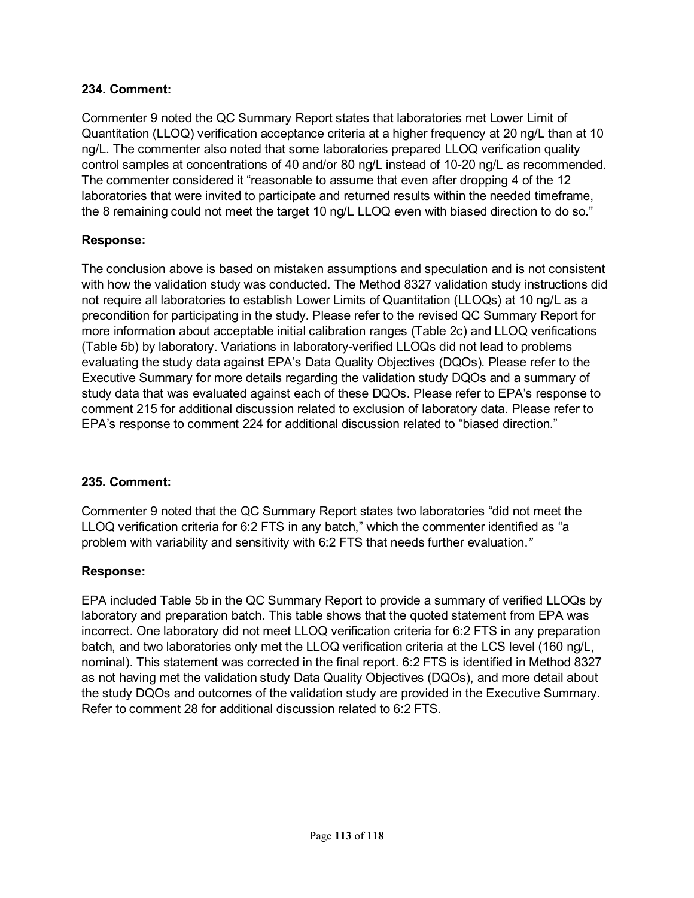**234. Comment:**

Commenter 9 noted the QC Summary Report states that laboratories met Lower Limit of Quantitation (LLOQ) verification acceptance criteria at a higher frequency at 20 ng/L than at 10 ng/L. The commenter also noted that some laboratories prepared LLOQ verification quality control samples at concentrations of 40 and/or 80 ng/L instead of 10-20 ng/L as recommended. The commenter considered it "reasonable to assume that even after dropping 4 of the 12 laboratories that were invited to participate and returned results within the needed timeframe, the 8 remaining could not meet the target 10 ng/L LLOQ even with biased direction to do so."

**Response:**

The conclusion above is based on mistaken assumptions and speculation and is not consistent with how the validation study was conducted. The Method 8327 validation study instructions did not require all laboratories to establish Lower Limits of Quantitation (LLOQs) at 10 ng/L as a precondition for participating in the study. Please refer to the revised QC Summary Report for more information about acceptable initial calibration ranges (Table 2c) and LLOQ verifications (Table 5b) by laboratory. Variations in laboratory-verified LLOQs did not lead to problems evaluating the study data against EPA's Data Quality Objectives (DQOs). Please refer to the Executive Summary for more details regarding the validation study DQOs and a summary of study data that was evaluated against each of these DQOs. Please refer to EPA's response to comment 215 for additional discussion related to exclusion of laboratory data. Please refer to EPA's response to comment 224 for additional discussion related to "biased direction."

**235. Comment:**

Commenter 9 noted that the QC Summary Report states two laboratories "did not meet the LLOQ verification criteria for 6:2 FTS in any batch," which the commenter identified as "a problem with variability and sensitivity with 6:2 FTS that needs further evaluation.*"*

**Response:**

EPA included Table 5b in the QC Summary Report to provide a summary of verified LLOQs by laboratory and preparation batch. This table shows that the quoted statement from EPA was incorrect. One laboratory did not meet LLOQ verification criteria for 6:2 FTS in any preparation batch, and two laboratories only met the LLOQ verification criteria at the LCS level (160 ng/L, nominal). This statement was corrected in the final report. 6:2 FTS is identified in Method 8327 as not having met the validation study Data Quality Objectives (DQOs), and more detail about the study DQOs and outcomes of the validation study are provided in the Executive Summary. Refer to comment 28 for additional discussion related to 6:2 FTS.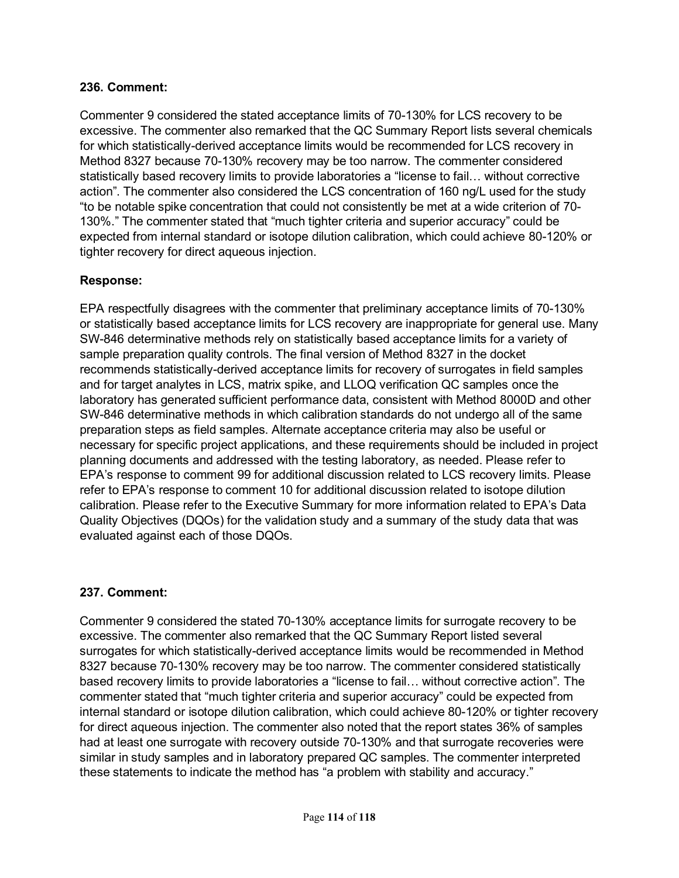**236. Comment:**

Commenter 9 considered the stated acceptance limits of 70-130% for LCS recovery to be excessive. The commenter also remarked that the QC Summary Report lists several chemicals for which statistically-derived acceptance limits would be recommended for LCS recovery in Method 8327 because 70-130% recovery may be too narrow. The commenter considered statistically based recovery limits to provide laboratories a "license to fail… without corrective action". The commenter also considered the LCS concentration of 160 ng/L used for the study "to be notable spike concentration that could not consistently be met at a wide criterion of 70-130%." The commenter stated that "much tighter criteria and superior accuracy" could be expected from internal standard or isotope dilution calibration, which could achieve 80-120% or tighter recovery for direct aqueous injection.

**Response:**

EPA respectfully disagrees with the commenter that preliminary acceptance limits of 70-130% or statistically based acceptance limits for LCS recovery are inappropriate for general use. Many SW-846 determinative methods rely on statistically based acceptance limits for a variety of sample preparation quality controls. The final version of Method 8327 in the docket recommends statistically-derived acceptance limits for recovery of surrogates in field samples and for target analytes in LCS, matrix spike, and LLOQ verification QC samples once the laboratory has generated sufficient performance data, consistent with Method 8000D and other SW-846 determinative methods in which calibration standards do not undergo all of the same preparation steps as field samples. Alternate acceptance criteria may also be useful or necessary for specific project applications, and these requirements should be included in project planning documents and addressed with the testing laboratory, as needed. Please refer to EPA's response to comment 99 for additional discussion related to LCS recovery limits. Please refer to EPA's response to comment 10 for additional discussion related to isotope dilution calibration. Please refer to the Executive Summary for more information related to EPA's Data Quality Objectives (DQOs) for the validation study and a summary of the study data that was evaluated against each of those DQOs.

**237. Comment:**

Commenter 9 considered the stated 70-130% acceptance limits for surrogate recovery to be excessive. The commenter also remarked that the QC Summary Report listed several surrogates for which statistically-derived acceptance limits would be recommended in Method 8327 because 70-130% recovery may be too narrow. The commenter considered statistically based recovery limits to provide laboratories a "license to fail… without corrective action". The commenter stated that "much tighter criteria and superior accuracy" could be expected from internal standard or isotope dilution calibration, which could achieve 80-120% or tighter recovery for direct aqueous injection. The commenter also noted that the report states 36% of samples had at least one surrogate with recovery outside 70-130% and that surrogate recoveries were similar in study samples and in laboratory prepared QC samples. The commenter interpreted these statements to indicate the method has "a problem with stability and accuracy."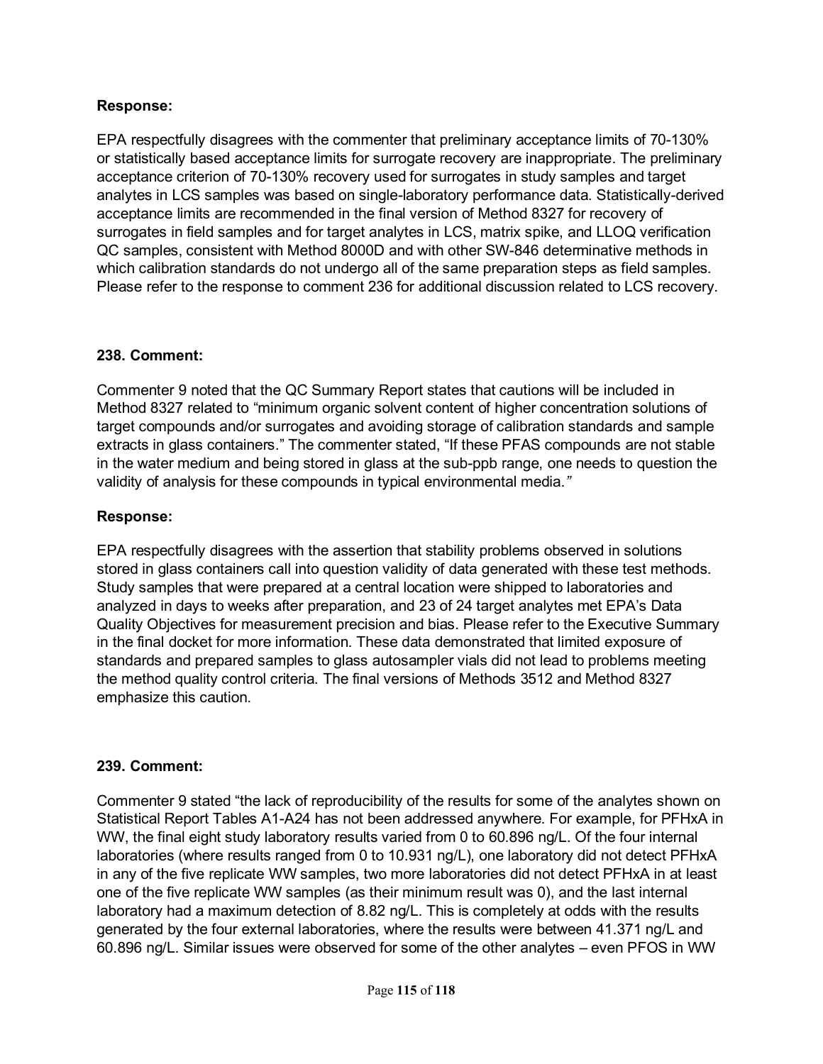**Response:**

EPA respectfully disagrees with the commenter that preliminary acceptance limits of 70-130% or statistically based acceptance limits for surrogate recovery are inappropriate. The preliminary acceptance criterion of 70-130% recovery used for surrogates in study samples and target analytes in LCS samples was based on single-laboratory performance data. Statistically-derived acceptance limits are recommended in the final version of Method 8327 for recovery of surrogates in field samples and for target analytes in LCS, matrix spike, and LLOQ verification QC samples, consistent with Method 8000D and with other SW-846 determinative methods in which calibration standards do not undergo all of the same preparation steps as field samples. Please refer to the response to comment 236 for additional discussion related to LCS recovery.

**238. Comment:**

Commenter 9 noted that the QC Summary Report states that cautions will be included in Method 8327 related to "minimum organic solvent content of higher concentration solutions of target compounds and/or surrogates and avoiding storage of calibration standards and sample extracts in glass containers." The commenter stated, "If these PFAS compounds are not stable in the water medium and being stored in glass at the sub-ppb range, one needs to question the validity of analysis for these compounds in typical environmental media."

**Response:**

EPA respectfully disagrees with the assertion that stability problems observed in solutions stored in glass containers call into question validity of data generated with these test methods. Study samples that were prepared at a central location were shipped to laboratories and analyzed in days to weeks after preparation, and 23 of 24 target analytes met EPA's Data Quality Objectives for measurement precision and bias. Please refer to the Executive Summary in the final docket for more information. These data demonstrated that limited exposure of standards and prepared samples to glass autosampler vials did not lead to problems meeting the method quality control criteria. The final versions of Methods 3512 and Method 8327 emphasize this caution.

**239. Comment:**

Commenter 9 stated "the lack of reproducibility of the results for some of the analytes shown on Statistical Report Tables A1-A24 has not been addressed anywhere. For example, for PFHxA in WW, the final eight study laboratory results varied from 0 to 60.896 ng/L. Of the four internal laboratories (where results ranged from 0 to 10.931 ng/L), one laboratory did not detect PFHxA in any of the five replicate WW samples, two more laboratories did not detect PFHxA in at least one of the five replicate WW samples (as their minimum result was 0), and the last internal laboratory had a maximum detection of 8.82 ng/L. This is completely at odds with the results generated by the four external laboratories, where the results were between 41.371 ng/L and 60.896 ng/L. Similar issues were observed for some of the other analytes – even PFOS in WW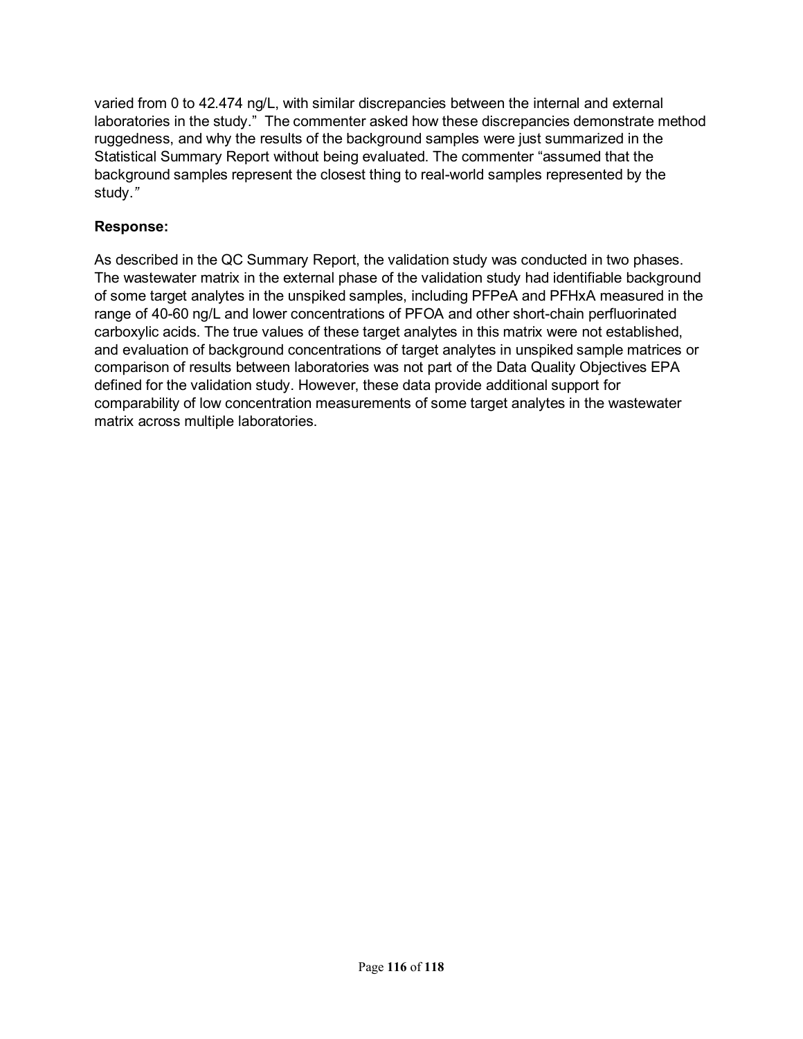varied from 0 to 42.474 ng/L, with similar discrepancies between the internal and external laboratories in the study." The commenter asked how these discrepancies demonstrate method ruggedness, and why the results of the background samples were just summarized in the Statistical Summary Report without being evaluated. The commenter "assumed that the background samples represent the closest thing to real-world samples represented by the study."

**Response:**

As described in the QC Summary Report, the validation study was conducted in two phases. The wastewater matrix in the external phase of the validation study had identifiable background of some target analytes in the unspiked samples, including PFPeA and PFHxA measured in the range of 40-60 ng/L and lower concentrations of PFOA and other short-chain perfluorinated carboxylic acids. The true values of these target analytes in this matrix were not established, and evaluation of background concentrations of target analytes in unspiked sample matrices or comparison of results between laboratories was not part of the Data Quality Objectives EPA defined for the validation study. However, these data provide additional support for comparability of low concentration measurements of some target analytes in the wastewater matrix across multiple laboratories.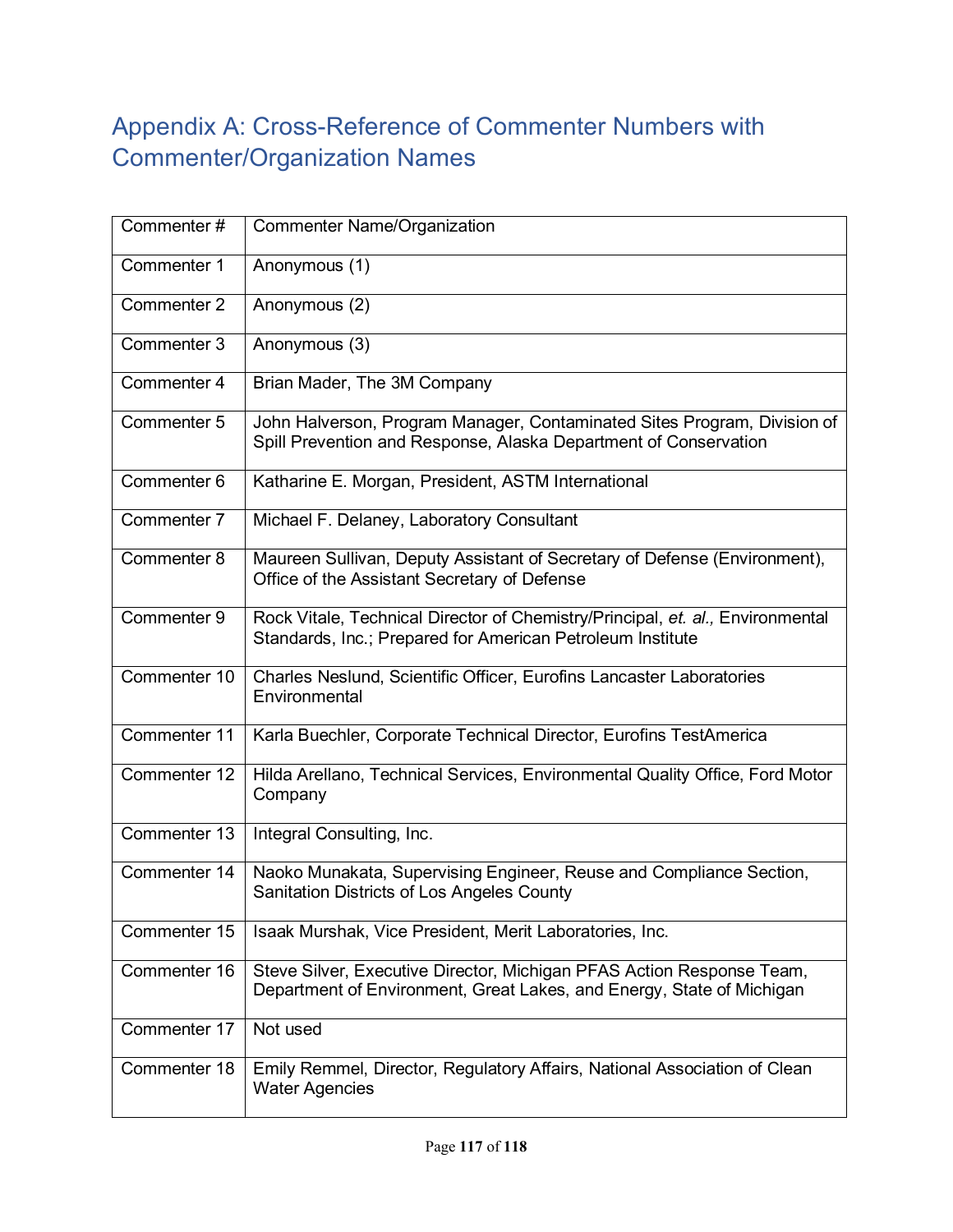# Appendix A: Cross-Reference of Commenter Numbers with Commenter/Organization Names

| Commenter # | Commenter Name/Organization |
|---|---|
| Commenter 1 | Anonymous (1) |
| Commenter 2 | Anonymous (2) |
| Commenter 3 | Anonymous (3) |
| Commenter 4 | Brian Mader, The 3M Company |
| Commenter 5 | John Halverson, Program Manager, Contaminated Sites Program, Division of Spill Prevention and Response, Alaska Department of Conservation |
| Commenter 6 | Katharine E. Morgan, President, ASTM International |
| Commenter 7 | Michael F. Delaney, Laboratory Consultant |
| Commenter 8 | Maureen Sullivan, Deputy Assistant of Secretary of Defense (Environment), Office of the Assistant Secretary of Defense |
| Commenter 9 | Rock Vitale, Technical Director of Chemistry/Principal, *et. al.,* Environmental Standards, Inc.; Prepared for American Petroleum Institute |
| Commenter 10 | Charles Neslund, Scientific Officer, Eurofins Lancaster Laboratories Environmental |
| Commenter 11 | Karla Buechler, Corporate Technical Director, Eurofins TestAmerica |
| Commenter 12 | Hilda Arellano, Technical Services, Environmental Quality Office, Ford Motor Company |
| Commenter 13 | Integral Consulting, Inc. |
| Commenter 14 | Naoko Munakata, Supervising Engineer, Reuse and Compliance Section, Sanitation Districts of Los Angeles County |
| Commenter 15 | Isaak Murshak, Vice President, Merit Laboratories, Inc. |
| Commenter 16 | Steve Silver, Executive Director, Michigan PFAS Action Response Team, Department of Environment, Great Lakes, and Energy, State of Michigan |
| Commenter 17 | Not used |
| Commenter 18 | Emily Remmel, Director, Regulatory Affairs, National Association of Clean Water Agencies |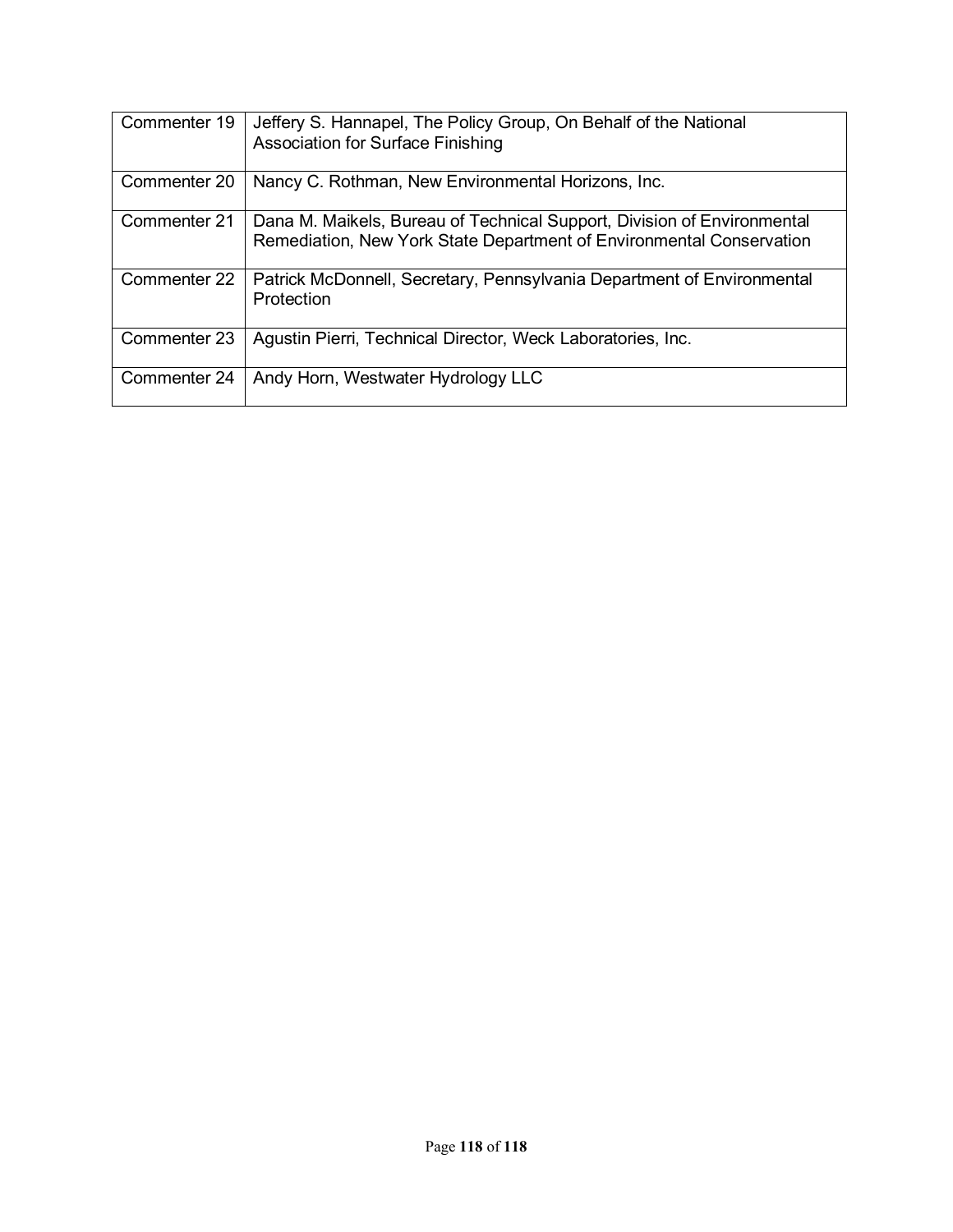| | |
|---|---|
| Commenter 19 | Jeffery S. Hannapel, The Policy Group, On Behalf of the National Association for Surface Finishing |
| Commenter 20 | Nancy C. Rothman, New Environmental Horizons, Inc. |
| Commenter 21 | Dana M. Maikels, Bureau of Technical Support, Division of Environmental Remediation, New York State Department of Environmental Conservation |
| Commenter 22 | Patrick McDonnell, Secretary, Pennsylvania Department of Environmental Protection |
| Commenter 23 | Agustin Pierri, Technical Director, Weck Laboratories, Inc. |
| Commenter 24 | Andy Horn, Westwater Hydrology LLC |